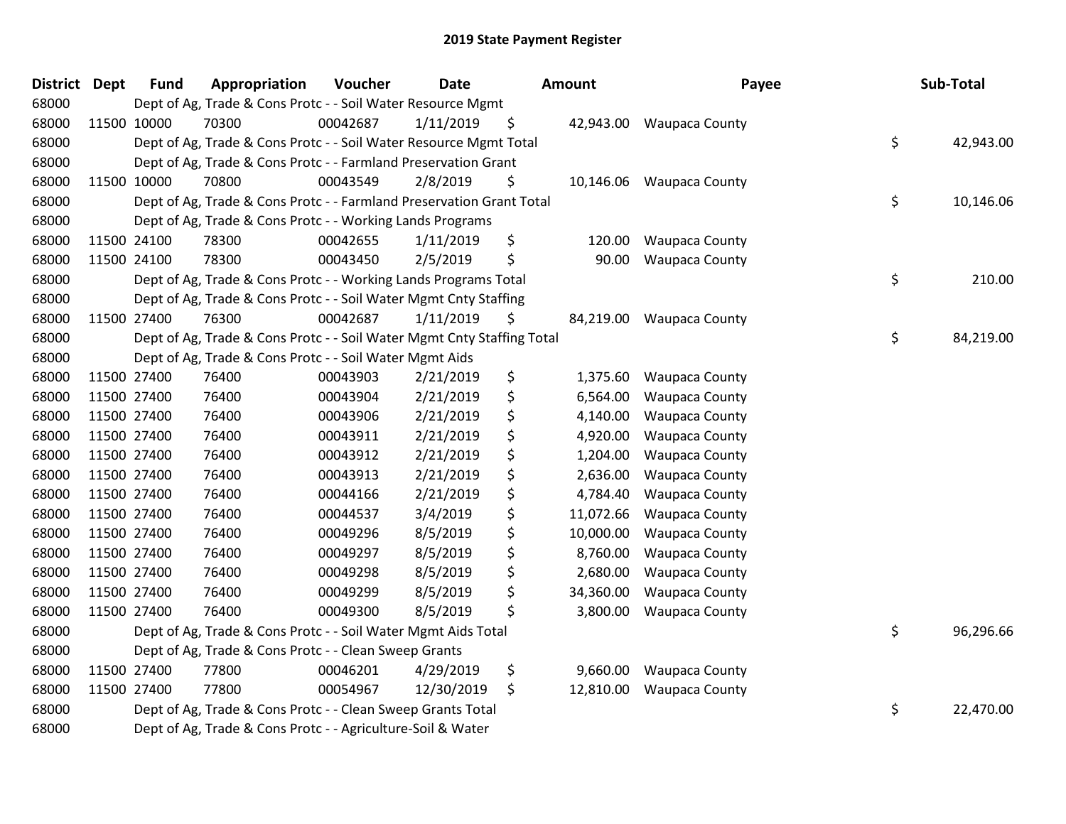# 2019 State Payment Register

| District | Dept | Fund | Appropriation | Voucher | Date | Amount | Payee | Sub-Total |
|---|---|---|---|---|---|---|---|---|
| 68000 | | Dept of Ag, Trade & Cons Protc - - Soil Water Resource Mgmt | | | | | | |
| 68000 | 11500 | 10000 | 70300 | 00042687 | 1/11/2019 | $ 42,943.00 | Waupaca County | |
| 68000 | | Dept of Ag, Trade & Cons Protc - - Soil Water Resource Mgmt Total | | | | | | $ 42,943.00 |
| 68000 | | Dept of Ag, Trade & Cons Protc - - Farmland Preservation Grant | | | | | | |
| 68000 | 11500 | 10000 | 70800 | 00043549 | 2/8/2019 | $ 10,146.06 | Waupaca County | |
| 68000 | | Dept of Ag, Trade & Cons Protc - - Farmland Preservation Grant Total | | | | | | $ 10,146.06 |
| 68000 | | Dept of Ag, Trade & Cons Protc - - Working Lands Programs | | | | | | |
| 68000 | 11500 | 24100 | 78300 | 00042655 | 1/11/2019 | $ 120.00 | Waupaca County | |
| 68000 | 11500 | 24100 | 78300 | 00043450 | 2/5/2019 | $ 90.00 | Waupaca County | |
| 68000 | | Dept of Ag, Trade & Cons Protc - - Working Lands Programs Total | | | | | | $ 210.00 |
| 68000 | | Dept of Ag, Trade & Cons Protc - - Soil Water Mgmt Cnty Staffing | | | | | | |
| 68000 | 11500 | 27400 | 76300 | 00042687 | 1/11/2019 | $ 84,219.00 | Waupaca County | |
| 68000 | | Dept of Ag, Trade & Cons Protc - - Soil Water Mgmt Cnty Staffing Total | | | | | | $ 84,219.00 |
| 68000 | | Dept of Ag, Trade & Cons Protc - - Soil Water Mgmt Aids | | | | | | |
| 68000 | 11500 | 27400 | 76400 | 00043903 | 2/21/2019 | $ 1,375.60 | Waupaca County | |
| 68000 | 11500 | 27400 | 76400 | 00043904 | 2/21/2019 | $ 6,564.00 | Waupaca County | |
| 68000 | 11500 | 27400 | 76400 | 00043906 | 2/21/2019 | $ 4,140.00 | Waupaca County | |
| 68000 | 11500 | 27400 | 76400 | 00043911 | 2/21/2019 | $ 4,920.00 | Waupaca County | |
| 68000 | 11500 | 27400 | 76400 | 00043912 | 2/21/2019 | $ 1,204.00 | Waupaca County | |
| 68000 | 11500 | 27400 | 76400 | 00043913 | 2/21/2019 | $ 2,636.00 | Waupaca County | |
| 68000 | 11500 | 27400 | 76400 | 00044166 | 2/21/2019 | $ 4,784.40 | Waupaca County | |
| 68000 | 11500 | 27400 | 76400 | 00044537 | 3/4/2019 | $ 11,072.66 | Waupaca County | |
| 68000 | 11500 | 27400 | 76400 | 00049296 | 8/5/2019 | $ 10,000.00 | Waupaca County | |
| 68000 | 11500 | 27400 | 76400 | 00049297 | 8/5/2019 | $ 8,760.00 | Waupaca County | |
| 68000 | 11500 | 27400 | 76400 | 00049298 | 8/5/2019 | $ 2,680.00 | Waupaca County | |
| 68000 | 11500 | 27400 | 76400 | 00049299 | 8/5/2019 | $ 34,360.00 | Waupaca County | |
| 68000 | 11500 | 27400 | 76400 | 00049300 | 8/5/2019 | $ 3,800.00 | Waupaca County | |
| 68000 | | Dept of Ag, Trade & Cons Protc - - Soil Water Mgmt Aids Total | | | | | | $ 96,296.66 |
| 68000 | | Dept of Ag, Trade & Cons Protc - - Clean Sweep Grants | | | | | | |
| 68000 | 11500 | 27400 | 77800 | 00046201 | 4/29/2019 | $ 9,660.00 | Waupaca County | |
| 68000 | 11500 | 27400 | 77800 | 00054967 | 12/30/2019 | $ 12,810.00 | Waupaca County | |
| 68000 | | Dept of Ag, Trade & Cons Protc - - Clean Sweep Grants Total | | | | | | $ 22,470.00 |
| 68000 | | Dept of Ag, Trade & Cons Protc - - Agriculture-Soil & Water | | | | | | |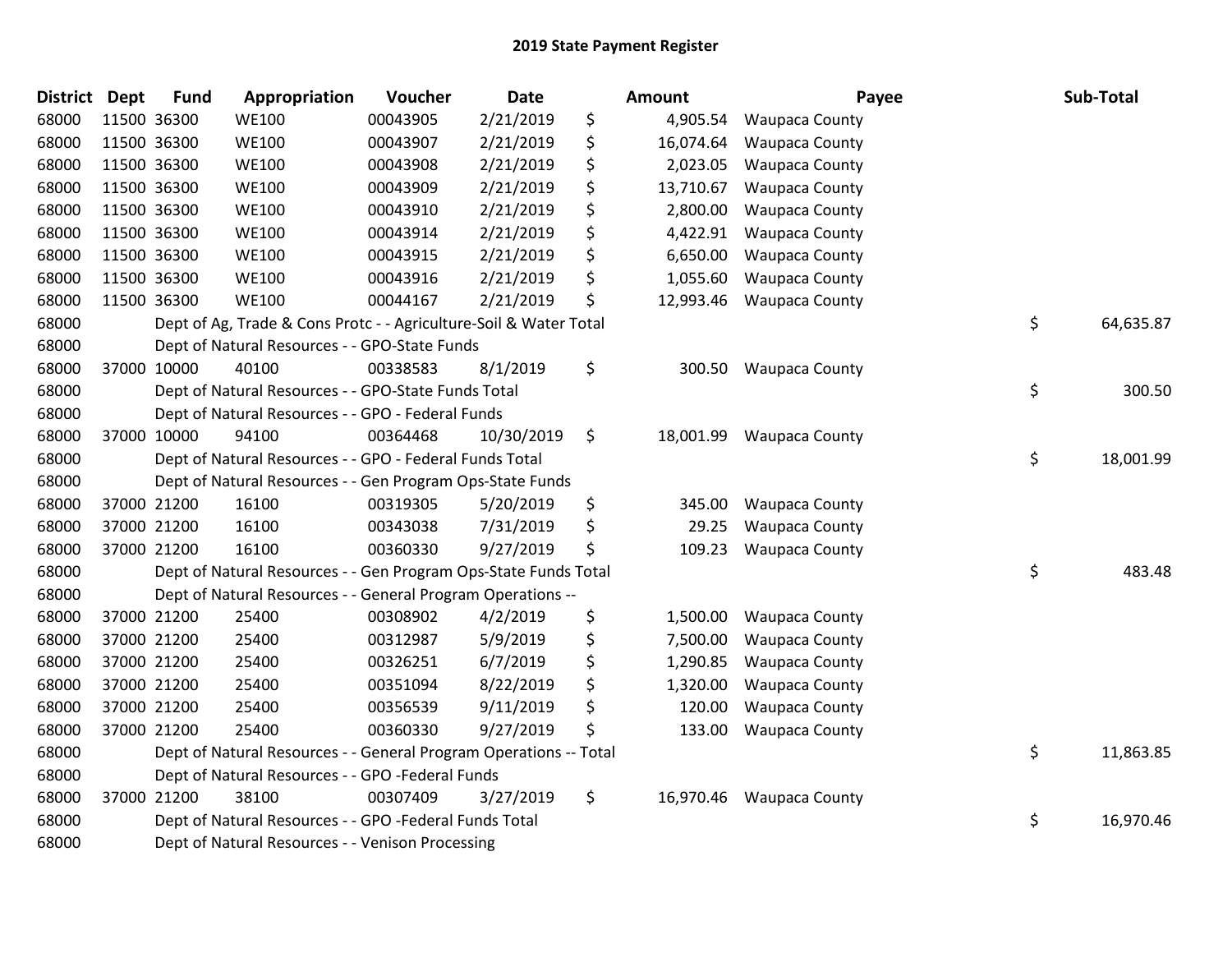# 2019 State Payment Register

| District | Dept | Fund | Appropriation | Voucher | Date | | Amount | Payee | | Sub-Total |
|---|---|---|---|---|---|---|---|---|---|---|
| 68000 | 11500 | 36300 | WE100 | 00043905 | 2/21/2019 | $ | 4,905.54 | Waupaca County | | |
| 68000 | 11500 | 36300 | WE100 | 00043907 | 2/21/2019 | $ | 16,074.64 | Waupaca County | | |
| 68000 | 11500 | 36300 | WE100 | 00043908 | 2/21/2019 | $ | 2,023.05 | Waupaca County | | |
| 68000 | 11500 | 36300 | WE100 | 00043909 | 2/21/2019 | $ | 13,710.67 | Waupaca County | | |
| 68000 | 11500 | 36300 | WE100 | 00043910 | 2/21/2019 | $ | 2,800.00 | Waupaca County | | |
| 68000 | 11500 | 36300 | WE100 | 00043914 | 2/21/2019 | $ | 4,422.91 | Waupaca County | | |
| 68000 | 11500 | 36300 | WE100 | 00043915 | 2/21/2019 | $ | 6,650.00 | Waupaca County | | |
| 68000 | 11500 | 36300 | WE100 | 00043916 | 2/21/2019 | $ | 1,055.60 | Waupaca County | | |
| 68000 | 11500 | 36300 | WE100 | 00044167 | 2/21/2019 | $ | 12,993.46 | Waupaca County | | |
| 68000 | | Dept of Ag, Trade & Cons Protc - - Agriculture-Soil & Water Total | | | | | | | $ | 64,635.87 |
| 68000 | | Dept of Natural Resources - - GPO-State Funds | | | | | | | | |
| 68000 | 37000 | 10000 | 40100 | 00338583 | 8/1/2019 | $ | 300.50 | Waupaca County | | |
| 68000 | | Dept of Natural Resources - - GPO-State Funds Total | | | | | | | $ | 300.50 |
| 68000 | | Dept of Natural Resources - - GPO - Federal Funds | | | | | | | | |
| 68000 | 37000 | 10000 | 94100 | 00364468 | 10/30/2019 | $ | 18,001.99 | Waupaca County | | |
| 68000 | | Dept of Natural Resources - - GPO - Federal Funds Total | | | | | | | $ | 18,001.99 |
| 68000 | | Dept of Natural Resources - - Gen Program Ops-State Funds | | | | | | | | |
| 68000 | 37000 | 21200 | 16100 | 00319305 | 5/20/2019 | $ | 345.00 | Waupaca County | | |
| 68000 | 37000 | 21200 | 16100 | 00343038 | 7/31/2019 | $ | 29.25 | Waupaca County | | |
| 68000 | 37000 | 21200 | 16100 | 00360330 | 9/27/2019 | $ | 109.23 | Waupaca County | | |
| 68000 | | Dept of Natural Resources - - Gen Program Ops-State Funds Total | | | | | | | $ | 483.48 |
| 68000 | | Dept of Natural Resources - - General Program Operations -- | | | | | | | | |
| 68000 | 37000 | 21200 | 25400 | 00308902 | 4/2/2019 | $ | 1,500.00 | Waupaca County | | |
| 68000 | 37000 | 21200 | 25400 | 00312987 | 5/9/2019 | $ | 7,500.00 | Waupaca County | | |
| 68000 | 37000 | 21200 | 25400 | 00326251 | 6/7/2019 | $ | 1,290.85 | Waupaca County | | |
| 68000 | 37000 | 21200 | 25400 | 00351094 | 8/22/2019 | $ | 1,320.00 | Waupaca County | | |
| 68000 | 37000 | 21200 | 25400 | 00356539 | 9/11/2019 | $ | 120.00 | Waupaca County | | |
| 68000 | 37000 | 21200 | 25400 | 00360330 | 9/27/2019 | $ | 133.00 | Waupaca County | | |
| 68000 | | Dept of Natural Resources - - General Program Operations -- Total | | | | | | | $ | 11,863.85 |
| 68000 | | Dept of Natural Resources - - GPO -Federal Funds | | | | | | | | |
| 68000 | 37000 | 21200 | 38100 | 00307409 | 3/27/2019 | $ | 16,970.46 | Waupaca County | | |
| 68000 | | Dept of Natural Resources - - GPO -Federal Funds Total | | | | | | | $ | 16,970.46 |
| 68000 | | Dept of Natural Resources - - Venison Processing | | | | | | | | |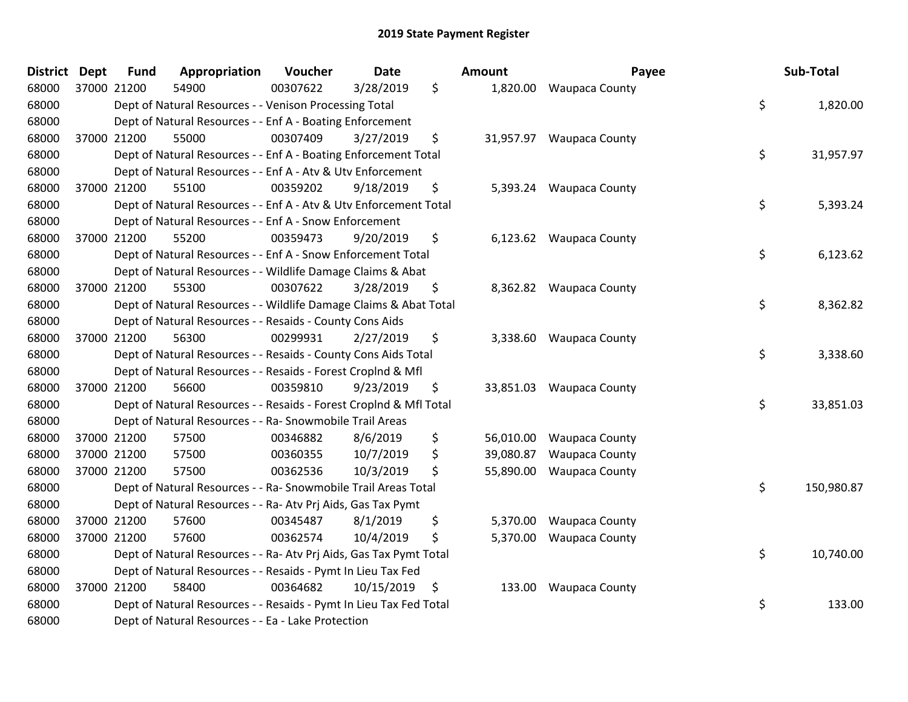# 2019 State Payment Register

| District | Dept | Fund | Appropriation | Voucher | Date | Amount | Payee | Sub-Total |
|---|---|---|---|---|---|---|---|---|
| 68000 | 37000 | 21200 | 54900 | 00307622 | 3/28/2019 | $ 1,820.00 | Waupaca County | |
| 68000 | | Dept of Natural Resources - - Venison Processing Total | | | | | | $ 1,820.00 |
| 68000 | | Dept of Natural Resources - - Enf A - Boating Enforcement | | | | | | |
| 68000 | 37000 | 21200 | 55000 | 00307409 | 3/27/2019 | $ 31,957.97 | Waupaca County | |
| 68000 | | Dept of Natural Resources - - Enf A - Boating Enforcement Total | | | | | | $ 31,957.97 |
| 68000 | | Dept of Natural Resources - - Enf A - Atv & Utv Enforcement | | | | | | |
| 68000 | 37000 | 21200 | 55100 | 00359202 | 9/18/2019 | $ 5,393.24 | Waupaca County | |
| 68000 | | Dept of Natural Resources - - Enf A - Atv & Utv Enforcement Total | | | | | | $ 5,393.24 |
| 68000 | | Dept of Natural Resources - - Enf A - Snow Enforcement | | | | | | |
| 68000 | 37000 | 21200 | 55200 | 00359473 | 9/20/2019 | $ 6,123.62 | Waupaca County | |
| 68000 | | Dept of Natural Resources - - Enf A - Snow Enforcement Total | | | | | | $ 6,123.62 |
| 68000 | | Dept of Natural Resources - - Wildlife Damage Claims & Abat | | | | | | |
| 68000 | 37000 | 21200 | 55300 | 00307622 | 3/28/2019 | $ 8,362.82 | Waupaca County | |
| 68000 | | Dept of Natural Resources - - Wildlife Damage Claims & Abat Total | | | | | | $ 8,362.82 |
| 68000 | | Dept of Natural Resources - - Resaids - County Cons Aids | | | | | | |
| 68000 | 37000 | 21200 | 56300 | 00299931 | 2/27/2019 | $ 3,338.60 | Waupaca County | |
| 68000 | | Dept of Natural Resources - - Resaids - County Cons Aids Total | | | | | | $ 3,338.60 |
| 68000 | | Dept of Natural Resources - - Resaids - Forest Croplnd & Mfl | | | | | | |
| 68000 | 37000 | 21200 | 56600 | 00359810 | 9/23/2019 | $ 33,851.03 | Waupaca County | |
| 68000 | | Dept of Natural Resources - - Resaids - Forest Croplnd & Mfl Total | | | | | | $ 33,851.03 |
| 68000 | | Dept of Natural Resources - - Ra- Snowmobile Trail Areas | | | | | | |
| 68000 | 37000 | 21200 | 57500 | 00346882 | 8/6/2019 | $ 56,010.00 | Waupaca County | |
| 68000 | 37000 | 21200 | 57500 | 00360355 | 10/7/2019 | $ 39,080.87 | Waupaca County | |
| 68000 | 37000 | 21200 | 57500 | 00362536 | 10/3/2019 | $ 55,890.00 | Waupaca County | |
| 68000 | | Dept of Natural Resources - - Ra- Snowmobile Trail Areas Total | | | | | | $ 150,980.87 |
| 68000 | | Dept of Natural Resources - - Ra- Atv Prj Aids, Gas Tax Pymt | | | | | | |
| 68000 | 37000 | 21200 | 57600 | 00345487 | 8/1/2019 | $ 5,370.00 | Waupaca County | |
| 68000 | 37000 | 21200 | 57600 | 00362574 | 10/4/2019 | $ 5,370.00 | Waupaca County | |
| 68000 | | Dept of Natural Resources - - Ra- Atv Prj Aids, Gas Tax Pymt Total | | | | | | $ 10,740.00 |
| 68000 | | Dept of Natural Resources - - Resaids - Pymt In Lieu Tax Fed | | | | | | |
| 68000 | 37000 | 21200 | 58400 | 00364682 | 10/15/2019 | $ 133.00 | Waupaca County | |
| 68000 | | Dept of Natural Resources - - Resaids - Pymt In Lieu Tax Fed Total | | | | | | $ 133.00 |
| 68000 | | Dept of Natural Resources - - Ea - Lake Protection | | | | | | |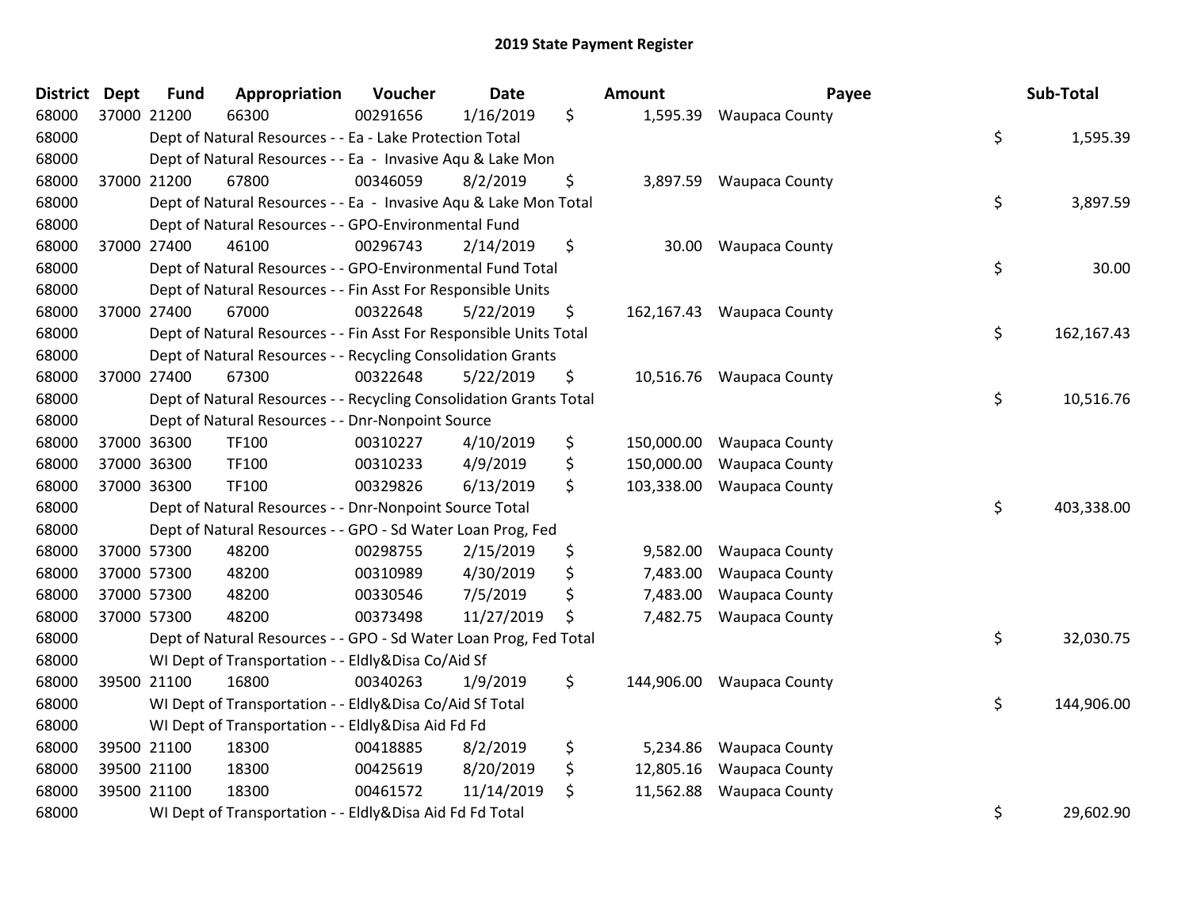# 2019 State Payment Register

| District | Dept | Fund | Appropriation | Voucher | Date | Amount | Payee | Sub-Total |
|---|---|---|---|---|---|---|---|---|
| 68000 | 37000 | 21200 | 66300 | 00291656 | 1/16/2019 | $ 1,595.39 | Waupaca County | |
| 68000 | | Dept of Natural Resources - - Ea - Lake Protection Total | | | | | | $ 1,595.39 |
| 68000 | | Dept of Natural Resources - - Ea - Invasive Aqu & Lake Mon | | | | | | |
| 68000 | 37000 | 21200 | 67800 | 00346059 | 8/2/2019 | $ 3,897.59 | Waupaca County | |
| 68000 | | Dept of Natural Resources - - Ea - Invasive Aqu & Lake Mon Total | | | | | | $ 3,897.59 |
| 68000 | | Dept of Natural Resources - - GPO-Environmental Fund | | | | | | |
| 68000 | 37000 | 27400 | 46100 | 00296743 | 2/14/2019 | $ 30.00 | Waupaca County | |
| 68000 | | Dept of Natural Resources - - GPO-Environmental Fund Total | | | | | | $ 30.00 |
| 68000 | | Dept of Natural Resources - - Fin Asst For Responsible Units | | | | | | |
| 68000 | 37000 | 27400 | 67000 | 00322648 | 5/22/2019 | $ 162,167.43 | Waupaca County | |
| 68000 | | Dept of Natural Resources - - Fin Asst For Responsible Units Total | | | | | | $ 162,167.43 |
| 68000 | | Dept of Natural Resources - - Recycling Consolidation Grants | | | | | | |
| 68000 | 37000 | 27400 | 67300 | 00322648 | 5/22/2019 | $ 10,516.76 | Waupaca County | |
| 68000 | | Dept of Natural Resources - - Recycling Consolidation Grants Total | | | | | | $ 10,516.76 |
| 68000 | | Dept of Natural Resources - - Dnr-Nonpoint Source | | | | | | |
| 68000 | 37000 | 36300 | TF100 | 00310227 | 4/10/2019 | $ 150,000.00 | Waupaca County | |
| 68000 | 37000 | 36300 | TF100 | 00310233 | 4/9/2019 | $ 150,000.00 | Waupaca County | |
| 68000 | 37000 | 36300 | TF100 | 00329826 | 6/13/2019 | $ 103,338.00 | Waupaca County | |
| 68000 | | Dept of Natural Resources - - Dnr-Nonpoint Source Total | | | | | | $ 403,338.00 |
| 68000 | | Dept of Natural Resources - - GPO - Sd Water Loan Prog, Fed | | | | | | |
| 68000 | 37000 | 57300 | 48200 | 00298755 | 2/15/2019 | $ 9,582.00 | Waupaca County | |
| 68000 | 37000 | 57300 | 48200 | 00310989 | 4/30/2019 | $ 7,483.00 | Waupaca County | |
| 68000 | 37000 | 57300 | 48200 | 00330546 | 7/5/2019 | $ 7,483.00 | Waupaca County | |
| 68000 | 37000 | 57300 | 48200 | 00373498 | 11/27/2019 | $ 7,482.75 | Waupaca County | |
| 68000 | | Dept of Natural Resources - - GPO - Sd Water Loan Prog, Fed Total | | | | | | $ 32,030.75 |
| 68000 | | WI Dept of Transportation - - Eldly&Disa Co/Aid Sf | | | | | | |
| 68000 | 39500 | 21100 | 16800 | 00340263 | 1/9/2019 | $ 144,906.00 | Waupaca County | |
| 68000 | | WI Dept of Transportation - - Eldly&Disa Co/Aid Sf Total | | | | | | $ 144,906.00 |
| 68000 | | WI Dept of Transportation - - Eldly&Disa Aid Fd Fd | | | | | | |
| 68000 | 39500 | 21100 | 18300 | 00418885 | 8/2/2019 | $ 5,234.86 | Waupaca County | |
| 68000 | 39500 | 21100 | 18300 | 00425619 | 8/20/2019 | $ 12,805.16 | Waupaca County | |
| 68000 | 39500 | 21100 | 18300 | 00461572 | 11/14/2019 | $ 11,562.88 | Waupaca County | |
| 68000 | | WI Dept of Transportation - - Eldly&Disa Aid Fd Fd Total | | | | | | $ 29,602.90 |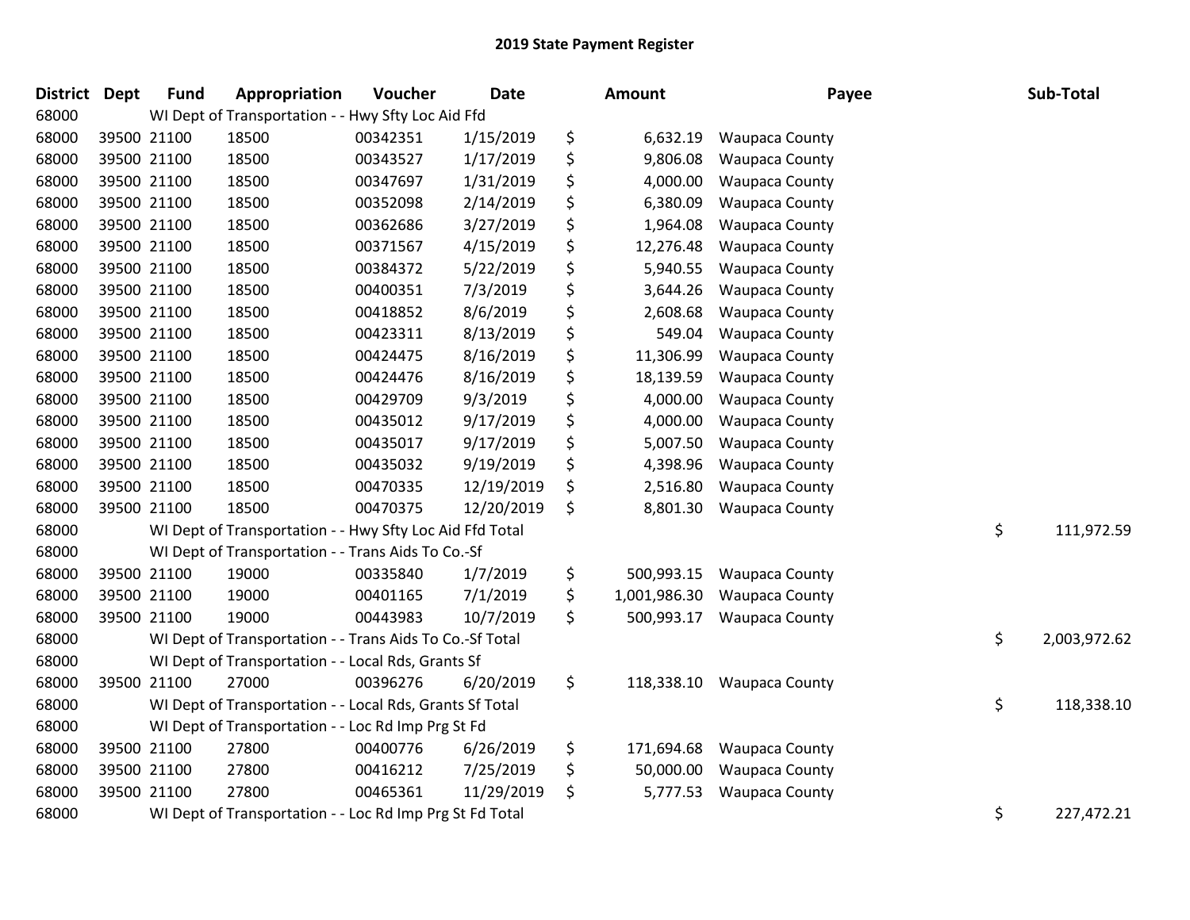# 2019 State Payment Register

| District | Dept | Fund | Appropriation | Voucher | Date | Amount | Payee | Sub-Total |
|---|---|---|---|---|---|---|---|---|
| 68000 | | WI Dept of Transportation - - Hwy Sfty Loc Aid Ffd | | | | | | |
| 68000 | 39500 | 21100 | 18500 | 00342351 | 1/15/2019 | $ 6,632.19 | Waupaca County | |
| 68000 | 39500 | 21100 | 18500 | 00343527 | 1/17/2019 | $ 9,806.08 | Waupaca County | |
| 68000 | 39500 | 21100 | 18500 | 00347697 | 1/31/2019 | $ 4,000.00 | Waupaca County | |
| 68000 | 39500 | 21100 | 18500 | 00352098 | 2/14/2019 | $ 6,380.09 | Waupaca County | |
| 68000 | 39500 | 21100 | 18500 | 00362686 | 3/27/2019 | $ 1,964.08 | Waupaca County | |
| 68000 | 39500 | 21100 | 18500 | 00371567 | 4/15/2019 | $ 12,276.48 | Waupaca County | |
| 68000 | 39500 | 21100 | 18500 | 00384372 | 5/22/2019 | $ 5,940.55 | Waupaca County | |
| 68000 | 39500 | 21100 | 18500 | 00400351 | 7/3/2019 | $ 3,644.26 | Waupaca County | |
| 68000 | 39500 | 21100 | 18500 | 00418852 | 8/6/2019 | $ 2,608.68 | Waupaca County | |
| 68000 | 39500 | 21100 | 18500 | 00423311 | 8/13/2019 | $ 549.04 | Waupaca County | |
| 68000 | 39500 | 21100 | 18500 | 00424475 | 8/16/2019 | $ 11,306.99 | Waupaca County | |
| 68000 | 39500 | 21100 | 18500 | 00424476 | 8/16/2019 | $ 18,139.59 | Waupaca County | |
| 68000 | 39500 | 21100 | 18500 | 00429709 | 9/3/2019 | $ 4,000.00 | Waupaca County | |
| 68000 | 39500 | 21100 | 18500 | 00435012 | 9/17/2019 | $ 4,000.00 | Waupaca County | |
| 68000 | 39500 | 21100 | 18500 | 00435017 | 9/17/2019 | $ 5,007.50 | Waupaca County | |
| 68000 | 39500 | 21100 | 18500 | 00435032 | 9/19/2019 | $ 4,398.96 | Waupaca County | |
| 68000 | 39500 | 21100 | 18500 | 00470335 | 12/19/2019 | $ 2,516.80 | Waupaca County | |
| 68000 | 39500 | 21100 | 18500 | 00470375 | 12/20/2019 | $ 8,801.30 | Waupaca County | |
| 68000 | | WI Dept of Transportation - - Hwy Sfty Loc Aid Ffd Total | | | | | | $ 111,972.59 |
| 68000 | | WI Dept of Transportation - - Trans Aids To Co.-Sf | | | | | | |
| 68000 | 39500 | 21100 | 19000 | 00335840 | 1/7/2019 | $ 500,993.15 | Waupaca County | |
| 68000 | 39500 | 21100 | 19000 | 00401165 | 7/1/2019 | $ 1,001,986.30 | Waupaca County | |
| 68000 | 39500 | 21100 | 19000 | 00443983 | 10/7/2019 | $ 500,993.17 | Waupaca County | |
| 68000 | | WI Dept of Transportation - - Trans Aids To Co.-Sf Total | | | | | | $ 2,003,972.62 |
| 68000 | | WI Dept of Transportation - - Local Rds, Grants Sf | | | | | | |
| 68000 | 39500 | 21100 | 27000 | 00396276 | 6/20/2019 | $ 118,338.10 | Waupaca County | |
| 68000 | | WI Dept of Transportation - - Local Rds, Grants Sf Total | | | | | | $ 118,338.10 |
| 68000 | | WI Dept of Transportation - - Loc Rd Imp Prg St Fd | | | | | | |
| 68000 | 39500 | 21100 | 27800 | 00400776 | 6/26/2019 | $ 171,694.68 | Waupaca County | |
| 68000 | 39500 | 21100 | 27800 | 00416212 | 7/25/2019 | $ 50,000.00 | Waupaca County | |
| 68000 | 39500 | 21100 | 27800 | 00465361 | 11/29/2019 | $ 5,777.53 | Waupaca County | |
| 68000 | | WI Dept of Transportation - - Loc Rd Imp Prg St Fd Total | | | | | | $ 227,472.21 |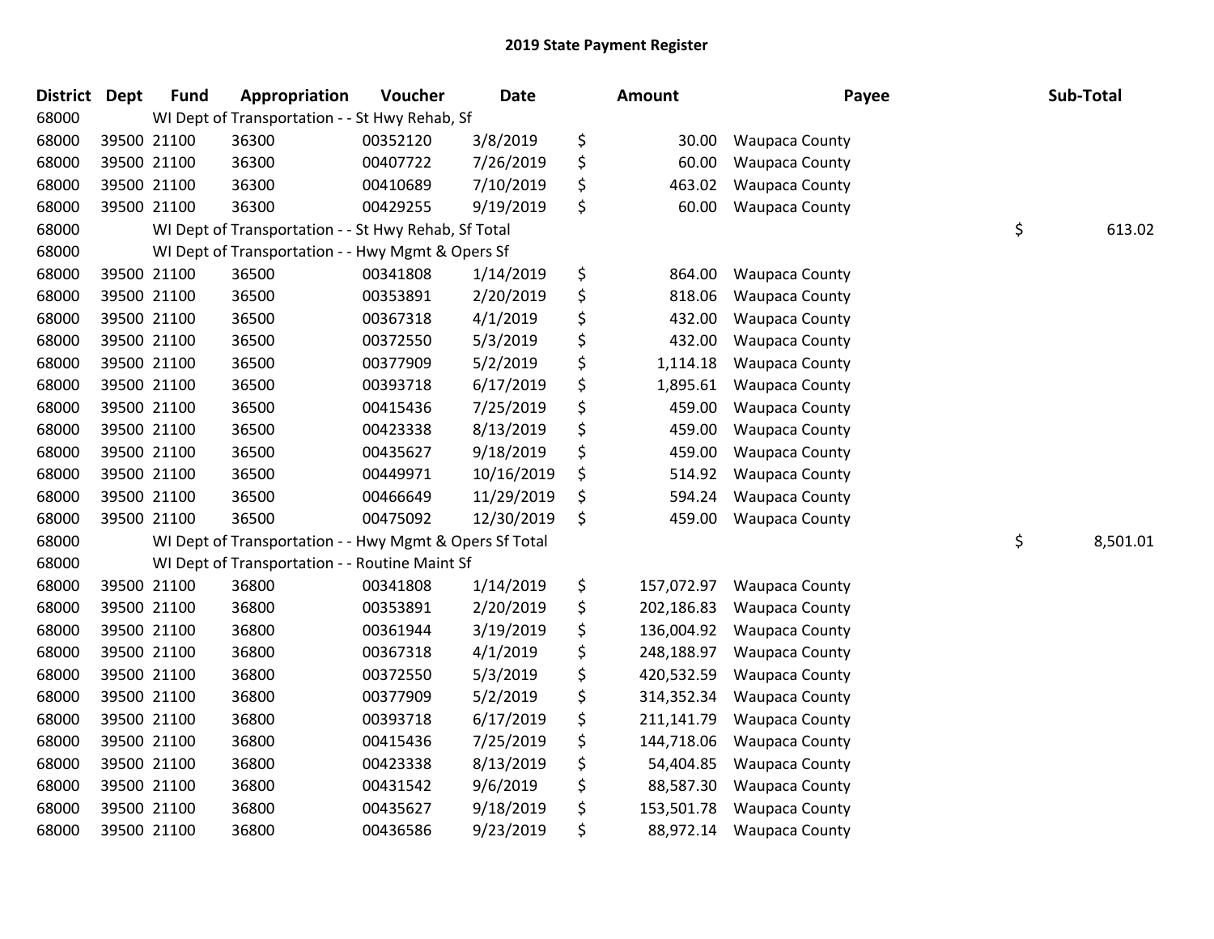# 2019 State Payment Register

| District | Dept | Fund | Appropriation | Voucher | Date | Amount | Payee | Sub-Total |
|---|---|---|---|---|---|---|---|---|
| 68000 | | WI Dept of Transportation - - St Hwy Rehab, Sf | | | | | | |
| 68000 | 39500 | 21100 | 36300 | 00352120 | 3/8/2019 | $ 30.00 | Waupaca County | |
| 68000 | 39500 | 21100 | 36300 | 00407722 | 7/26/2019 | $ 60.00 | Waupaca County | |
| 68000 | 39500 | 21100 | 36300 | 00410689 | 7/10/2019 | $ 463.02 | Waupaca County | |
| 68000 | 39500 | 21100 | 36300 | 00429255 | 9/19/2019 | $ 60.00 | Waupaca County | |
| 68000 | | WI Dept of Transportation - - St Hwy Rehab, Sf Total | | | | | | $ 613.02 |
| 68000 | | WI Dept of Transportation - - Hwy Mgmt & Opers Sf | | | | | | |
| 68000 | 39500 | 21100 | 36500 | 00341808 | 1/14/2019 | $ 864.00 | Waupaca County | |
| 68000 | 39500 | 21100 | 36500 | 00353891 | 2/20/2019 | $ 818.06 | Waupaca County | |
| 68000 | 39500 | 21100 | 36500 | 00367318 | 4/1/2019 | $ 432.00 | Waupaca County | |
| 68000 | 39500 | 21100 | 36500 | 00372550 | 5/3/2019 | $ 432.00 | Waupaca County | |
| 68000 | 39500 | 21100 | 36500 | 00377909 | 5/2/2019 | $ 1,114.18 | Waupaca County | |
| 68000 | 39500 | 21100 | 36500 | 00393718 | 6/17/2019 | $ 1,895.61 | Waupaca County | |
| 68000 | 39500 | 21100 | 36500 | 00415436 | 7/25/2019 | $ 459.00 | Waupaca County | |
| 68000 | 39500 | 21100 | 36500 | 00423338 | 8/13/2019 | $ 459.00 | Waupaca County | |
| 68000 | 39500 | 21100 | 36500 | 00435627 | 9/18/2019 | $ 459.00 | Waupaca County | |
| 68000 | 39500 | 21100 | 36500 | 00449971 | 10/16/2019 | $ 514.92 | Waupaca County | |
| 68000 | 39500 | 21100 | 36500 | 00466649 | 11/29/2019 | $ 594.24 | Waupaca County | |
| 68000 | 39500 | 21100 | 36500 | 00475092 | 12/30/2019 | $ 459.00 | Waupaca County | |
| 68000 | | WI Dept of Transportation - - Hwy Mgmt & Opers Sf Total | | | | | | $ 8,501.01 |
| 68000 | | WI Dept of Transportation - - Routine Maint Sf | | | | | | |
| 68000 | 39500 | 21100 | 36800 | 00341808 | 1/14/2019 | $ 157,072.97 | Waupaca County | |
| 68000 | 39500 | 21100 | 36800 | 00353891 | 2/20/2019 | $ 202,186.83 | Waupaca County | |
| 68000 | 39500 | 21100 | 36800 | 00361944 | 3/19/2019 | $ 136,004.92 | Waupaca County | |
| 68000 | 39500 | 21100 | 36800 | 00367318 | 4/1/2019 | $ 248,188.97 | Waupaca County | |
| 68000 | 39500 | 21100 | 36800 | 00372550 | 5/3/2019 | $ 420,532.59 | Waupaca County | |
| 68000 | 39500 | 21100 | 36800 | 00377909 | 5/2/2019 | $ 314,352.34 | Waupaca County | |
| 68000 | 39500 | 21100 | 36800 | 00393718 | 6/17/2019 | $ 211,141.79 | Waupaca County | |
| 68000 | 39500 | 21100 | 36800 | 00415436 | 7/25/2019 | $ 144,718.06 | Waupaca County | |
| 68000 | 39500 | 21100 | 36800 | 00423338 | 8/13/2019 | $ 54,404.85 | Waupaca County | |
| 68000 | 39500 | 21100 | 36800 | 00431542 | 9/6/2019 | $ 88,587.30 | Waupaca County | |
| 68000 | 39500 | 21100 | 36800 | 00435627 | 9/18/2019 | $ 153,501.78 | Waupaca County | |
| 68000 | 39500 | 21100 | 36800 | 00436586 | 9/23/2019 | $ 88,972.14 | Waupaca County | |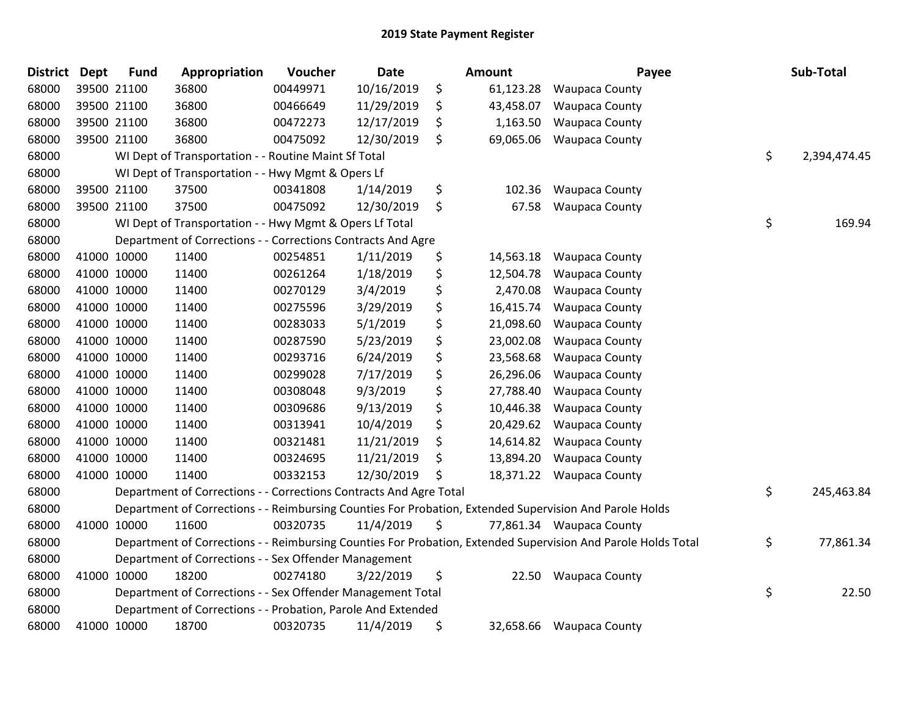# 2019 State Payment Register

| District | Dept | Fund | Appropriation | Voucher | Date | Amount | Payee | Sub-Total |
|---|---|---|---|---|---|---|---|---|
| 68000 | 39500 | 21100 | 36800 | 00449971 | 10/16/2019 | $ 61,123.28 | Waupaca County | |
| 68000 | 39500 | 21100 | 36800 | 00466649 | 11/29/2019 | $ 43,458.07 | Waupaca County | |
| 68000 | 39500 | 21100 | 36800 | 00472273 | 12/17/2019 | $ 1,163.50 | Waupaca County | |
| 68000 | 39500 | 21100 | 36800 | 00475092 | 12/30/2019 | $ 69,065.06 | Waupaca County | |
| 68000 | | WI Dept of Transportation - - Routine Maint Sf Total | | | | | | $ 2,394,474.45 |
| 68000 | | WI Dept of Transportation - - Hwy Mgmt & Opers Lf | | | | | | |
| 68000 | 39500 | 21100 | 37500 | 00341808 | 1/14/2019 | $ 102.36 | Waupaca County | |
| 68000 | 39500 | 21100 | 37500 | 00475092 | 12/30/2019 | $ 67.58 | Waupaca County | |
| 68000 | | WI Dept of Transportation - - Hwy Mgmt & Opers Lf Total | | | | | | $ 169.94 |
| 68000 | | Department of Corrections - - Corrections Contracts And Agre | | | | | | |
| 68000 | 41000 | 10000 | 11400 | 00254851 | 1/11/2019 | $ 14,563.18 | Waupaca County | |
| 68000 | 41000 | 10000 | 11400 | 00261264 | 1/18/2019 | $ 12,504.78 | Waupaca County | |
| 68000 | 41000 | 10000 | 11400 | 00270129 | 3/4/2019 | $ 2,470.08 | Waupaca County | |
| 68000 | 41000 | 10000 | 11400 | 00275596 | 3/29/2019 | $ 16,415.74 | Waupaca County | |
| 68000 | 41000 | 10000 | 11400 | 00283033 | 5/1/2019 | $ 21,098.60 | Waupaca County | |
| 68000 | 41000 | 10000 | 11400 | 00287590 | 5/23/2019 | $ 23,002.08 | Waupaca County | |
| 68000 | 41000 | 10000 | 11400 | 00293716 | 6/24/2019 | $ 23,568.68 | Waupaca County | |
| 68000 | 41000 | 10000 | 11400 | 00299028 | 7/17/2019 | $ 26,296.06 | Waupaca County | |
| 68000 | 41000 | 10000 | 11400 | 00308048 | 9/3/2019 | $ 27,788.40 | Waupaca County | |
| 68000 | 41000 | 10000 | 11400 | 00309686 | 9/13/2019 | $ 10,446.38 | Waupaca County | |
| 68000 | 41000 | 10000 | 11400 | 00313941 | 10/4/2019 | $ 20,429.62 | Waupaca County | |
| 68000 | 41000 | 10000 | 11400 | 00321481 | 11/21/2019 | $ 14,614.82 | Waupaca County | |
| 68000 | 41000 | 10000 | 11400 | 00324695 | 11/21/2019 | $ 13,894.20 | Waupaca County | |
| 68000 | 41000 | 10000 | 11400 | 00332153 | 12/30/2019 | $ 18,371.22 | Waupaca County | |
| 68000 | | Department of Corrections - - Corrections Contracts And Agre Total | | | | | | $ 245,463.84 |
| 68000 | | Department of Corrections - - Reimbursing Counties For Probation, Extended Supervision And Parole Holds | | | | | | |
| 68000 | 41000 | 10000 | 11600 | 00320735 | 11/4/2019 | $ 77,861.34 | Waupaca County | |
| 68000 | | Department of Corrections - - Reimbursing Counties For Probation, Extended Supervision And Parole Holds Total | | | | | | $ 77,861.34 |
| 68000 | | Department of Corrections - - Sex Offender Management | | | | | | |
| 68000 | 41000 | 10000 | 18200 | 00274180 | 3/22/2019 | $ 22.50 | Waupaca County | |
| 68000 | | Department of Corrections - - Sex Offender Management Total | | | | | | $ 22.50 |
| 68000 | | Department of Corrections - - Probation, Parole And Extended | | | | | | |
| 68000 | 41000 | 10000 | 18700 | 00320735 | 11/4/2019 | $ 32,658.66 | Waupaca County | |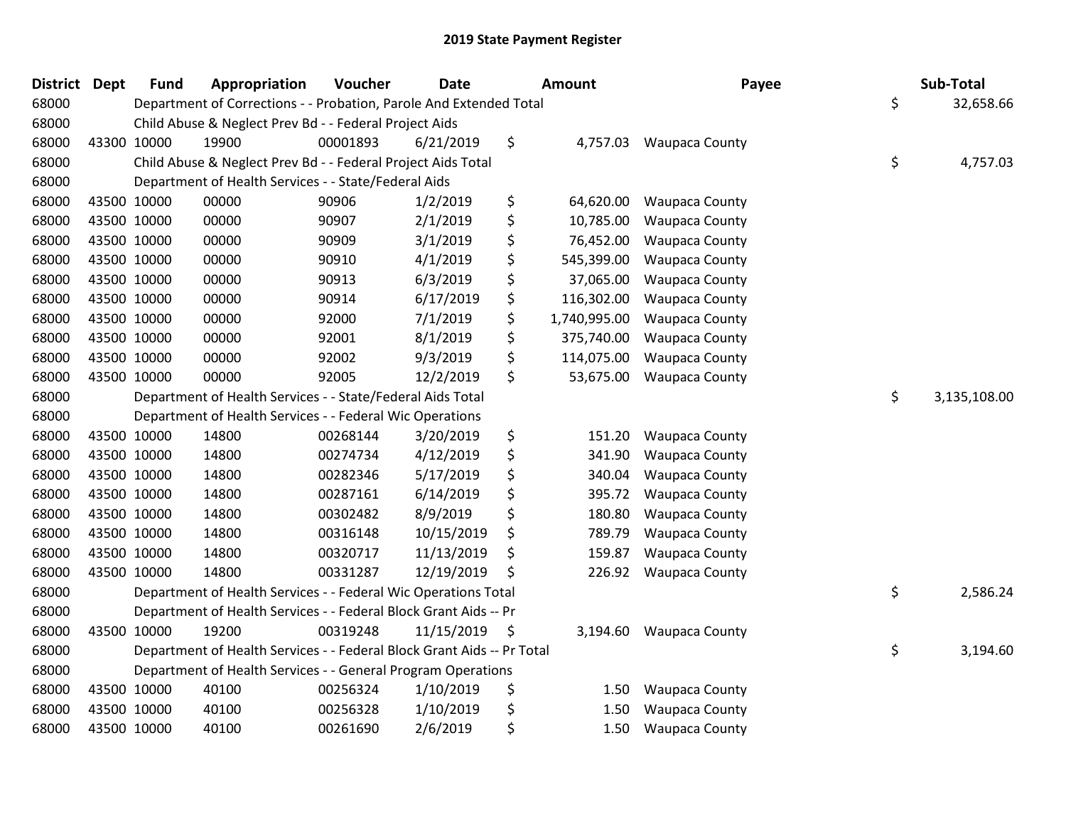## 2019 State Payment Register

| District | Dept | Fund | Appropriation | Voucher | Date | Amount | Payee | Sub-Total |
|---|---|---|---|---|---|---|---|---|
| 68000 | | Department of Corrections - - Probation, Parole And Extended Total | | | | | | $ 32,658.66 |
| 68000 | | Child Abuse & Neglect Prev Bd - - Federal Project Aids | | | | | | |
| 68000 | 43300 | 10000 | 19900 | 00001893 | 6/21/2019 | $ 4,757.03 | Waupaca County | |
| 68000 | | Child Abuse & Neglect Prev Bd - - Federal Project Aids Total | | | | | | $ 4,757.03 |
| 68000 | | Department of Health Services - - State/Federal Aids | | | | | | |
| 68000 | 43500 | 10000 | 00000 | 90906 | 1/2/2019 | $ 64,620.00 | Waupaca County | |
| 68000 | 43500 | 10000 | 00000 | 90907 | 2/1/2019 | $ 10,785.00 | Waupaca County | |
| 68000 | 43500 | 10000 | 00000 | 90909 | 3/1/2019 | $ 76,452.00 | Waupaca County | |
| 68000 | 43500 | 10000 | 00000 | 90910 | 4/1/2019 | $ 545,399.00 | Waupaca County | |
| 68000 | 43500 | 10000 | 00000 | 90913 | 6/3/2019 | $ 37,065.00 | Waupaca County | |
| 68000 | 43500 | 10000 | 00000 | 90914 | 6/17/2019 | $ 116,302.00 | Waupaca County | |
| 68000 | 43500 | 10000 | 00000 | 92000 | 7/1/2019 | $ 1,740,995.00 | Waupaca County | |
| 68000 | 43500 | 10000 | 00000 | 92001 | 8/1/2019 | $ 375,740.00 | Waupaca County | |
| 68000 | 43500 | 10000 | 00000 | 92002 | 9/3/2019 | $ 114,075.00 | Waupaca County | |
| 68000 | 43500 | 10000 | 00000 | 92005 | 12/2/2019 | $ 53,675.00 | Waupaca County | |
| 68000 | | Department of Health Services - - State/Federal Aids Total | | | | | | $ 3,135,108.00 |
| 68000 | | Department of Health Services - - Federal Wic Operations | | | | | | |
| 68000 | 43500 | 10000 | 14800 | 00268144 | 3/20/2019 | $ 151.20 | Waupaca County | |
| 68000 | 43500 | 10000 | 14800 | 00274734 | 4/12/2019 | $ 341.90 | Waupaca County | |
| 68000 | 43500 | 10000 | 14800 | 00282346 | 5/17/2019 | $ 340.04 | Waupaca County | |
| 68000 | 43500 | 10000 | 14800 | 00287161 | 6/14/2019 | $ 395.72 | Waupaca County | |
| 68000 | 43500 | 10000 | 14800 | 00302482 | 8/9/2019 | $ 180.80 | Waupaca County | |
| 68000 | 43500 | 10000 | 14800 | 00316148 | 10/15/2019 | $ 789.79 | Waupaca County | |
| 68000 | 43500 | 10000 | 14800 | 00320717 | 11/13/2019 | $ 159.87 | Waupaca County | |
| 68000 | 43500 | 10000 | 14800 | 00331287 | 12/19/2019 | $ 226.92 | Waupaca County | |
| 68000 | | Department of Health Services - - Federal Wic Operations Total | | | | | | $ 2,586.24 |
| 68000 | | Department of Health Services - - Federal Block Grant Aids -- Pr | | | | | | |
| 68000 | 43500 | 10000 | 19200 | 00319248 | 11/15/2019 | $ 3,194.60 | Waupaca County | |
| 68000 | | Department of Health Services - - Federal Block Grant Aids -- Pr Total | | | | | | $ 3,194.60 |
| 68000 | | Department of Health Services - - General Program Operations | | | | | | |
| 68000 | 43500 | 10000 | 40100 | 00256324 | 1/10/2019 | $ 1.50 | Waupaca County | |
| 68000 | 43500 | 10000 | 40100 | 00256328 | 1/10/2019 | $ 1.50 | Waupaca County | |
| 68000 | 43500 | 10000 | 40100 | 00261690 | 2/6/2019 | $ 1.50 | Waupaca County | |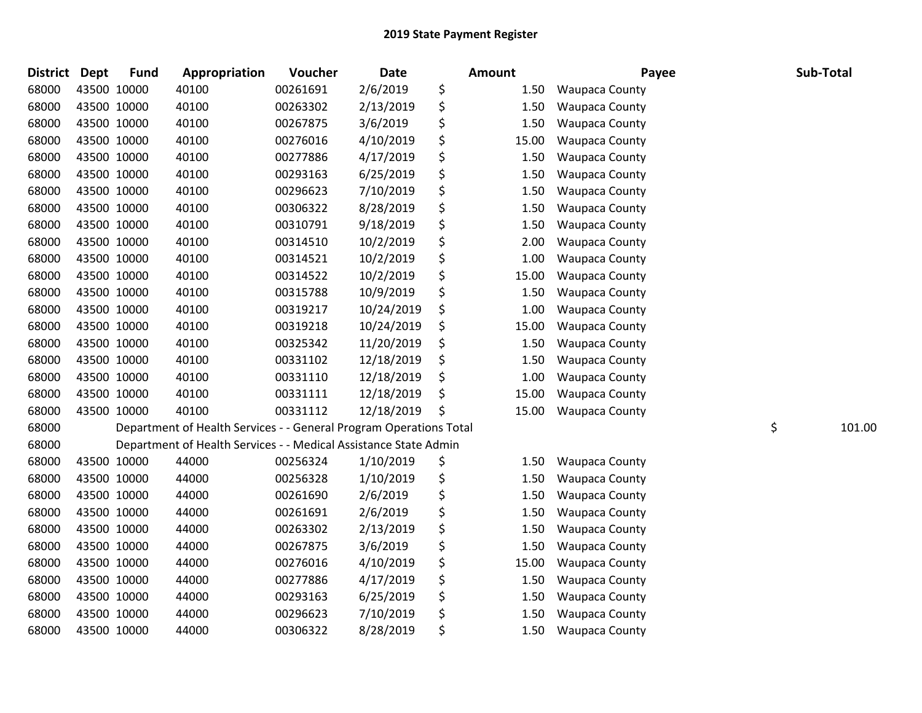## 2019 State Payment Register

| District | Dept | Fund | Appropriation | Voucher | Date | Amount | Payee | Sub-Total |
|---|---|---|---|---|---|---|---|---|
| 68000 | 43500 | 10000 | 40100 | 00261691 | 2/6/2019 | $ 1.50 | Waupaca County | |
| 68000 | 43500 | 10000 | 40100 | 00263302 | 2/13/2019 | $ 1.50 | Waupaca County | |
| 68000 | 43500 | 10000 | 40100 | 00267875 | 3/6/2019 | $ 1.50 | Waupaca County | |
| 68000 | 43500 | 10000 | 40100 | 00276016 | 4/10/2019 | $ 15.00 | Waupaca County | |
| 68000 | 43500 | 10000 | 40100 | 00277886 | 4/17/2019 | $ 1.50 | Waupaca County | |
| 68000 | 43500 | 10000 | 40100 | 00293163 | 6/25/2019 | $ 1.50 | Waupaca County | |
| 68000 | 43500 | 10000 | 40100 | 00296623 | 7/10/2019 | $ 1.50 | Waupaca County | |
| 68000 | 43500 | 10000 | 40100 | 00306322 | 8/28/2019 | $ 1.50 | Waupaca County | |
| 68000 | 43500 | 10000 | 40100 | 00310791 | 9/18/2019 | $ 1.50 | Waupaca County | |
| 68000 | 43500 | 10000 | 40100 | 00314510 | 10/2/2019 | $ 2.00 | Waupaca County | |
| 68000 | 43500 | 10000 | 40100 | 00314521 | 10/2/2019 | $ 1.00 | Waupaca County | |
| 68000 | 43500 | 10000 | 40100 | 00314522 | 10/2/2019 | $ 15.00 | Waupaca County | |
| 68000 | 43500 | 10000 | 40100 | 00315788 | 10/9/2019 | $ 1.50 | Waupaca County | |
| 68000 | 43500 | 10000 | 40100 | 00319217 | 10/24/2019 | $ 1.00 | Waupaca County | |
| 68000 | 43500 | 10000 | 40100 | 00319218 | 10/24/2019 | $ 15.00 | Waupaca County | |
| 68000 | 43500 | 10000 | 40100 | 00325342 | 11/20/2019 | $ 1.50 | Waupaca County | |
| 68000 | 43500 | 10000 | 40100 | 00331102 | 12/18/2019 | $ 1.50 | Waupaca County | |
| 68000 | 43500 | 10000 | 40100 | 00331110 | 12/18/2019 | $ 1.00 | Waupaca County | |
| 68000 | 43500 | 10000 | 40100 | 00331111 | 12/18/2019 | $ 15.00 | Waupaca County | |
| 68000 | 43500 | 10000 | 40100 | 00331112 | 12/18/2019 | $ 15.00 | Waupaca County | |
| 68000 | Department of Health Services - - General Program Operations Total | | | | | | | $ 101.00 |
| 68000 | Department of Health Services - - Medical Assistance State Admin | | | | | | | |
| 68000 | 43500 | 10000 | 44000 | 00256324 | 1/10/2019 | $ 1.50 | Waupaca County | |
| 68000 | 43500 | 10000 | 44000 | 00256328 | 1/10/2019 | $ 1.50 | Waupaca County | |
| 68000 | 43500 | 10000 | 44000 | 00261690 | 2/6/2019 | $ 1.50 | Waupaca County | |
| 68000 | 43500 | 10000 | 44000 | 00261691 | 2/6/2019 | $ 1.50 | Waupaca County | |
| 68000 | 43500 | 10000 | 44000 | 00263302 | 2/13/2019 | $ 1.50 | Waupaca County | |
| 68000 | 43500 | 10000 | 44000 | 00267875 | 3/6/2019 | $ 1.50 | Waupaca County | |
| 68000 | 43500 | 10000 | 44000 | 00276016 | 4/10/2019 | $ 15.00 | Waupaca County | |
| 68000 | 43500 | 10000 | 44000 | 00277886 | 4/17/2019 | $ 1.50 | Waupaca County | |
| 68000 | 43500 | 10000 | 44000 | 00293163 | 6/25/2019 | $ 1.50 | Waupaca County | |
| 68000 | 43500 | 10000 | 44000 | 00296623 | 7/10/2019 | $ 1.50 | Waupaca County | |
| 68000 | 43500 | 10000 | 44000 | 00306322 | 8/28/2019 | $ 1.50 | Waupaca County | |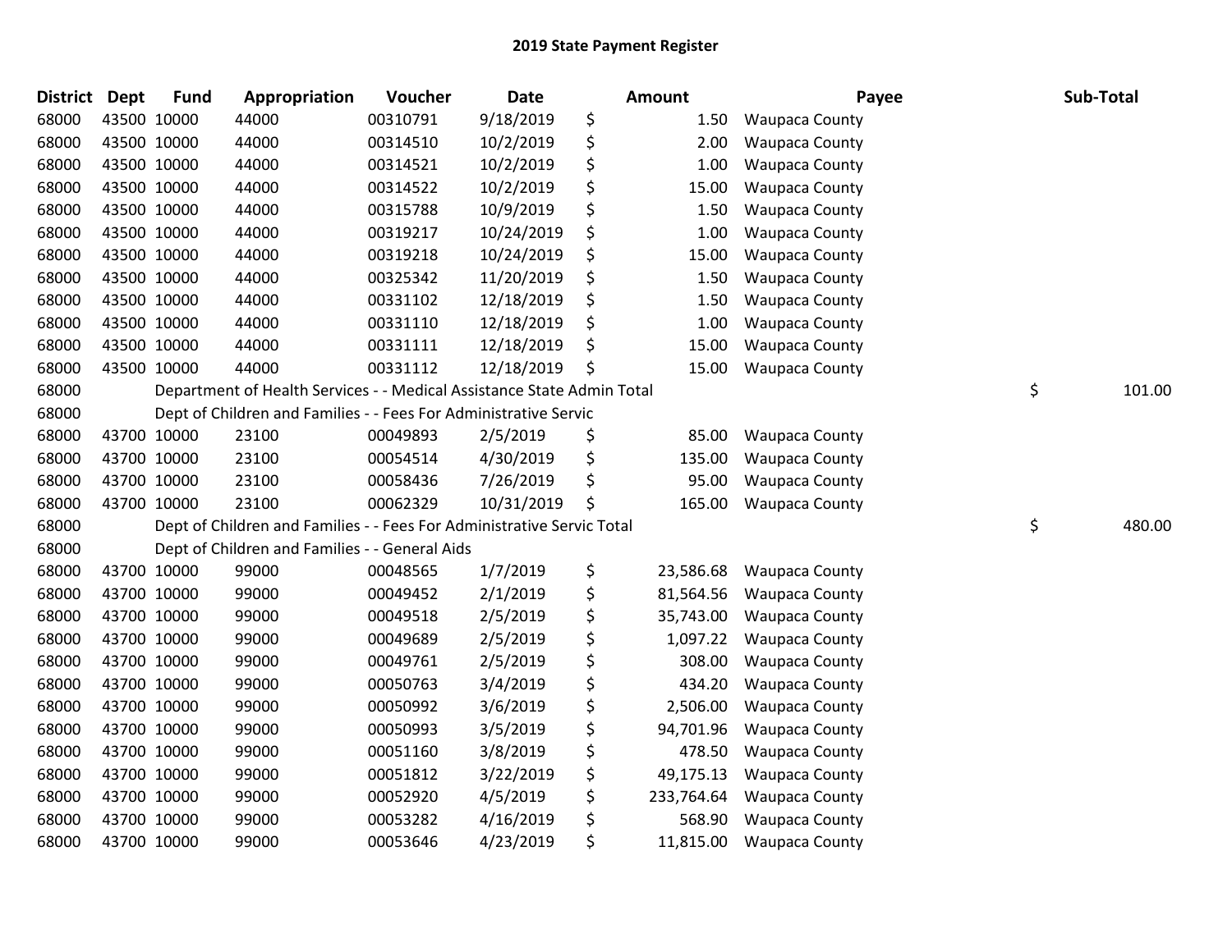## 2019 State Payment Register

| District | Dept | Fund | Appropriation | Voucher | Date | Amount | Payee | Sub-Total |
|---|---|---|---|---|---|---|---|---|
| 68000 | 43500 | 10000 | 44000 | 00310791 | 9/18/2019 | $ 1.50 | Waupaca County | |
| 68000 | 43500 | 10000 | 44000 | 00314510 | 10/2/2019 | $ 2.00 | Waupaca County | |
| 68000 | 43500 | 10000 | 44000 | 00314521 | 10/2/2019 | $ 1.00 | Waupaca County | |
| 68000 | 43500 | 10000 | 44000 | 00314522 | 10/2/2019 | $ 15.00 | Waupaca County | |
| 68000 | 43500 | 10000 | 44000 | 00315788 | 10/9/2019 | $ 1.50 | Waupaca County | |
| 68000 | 43500 | 10000 | 44000 | 00319217 | 10/24/2019 | $ 1.00 | Waupaca County | |
| 68000 | 43500 | 10000 | 44000 | 00319218 | 10/24/2019 | $ 15.00 | Waupaca County | |
| 68000 | 43500 | 10000 | 44000 | 00325342 | 11/20/2019 | $ 1.50 | Waupaca County | |
| 68000 | 43500 | 10000 | 44000 | 00331102 | 12/18/2019 | $ 1.50 | Waupaca County | |
| 68000 | 43500 | 10000 | 44000 | 00331110 | 12/18/2019 | $ 1.00 | Waupaca County | |
| 68000 | 43500 | 10000 | 44000 | 00331111 | 12/18/2019 | $ 15.00 | Waupaca County | |
| 68000 | 43500 | 10000 | 44000 | 00331112 | 12/18/2019 | $ 15.00 | Waupaca County | |
| 68000 | | Department of Health Services - - Medical Assistance State Admin Total | | | | | | $ 101.00 |
| 68000 | | Dept of Children and Families - - Fees For Administrative Servic | | | | | | |
| 68000 | 43700 | 10000 | 23100 | 00049893 | 2/5/2019 | $ 85.00 | Waupaca County | |
| 68000 | 43700 | 10000 | 23100 | 00054514 | 4/30/2019 | $ 135.00 | Waupaca County | |
| 68000 | 43700 | 10000 | 23100 | 00058436 | 7/26/2019 | $ 95.00 | Waupaca County | |
| 68000 | 43700 | 10000 | 23100 | 00062329 | 10/31/2019 | $ 165.00 | Waupaca County | |
| 68000 | | Dept of Children and Families - - Fees For Administrative Servic Total | | | | | | $ 480.00 |
| 68000 | | Dept of Children and Families - - General Aids | | | | | | |
| 68000 | 43700 | 10000 | 99000 | 00048565 | 1/7/2019 | $ 23,586.68 | Waupaca County | |
| 68000 | 43700 | 10000 | 99000 | 00049452 | 2/1/2019 | $ 81,564.56 | Waupaca County | |
| 68000 | 43700 | 10000 | 99000 | 00049518 | 2/5/2019 | $ 35,743.00 | Waupaca County | |
| 68000 | 43700 | 10000 | 99000 | 00049689 | 2/5/2019 | $ 1,097.22 | Waupaca County | |
| 68000 | 43700 | 10000 | 99000 | 00049761 | 2/5/2019 | $ 308.00 | Waupaca County | |
| 68000 | 43700 | 10000 | 99000 | 00050763 | 3/4/2019 | $ 434.20 | Waupaca County | |
| 68000 | 43700 | 10000 | 99000 | 00050992 | 3/6/2019 | $ 2,506.00 | Waupaca County | |
| 68000 | 43700 | 10000 | 99000 | 00050993 | 3/5/2019 | $ 94,701.96 | Waupaca County | |
| 68000 | 43700 | 10000 | 99000 | 00051160 | 3/8/2019 | $ 478.50 | Waupaca County | |
| 68000 | 43700 | 10000 | 99000 | 00051812 | 3/22/2019 | $ 49,175.13 | Waupaca County | |
| 68000 | 43700 | 10000 | 99000 | 00052920 | 4/5/2019 | $ 233,764.64 | Waupaca County | |
| 68000 | 43700 | 10000 | 99000 | 00053282 | 4/16/2019 | $ 568.90 | Waupaca County | |
| 68000 | 43700 | 10000 | 99000 | 00053646 | 4/23/2019 | $ 11,815.00 | Waupaca County | |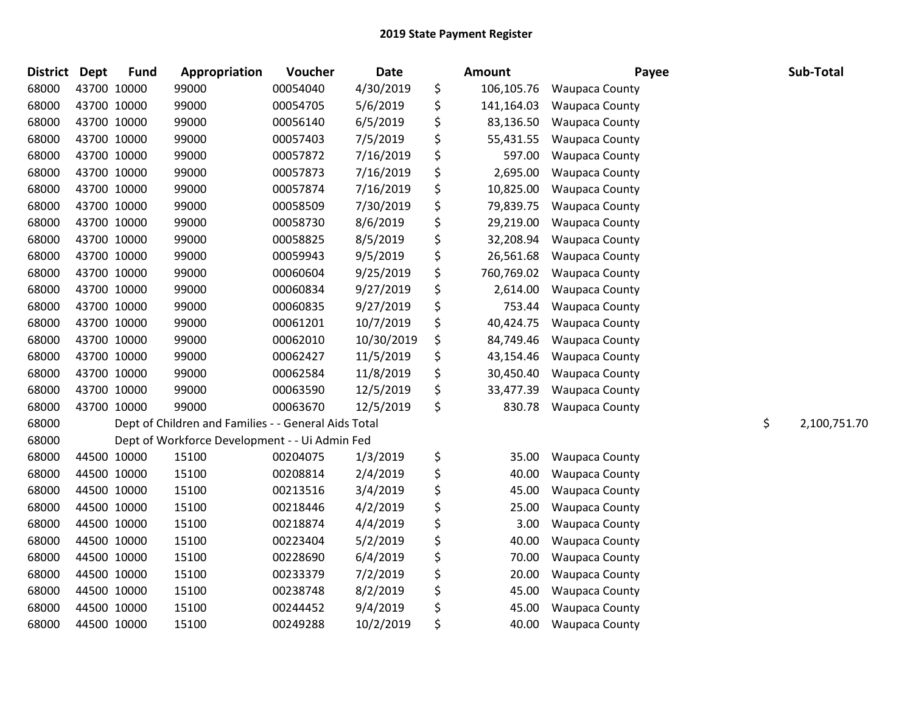## 2019 State Payment Register

| District | Dept | Fund | Appropriation | Voucher | Date | | Amount | Payee | | Sub-Total |
|---|---|---|---|---|---|---|---|---|---|---|
| 68000 | 43700 | 10000 | 99000 | 00054040 | 4/30/2019 | $ | 106,105.76 | Waupaca County | | |
| 68000 | 43700 | 10000 | 99000 | 00054705 | 5/6/2019 | $ | 141,164.03 | Waupaca County | | |
| 68000 | 43700 | 10000 | 99000 | 00056140 | 6/5/2019 | $ | 83,136.50 | Waupaca County | | |
| 68000 | 43700 | 10000 | 99000 | 00057403 | 7/5/2019 | $ | 55,431.55 | Waupaca County | | |
| 68000 | 43700 | 10000 | 99000 | 00057872 | 7/16/2019 | $ | 597.00 | Waupaca County | | |
| 68000 | 43700 | 10000 | 99000 | 00057873 | 7/16/2019 | $ | 2,695.00 | Waupaca County | | |
| 68000 | 43700 | 10000 | 99000 | 00057874 | 7/16/2019 | $ | 10,825.00 | Waupaca County | | |
| 68000 | 43700 | 10000 | 99000 | 00058509 | 7/30/2019 | $ | 79,839.75 | Waupaca County | | |
| 68000 | 43700 | 10000 | 99000 | 00058730 | 8/6/2019 | $ | 29,219.00 | Waupaca County | | |
| 68000 | 43700 | 10000 | 99000 | 00058825 | 8/5/2019 | $ | 32,208.94 | Waupaca County | | |
| 68000 | 43700 | 10000 | 99000 | 00059943 | 9/5/2019 | $ | 26,561.68 | Waupaca County | | |
| 68000 | 43700 | 10000 | 99000 | 00060604 | 9/25/2019 | $ | 760,769.02 | Waupaca County | | |
| 68000 | 43700 | 10000 | 99000 | 00060834 | 9/27/2019 | $ | 2,614.00 | Waupaca County | | |
| 68000 | 43700 | 10000 | 99000 | 00060835 | 9/27/2019 | $ | 753.44 | Waupaca County | | |
| 68000 | 43700 | 10000 | 99000 | 00061201 | 10/7/2019 | $ | 40,424.75 | Waupaca County | | |
| 68000 | 43700 | 10000 | 99000 | 00062010 | 10/30/2019 | $ | 84,749.46 | Waupaca County | | |
| 68000 | 43700 | 10000 | 99000 | 00062427 | 11/5/2019 | $ | 43,154.46 | Waupaca County | | |
| 68000 | 43700 | 10000 | 99000 | 00062584 | 11/8/2019 | $ | 30,450.40 | Waupaca County | | |
| 68000 | 43700 | 10000 | 99000 | 00063590 | 12/5/2019 | $ | 33,477.39 | Waupaca County | | |
| 68000 | 43700 | 10000 | 99000 | 00063670 | 12/5/2019 | $ | 830.78 | Waupaca County | | |
| 68000 | | Dept of Children and Families - - General Aids Total | | | | | | | $ | 2,100,751.70 |
| 68000 | | Dept of Workforce Development - - Ui Admin Fed | | | | | | | | |
| 68000 | 44500 | 10000 | 15100 | 00204075 | 1/3/2019 | $ | 35.00 | Waupaca County | | |
| 68000 | 44500 | 10000 | 15100 | 00208814 | 2/4/2019 | $ | 40.00 | Waupaca County | | |
| 68000 | 44500 | 10000 | 15100 | 00213516 | 3/4/2019 | $ | 45.00 | Waupaca County | | |
| 68000 | 44500 | 10000 | 15100 | 00218446 | 4/2/2019 | $ | 25.00 | Waupaca County | | |
| 68000 | 44500 | 10000 | 15100 | 00218874 | 4/4/2019 | $ | 3.00 | Waupaca County | | |
| 68000 | 44500 | 10000 | 15100 | 00223404 | 5/2/2019 | $ | 40.00 | Waupaca County | | |
| 68000 | 44500 | 10000 | 15100 | 00228690 | 6/4/2019 | $ | 70.00 | Waupaca County | | |
| 68000 | 44500 | 10000 | 15100 | 00233379 | 7/2/2019 | $ | 20.00 | Waupaca County | | |
| 68000 | 44500 | 10000 | 15100 | 00238748 | 8/2/2019 | $ | 45.00 | Waupaca County | | |
| 68000 | 44500 | 10000 | 15100 | 00244452 | 9/4/2019 | $ | 45.00 | Waupaca County | | |
| 68000 | 44500 | 10000 | 15100 | 00249288 | 10/2/2019 | $ | 40.00 | Waupaca County | | |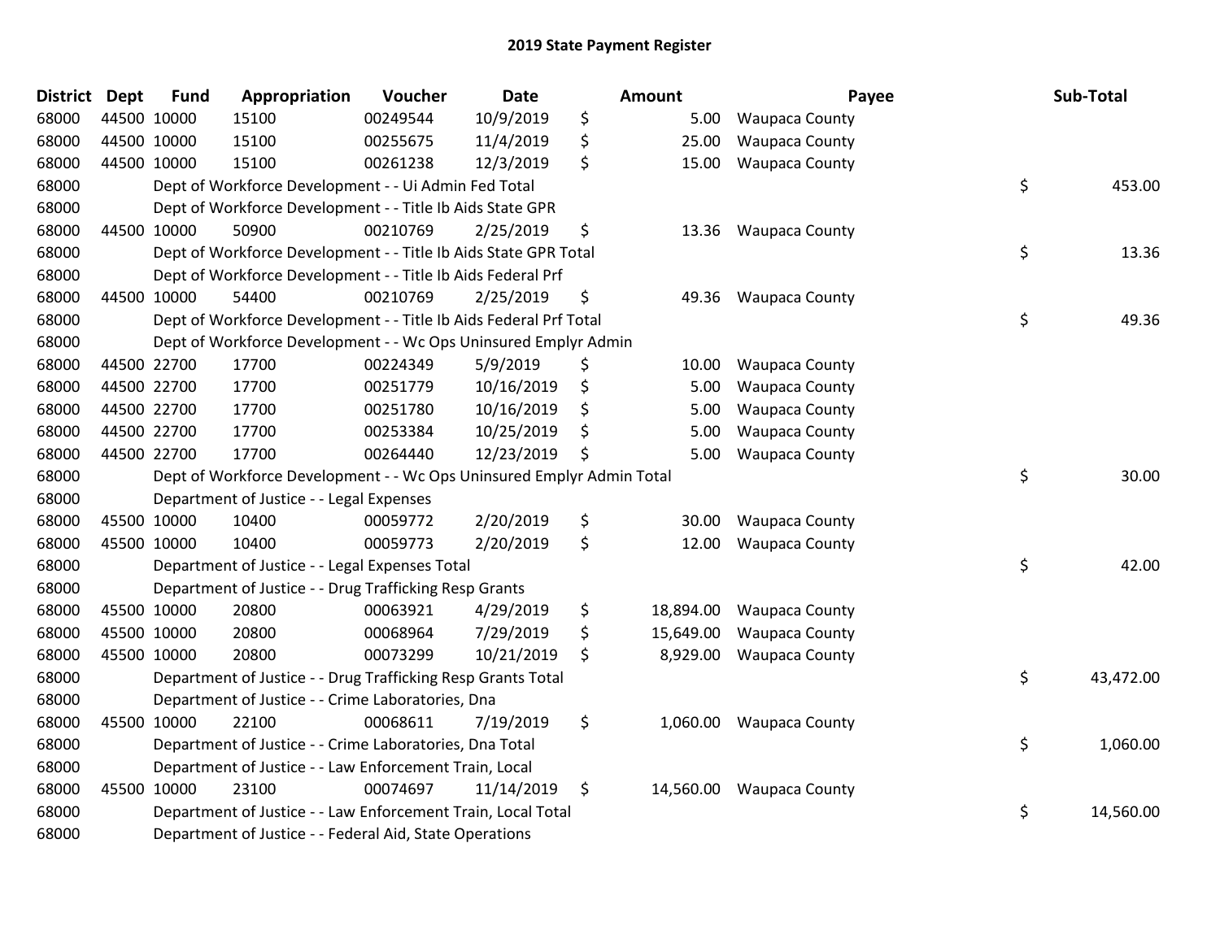# 2019 State Payment Register

| District | Dept | Fund | Appropriation | Voucher | Date | Amount | Payee | Sub-Total |
|---|---|---|---|---|---|---|---|---|
| 68000 | 44500 | 10000 | 15100 | 00249544 | 10/9/2019 | $ 5.00 | Waupaca County | |
| 68000 | 44500 | 10000 | 15100 | 00255675 | 11/4/2019 | $ 25.00 | Waupaca County | |
| 68000 | 44500 | 10000 | 15100 | 00261238 | 12/3/2019 | $ 15.00 | Waupaca County | |
| 68000 | | | Dept of Workforce Development - - Ui Admin Fed Total | | | | | $ 453.00 |
| 68000 | | | Dept of Workforce Development - - Title Ib Aids State GPR | | | | | |
| 68000 | 44500 | 10000 | 50900 | 00210769 | 2/25/2019 | $ 13.36 | Waupaca County | |
| 68000 | | | Dept of Workforce Development - - Title Ib Aids State GPR Total | | | | | $ 13.36 |
| 68000 | | | Dept of Workforce Development - - Title Ib Aids Federal Prf | | | | | |
| 68000 | 44500 | 10000 | 54400 | 00210769 | 2/25/2019 | $ 49.36 | Waupaca County | |
| 68000 | | | Dept of Workforce Development - - Title Ib Aids Federal Prf Total | | | | | $ 49.36 |
| 68000 | | | Dept of Workforce Development - - Wc Ops Uninsured Emplyr Admin | | | | | |
| 68000 | 44500 | 22700 | 17700 | 00224349 | 5/9/2019 | $ 10.00 | Waupaca County | |
| 68000 | 44500 | 22700 | 17700 | 00251779 | 10/16/2019 | $ 5.00 | Waupaca County | |
| 68000 | 44500 | 22700 | 17700 | 00251780 | 10/16/2019 | $ 5.00 | Waupaca County | |
| 68000 | 44500 | 22700 | 17700 | 00253384 | 10/25/2019 | $ 5.00 | Waupaca County | |
| 68000 | 44500 | 22700 | 17700 | 00264440 | 12/23/2019 | $ 5.00 | Waupaca County | |
| 68000 | | | Dept of Workforce Development - - Wc Ops Uninsured Emplyr Admin Total | | | | | $ 30.00 |
| 68000 | | | Department of Justice - - Legal Expenses | | | | | |
| 68000 | 45500 | 10000 | 10400 | 00059772 | 2/20/2019 | $ 30.00 | Waupaca County | |
| 68000 | 45500 | 10000 | 10400 | 00059773 | 2/20/2019 | $ 12.00 | Waupaca County | |
| 68000 | | | Department of Justice - - Legal Expenses Total | | | | | $ 42.00 |
| 68000 | | | Department of Justice - - Drug Trafficking Resp Grants | | | | | |
| 68000 | 45500 | 10000 | 20800 | 00063921 | 4/29/2019 | $ 18,894.00 | Waupaca County | |
| 68000 | 45500 | 10000 | 20800 | 00068964 | 7/29/2019 | $ 15,649.00 | Waupaca County | |
| 68000 | 45500 | 10000 | 20800 | 00073299 | 10/21/2019 | $ 8,929.00 | Waupaca County | |
| 68000 | | | Department of Justice - - Drug Trafficking Resp Grants Total | | | | | $ 43,472.00 |
| 68000 | | | Department of Justice - - Crime Laboratories, Dna | | | | | |
| 68000 | 45500 | 10000 | 22100 | 00068611 | 7/19/2019 | $ 1,060.00 | Waupaca County | |
| 68000 | | | Department of Justice - - Crime Laboratories, Dna Total | | | | | $ 1,060.00 |
| 68000 | | | Department of Justice - - Law Enforcement Train, Local | | | | | |
| 68000 | 45500 | 10000 | 23100 | 00074697 | 11/14/2019 | $ 14,560.00 | Waupaca County | |
| 68000 | | | Department of Justice - - Law Enforcement Train, Local Total | | | | | $ 14,560.00 |
| 68000 | | | Department of Justice - - Federal Aid, State Operations | | | | | |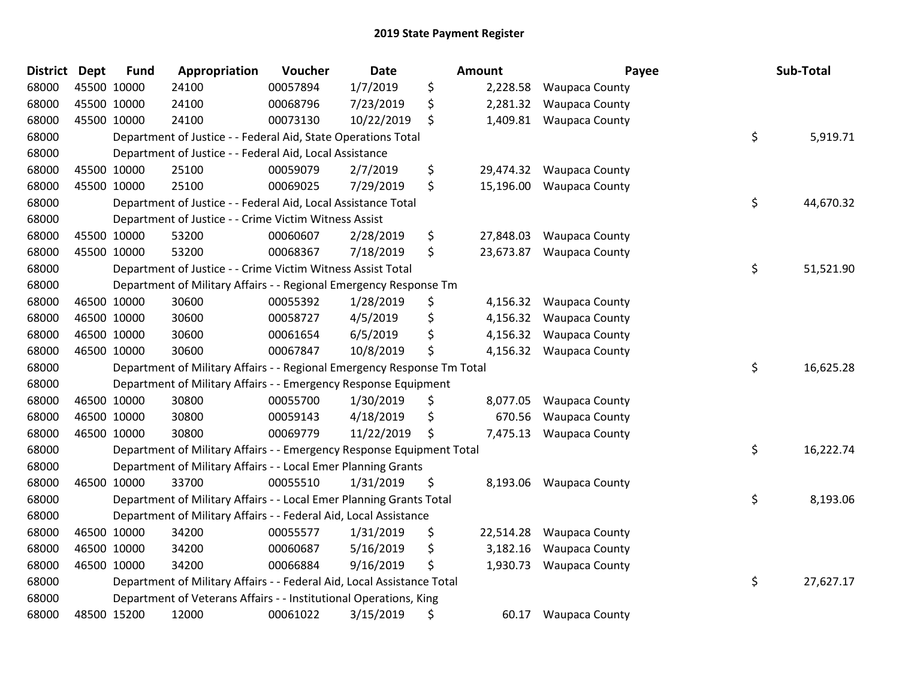# 2019 State Payment Register

| District | Dept | Fund | Appropriation | Voucher | Date | Amount | Payee | Sub-Total |
|---|---|---|---|---|---|---|---|---|
| 68000 | 45500 | 10000 | 24100 | 00057894 | 1/7/2019 | $ 2,228.58 | Waupaca County | |
| 68000 | 45500 | 10000 | 24100 | 00068796 | 7/23/2019 | $ 2,281.32 | Waupaca County | |
| 68000 | 45500 | 10000 | 24100 | 00073130 | 10/22/2019 | $ 1,409.81 | Waupaca County | |
| 68000 | | Department of Justice - - Federal Aid, State Operations Total | | | | | | $ 5,919.71 |
| 68000 | | Department of Justice - - Federal Aid, Local Assistance | | | | | | |
| 68000 | 45500 | 10000 | 25100 | 00059079 | 2/7/2019 | $ 29,474.32 | Waupaca County | |
| 68000 | 45500 | 10000 | 25100 | 00069025 | 7/29/2019 | $ 15,196.00 | Waupaca County | |
| 68000 | | Department of Justice - - Federal Aid, Local Assistance Total | | | | | | $ 44,670.32 |
| 68000 | | Department of Justice - - Crime Victim Witness Assist | | | | | | |
| 68000 | 45500 | 10000 | 53200 | 00060607 | 2/28/2019 | $ 27,848.03 | Waupaca County | |
| 68000 | 45500 | 10000 | 53200 | 00068367 | 7/18/2019 | $ 23,673.87 | Waupaca County | |
| 68000 | | Department of Justice - - Crime Victim Witness Assist Total | | | | | | $ 51,521.90 |
| 68000 | | Department of Military Affairs - - Regional Emergency Response Tm | | | | | | |
| 68000 | 46500 | 10000 | 30600 | 00055392 | 1/28/2019 | $ 4,156.32 | Waupaca County | |
| 68000 | 46500 | 10000 | 30600 | 00058727 | 4/5/2019 | $ 4,156.32 | Waupaca County | |
| 68000 | 46500 | 10000 | 30600 | 00061654 | 6/5/2019 | $ 4,156.32 | Waupaca County | |
| 68000 | 46500 | 10000 | 30600 | 00067847 | 10/8/2019 | $ 4,156.32 | Waupaca County | |
| 68000 | | Department of Military Affairs - - Regional Emergency Response Tm Total | | | | | | $ 16,625.28 |
| 68000 | | Department of Military Affairs - - Emergency Response Equipment | | | | | | |
| 68000 | 46500 | 10000 | 30800 | 00055700 | 1/30/2019 | $ 8,077.05 | Waupaca County | |
| 68000 | 46500 | 10000 | 30800 | 00059143 | 4/18/2019 | $ 670.56 | Waupaca County | |
| 68000 | 46500 | 10000 | 30800 | 00069779 | 11/22/2019 | $ 7,475.13 | Waupaca County | |
| 68000 | | Department of Military Affairs - - Emergency Response Equipment Total | | | | | | $ 16,222.74 |
| 68000 | | Department of Military Affairs - - Local Emer Planning Grants | | | | | | |
| 68000 | 46500 | 10000 | 33700 | 00055510 | 1/31/2019 | $ 8,193.06 | Waupaca County | |
| 68000 | | Department of Military Affairs - - Local Emer Planning Grants Total | | | | | | $ 8,193.06 |
| 68000 | | Department of Military Affairs - - Federal Aid, Local Assistance | | | | | | |
| 68000 | 46500 | 10000 | 34200 | 00055577 | 1/31/2019 | $ 22,514.28 | Waupaca County | |
| 68000 | 46500 | 10000 | 34200 | 00060687 | 5/16/2019 | $ 3,182.16 | Waupaca County | |
| 68000 | 46500 | 10000 | 34200 | 00066884 | 9/16/2019 | $ 1,930.73 | Waupaca County | |
| 68000 | | Department of Military Affairs - - Federal Aid, Local Assistance Total | | | | | | $ 27,627.17 |
| 68000 | | Department of Veterans Affairs - - Institutional Operations, King | | | | | | |
| 68000 | 48500 | 15200 | 12000 | 00061022 | 3/15/2019 | $ 60.17 | Waupaca County | |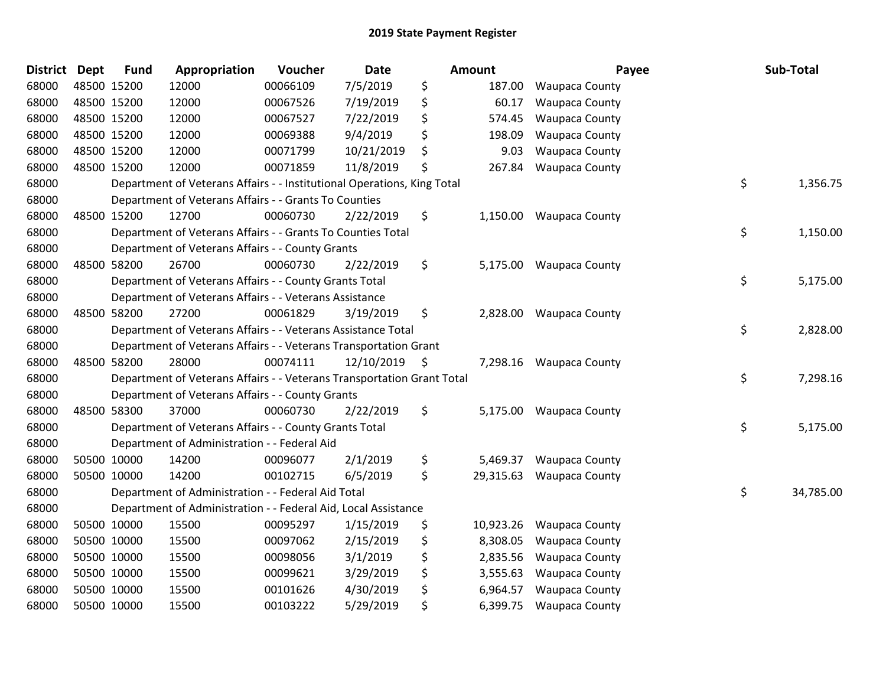# 2019 State Payment Register

| District | Dept | Fund | Appropriation | Voucher | Date | Amount | Payee | Sub-Total |
|---|---|---|---|---|---|---|---|---|
| 68000 | 48500 | 15200 | 12000 | 00066109 | 7/5/2019 | $ 187.00 | Waupaca County | |
| 68000 | 48500 | 15200 | 12000 | 00067526 | 7/19/2019 | $ 60.17 | Waupaca County | |
| 68000 | 48500 | 15200 | 12000 | 00067527 | 7/22/2019 | $ 574.45 | Waupaca County | |
| 68000 | 48500 | 15200 | 12000 | 00069388 | 9/4/2019 | $ 198.09 | Waupaca County | |
| 68000 | 48500 | 15200 | 12000 | 00071799 | 10/21/2019 | $ 9.03 | Waupaca County | |
| 68000 | 48500 | 15200 | 12000 | 00071859 | 11/8/2019 | $ 267.84 | Waupaca County | |
| 68000 | | Department of Veterans Affairs - - Institutional Operations, King Total | | | | | | $ 1,356.75 |
| 68000 | | Department of Veterans Affairs - - Grants To Counties | | | | | | |
| 68000 | 48500 | 15200 | 12700 | 00060730 | 2/22/2019 | $ 1,150.00 | Waupaca County | |
| 68000 | | Department of Veterans Affairs - - Grants To Counties Total | | | | | | $ 1,150.00 |
| 68000 | | Department of Veterans Affairs - - County Grants | | | | | | |
| 68000 | 48500 | 58200 | 26700 | 00060730 | 2/22/2019 | $ 5,175.00 | Waupaca County | |
| 68000 | | Department of Veterans Affairs - - County Grants Total | | | | | | $ 5,175.00 |
| 68000 | | Department of Veterans Affairs - - Veterans Assistance | | | | | | |
| 68000 | 48500 | 58200 | 27200 | 00061829 | 3/19/2019 | $ 2,828.00 | Waupaca County | |
| 68000 | | Department of Veterans Affairs - - Veterans Assistance Total | | | | | | $ 2,828.00 |
| 68000 | | Department of Veterans Affairs - - Veterans Transportation Grant | | | | | | |
| 68000 | 48500 | 58200 | 28000 | 00074111 | 12/10/2019 | $ 7,298.16 | Waupaca County | |
| 68000 | | Department of Veterans Affairs - - Veterans Transportation Grant Total | | | | | | $ 7,298.16 |
| 68000 | | Department of Veterans Affairs - - County Grants | | | | | | |
| 68000 | 48500 | 58300 | 37000 | 00060730 | 2/22/2019 | $ 5,175.00 | Waupaca County | |
| 68000 | | Department of Veterans Affairs - - County Grants Total | | | | | | $ 5,175.00 |
| 68000 | | Department of Administration - - Federal Aid | | | | | | |
| 68000 | 50500 | 10000 | 14200 | 00096077 | 2/1/2019 | $ 5,469.37 | Waupaca County | |
| 68000 | 50500 | 10000 | 14200 | 00102715 | 6/5/2019 | $ 29,315.63 | Waupaca County | |
| 68000 | | Department of Administration - - Federal Aid Total | | | | | | $ 34,785.00 |
| 68000 | | Department of Administration - - Federal Aid, Local Assistance | | | | | | |
| 68000 | 50500 | 10000 | 15500 | 00095297 | 1/15/2019 | $ 10,923.26 | Waupaca County | |
| 68000 | 50500 | 10000 | 15500 | 00097062 | 2/15/2019 | $ 8,308.05 | Waupaca County | |
| 68000 | 50500 | 10000 | 15500 | 00098056 | 3/1/2019 | $ 2,835.56 | Waupaca County | |
| 68000 | 50500 | 10000 | 15500 | 00099621 | 3/29/2019 | $ 3,555.63 | Waupaca County | |
| 68000 | 50500 | 10000 | 15500 | 00101626 | 4/30/2019 | $ 6,964.57 | Waupaca County | |
| 68000 | 50500 | 10000 | 15500 | 00103222 | 5/29/2019 | $ 6,399.75 | Waupaca County | |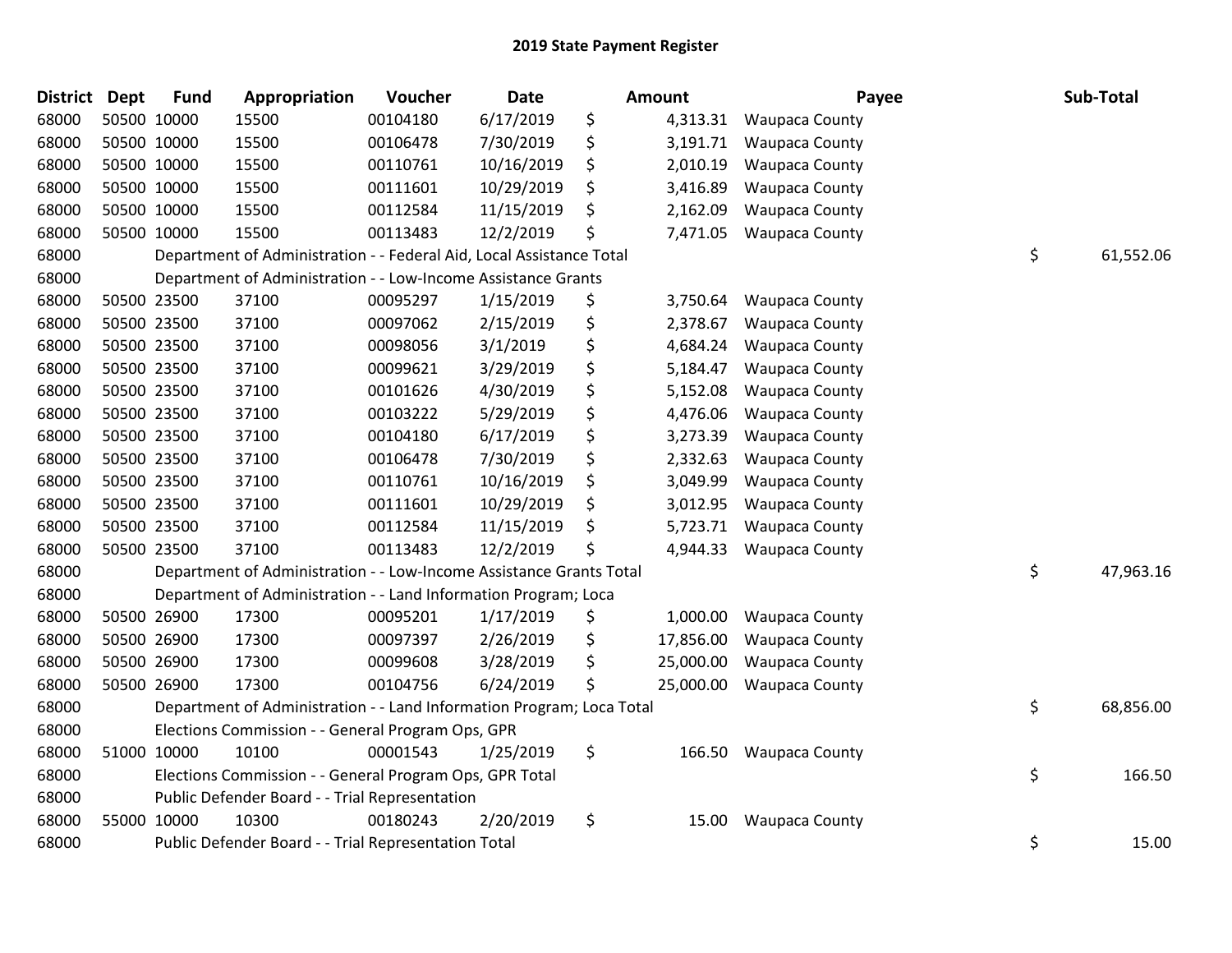## 2019 State Payment Register

| District | Dept | Fund | Appropriation | Voucher | Date | Amount | Payee | Sub-Total |
|---|---|---|---|---|---|---|---|---|
| 68000 | 50500 | 10000 | 15500 | 00104180 | 6/17/2019 | $ 4,313.31 | Waupaca County | |
| 68000 | 50500 | 10000 | 15500 | 00106478 | 7/30/2019 | $ 3,191.71 | Waupaca County | |
| 68000 | 50500 | 10000 | 15500 | 00110761 | 10/16/2019 | $ 2,010.19 | Waupaca County | |
| 68000 | 50500 | 10000 | 15500 | 00111601 | 10/29/2019 | $ 3,416.89 | Waupaca County | |
| 68000 | 50500 | 10000 | 15500 | 00112584 | 11/15/2019 | $ 2,162.09 | Waupaca County | |
| 68000 | 50500 | 10000 | 15500 | 00113483 | 12/2/2019 | $ 7,471.05 | Waupaca County | |
| 68000 | | Department of Administration - - Federal Aid, Local Assistance Total | | | | | | $ 61,552.06 |
| 68000 | | Department of Administration - - Low-Income Assistance Grants | | | | | | |
| 68000 | 50500 | 23500 | 37100 | 00095297 | 1/15/2019 | $ 3,750.64 | Waupaca County | |
| 68000 | 50500 | 23500 | 37100 | 00097062 | 2/15/2019 | $ 2,378.67 | Waupaca County | |
| 68000 | 50500 | 23500 | 37100 | 00098056 | 3/1/2019 | $ 4,684.24 | Waupaca County | |
| 68000 | 50500 | 23500 | 37100 | 00099621 | 3/29/2019 | $ 5,184.47 | Waupaca County | |
| 68000 | 50500 | 23500 | 37100 | 00101626 | 4/30/2019 | $ 5,152.08 | Waupaca County | |
| 68000 | 50500 | 23500 | 37100 | 00103222 | 5/29/2019 | $ 4,476.06 | Waupaca County | |
| 68000 | 50500 | 23500 | 37100 | 00104180 | 6/17/2019 | $ 3,273.39 | Waupaca County | |
| 68000 | 50500 | 23500 | 37100 | 00106478 | 7/30/2019 | $ 2,332.63 | Waupaca County | |
| 68000 | 50500 | 23500 | 37100 | 00110761 | 10/16/2019 | $ 3,049.99 | Waupaca County | |
| 68000 | 50500 | 23500 | 37100 | 00111601 | 10/29/2019 | $ 3,012.95 | Waupaca County | |
| 68000 | 50500 | 23500 | 37100 | 00112584 | 11/15/2019 | $ 5,723.71 | Waupaca County | |
| 68000 | 50500 | 23500 | 37100 | 00113483 | 12/2/2019 | $ 4,944.33 | Waupaca County | |
| 68000 | | Department of Administration - - Low-Income Assistance Grants Total | | | | | | $ 47,963.16 |
| 68000 | | Department of Administration - - Land Information Program; Loca | | | | | | |
| 68000 | 50500 | 26900 | 17300 | 00095201 | 1/17/2019 | $ 1,000.00 | Waupaca County | |
| 68000 | 50500 | 26900 | 17300 | 00097397 | 2/26/2019 | $ 17,856.00 | Waupaca County | |
| 68000 | 50500 | 26900 | 17300 | 00099608 | 3/28/2019 | $ 25,000.00 | Waupaca County | |
| 68000 | 50500 | 26900 | 17300 | 00104756 | 6/24/2019 | $ 25,000.00 | Waupaca County | |
| 68000 | | Department of Administration - - Land Information Program; Loca Total | | | | | | $ 68,856.00 |
| 68000 | | Elections Commission - - General Program Ops, GPR | | | | | | |
| 68000 | 51000 | 10000 | 10100 | 00001543 | 1/25/2019 | $ 166.50 | Waupaca County | |
| 68000 | | Elections Commission - - General Program Ops, GPR Total | | | | | | $ 166.50 |
| 68000 | | Public Defender Board - - Trial Representation | | | | | | |
| 68000 | 55000 | 10000 | 10300 | 00180243 | 2/20/2019 | $ 15.00 | Waupaca County | |
| 68000 | | Public Defender Board - - Trial Representation Total | | | | | | $ 15.00 |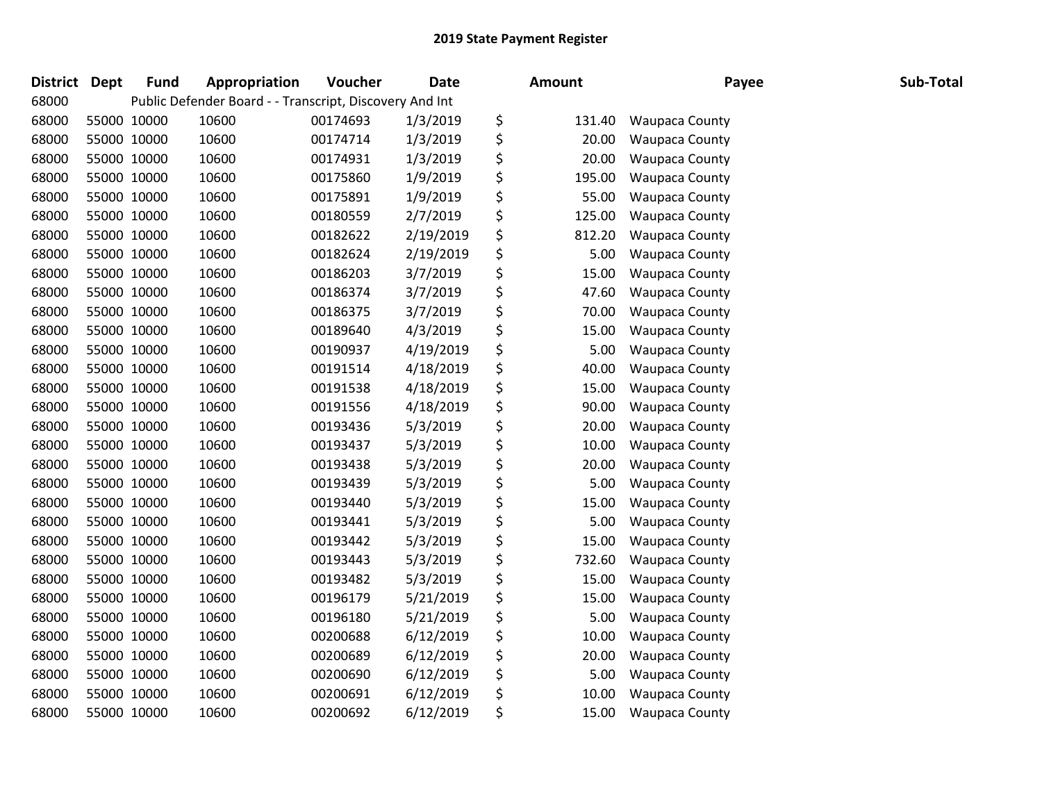## 2019 State Payment Register

| District | Dept | Fund | Appropriation | Voucher | Date | Amount | Payee | Sub-Total |
|---|---|---|---|---|---|---|---|---|
| 68000 | | Public Defender Board - - Transcript, Discovery And Int | | | | | | |
| 68000 | 55000 | 10000 | 10600 | 00174693 | 1/3/2019 | $ 131.40 | Waupaca County | |
| 68000 | 55000 | 10000 | 10600 | 00174714 | 1/3/2019 | $ 20.00 | Waupaca County | |
| 68000 | 55000 | 10000 | 10600 | 00174931 | 1/3/2019 | $ 20.00 | Waupaca County | |
| 68000 | 55000 | 10000 | 10600 | 00175860 | 1/9/2019 | $ 195.00 | Waupaca County | |
| 68000 | 55000 | 10000 | 10600 | 00175891 | 1/9/2019 | $ 55.00 | Waupaca County | |
| 68000 | 55000 | 10000 | 10600 | 00180559 | 2/7/2019 | $ 125.00 | Waupaca County | |
| 68000 | 55000 | 10000 | 10600 | 00182622 | 2/19/2019 | $ 812.20 | Waupaca County | |
| 68000 | 55000 | 10000 | 10600 | 00182624 | 2/19/2019 | $ 5.00 | Waupaca County | |
| 68000 | 55000 | 10000 | 10600 | 00186203 | 3/7/2019 | $ 15.00 | Waupaca County | |
| 68000 | 55000 | 10000 | 10600 | 00186374 | 3/7/2019 | $ 47.60 | Waupaca County | |
| 68000 | 55000 | 10000 | 10600 | 00186375 | 3/7/2019 | $ 70.00 | Waupaca County | |
| 68000 | 55000 | 10000 | 10600 | 00189640 | 4/3/2019 | $ 15.00 | Waupaca County | |
| 68000 | 55000 | 10000 | 10600 | 00190937 | 4/19/2019 | $ 5.00 | Waupaca County | |
| 68000 | 55000 | 10000 | 10600 | 00191514 | 4/18/2019 | $ 40.00 | Waupaca County | |
| 68000 | 55000 | 10000 | 10600 | 00191538 | 4/18/2019 | $ 15.00 | Waupaca County | |
| 68000 | 55000 | 10000 | 10600 | 00191556 | 4/18/2019 | $ 90.00 | Waupaca County | |
| 68000 | 55000 | 10000 | 10600 | 00193436 | 5/3/2019 | $ 20.00 | Waupaca County | |
| 68000 | 55000 | 10000 | 10600 | 00193437 | 5/3/2019 | $ 10.00 | Waupaca County | |
| 68000 | 55000 | 10000 | 10600 | 00193438 | 5/3/2019 | $ 20.00 | Waupaca County | |
| 68000 | 55000 | 10000 | 10600 | 00193439 | 5/3/2019 | $ 5.00 | Waupaca County | |
| 68000 | 55000 | 10000 | 10600 | 00193440 | 5/3/2019 | $ 15.00 | Waupaca County | |
| 68000 | 55000 | 10000 | 10600 | 00193441 | 5/3/2019 | $ 5.00 | Waupaca County | |
| 68000 | 55000 | 10000 | 10600 | 00193442 | 5/3/2019 | $ 15.00 | Waupaca County | |
| 68000 | 55000 | 10000 | 10600 | 00193443 | 5/3/2019 | $ 732.60 | Waupaca County | |
| 68000 | 55000 | 10000 | 10600 | 00193482 | 5/3/2019 | $ 15.00 | Waupaca County | |
| 68000 | 55000 | 10000 | 10600 | 00196179 | 5/21/2019 | $ 15.00 | Waupaca County | |
| 68000 | 55000 | 10000 | 10600 | 00196180 | 5/21/2019 | $ 5.00 | Waupaca County | |
| 68000 | 55000 | 10000 | 10600 | 00200688 | 6/12/2019 | $ 10.00 | Waupaca County | |
| 68000 | 55000 | 10000 | 10600 | 00200689 | 6/12/2019 | $ 20.00 | Waupaca County | |
| 68000 | 55000 | 10000 | 10600 | 00200690 | 6/12/2019 | $ 5.00 | Waupaca County | |
| 68000 | 55000 | 10000 | 10600 | 00200691 | 6/12/2019 | $ 10.00 | Waupaca County | |
| 68000 | 55000 | 10000 | 10600 | 00200692 | 6/12/2019 | $ 15.00 | Waupaca County | |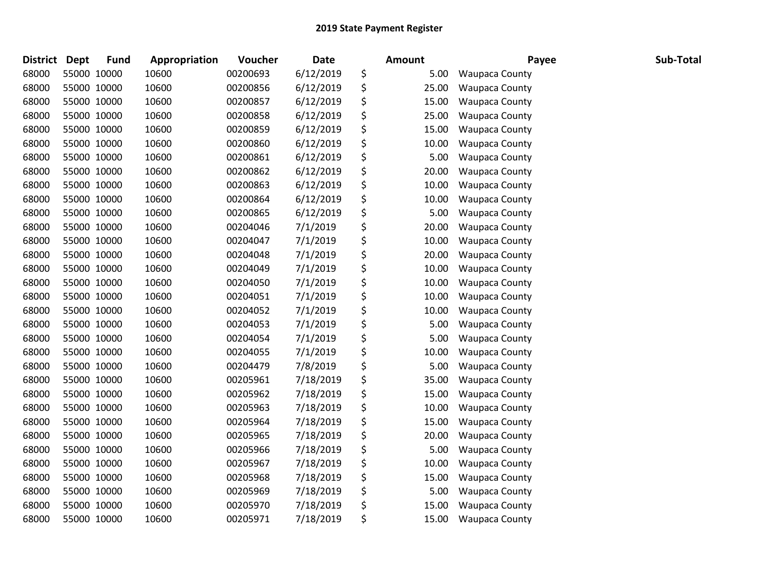# 2019 State Payment Register

| District | Dept | Fund | Appropriation | Voucher | Date | Amount | Payee | Sub-Total |
|---|---|---|---|---|---|---|---|---|
| 68000 | 55000 | 10000 | 10600 | 00200693 | 6/12/2019 | $ 5.00 | Waupaca County | |
| 68000 | 55000 | 10000 | 10600 | 00200856 | 6/12/2019 | $ 25.00 | Waupaca County | |
| 68000 | 55000 | 10000 | 10600 | 00200857 | 6/12/2019 | $ 15.00 | Waupaca County | |
| 68000 | 55000 | 10000 | 10600 | 00200858 | 6/12/2019 | $ 25.00 | Waupaca County | |
| 68000 | 55000 | 10000 | 10600 | 00200859 | 6/12/2019 | $ 15.00 | Waupaca County | |
| 68000 | 55000 | 10000 | 10600 | 00200860 | 6/12/2019 | $ 10.00 | Waupaca County | |
| 68000 | 55000 | 10000 | 10600 | 00200861 | 6/12/2019 | $ 5.00 | Waupaca County | |
| 68000 | 55000 | 10000 | 10600 | 00200862 | 6/12/2019 | $ 20.00 | Waupaca County | |
| 68000 | 55000 | 10000 | 10600 | 00200863 | 6/12/2019 | $ 10.00 | Waupaca County | |
| 68000 | 55000 | 10000 | 10600 | 00200864 | 6/12/2019 | $ 10.00 | Waupaca County | |
| 68000 | 55000 | 10000 | 10600 | 00200865 | 6/12/2019 | $ 5.00 | Waupaca County | |
| 68000 | 55000 | 10000 | 10600 | 00204046 | 7/1/2019 | $ 20.00 | Waupaca County | |
| 68000 | 55000 | 10000 | 10600 | 00204047 | 7/1/2019 | $ 10.00 | Waupaca County | |
| 68000 | 55000 | 10000 | 10600 | 00204048 | 7/1/2019 | $ 20.00 | Waupaca County | |
| 68000 | 55000 | 10000 | 10600 | 00204049 | 7/1/2019 | $ 10.00 | Waupaca County | |
| 68000 | 55000 | 10000 | 10600 | 00204050 | 7/1/2019 | $ 10.00 | Waupaca County | |
| 68000 | 55000 | 10000 | 10600 | 00204051 | 7/1/2019 | $ 10.00 | Waupaca County | |
| 68000 | 55000 | 10000 | 10600 | 00204052 | 7/1/2019 | $ 10.00 | Waupaca County | |
| 68000 | 55000 | 10000 | 10600 | 00204053 | 7/1/2019 | $ 5.00 | Waupaca County | |
| 68000 | 55000 | 10000 | 10600 | 00204054 | 7/1/2019 | $ 5.00 | Waupaca County | |
| 68000 | 55000 | 10000 | 10600 | 00204055 | 7/1/2019 | $ 10.00 | Waupaca County | |
| 68000 | 55000 | 10000 | 10600 | 00204479 | 7/8/2019 | $ 5.00 | Waupaca County | |
| 68000 | 55000 | 10000 | 10600 | 00205961 | 7/18/2019 | $ 35.00 | Waupaca County | |
| 68000 | 55000 | 10000 | 10600 | 00205962 | 7/18/2019 | $ 15.00 | Waupaca County | |
| 68000 | 55000 | 10000 | 10600 | 00205963 | 7/18/2019 | $ 10.00 | Waupaca County | |
| 68000 | 55000 | 10000 | 10600 | 00205964 | 7/18/2019 | $ 15.00 | Waupaca County | |
| 68000 | 55000 | 10000 | 10600 | 00205965 | 7/18/2019 | $ 20.00 | Waupaca County | |
| 68000 | 55000 | 10000 | 10600 | 00205966 | 7/18/2019 | $ 5.00 | Waupaca County | |
| 68000 | 55000 | 10000 | 10600 | 00205967 | 7/18/2019 | $ 10.00 | Waupaca County | |
| 68000 | 55000 | 10000 | 10600 | 00205968 | 7/18/2019 | $ 15.00 | Waupaca County | |
| 68000 | 55000 | 10000 | 10600 | 00205969 | 7/18/2019 | $ 5.00 | Waupaca County | |
| 68000 | 55000 | 10000 | 10600 | 00205970 | 7/18/2019 | $ 15.00 | Waupaca County | |
| 68000 | 55000 | 10000 | 10600 | 00205971 | 7/18/2019 | $ 15.00 | Waupaca County | |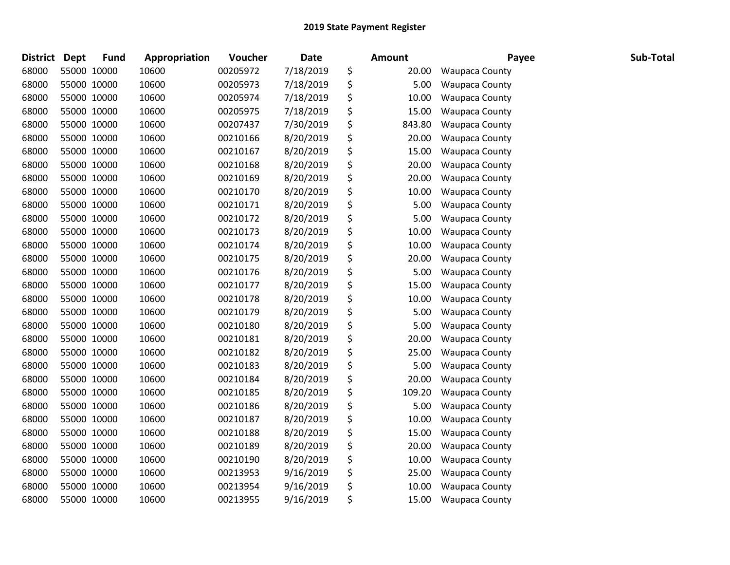# 2019 State Payment Register

| District | Dept | Fund | Appropriation | Voucher | Date | Amount | Payee | Sub-Total |
|---|---|---|---|---|---|---|---|---|
| 68000 | 55000 | 10000 | 10600 | 00205972 | 7/18/2019 | $ 20.00 | Waupaca County | |
| 68000 | 55000 | 10000 | 10600 | 00205973 | 7/18/2019 | $ 5.00 | Waupaca County | |
| 68000 | 55000 | 10000 | 10600 | 00205974 | 7/18/2019 | $ 10.00 | Waupaca County | |
| 68000 | 55000 | 10000 | 10600 | 00205975 | 7/18/2019 | $ 15.00 | Waupaca County | |
| 68000 | 55000 | 10000 | 10600 | 00207437 | 7/30/2019 | $ 843.80 | Waupaca County | |
| 68000 | 55000 | 10000 | 10600 | 00210166 | 8/20/2019 | $ 20.00 | Waupaca County | |
| 68000 | 55000 | 10000 | 10600 | 00210167 | 8/20/2019 | $ 15.00 | Waupaca County | |
| 68000 | 55000 | 10000 | 10600 | 00210168 | 8/20/2019 | $ 20.00 | Waupaca County | |
| 68000 | 55000 | 10000 | 10600 | 00210169 | 8/20/2019 | $ 20.00 | Waupaca County | |
| 68000 | 55000 | 10000 | 10600 | 00210170 | 8/20/2019 | $ 10.00 | Waupaca County | |
| 68000 | 55000 | 10000 | 10600 | 00210171 | 8/20/2019 | $ 5.00 | Waupaca County | |
| 68000 | 55000 | 10000 | 10600 | 00210172 | 8/20/2019 | $ 5.00 | Waupaca County | |
| 68000 | 55000 | 10000 | 10600 | 00210173 | 8/20/2019 | $ 10.00 | Waupaca County | |
| 68000 | 55000 | 10000 | 10600 | 00210174 | 8/20/2019 | $ 10.00 | Waupaca County | |
| 68000 | 55000 | 10000 | 10600 | 00210175 | 8/20/2019 | $ 20.00 | Waupaca County | |
| 68000 | 55000 | 10000 | 10600 | 00210176 | 8/20/2019 | $ 5.00 | Waupaca County | |
| 68000 | 55000 | 10000 | 10600 | 00210177 | 8/20/2019 | $ 15.00 | Waupaca County | |
| 68000 | 55000 | 10000 | 10600 | 00210178 | 8/20/2019 | $ 10.00 | Waupaca County | |
| 68000 | 55000 | 10000 | 10600 | 00210179 | 8/20/2019 | $ 5.00 | Waupaca County | |
| 68000 | 55000 | 10000 | 10600 | 00210180 | 8/20/2019 | $ 5.00 | Waupaca County | |
| 68000 | 55000 | 10000 | 10600 | 00210181 | 8/20/2019 | $ 20.00 | Waupaca County | |
| 68000 | 55000 | 10000 | 10600 | 00210182 | 8/20/2019 | $ 25.00 | Waupaca County | |
| 68000 | 55000 | 10000 | 10600 | 00210183 | 8/20/2019 | $ 5.00 | Waupaca County | |
| 68000 | 55000 | 10000 | 10600 | 00210184 | 8/20/2019 | $ 20.00 | Waupaca County | |
| 68000 | 55000 | 10000 | 10600 | 00210185 | 8/20/2019 | $ 109.20 | Waupaca County | |
| 68000 | 55000 | 10000 | 10600 | 00210186 | 8/20/2019 | $ 5.00 | Waupaca County | |
| 68000 | 55000 | 10000 | 10600 | 00210187 | 8/20/2019 | $ 10.00 | Waupaca County | |
| 68000 | 55000 | 10000 | 10600 | 00210188 | 8/20/2019 | $ 15.00 | Waupaca County | |
| 68000 | 55000 | 10000 | 10600 | 00210189 | 8/20/2019 | $ 20.00 | Waupaca County | |
| 68000 | 55000 | 10000 | 10600 | 00210190 | 8/20/2019 | $ 10.00 | Waupaca County | |
| 68000 | 55000 | 10000 | 10600 | 00213953 | 9/16/2019 | $ 25.00 | Waupaca County | |
| 68000 | 55000 | 10000 | 10600 | 00213954 | 9/16/2019 | $ 10.00 | Waupaca County | |
| 68000 | 55000 | 10000 | 10600 | 00213955 | 9/16/2019 | $ 15.00 | Waupaca County | |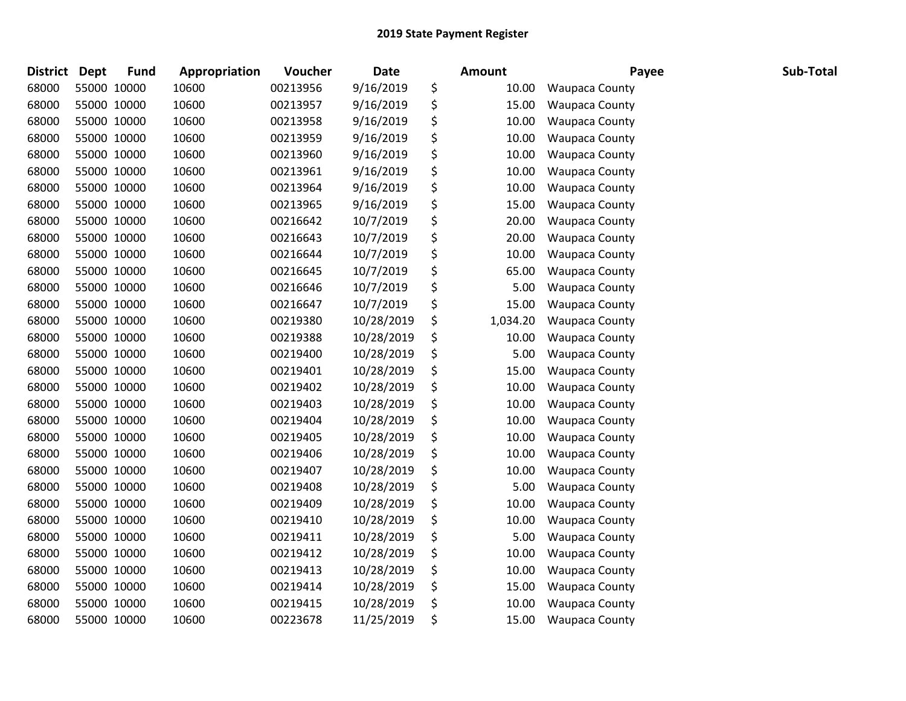## 2019 State Payment Register

| District | Dept | Fund | Appropriation | Voucher | Date | Amount | Payee | Sub-Total |
|---|---|---|---|---|---|---|---|---|
| 68000 | 55000 | 10000 | 10600 | 00213956 | 9/16/2019 | $ 10.00 | Waupaca County | |
| 68000 | 55000 | 10000 | 10600 | 00213957 | 9/16/2019 | $ 15.00 | Waupaca County | |
| 68000 | 55000 | 10000 | 10600 | 00213958 | 9/16/2019 | $ 10.00 | Waupaca County | |
| 68000 | 55000 | 10000 | 10600 | 00213959 | 9/16/2019 | $ 10.00 | Waupaca County | |
| 68000 | 55000 | 10000 | 10600 | 00213960 | 9/16/2019 | $ 10.00 | Waupaca County | |
| 68000 | 55000 | 10000 | 10600 | 00213961 | 9/16/2019 | $ 10.00 | Waupaca County | |
| 68000 | 55000 | 10000 | 10600 | 00213964 | 9/16/2019 | $ 10.00 | Waupaca County | |
| 68000 | 55000 | 10000 | 10600 | 00213965 | 9/16/2019 | $ 15.00 | Waupaca County | |
| 68000 | 55000 | 10000 | 10600 | 00216642 | 10/7/2019 | $ 20.00 | Waupaca County | |
| 68000 | 55000 | 10000 | 10600 | 00216643 | 10/7/2019 | $ 20.00 | Waupaca County | |
| 68000 | 55000 | 10000 | 10600 | 00216644 | 10/7/2019 | $ 10.00 | Waupaca County | |
| 68000 | 55000 | 10000 | 10600 | 00216645 | 10/7/2019 | $ 65.00 | Waupaca County | |
| 68000 | 55000 | 10000 | 10600 | 00216646 | 10/7/2019 | $ 5.00 | Waupaca County | |
| 68000 | 55000 | 10000 | 10600 | 00216647 | 10/7/2019 | $ 15.00 | Waupaca County | |
| 68000 | 55000 | 10000 | 10600 | 00219380 | 10/28/2019 | $ 1,034.20 | Waupaca County | |
| 68000 | 55000 | 10000 | 10600 | 00219388 | 10/28/2019 | $ 10.00 | Waupaca County | |
| 68000 | 55000 | 10000 | 10600 | 00219400 | 10/28/2019 | $ 5.00 | Waupaca County | |
| 68000 | 55000 | 10000 | 10600 | 00219401 | 10/28/2019 | $ 15.00 | Waupaca County | |
| 68000 | 55000 | 10000 | 10600 | 00219402 | 10/28/2019 | $ 10.00 | Waupaca County | |
| 68000 | 55000 | 10000 | 10600 | 00219403 | 10/28/2019 | $ 10.00 | Waupaca County | |
| 68000 | 55000 | 10000 | 10600 | 00219404 | 10/28/2019 | $ 10.00 | Waupaca County | |
| 68000 | 55000 | 10000 | 10600 | 00219405 | 10/28/2019 | $ 10.00 | Waupaca County | |
| 68000 | 55000 | 10000 | 10600 | 00219406 | 10/28/2019 | $ 10.00 | Waupaca County | |
| 68000 | 55000 | 10000 | 10600 | 00219407 | 10/28/2019 | $ 10.00 | Waupaca County | |
| 68000 | 55000 | 10000 | 10600 | 00219408 | 10/28/2019 | $ 5.00 | Waupaca County | |
| 68000 | 55000 | 10000 | 10600 | 00219409 | 10/28/2019 | $ 10.00 | Waupaca County | |
| 68000 | 55000 | 10000 | 10600 | 00219410 | 10/28/2019 | $ 10.00 | Waupaca County | |
| 68000 | 55000 | 10000 | 10600 | 00219411 | 10/28/2019 | $ 5.00 | Waupaca County | |
| 68000 | 55000 | 10000 | 10600 | 00219412 | 10/28/2019 | $ 10.00 | Waupaca County | |
| 68000 | 55000 | 10000 | 10600 | 00219413 | 10/28/2019 | $ 10.00 | Waupaca County | |
| 68000 | 55000 | 10000 | 10600 | 00219414 | 10/28/2019 | $ 15.00 | Waupaca County | |
| 68000 | 55000 | 10000 | 10600 | 00219415 | 10/28/2019 | $ 10.00 | Waupaca County | |
| 68000 | 55000 | 10000 | 10600 | 00223678 | 11/25/2019 | $ 15.00 | Waupaca County | |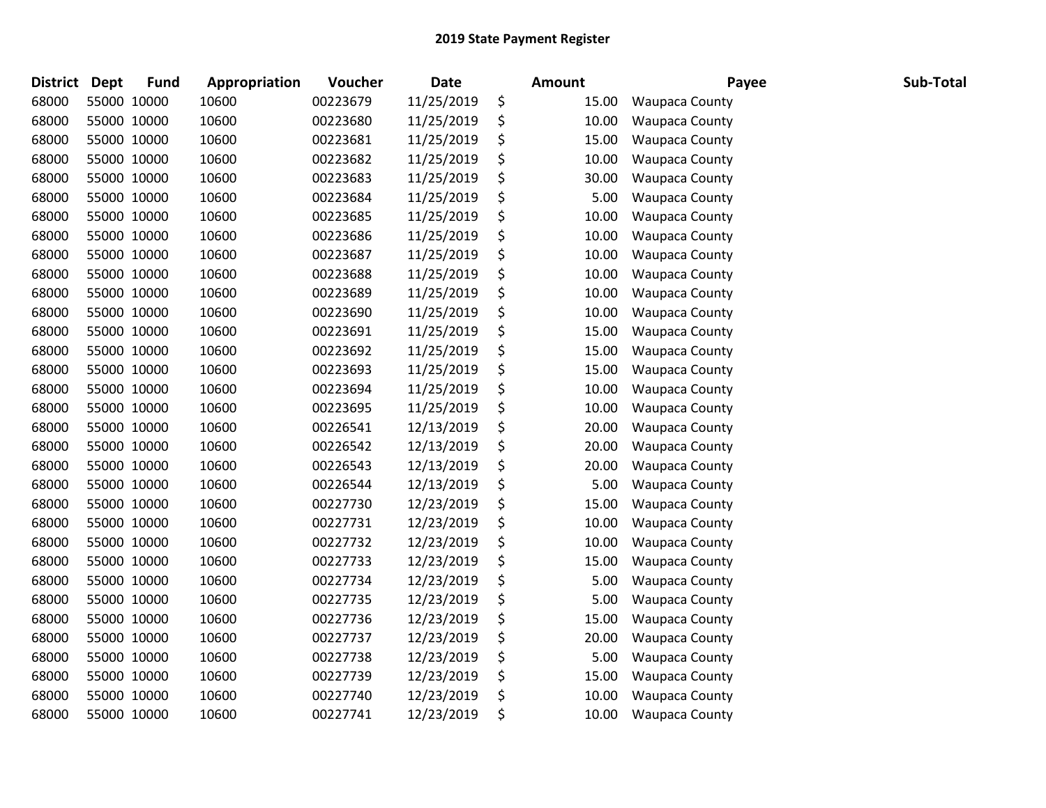## 2019 State Payment Register

| District | Dept | Fund | Appropriation | Voucher | Date | Amount | Payee | Sub-Total |
|---|---|---|---|---|---|---|---|---|
| 68000 | 55000 | 10000 | 10600 | 00223679 | 11/25/2019 | $ 15.00 | Waupaca County | |
| 68000 | 55000 | 10000 | 10600 | 00223680 | 11/25/2019 | $ 10.00 | Waupaca County | |
| 68000 | 55000 | 10000 | 10600 | 00223681 | 11/25/2019 | $ 15.00 | Waupaca County | |
| 68000 | 55000 | 10000 | 10600 | 00223682 | 11/25/2019 | $ 10.00 | Waupaca County | |
| 68000 | 55000 | 10000 | 10600 | 00223683 | 11/25/2019 | $ 30.00 | Waupaca County | |
| 68000 | 55000 | 10000 | 10600 | 00223684 | 11/25/2019 | $ 5.00 | Waupaca County | |
| 68000 | 55000 | 10000 | 10600 | 00223685 | 11/25/2019 | $ 10.00 | Waupaca County | |
| 68000 | 55000 | 10000 | 10600 | 00223686 | 11/25/2019 | $ 10.00 | Waupaca County | |
| 68000 | 55000 | 10000 | 10600 | 00223687 | 11/25/2019 | $ 10.00 | Waupaca County | |
| 68000 | 55000 | 10000 | 10600 | 00223688 | 11/25/2019 | $ 10.00 | Waupaca County | |
| 68000 | 55000 | 10000 | 10600 | 00223689 | 11/25/2019 | $ 10.00 | Waupaca County | |
| 68000 | 55000 | 10000 | 10600 | 00223690 | 11/25/2019 | $ 10.00 | Waupaca County | |
| 68000 | 55000 | 10000 | 10600 | 00223691 | 11/25/2019 | $ 15.00 | Waupaca County | |
| 68000 | 55000 | 10000 | 10600 | 00223692 | 11/25/2019 | $ 15.00 | Waupaca County | |
| 68000 | 55000 | 10000 | 10600 | 00223693 | 11/25/2019 | $ 15.00 | Waupaca County | |
| 68000 | 55000 | 10000 | 10600 | 00223694 | 11/25/2019 | $ 10.00 | Waupaca County | |
| 68000 | 55000 | 10000 | 10600 | 00223695 | 11/25/2019 | $ 10.00 | Waupaca County | |
| 68000 | 55000 | 10000 | 10600 | 00226541 | 12/13/2019 | $ 20.00 | Waupaca County | |
| 68000 | 55000 | 10000 | 10600 | 00226542 | 12/13/2019 | $ 20.00 | Waupaca County | |
| 68000 | 55000 | 10000 | 10600 | 00226543 | 12/13/2019 | $ 20.00 | Waupaca County | |
| 68000 | 55000 | 10000 | 10600 | 00226544 | 12/13/2019 | $ 5.00 | Waupaca County | |
| 68000 | 55000 | 10000 | 10600 | 00227730 | 12/23/2019 | $ 15.00 | Waupaca County | |
| 68000 | 55000 | 10000 | 10600 | 00227731 | 12/23/2019 | $ 10.00 | Waupaca County | |
| 68000 | 55000 | 10000 | 10600 | 00227732 | 12/23/2019 | $ 10.00 | Waupaca County | |
| 68000 | 55000 | 10000 | 10600 | 00227733 | 12/23/2019 | $ 15.00 | Waupaca County | |
| 68000 | 55000 | 10000 | 10600 | 00227734 | 12/23/2019 | $ 5.00 | Waupaca County | |
| 68000 | 55000 | 10000 | 10600 | 00227735 | 12/23/2019 | $ 5.00 | Waupaca County | |
| 68000 | 55000 | 10000 | 10600 | 00227736 | 12/23/2019 | $ 15.00 | Waupaca County | |
| 68000 | 55000 | 10000 | 10600 | 00227737 | 12/23/2019 | $ 20.00 | Waupaca County | |
| 68000 | 55000 | 10000 | 10600 | 00227738 | 12/23/2019 | $ 5.00 | Waupaca County | |
| 68000 | 55000 | 10000 | 10600 | 00227739 | 12/23/2019 | $ 15.00 | Waupaca County | |
| 68000 | 55000 | 10000 | 10600 | 00227740 | 12/23/2019 | $ 10.00 | Waupaca County | |
| 68000 | 55000 | 10000 | 10600 | 00227741 | 12/23/2019 | $ 10.00 | Waupaca County | |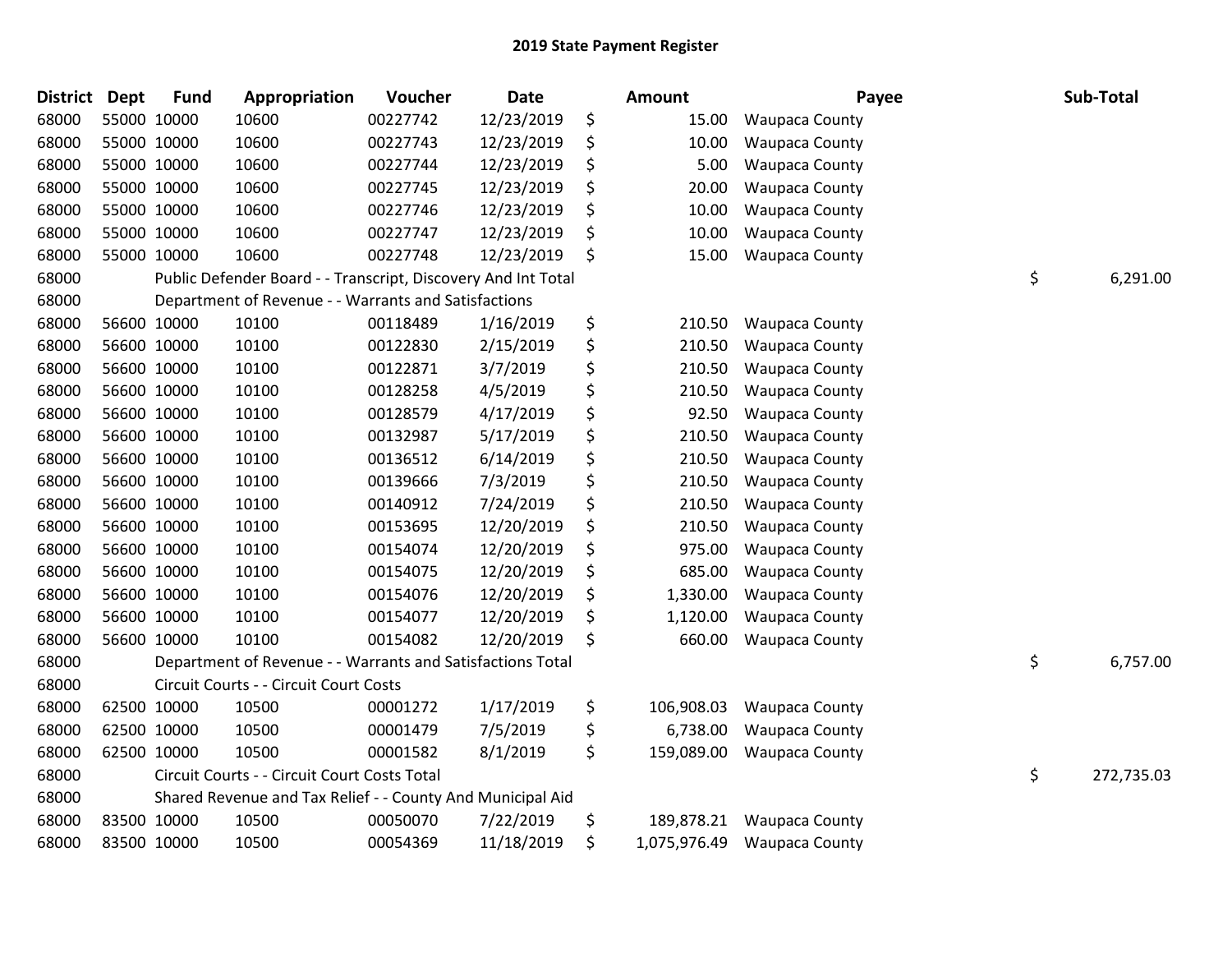# 2019 State Payment Register

| District | Dept | Fund | Appropriation | Voucher | Date | | Amount | Payee | | Sub-Total |
|---|---|---|---|---|---|---|---|---|---|---|
| 68000 | 55000 | 10000 | 10600 | 00227742 | 12/23/2019 | $ | 15.00 | Waupaca County | | |
| 68000 | 55000 | 10000 | 10600 | 00227743 | 12/23/2019 | $ | 10.00 | Waupaca County | | |
| 68000 | 55000 | 10000 | 10600 | 00227744 | 12/23/2019 | $ | 5.00 | Waupaca County | | |
| 68000 | 55000 | 10000 | 10600 | 00227745 | 12/23/2019 | $ | 20.00 | Waupaca County | | |
| 68000 | 55000 | 10000 | 10600 | 00227746 | 12/23/2019 | $ | 10.00 | Waupaca County | | |
| 68000 | 55000 | 10000 | 10600 | 00227747 | 12/23/2019 | $ | 10.00 | Waupaca County | | |
| 68000 | 55000 | 10000 | 10600 | 00227748 | 12/23/2019 | $ | 15.00 | Waupaca County | | |
| 68000 | | | Public Defender Board - - Transcript, Discovery And Int Total | | | | | | $ | 6,291.00 |
| 68000 | | | Department of Revenue - - Warrants and Satisfactions | | | | | | | |
| 68000 | 56600 | 10000 | 10100 | 00118489 | 1/16/2019 | $ | 210.50 | Waupaca County | | |
| 68000 | 56600 | 10000 | 10100 | 00122830 | 2/15/2019 | $ | 210.50 | Waupaca County | | |
| 68000 | 56600 | 10000 | 10100 | 00122871 | 3/7/2019 | $ | 210.50 | Waupaca County | | |
| 68000 | 56600 | 10000 | 10100 | 00128258 | 4/5/2019 | $ | 210.50 | Waupaca County | | |
| 68000 | 56600 | 10000 | 10100 | 00128579 | 4/17/2019 | $ | 92.50 | Waupaca County | | |
| 68000 | 56600 | 10000 | 10100 | 00132987 | 5/17/2019 | $ | 210.50 | Waupaca County | | |
| 68000 | 56600 | 10000 | 10100 | 00136512 | 6/14/2019 | $ | 210.50 | Waupaca County | | |
| 68000 | 56600 | 10000 | 10100 | 00139666 | 7/3/2019 | $ | 210.50 | Waupaca County | | |
| 68000 | 56600 | 10000 | 10100 | 00140912 | 7/24/2019 | $ | 210.50 | Waupaca County | | |
| 68000 | 56600 | 10000 | 10100 | 00153695 | 12/20/2019 | $ | 210.50 | Waupaca County | | |
| 68000 | 56600 | 10000 | 10100 | 00154074 | 12/20/2019 | $ | 975.00 | Waupaca County | | |
| 68000 | 56600 | 10000 | 10100 | 00154075 | 12/20/2019 | $ | 685.00 | Waupaca County | | |
| 68000 | 56600 | 10000 | 10100 | 00154076 | 12/20/2019 | $ | 1,330.00 | Waupaca County | | |
| 68000 | 56600 | 10000 | 10100 | 00154077 | 12/20/2019 | $ | 1,120.00 | Waupaca County | | |
| 68000 | 56600 | 10000 | 10100 | 00154082 | 12/20/2019 | $ | 660.00 | Waupaca County | | |
| 68000 | | | Department of Revenue - - Warrants and Satisfactions Total | | | | | | $ | 6,757.00 |
| 68000 | | | Circuit Courts - - Circuit Court Costs | | | | | | | |
| 68000 | 62500 | 10000 | 10500 | 00001272 | 1/17/2019 | $ | 106,908.03 | Waupaca County | | |
| 68000 | 62500 | 10000 | 10500 | 00001479 | 7/5/2019 | $ | 6,738.00 | Waupaca County | | |
| 68000 | 62500 | 10000 | 10500 | 00001582 | 8/1/2019 | $ | 159,089.00 | Waupaca County | | |
| 68000 | | | Circuit Courts - - Circuit Court Costs Total | | | | | | $ | 272,735.03 |
| 68000 | | | Shared Revenue and Tax Relief - - County And Municipal Aid | | | | | | | |
| 68000 | 83500 | 10000 | 10500 | 00050070 | 7/22/2019 | $ | 189,878.21 | Waupaca County | | |
| 68000 | 83500 | 10000 | 10500 | 00054369 | 11/18/2019 | $ | 1,075,976.49 | Waupaca County | | |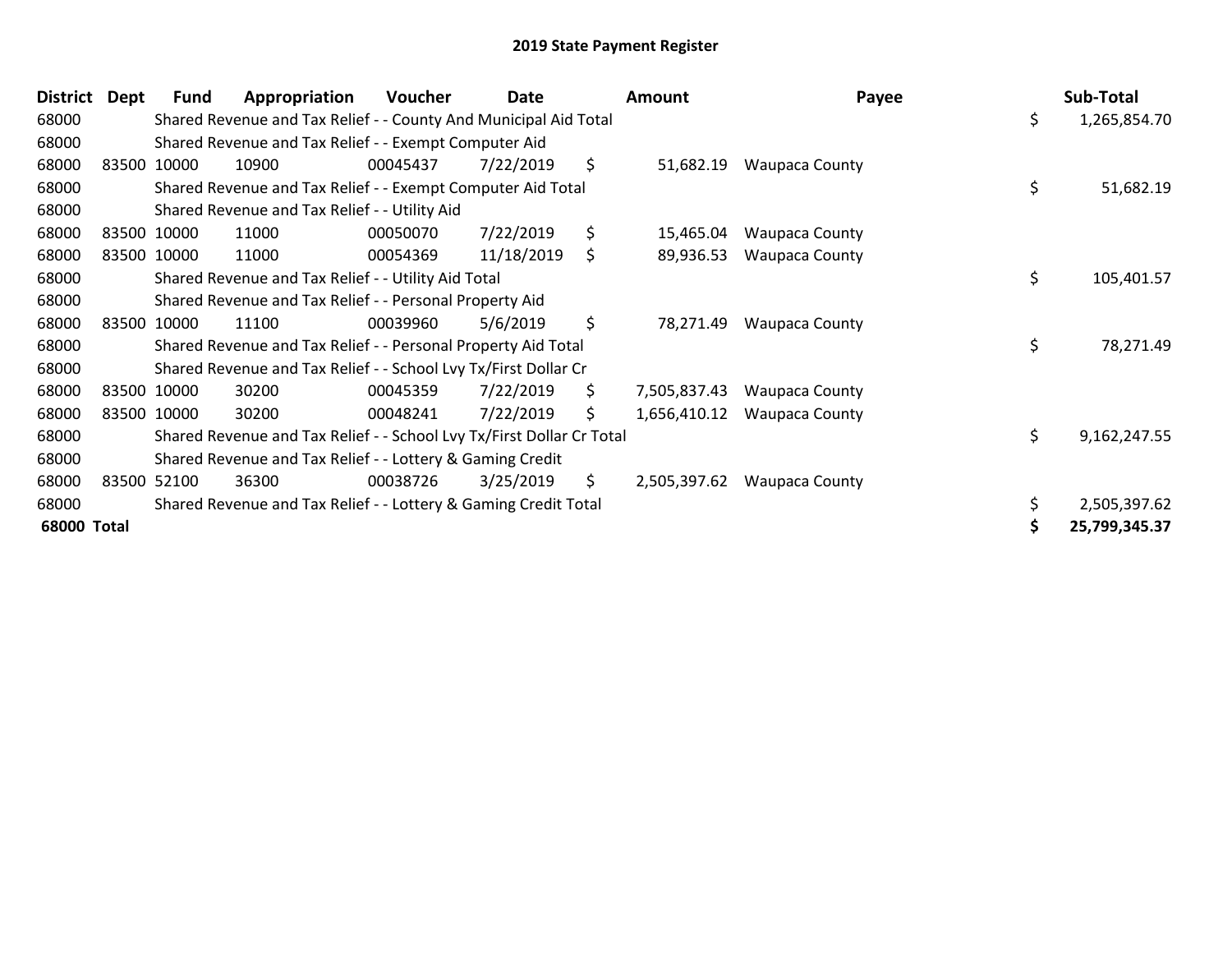# 2019 State Payment Register

| District | Dept | Fund | Appropriation | Voucher | Date | Amount | Payee | Sub-Total |
|---|---|---|---|---|---|---|---|---|
| 68000 | | Shared Revenue and Tax Relief - - County And Municipal Aid Total | | | | | | $ 1,265,854.70 |
| 68000 | | Shared Revenue and Tax Relief - - Exempt Computer Aid | | | | | | |
| 68000 | 83500 | 10000 | 10900 | 00045437 | 7/22/2019 | $ 51,682.19 | Waupaca County | |
| 68000 | | Shared Revenue and Tax Relief - - Exempt Computer Aid Total | | | | | | $ 51,682.19 |
| 68000 | | Shared Revenue and Tax Relief - - Utility Aid | | | | | | |
| 68000 | 83500 | 10000 | 11000 | 00050070 | 7/22/2019 | $ 15,465.04 | Waupaca County | |
| 68000 | 83500 | 10000 | 11000 | 00054369 | 11/18/2019 | $ 89,936.53 | Waupaca County | |
| 68000 | | Shared Revenue and Tax Relief - - Utility Aid Total | | | | | | $ 105,401.57 |
| 68000 | | Shared Revenue and Tax Relief - - Personal Property Aid | | | | | | |
| 68000 | 83500 | 10000 | 11100 | 00039960 | 5/6/2019 | $ 78,271.49 | Waupaca County | |
| 68000 | | Shared Revenue and Tax Relief - - Personal Property Aid Total | | | | | | $ 78,271.49 |
| 68000 | | Shared Revenue and Tax Relief - - School Lvy Tx/First Dollar Cr | | | | | | |
| 68000 | 83500 | 10000 | 30200 | 00045359 | 7/22/2019 | $ 7,505,837.43 | Waupaca County | |
| 68000 | 83500 | 10000 | 30200 | 00048241 | 7/22/2019 | $ 1,656,410.12 | Waupaca County | |
| 68000 | | Shared Revenue and Tax Relief - - School Lvy Tx/First Dollar Cr Total | | | | | | $ 9,162,247.55 |
| 68000 | | Shared Revenue and Tax Relief - - Lottery & Gaming Credit | | | | | | |
| 68000 | 83500 | 52100 | 36300 | 00038726 | 3/25/2019 | $ 2,505,397.62 | Waupaca County | |
| 68000 | | Shared Revenue and Tax Relief - - Lottery & Gaming Credit Total | | | | | | $ 2,505,397.62 |
| **68000 Total** | | | | | | | | **$ 25,799,345.37** |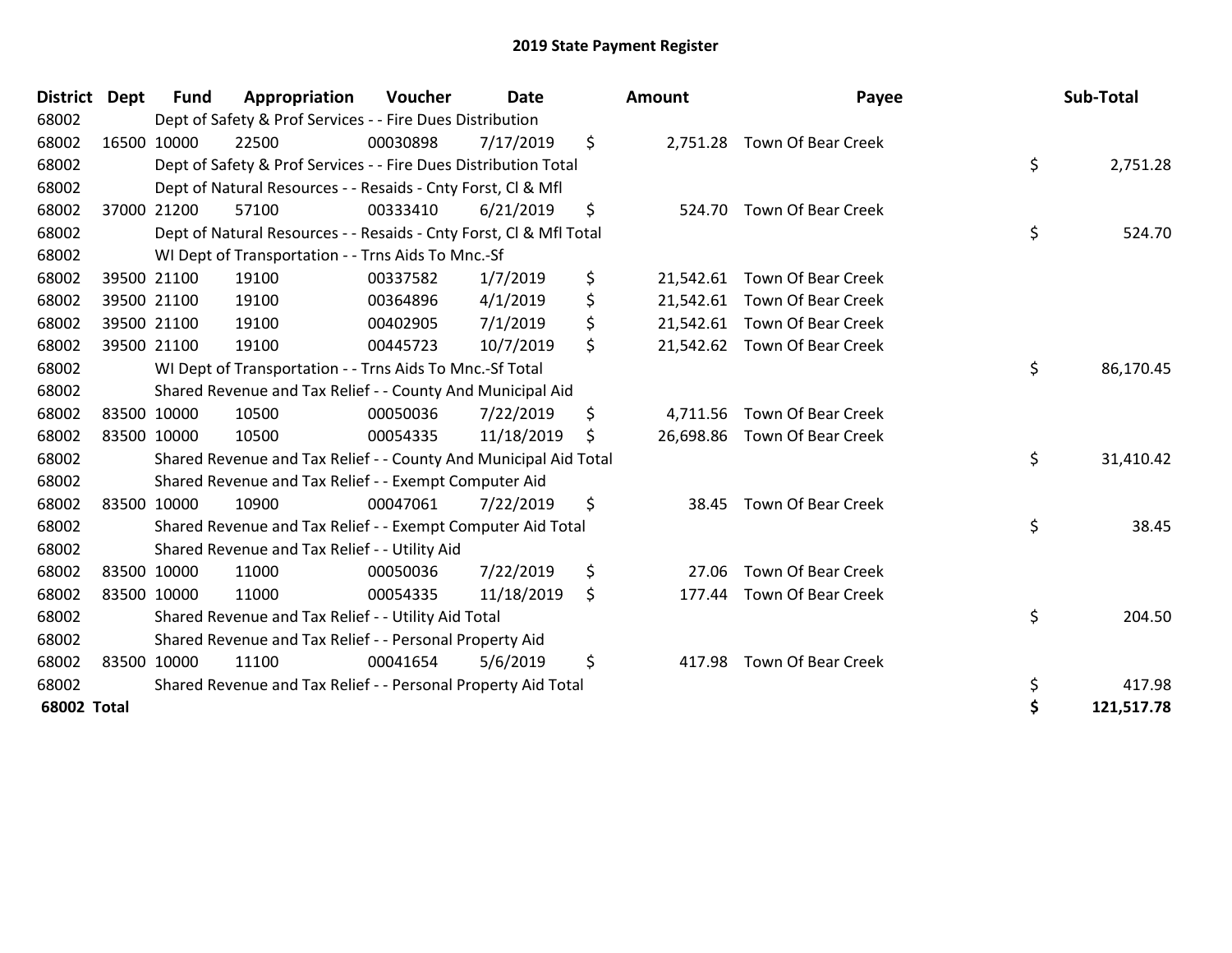# 2019 State Payment Register

| District | Dept | Fund | Appropriation | Voucher | Date | Amount | Payee | Sub-Total |
|---|---|---|---|---|---|---|---|---|
| 68002 | | Dept of Safety & Prof Services - - Fire Dues Distribution | | | | | | |
| 68002 | 16500 | 10000 | 22500 | 00030898 | 7/17/2019 | $ 2,751.28 | Town Of Bear Creek | |
| 68002 | | Dept of Safety & Prof Services - - Fire Dues Distribution Total | | | | | | $ 2,751.28 |
| 68002 | | Dept of Natural Resources - - Resaids - Cnty Forst, Cl & Mfl | | | | | | |
| 68002 | 37000 | 21200 | 57100 | 00333410 | 6/21/2019 | $ 524.70 | Town Of Bear Creek | |
| 68002 | | Dept of Natural Resources - - Resaids - Cnty Forst, Cl & Mfl Total | | | | | | $ 524.70 |
| 68002 | | WI Dept of Transportation - - Trns Aids To Mnc.-Sf | | | | | | |
| 68002 | 39500 | 21100 | 19100 | 00337582 | 1/7/2019 | $ 21,542.61 | Town Of Bear Creek | |
| 68002 | 39500 | 21100 | 19100 | 00364896 | 4/1/2019 | $ 21,542.61 | Town Of Bear Creek | |
| 68002 | 39500 | 21100 | 19100 | 00402905 | 7/1/2019 | $ 21,542.61 | Town Of Bear Creek | |
| 68002 | 39500 | 21100 | 19100 | 00445723 | 10/7/2019 | $ 21,542.62 | Town Of Bear Creek | |
| 68002 | | WI Dept of Transportation - - Trns Aids To Mnc.-Sf Total | | | | | | $ 86,170.45 |
| 68002 | | Shared Revenue and Tax Relief - - County And Municipal Aid | | | | | | |
| 68002 | 83500 | 10000 | 10500 | 00050036 | 7/22/2019 | $ 4,711.56 | Town Of Bear Creek | |
| 68002 | 83500 | 10000 | 10500 | 00054335 | 11/18/2019 | $ 26,698.86 | Town Of Bear Creek | |
| 68002 | | Shared Revenue and Tax Relief - - County And Municipal Aid Total | | | | | | $ 31,410.42 |
| 68002 | | Shared Revenue and Tax Relief - - Exempt Computer Aid | | | | | | |
| 68002 | 83500 | 10000 | 10900 | 00047061 | 7/22/2019 | $ 38.45 | Town Of Bear Creek | |
| 68002 | | Shared Revenue and Tax Relief - - Exempt Computer Aid Total | | | | | | $ 38.45 |
| 68002 | | Shared Revenue and Tax Relief - - Utility Aid | | | | | | |
| 68002 | 83500 | 10000 | 11000 | 00050036 | 7/22/2019 | $ 27.06 | Town Of Bear Creek | |
| 68002 | 83500 | 10000 | 11000 | 00054335 | 11/18/2019 | $ 177.44 | Town Of Bear Creek | |
| 68002 | | Shared Revenue and Tax Relief - - Utility Aid Total | | | | | | $ 204.50 |
| 68002 | | Shared Revenue and Tax Relief - - Personal Property Aid | | | | | | |
| 68002 | 83500 | 10000 | 11100 | 00041654 | 5/6/2019 | $ 417.98 | Town Of Bear Creek | |
| 68002 | | Shared Revenue and Tax Relief - - Personal Property Aid Total | | | | | | $ 417.98 |
| **68002 Total** | | | | | | | | **$ 121,517.78** |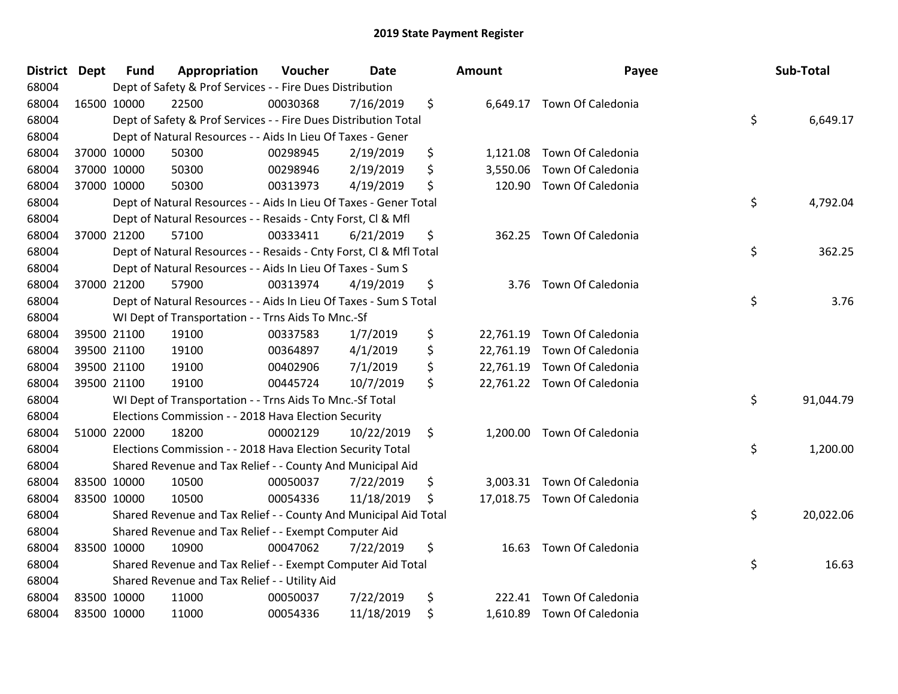# 2019 State Payment Register

| District | Dept | Fund | Appropriation | Voucher | Date | Amount | Payee | Sub-Total |
|---|---|---|---|---|---|---|---|---|
| 68004 | | Dept of Safety & Prof Services - - Fire Dues Distribution | | | | | | |
| 68004 | 16500 | 10000 | 22500 | 00030368 | 7/16/2019 | $ 6,649.17 | Town Of Caledonia | |
| 68004 | | Dept of Safety & Prof Services - - Fire Dues Distribution Total | | | | | | $ 6,649.17 |
| 68004 | | Dept of Natural Resources - - Aids In Lieu Of Taxes - Gener | | | | | | |
| 68004 | 37000 | 10000 | 50300 | 00298945 | 2/19/2019 | $ 1,121.08 | Town Of Caledonia | |
| 68004 | 37000 | 10000 | 50300 | 00298946 | 2/19/2019 | $ 3,550.06 | Town Of Caledonia | |
| 68004 | 37000 | 10000 | 50300 | 00313973 | 4/19/2019 | $ 120.90 | Town Of Caledonia | |
| 68004 | | Dept of Natural Resources - - Aids In Lieu Of Taxes - Gener Total | | | | | | $ 4,792.04 |
| 68004 | | Dept of Natural Resources - - Resaids - Cnty Forst, Cl & Mfl | | | | | | |
| 68004 | 37000 | 21200 | 57100 | 00333411 | 6/21/2019 | $ 362.25 | Town Of Caledonia | |
| 68004 | | Dept of Natural Resources - - Resaids - Cnty Forst, Cl & Mfl Total | | | | | | $ 362.25 |
| 68004 | | Dept of Natural Resources - - Aids In Lieu Of Taxes - Sum S | | | | | | |
| 68004 | 37000 | 21200 | 57900 | 00313974 | 4/19/2019 | $ 3.76 | Town Of Caledonia | |
| 68004 | | Dept of Natural Resources - - Aids In Lieu Of Taxes - Sum S Total | | | | | | $ 3.76 |
| 68004 | | WI Dept of Transportation - - Trns Aids To Mnc.-Sf | | | | | | |
| 68004 | 39500 | 21100 | 19100 | 00337583 | 1/7/2019 | $ 22,761.19 | Town Of Caledonia | |
| 68004 | 39500 | 21100 | 19100 | 00364897 | 4/1/2019 | $ 22,761.19 | Town Of Caledonia | |
| 68004 | 39500 | 21100 | 19100 | 00402906 | 7/1/2019 | $ 22,761.19 | Town Of Caledonia | |
| 68004 | 39500 | 21100 | 19100 | 00445724 | 10/7/2019 | $ 22,761.22 | Town Of Caledonia | |
| 68004 | | WI Dept of Transportation - - Trns Aids To Mnc.-Sf Total | | | | | | $ 91,044.79 |
| 68004 | | Elections Commission - - 2018 Hava Election Security | | | | | | |
| 68004 | 51000 | 22000 | 18200 | 00002129 | 10/22/2019 | $ 1,200.00 | Town Of Caledonia | |
| 68004 | | Elections Commission - - 2018 Hava Election Security Total | | | | | | $ 1,200.00 |
| 68004 | | Shared Revenue and Tax Relief - - County And Municipal Aid | | | | | | |
| 68004 | 83500 | 10000 | 10500 | 00050037 | 7/22/2019 | $ 3,003.31 | Town Of Caledonia | |
| 68004 | 83500 | 10000 | 10500 | 00054336 | 11/18/2019 | $ 17,018.75 | Town Of Caledonia | |
| 68004 | | Shared Revenue and Tax Relief - - County And Municipal Aid Total | | | | | | $ 20,022.06 |
| 68004 | | Shared Revenue and Tax Relief - - Exempt Computer Aid | | | | | | |
| 68004 | 83500 | 10000 | 10900 | 00047062 | 7/22/2019 | $ 16.63 | Town Of Caledonia | |
| 68004 | | Shared Revenue and Tax Relief - - Exempt Computer Aid Total | | | | | | $ 16.63 |
| 68004 | | Shared Revenue and Tax Relief - - Utility Aid | | | | | | |
| 68004 | 83500 | 10000 | 11000 | 00050037 | 7/22/2019 | $ 222.41 | Town Of Caledonia | |
| 68004 | 83500 | 10000 | 11000 | 00054336 | 11/18/2019 | $ 1,610.89 | Town Of Caledonia | |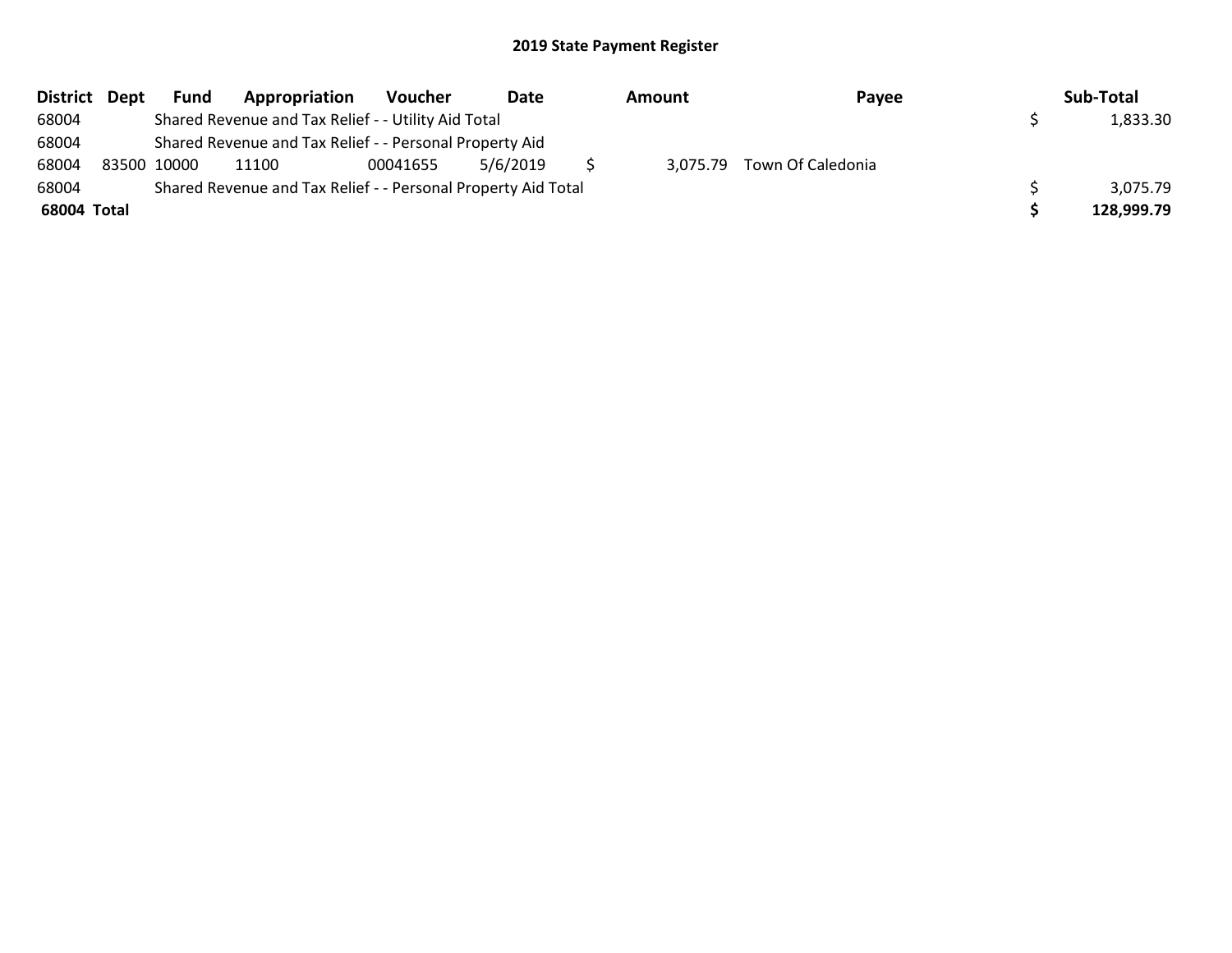## 2019 State Payment Register

| District | Dept | Fund | Appropriation | Voucher | Date | Amount | Payee | Sub-Total |
|---|---|---|---|---|---|---|---|---|
| 68004 | | Shared Revenue and Tax Relief - - Utility Aid Total | | | | | | $ 1,833.30 |
| 68004 | | Shared Revenue and Tax Relief - - Personal Property Aid | | | | | | |
| 68004 | 83500 | 10000 | 11100 | 00041655 | 5/6/2019 | $ 3,075.79 | Town Of Caledonia | |
| 68004 | | Shared Revenue and Tax Relief - - Personal Property Aid Total | | | | | | $ 3,075.79 |
| **68004 Total** | | | | | | | | **$ 128,999.79** |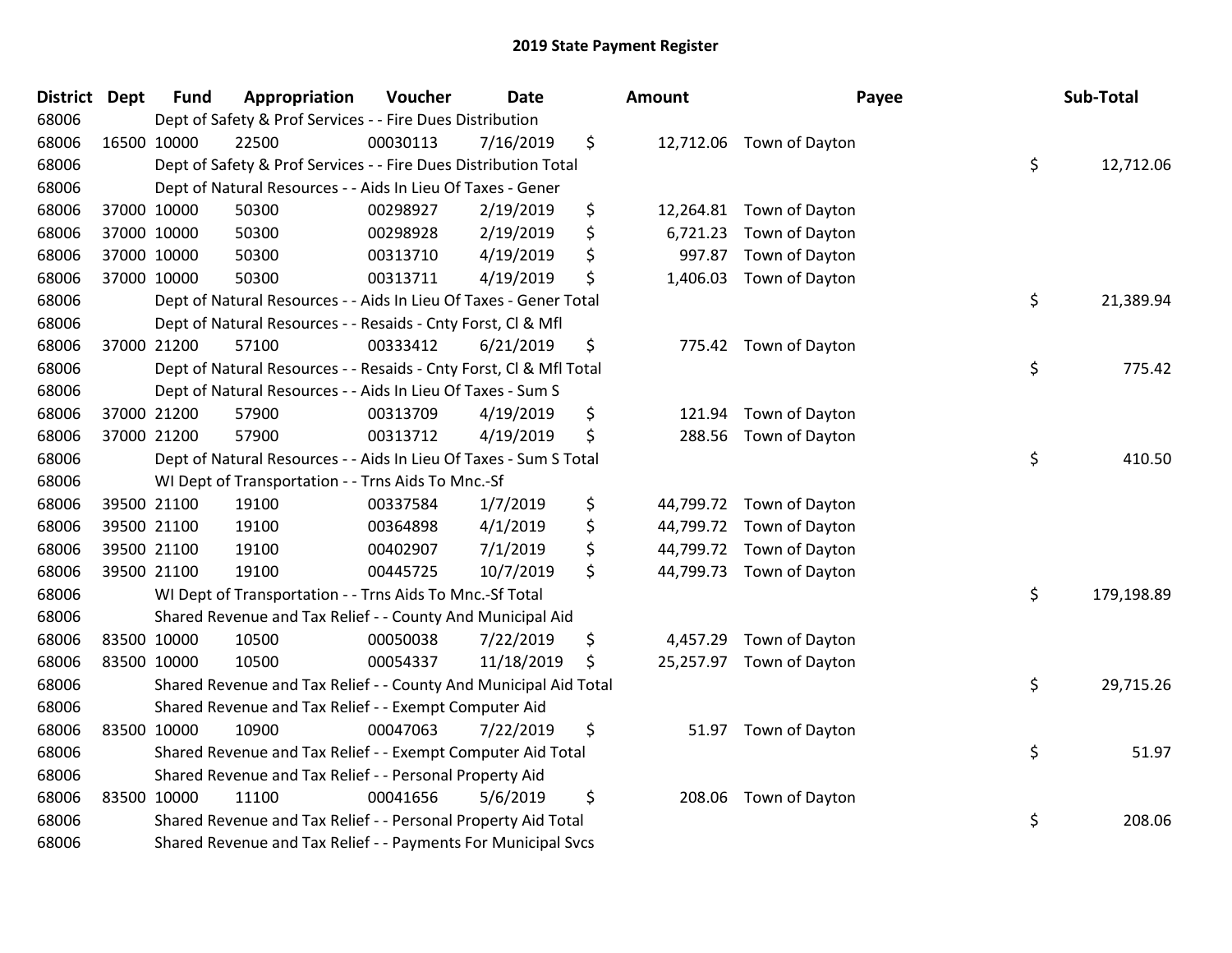# 2019 State Payment Register

| District | Dept | Fund | Appropriation | Voucher | Date | Amount | Payee | Sub-Total |
|---|---|---|---|---|---|---|---|---|
| 68006 | | Dept of Safety & Prof Services - - Fire Dues Distribution | | | | | | |
| 68006 | 16500 | 10000 | 22500 | 00030113 | 7/16/2019 | $ 12,712.06 | Town of Dayton | |
| 68006 | | Dept of Safety & Prof Services - - Fire Dues Distribution Total | | | | | | $ 12,712.06 |
| 68006 | | Dept of Natural Resources - - Aids In Lieu Of Taxes - Gener | | | | | | |
| 68006 | 37000 | 10000 | 50300 | 00298927 | 2/19/2019 | $ 12,264.81 | Town of Dayton | |
| 68006 | 37000 | 10000 | 50300 | 00298928 | 2/19/2019 | $ 6,721.23 | Town of Dayton | |
| 68006 | 37000 | 10000 | 50300 | 00313710 | 4/19/2019 | $ 997.87 | Town of Dayton | |
| 68006 | 37000 | 10000 | 50300 | 00313711 | 4/19/2019 | $ 1,406.03 | Town of Dayton | |
| 68006 | | Dept of Natural Resources - - Aids In Lieu Of Taxes - Gener Total | | | | | | $ 21,389.94 |
| 68006 | | Dept of Natural Resources - - Resaids - Cnty Forst, Cl & Mfl | | | | | | |
| 68006 | 37000 | 21200 | 57100 | 00333412 | 6/21/2019 | $ 775.42 | Town of Dayton | |
| 68006 | | Dept of Natural Resources - - Resaids - Cnty Forst, Cl & Mfl Total | | | | | | $ 775.42 |
| 68006 | | Dept of Natural Resources - - Aids In Lieu Of Taxes - Sum S | | | | | | |
| 68006 | 37000 | 21200 | 57900 | 00313709 | 4/19/2019 | $ 121.94 | Town of Dayton | |
| 68006 | 37000 | 21200 | 57900 | 00313712 | 4/19/2019 | $ 288.56 | Town of Dayton | |
| 68006 | | Dept of Natural Resources - - Aids In Lieu Of Taxes - Sum S Total | | | | | | $ 410.50 |
| 68006 | | WI Dept of Transportation - - Trns Aids To Mnc.-Sf | | | | | | |
| 68006 | 39500 | 21100 | 19100 | 00337584 | 1/7/2019 | $ 44,799.72 | Town of Dayton | |
| 68006 | 39500 | 21100 | 19100 | 00364898 | 4/1/2019 | $ 44,799.72 | Town of Dayton | |
| 68006 | 39500 | 21100 | 19100 | 00402907 | 7/1/2019 | $ 44,799.72 | Town of Dayton | |
| 68006 | 39500 | 21100 | 19100 | 00445725 | 10/7/2019 | $ 44,799.73 | Town of Dayton | |
| 68006 | | WI Dept of Transportation - - Trns Aids To Mnc.-Sf Total | | | | | | $ 179,198.89 |
| 68006 | | Shared Revenue and Tax Relief - - County And Municipal Aid | | | | | | |
| 68006 | 83500 | 10000 | 10500 | 00050038 | 7/22/2019 | $ 4,457.29 | Town of Dayton | |
| 68006 | 83500 | 10000 | 10500 | 00054337 | 11/18/2019 | $ 25,257.97 | Town of Dayton | |
| 68006 | | Shared Revenue and Tax Relief - - County And Municipal Aid Total | | | | | | $ 29,715.26 |
| 68006 | | Shared Revenue and Tax Relief - - Exempt Computer Aid | | | | | | |
| 68006 | 83500 | 10000 | 10900 | 00047063 | 7/22/2019 | $ 51.97 | Town of Dayton | |
| 68006 | | Shared Revenue and Tax Relief - - Exempt Computer Aid Total | | | | | | $ 51.97 |
| 68006 | | Shared Revenue and Tax Relief - - Personal Property Aid | | | | | | |
| 68006 | 83500 | 10000 | 11100 | 00041656 | 5/6/2019 | $ 208.06 | Town of Dayton | |
| 68006 | | Shared Revenue and Tax Relief - - Personal Property Aid Total | | | | | | $ 208.06 |
| 68006 | | Shared Revenue and Tax Relief - - Payments For Municipal Svcs | | | | | | |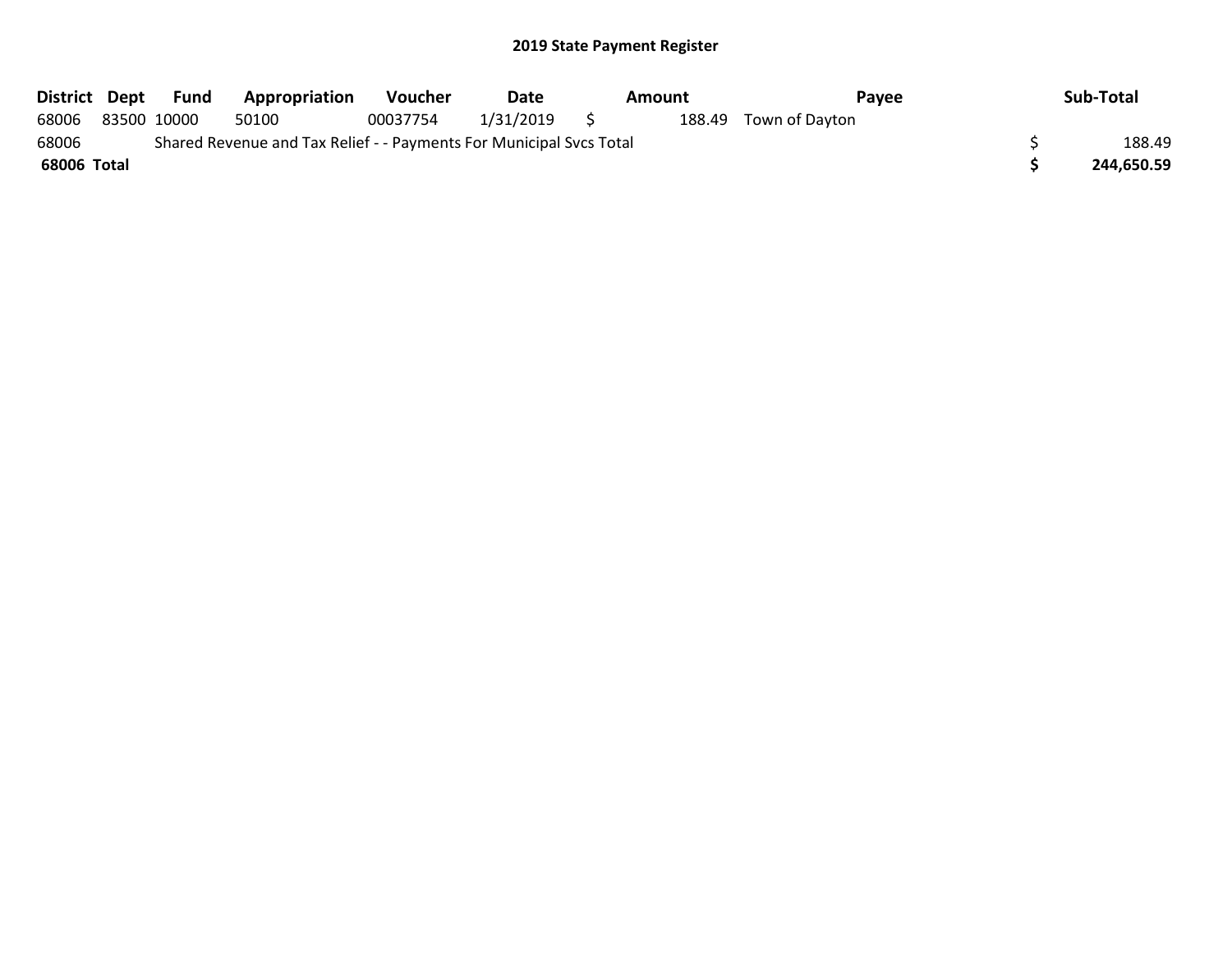## 2019 State Payment Register

| District | Dept | Fund | Appropriation | Voucher | Date | Amount | Payee | Sub-Total |
|---|---|---|---|---|---|---|---|---|
| 68006 | 83500 | 10000 | 50100 | 00037754 | 1/31/2019 | $ 188.49 | Town of Dayton | |
| 68006 | Shared Revenue and Tax Relief - - Payments For Municipal Svcs Total | | | | | | | $ 188.49 |
| **68006 Total** | | | | | | | | **$ 244,650.59** |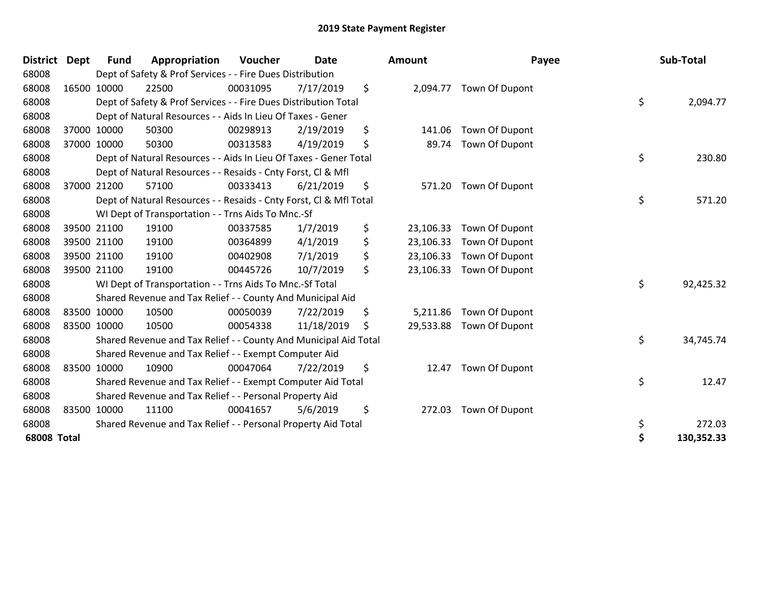# 2019 State Payment Register

| District | Dept | Fund | Appropriation | Voucher | Date | Amount | Payee | Sub-Total |
|---|---|---|---|---|---|---|---|---|
| 68008 | | Dept of Safety & Prof Services - - Fire Dues Distribution | | | | | | |
| 68008 | 16500 | 10000 | 22500 | 00031095 | 7/17/2019 | $ 2,094.77 | Town Of Dupont | |
| 68008 | | Dept of Safety & Prof Services - - Fire Dues Distribution Total | | | | | | $ 2,094.77 |
| 68008 | | Dept of Natural Resources - - Aids In Lieu Of Taxes - Gener | | | | | | |
| 68008 | 37000 | 10000 | 50300 | 00298913 | 2/19/2019 | $ 141.06 | Town Of Dupont | |
| 68008 | 37000 | 10000 | 50300 | 00313583 | 4/19/2019 | $ 89.74 | Town Of Dupont | |
| 68008 | | Dept of Natural Resources - - Aids In Lieu Of Taxes - Gener Total | | | | | | $ 230.80 |
| 68008 | | Dept of Natural Resources - - Resaids - Cnty Forst, Cl & Mfl | | | | | | |
| 68008 | 37000 | 21200 | 57100 | 00333413 | 6/21/2019 | $ 571.20 | Town Of Dupont | |
| 68008 | | Dept of Natural Resources - - Resaids - Cnty Forst, Cl & Mfl Total | | | | | | $ 571.20 |
| 68008 | | WI Dept of Transportation - - Trns Aids To Mnc.-Sf | | | | | | |
| 68008 | 39500 | 21100 | 19100 | 00337585 | 1/7/2019 | $ 23,106.33 | Town Of Dupont | |
| 68008 | 39500 | 21100 | 19100 | 00364899 | 4/1/2019 | $ 23,106.33 | Town Of Dupont | |
| 68008 | 39500 | 21100 | 19100 | 00402908 | 7/1/2019 | $ 23,106.33 | Town Of Dupont | |
| 68008 | 39500 | 21100 | 19100 | 00445726 | 10/7/2019 | $ 23,106.33 | Town Of Dupont | |
| 68008 | | WI Dept of Transportation - - Trns Aids To Mnc.-Sf Total | | | | | | $ 92,425.32 |
| 68008 | | Shared Revenue and Tax Relief - - County And Municipal Aid | | | | | | |
| 68008 | 83500 | 10000 | 10500 | 00050039 | 7/22/2019 | $ 5,211.86 | Town Of Dupont | |
| 68008 | 83500 | 10000 | 10500 | 00054338 | 11/18/2019 | $ 29,533.88 | Town Of Dupont | |
| 68008 | | Shared Revenue and Tax Relief - - County And Municipal Aid Total | | | | | | $ 34,745.74 |
| 68008 | | Shared Revenue and Tax Relief - - Exempt Computer Aid | | | | | | |
| 68008 | 83500 | 10000 | 10900 | 00047064 | 7/22/2019 | $ 12.47 | Town Of Dupont | |
| 68008 | | Shared Revenue and Tax Relief - - Exempt Computer Aid Total | | | | | | $ 12.47 |
| 68008 | | Shared Revenue and Tax Relief - - Personal Property Aid | | | | | | |
| 68008 | 83500 | 10000 | 11100 | 00041657 | 5/6/2019 | $ 272.03 | Town Of Dupont | |
| 68008 | | Shared Revenue and Tax Relief - - Personal Property Aid Total | | | | | | $ 272.03 |
| **68008 Total** | | | | | | | | **$ 130,352.33** |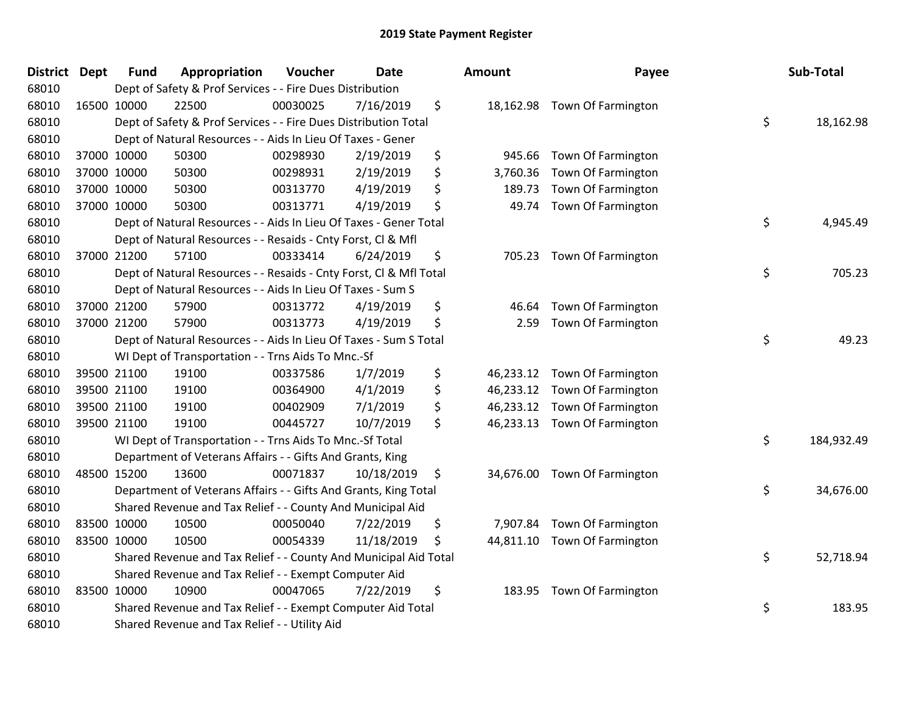# 2019 State Payment Register

| District | Dept | Fund | Appropriation | Voucher | Date | Amount | Payee | Sub-Total |
|---|---|---|---|---|---|---|---|---|
| 68010 | | Dept of Safety & Prof Services - - Fire Dues Distribution | | | | | | |
| 68010 | 16500 | 10000 | 22500 | 00030025 | 7/16/2019 | $ 18,162.98 | Town Of Farmington | |
| 68010 | | Dept of Safety & Prof Services - - Fire Dues Distribution Total | | | | | | $ 18,162.98 |
| 68010 | | Dept of Natural Resources - - Aids In Lieu Of Taxes - Gener | | | | | | |
| 68010 | 37000 | 10000 | 50300 | 00298930 | 2/19/2019 | $ 945.66 | Town Of Farmington | |
| 68010 | 37000 | 10000 | 50300 | 00298931 | 2/19/2019 | $ 3,760.36 | Town Of Farmington | |
| 68010 | 37000 | 10000 | 50300 | 00313770 | 4/19/2019 | $ 189.73 | Town Of Farmington | |
| 68010 | 37000 | 10000 | 50300 | 00313771 | 4/19/2019 | $ 49.74 | Town Of Farmington | |
| 68010 | | Dept of Natural Resources - - Aids In Lieu Of Taxes - Gener Total | | | | | | $ 4,945.49 |
| 68010 | | Dept of Natural Resources - - Resaids - Cnty Forst, Cl & Mfl | | | | | | |
| 68010 | 37000 | 21200 | 57100 | 00333414 | 6/24/2019 | $ 705.23 | Town Of Farmington | |
| 68010 | | Dept of Natural Resources - - Resaids - Cnty Forst, Cl & Mfl Total | | | | | | $ 705.23 |
| 68010 | | Dept of Natural Resources - - Aids In Lieu Of Taxes - Sum S | | | | | | |
| 68010 | 37000 | 21200 | 57900 | 00313772 | 4/19/2019 | $ 46.64 | Town Of Farmington | |
| 68010 | 37000 | 21200 | 57900 | 00313773 | 4/19/2019 | $ 2.59 | Town Of Farmington | |
| 68010 | | Dept of Natural Resources - - Aids In Lieu Of Taxes - Sum S Total | | | | | | $ 49.23 |
| 68010 | | WI Dept of Transportation - - Trns Aids To Mnc.-Sf | | | | | | |
| 68010 | 39500 | 21100 | 19100 | 00337586 | 1/7/2019 | $ 46,233.12 | Town Of Farmington | |
| 68010 | 39500 | 21100 | 19100 | 00364900 | 4/1/2019 | $ 46,233.12 | Town Of Farmington | |
| 68010 | 39500 | 21100 | 19100 | 00402909 | 7/1/2019 | $ 46,233.12 | Town Of Farmington | |
| 68010 | 39500 | 21100 | 19100 | 00445727 | 10/7/2019 | $ 46,233.13 | Town Of Farmington | |
| 68010 | | WI Dept of Transportation - - Trns Aids To Mnc.-Sf Total | | | | | | $ 184,932.49 |
| 68010 | | Department of Veterans Affairs - - Gifts And Grants, King | | | | | | |
| 68010 | 48500 | 15200 | 13600 | 00071837 | 10/18/2019 | $ 34,676.00 | Town Of Farmington | |
| 68010 | | Department of Veterans Affairs - - Gifts And Grants, King Total | | | | | | $ 34,676.00 |
| 68010 | | Shared Revenue and Tax Relief - - County And Municipal Aid | | | | | | |
| 68010 | 83500 | 10000 | 10500 | 00050040 | 7/22/2019 | $ 7,907.84 | Town Of Farmington | |
| 68010 | 83500 | 10000 | 10500 | 00054339 | 11/18/2019 | $ 44,811.10 | Town Of Farmington | |
| 68010 | | Shared Revenue and Tax Relief - - County And Municipal Aid Total | | | | | | $ 52,718.94 |
| 68010 | | Shared Revenue and Tax Relief - - Exempt Computer Aid | | | | | | |
| 68010 | 83500 | 10000 | 10900 | 00047065 | 7/22/2019 | $ 183.95 | Town Of Farmington | |
| 68010 | | Shared Revenue and Tax Relief - - Exempt Computer Aid Total | | | | | | $ 183.95 |
| 68010 | | Shared Revenue and Tax Relief - - Utility Aid | | | | | | |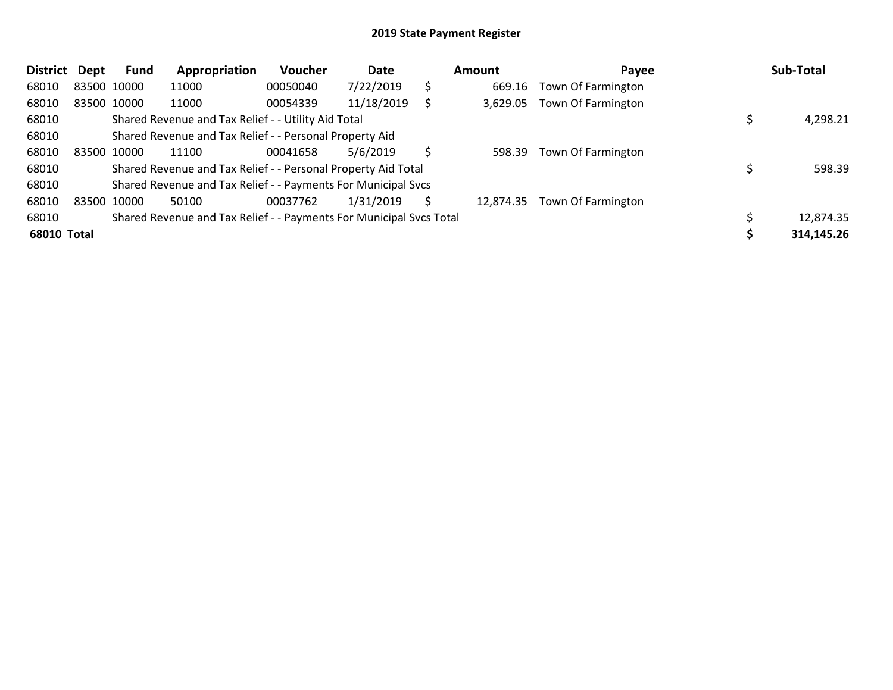# 2019 State Payment Register

| District | Dept | Fund | Appropriation | Voucher | Date | | Amount | Payee | | Sub-Total |
|---|---|---|---|---|---|---|---|---|---|---|
| 68010 | 83500 | 10000 | 11000 | 00050040 | 7/22/2019 | $ | 669.16 | Town Of Farmington | | |
| 68010 | 83500 | 10000 | 11000 | 00054339 | 11/18/2019 | $ | 3,629.05 | Town Of Farmington | | |
| 68010 | | Shared Revenue and Tax Relief - - Utility Aid Total | | | | | | | $ | 4,298.21 |
| 68010 | | Shared Revenue and Tax Relief - - Personal Property Aid | | | | | | | | |
| 68010 | 83500 | 10000 | 11100 | 00041658 | 5/6/2019 | $ | 598.39 | Town Of Farmington | | |
| 68010 | | Shared Revenue and Tax Relief - - Personal Property Aid Total | | | | | | | $ | 598.39 |
| 68010 | | Shared Revenue and Tax Relief - - Payments For Municipal Svcs | | | | | | | | |
| 68010 | 83500 | 10000 | 50100 | 00037762 | 1/31/2019 | $ | 12,874.35 | Town Of Farmington | | |
| 68010 | | Shared Revenue and Tax Relief - - Payments For Municipal Svcs Total | | | | | | | $ | 12,874.35 |
| **68010 Total** | | | | | | | | | **$** | **314,145.26** |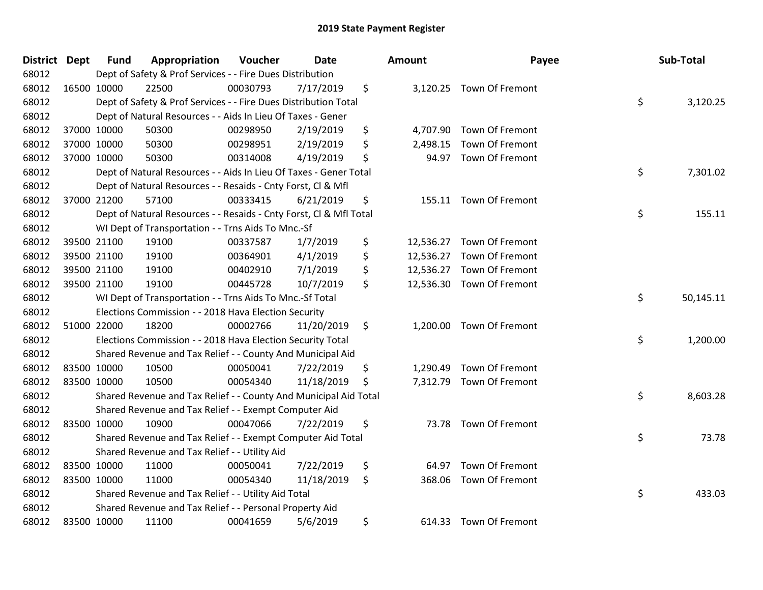# 2019 State Payment Register

| District | Dept | Fund | Appropriation | Voucher | Date | Amount | Payee | Sub-Total |
|---|---|---|---|---|---|---|---|---|
| 68012 | | Dept of Safety & Prof Services - - Fire Dues Distribution | | | | | | |
| 68012 | 16500 | 10000 | 22500 | 00030793 | 7/17/2019 | $ 3,120.25 | Town Of Fremont | |
| 68012 | | Dept of Safety & Prof Services - - Fire Dues Distribution Total | | | | | | $ 3,120.25 |
| 68012 | | Dept of Natural Resources - - Aids In Lieu Of Taxes - Gener | | | | | | |
| 68012 | 37000 | 10000 | 50300 | 00298950 | 2/19/2019 | $ 4,707.90 | Town Of Fremont | |
| 68012 | 37000 | 10000 | 50300 | 00298951 | 2/19/2019 | $ 2,498.15 | Town Of Fremont | |
| 68012 | 37000 | 10000 | 50300 | 00314008 | 4/19/2019 | $ 94.97 | Town Of Fremont | |
| 68012 | | Dept of Natural Resources - - Aids In Lieu Of Taxes - Gener Total | | | | | | $ 7,301.02 |
| 68012 | | Dept of Natural Resources - - Resaids - Cnty Forst, Cl & Mfl | | | | | | |
| 68012 | 37000 | 21200 | 57100 | 00333415 | 6/21/2019 | $ 155.11 | Town Of Fremont | |
| 68012 | | Dept of Natural Resources - - Resaids - Cnty Forst, Cl & Mfl Total | | | | | | $ 155.11 |
| 68012 | | WI Dept of Transportation - - Trns Aids To Mnc.-Sf | | | | | | |
| 68012 | 39500 | 21100 | 19100 | 00337587 | 1/7/2019 | $ 12,536.27 | Town Of Fremont | |
| 68012 | 39500 | 21100 | 19100 | 00364901 | 4/1/2019 | $ 12,536.27 | Town Of Fremont | |
| 68012 | 39500 | 21100 | 19100 | 00402910 | 7/1/2019 | $ 12,536.27 | Town Of Fremont | |
| 68012 | 39500 | 21100 | 19100 | 00445728 | 10/7/2019 | $ 12,536.30 | Town Of Fremont | |
| 68012 | | WI Dept of Transportation - - Trns Aids To Mnc.-Sf Total | | | | | | $ 50,145.11 |
| 68012 | | Elections Commission - - 2018 Hava Election Security | | | | | | |
| 68012 | 51000 | 22000 | 18200 | 00002766 | 11/20/2019 | $ 1,200.00 | Town Of Fremont | |
| 68012 | | Elections Commission - - 2018 Hava Election Security Total | | | | | | $ 1,200.00 |
| 68012 | | Shared Revenue and Tax Relief - - County And Municipal Aid | | | | | | |
| 68012 | 83500 | 10000 | 10500 | 00050041 | 7/22/2019 | $ 1,290.49 | Town Of Fremont | |
| 68012 | 83500 | 10000 | 10500 | 00054340 | 11/18/2019 | $ 7,312.79 | Town Of Fremont | |
| 68012 | | Shared Revenue and Tax Relief - - County And Municipal Aid Total | | | | | | $ 8,603.28 |
| 68012 | | Shared Revenue and Tax Relief - - Exempt Computer Aid | | | | | | |
| 68012 | 83500 | 10000 | 10900 | 00047066 | 7/22/2019 | $ 73.78 | Town Of Fremont | |
| 68012 | | Shared Revenue and Tax Relief - - Exempt Computer Aid Total | | | | | | $ 73.78 |
| 68012 | | Shared Revenue and Tax Relief - - Utility Aid | | | | | | |
| 68012 | 83500 | 10000 | 11000 | 00050041 | 7/22/2019 | $ 64.97 | Town Of Fremont | |
| 68012 | 83500 | 10000 | 11000 | 00054340 | 11/18/2019 | $ 368.06 | Town Of Fremont | |
| 68012 | | Shared Revenue and Tax Relief - - Utility Aid Total | | | | | | $ 433.03 |
| 68012 | | Shared Revenue and Tax Relief - - Personal Property Aid | | | | | | |
| 68012 | 83500 | 10000 | 11100 | 00041659 | 5/6/2019 | $ 614.33 | Town Of Fremont | |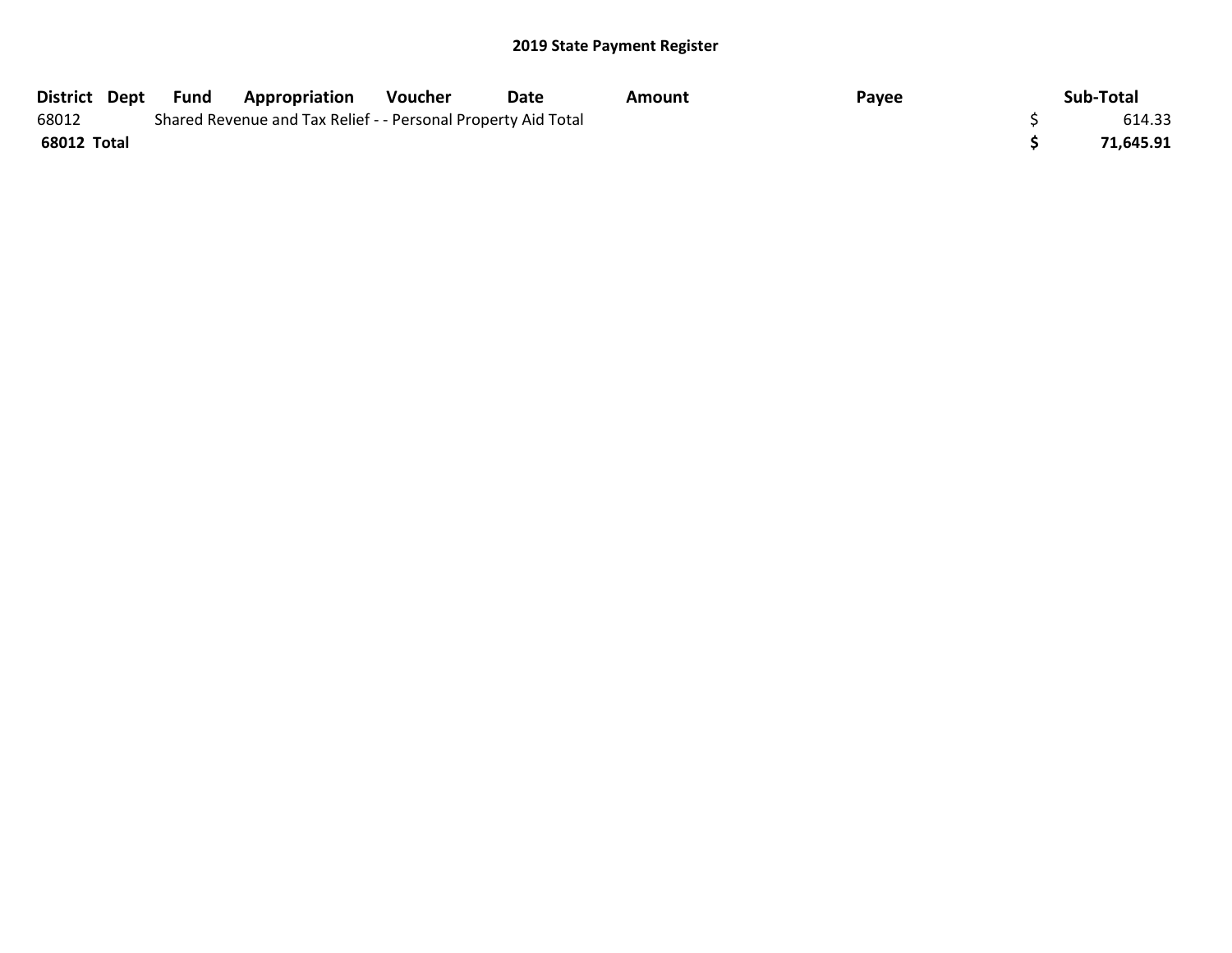## 2019 State Payment Register

| District | Dept | Fund | Appropriation | Voucher | Date | Amount | Payee | Sub-Total |
|---|---|---|---|---|---|---|---|---|
| 68012 | | Shared Revenue and Tax Relief - - Personal Property Aid Total | | | | | | $ 614.33 |
| **68012 Total** | | | | | | | | **$ 71,645.91** |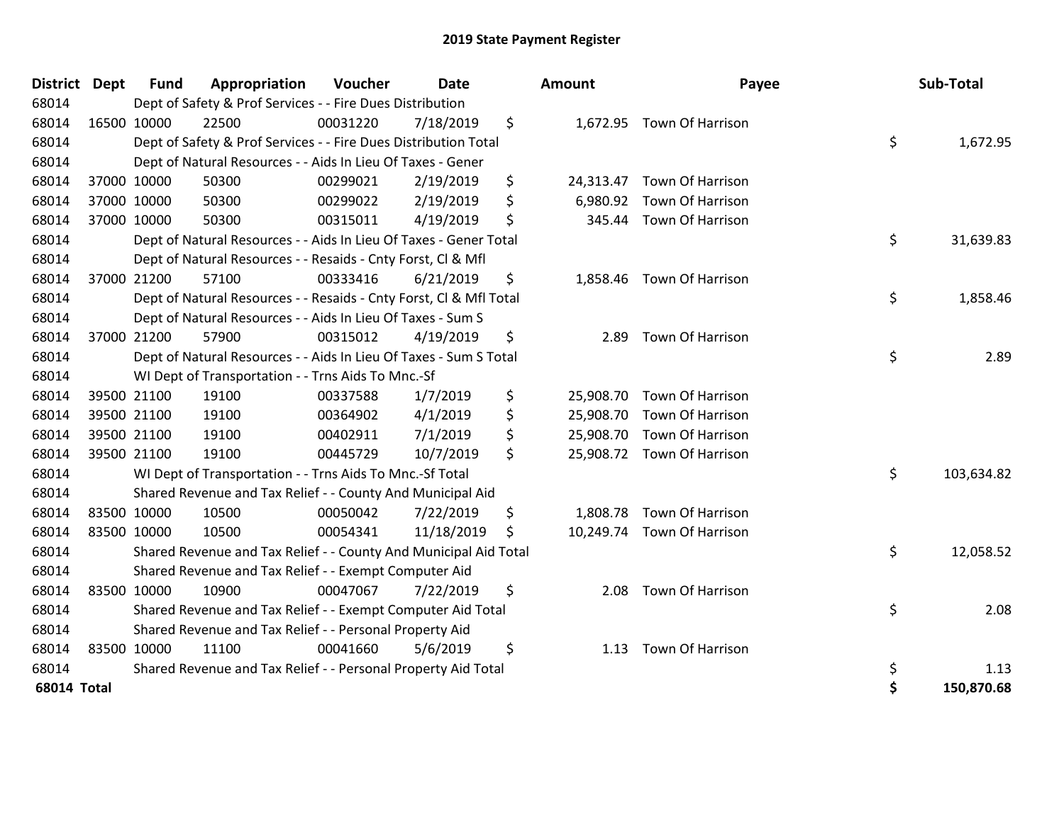# 2019 State Payment Register

| District | Dept | Fund | Appropriation | Voucher | Date | Amount | Payee | Sub-Total |
|---|---|---|---|---|---|---|---|---|
| 68014 | | Dept of Safety & Prof Services - - Fire Dues Distribution | | | | | | |
| 68014 | 16500 | 10000 | 22500 | 00031220 | 7/18/2019 | $ 1,672.95 | Town Of Harrison | |
| 68014 | | Dept of Safety & Prof Services - - Fire Dues Distribution Total | | | | | | $ 1,672.95 |
| 68014 | | Dept of Natural Resources - - Aids In Lieu Of Taxes - Gener | | | | | | |
| 68014 | 37000 | 10000 | 50300 | 00299021 | 2/19/2019 | $ 24,313.47 | Town Of Harrison | |
| 68014 | 37000 | 10000 | 50300 | 00299022 | 2/19/2019 | $ 6,980.92 | Town Of Harrison | |
| 68014 | 37000 | 10000 | 50300 | 00315011 | 4/19/2019 | $ 345.44 | Town Of Harrison | |
| 68014 | | Dept of Natural Resources - - Aids In Lieu Of Taxes - Gener Total | | | | | | $ 31,639.83 |
| 68014 | | Dept of Natural Resources - - Resaids - Cnty Forst, Cl & Mfl | | | | | | |
| 68014 | 37000 | 21200 | 57100 | 00333416 | 6/21/2019 | $ 1,858.46 | Town Of Harrison | |
| 68014 | | Dept of Natural Resources - - Resaids - Cnty Forst, Cl & Mfl Total | | | | | | $ 1,858.46 |
| 68014 | | Dept of Natural Resources - - Aids In Lieu Of Taxes - Sum S | | | | | | |
| 68014 | 37000 | 21200 | 57900 | 00315012 | 4/19/2019 | $ 2.89 | Town Of Harrison | |
| 68014 | | Dept of Natural Resources - - Aids In Lieu Of Taxes - Sum S Total | | | | | | $ 2.89 |
| 68014 | | WI Dept of Transportation - - Trns Aids To Mnc.-Sf | | | | | | |
| 68014 | 39500 | 21100 | 19100 | 00337588 | 1/7/2019 | $ 25,908.70 | Town Of Harrison | |
| 68014 | 39500 | 21100 | 19100 | 00364902 | 4/1/2019 | $ 25,908.70 | Town Of Harrison | |
| 68014 | 39500 | 21100 | 19100 | 00402911 | 7/1/2019 | $ 25,908.70 | Town Of Harrison | |
| 68014 | 39500 | 21100 | 19100 | 00445729 | 10/7/2019 | $ 25,908.72 | Town Of Harrison | |
| 68014 | | WI Dept of Transportation - - Trns Aids To Mnc.-Sf Total | | | | | | $ 103,634.82 |
| 68014 | | Shared Revenue and Tax Relief - - County And Municipal Aid | | | | | | |
| 68014 | 83500 | 10000 | 10500 | 00050042 | 7/22/2019 | $ 1,808.78 | Town Of Harrison | |
| 68014 | 83500 | 10000 | 10500 | 00054341 | 11/18/2019 | $ 10,249.74 | Town Of Harrison | |
| 68014 | | Shared Revenue and Tax Relief - - County And Municipal Aid Total | | | | | | $ 12,058.52 |
| 68014 | | Shared Revenue and Tax Relief - - Exempt Computer Aid | | | | | | |
| 68014 | 83500 | 10000 | 10900 | 00047067 | 7/22/2019 | $ 2.08 | Town Of Harrison | |
| 68014 | | Shared Revenue and Tax Relief - - Exempt Computer Aid Total | | | | | | $ 2.08 |
| 68014 | | Shared Revenue and Tax Relief - - Personal Property Aid | | | | | | |
| 68014 | 83500 | 10000 | 11100 | 00041660 | 5/6/2019 | $ 1.13 | Town Of Harrison | |
| 68014 | | Shared Revenue and Tax Relief - - Personal Property Aid Total | | | | | | $ 1.13 |
| **68014 Total** | | | | | | | | **$ 150,870.68** |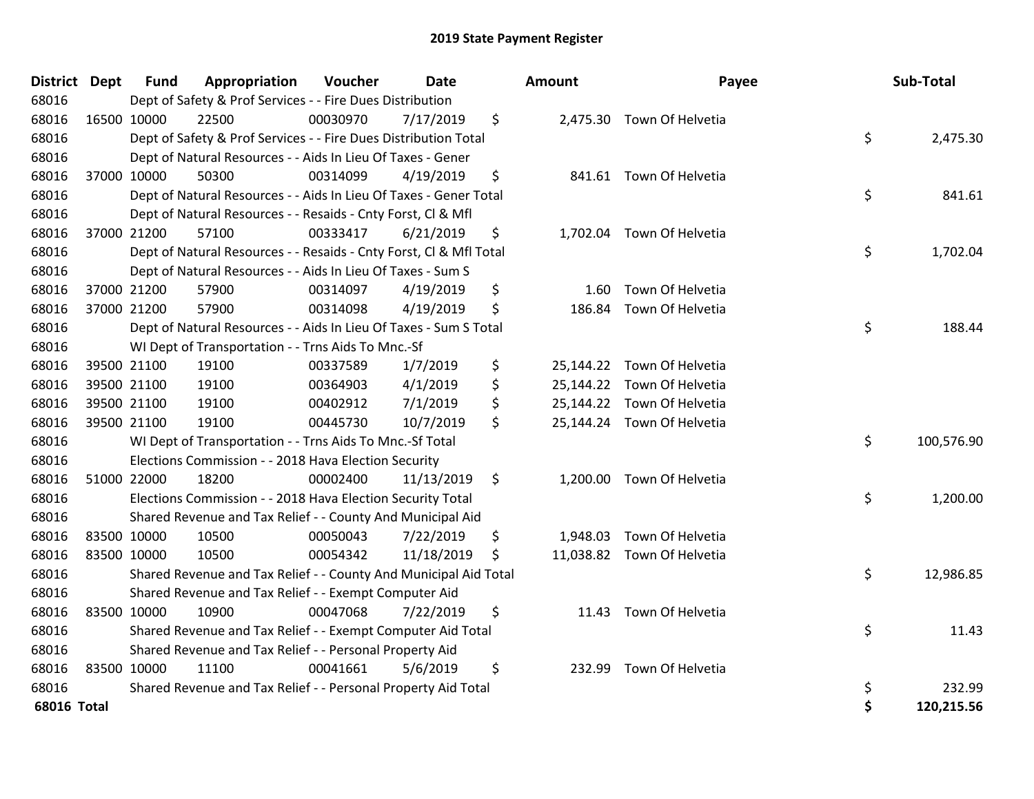# 2019 State Payment Register

| District | Dept | Fund | Appropriation | Voucher | Date | Amount | Payee | Sub-Total |
|---|---|---|---|---|---|---|---|---|
| 68016 | | Dept of Safety & Prof Services - - Fire Dues Distribution | | | | | | |
| 68016 | 16500 | 10000 | 22500 | 00030970 | 7/17/2019 | $ 2,475.30 | Town Of Helvetia | |
| 68016 | | Dept of Safety & Prof Services - - Fire Dues Distribution Total | | | | | | $ 2,475.30 |
| 68016 | | Dept of Natural Resources - - Aids In Lieu Of Taxes - Gener | | | | | | |
| 68016 | 37000 | 10000 | 50300 | 00314099 | 4/19/2019 | $ 841.61 | Town Of Helvetia | |
| 68016 | | Dept of Natural Resources - - Aids In Lieu Of Taxes - Gener Total | | | | | | $ 841.61 |
| 68016 | | Dept of Natural Resources - - Resaids - Cnty Forst, Cl & Mfl | | | | | | |
| 68016 | 37000 | 21200 | 57100 | 00333417 | 6/21/2019 | $ 1,702.04 | Town Of Helvetia | |
| 68016 | | Dept of Natural Resources - - Resaids - Cnty Forst, Cl & Mfl Total | | | | | | $ 1,702.04 |
| 68016 | | Dept of Natural Resources - - Aids In Lieu Of Taxes - Sum S | | | | | | |
| 68016 | 37000 | 21200 | 57900 | 00314097 | 4/19/2019 | $ 1.60 | Town Of Helvetia | |
| 68016 | 37000 | 21200 | 57900 | 00314098 | 4/19/2019 | $ 186.84 | Town Of Helvetia | |
| 68016 | | Dept of Natural Resources - - Aids In Lieu Of Taxes - Sum S Total | | | | | | $ 188.44 |
| 68016 | | WI Dept of Transportation - - Trns Aids To Mnc.-Sf | | | | | | |
| 68016 | 39500 | 21100 | 19100 | 00337589 | 1/7/2019 | $ 25,144.22 | Town Of Helvetia | |
| 68016 | 39500 | 21100 | 19100 | 00364903 | 4/1/2019 | $ 25,144.22 | Town Of Helvetia | |
| 68016 | 39500 | 21100 | 19100 | 00402912 | 7/1/2019 | $ 25,144.22 | Town Of Helvetia | |
| 68016 | 39500 | 21100 | 19100 | 00445730 | 10/7/2019 | $ 25,144.24 | Town Of Helvetia | |
| 68016 | | WI Dept of Transportation - - Trns Aids To Mnc.-Sf Total | | | | | | $ 100,576.90 |
| 68016 | | Elections Commission - - 2018 Hava Election Security | | | | | | |
| 68016 | 51000 | 22000 | 18200 | 00002400 | 11/13/2019 | $ 1,200.00 | Town Of Helvetia | |
| 68016 | | Elections Commission - - 2018 Hava Election Security Total | | | | | | $ 1,200.00 |
| 68016 | | Shared Revenue and Tax Relief - - County And Municipal Aid | | | | | | |
| 68016 | 83500 | 10000 | 10500 | 00050043 | 7/22/2019 | $ 1,948.03 | Town Of Helvetia | |
| 68016 | 83500 | 10000 | 10500 | 00054342 | 11/18/2019 | $ 11,038.82 | Town Of Helvetia | |
| 68016 | | Shared Revenue and Tax Relief - - County And Municipal Aid Total | | | | | | $ 12,986.85 |
| 68016 | | Shared Revenue and Tax Relief - - Exempt Computer Aid | | | | | | |
| 68016 | 83500 | 10000 | 10900 | 00047068 | 7/22/2019 | $ 11.43 | Town Of Helvetia | |
| 68016 | | Shared Revenue and Tax Relief - - Exempt Computer Aid Total | | | | | | $ 11.43 |
| 68016 | | Shared Revenue and Tax Relief - - Personal Property Aid | | | | | | |
| 68016 | 83500 | 10000 | 11100 | 00041661 | 5/6/2019 | $ 232.99 | Town Of Helvetia | |
| 68016 | | Shared Revenue and Tax Relief - - Personal Property Aid Total | | | | | | $ 232.99 |
| **68016 Total** | | | | | | | | **$ 120,215.56** |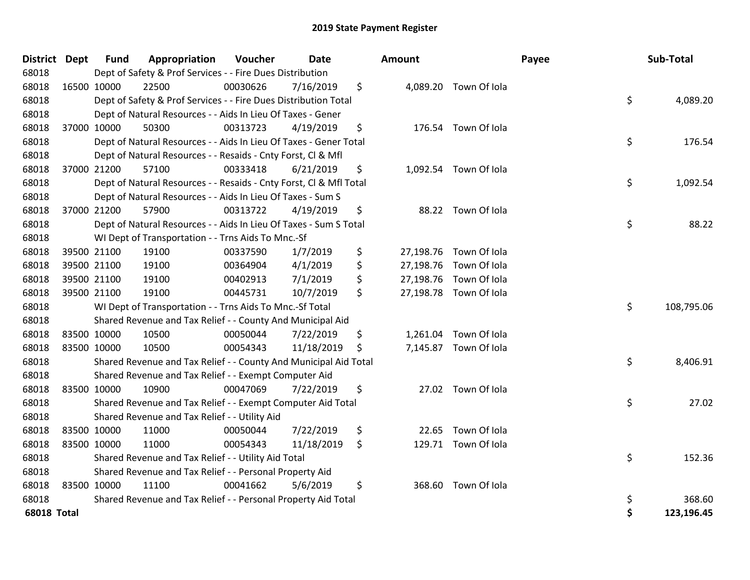# 2019 State Payment Register

| District | Dept | Fund | Appropriation | Voucher | Date | Amount | Payee | Sub-Total |
|---|---|---|---|---|---|---|---|---|
| 68018 | | Dept of Safety & Prof Services - - Fire Dues Distribution | | | | | | |
| 68018 | 16500 | 10000 | 22500 | 00030626 | 7/16/2019 | $ 4,089.20 | Town Of Iola | |
| 68018 | | Dept of Safety & Prof Services - - Fire Dues Distribution Total | | | | | | $ 4,089.20 |
| 68018 | | Dept of Natural Resources - - Aids In Lieu Of Taxes - Gener | | | | | | |
| 68018 | 37000 | 10000 | 50300 | 00313723 | 4/19/2019 | $ 176.54 | Town Of Iola | |
| 68018 | | Dept of Natural Resources - - Aids In Lieu Of Taxes - Gener Total | | | | | | $ 176.54 |
| 68018 | | Dept of Natural Resources - - Resaids - Cnty Forst, Cl & Mfl | | | | | | |
| 68018 | 37000 | 21200 | 57100 | 00333418 | 6/21/2019 | $ 1,092.54 | Town Of Iola | |
| 68018 | | Dept of Natural Resources - - Resaids - Cnty Forst, Cl & Mfl Total | | | | | | $ 1,092.54 |
| 68018 | | Dept of Natural Resources - - Aids In Lieu Of Taxes - Sum S | | | | | | |
| 68018 | 37000 | 21200 | 57900 | 00313722 | 4/19/2019 | $ 88.22 | Town Of Iola | |
| 68018 | | Dept of Natural Resources - - Aids In Lieu Of Taxes - Sum S Total | | | | | | $ 88.22 |
| 68018 | | WI Dept of Transportation - - Trns Aids To Mnc.-Sf | | | | | | |
| 68018 | 39500 | 21100 | 19100 | 00337590 | 1/7/2019 | $ 27,198.76 | Town Of Iola | |
| 68018 | 39500 | 21100 | 19100 | 00364904 | 4/1/2019 | $ 27,198.76 | Town Of Iola | |
| 68018 | 39500 | 21100 | 19100 | 00402913 | 7/1/2019 | $ 27,198.76 | Town Of Iola | |
| 68018 | 39500 | 21100 | 19100 | 00445731 | 10/7/2019 | $ 27,198.78 | Town Of Iola | |
| 68018 | | WI Dept of Transportation - - Trns Aids To Mnc.-Sf Total | | | | | | $ 108,795.06 |
| 68018 | | Shared Revenue and Tax Relief - - County And Municipal Aid | | | | | | |
| 68018 | 83500 | 10000 | 10500 | 00050044 | 7/22/2019 | $ 1,261.04 | Town Of Iola | |
| 68018 | 83500 | 10000 | 10500 | 00054343 | 11/18/2019 | $ 7,145.87 | Town Of Iola | |
| 68018 | | Shared Revenue and Tax Relief - - County And Municipal Aid Total | | | | | | $ 8,406.91 |
| 68018 | | Shared Revenue and Tax Relief - - Exempt Computer Aid | | | | | | |
| 68018 | 83500 | 10000 | 10900 | 00047069 | 7/22/2019 | $ 27.02 | Town Of Iola | |
| 68018 | | Shared Revenue and Tax Relief - - Exempt Computer Aid Total | | | | | | $ 27.02 |
| 68018 | | Shared Revenue and Tax Relief - - Utility Aid | | | | | | |
| 68018 | 83500 | 10000 | 11000 | 00050044 | 7/22/2019 | $ 22.65 | Town Of Iola | |
| 68018 | 83500 | 10000 | 11000 | 00054343 | 11/18/2019 | $ 129.71 | Town Of Iola | |
| 68018 | | Shared Revenue and Tax Relief - - Utility Aid Total | | | | | | $ 152.36 |
| 68018 | | Shared Revenue and Tax Relief - - Personal Property Aid | | | | | | |
| 68018 | 83500 | 10000 | 11100 | 00041662 | 5/6/2019 | $ 368.60 | Town Of Iola | |
| 68018 | | Shared Revenue and Tax Relief - - Personal Property Aid Total | | | | | | $ 368.60 |
| **68018 Total** | | | | | | | | **$ 123,196.45** |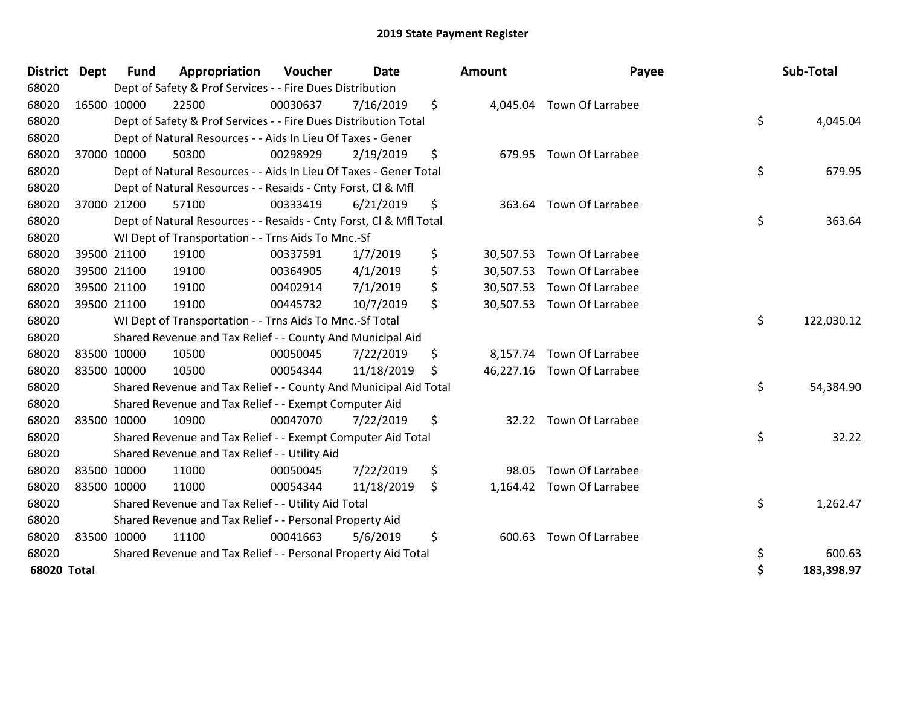# 2019 State Payment Register

| District | Dept | Fund | Appropriation | Voucher | Date | Amount | Payee | Sub-Total |
|---|---|---|---|---|---|---|---|---|
| 68020 | | Dept of Safety & Prof Services - - Fire Dues Distribution | | | | | | |
| 68020 | 16500 | 10000 | 22500 | 00030637 | 7/16/2019 | $ 4,045.04 | Town Of Larrabee | |
| 68020 | | Dept of Safety & Prof Services - - Fire Dues Distribution Total | | | | | | $ 4,045.04 |
| 68020 | | Dept of Natural Resources - - Aids In Lieu Of Taxes - Gener | | | | | | |
| 68020 | 37000 | 10000 | 50300 | 00298929 | 2/19/2019 | $ 679.95 | Town Of Larrabee | |
| 68020 | | Dept of Natural Resources - - Aids In Lieu Of Taxes - Gener Total | | | | | | $ 679.95 |
| 68020 | | Dept of Natural Resources - - Resaids - Cnty Forst, Cl & Mfl | | | | | | |
| 68020 | 37000 | 21200 | 57100 | 00333419 | 6/21/2019 | $ 363.64 | Town Of Larrabee | |
| 68020 | | Dept of Natural Resources - - Resaids - Cnty Forst, Cl & Mfl Total | | | | | | $ 363.64 |
| 68020 | | WI Dept of Transportation - - Trns Aids To Mnc.-Sf | | | | | | |
| 68020 | 39500 | 21100 | 19100 | 00337591 | 1/7/2019 | $ 30,507.53 | Town Of Larrabee | |
| 68020 | 39500 | 21100 | 19100 | 00364905 | 4/1/2019 | $ 30,507.53 | Town Of Larrabee | |
| 68020 | 39500 | 21100 | 19100 | 00402914 | 7/1/2019 | $ 30,507.53 | Town Of Larrabee | |
| 68020 | 39500 | 21100 | 19100 | 00445732 | 10/7/2019 | $ 30,507.53 | Town Of Larrabee | |
| 68020 | | WI Dept of Transportation - - Trns Aids To Mnc.-Sf Total | | | | | | $ 122,030.12 |
| 68020 | | Shared Revenue and Tax Relief - - County And Municipal Aid | | | | | | |
| 68020 | 83500 | 10000 | 10500 | 00050045 | 7/22/2019 | $ 8,157.74 | Town Of Larrabee | |
| 68020 | 83500 | 10000 | 10500 | 00054344 | 11/18/2019 | $ 46,227.16 | Town Of Larrabee | |
| 68020 | | Shared Revenue and Tax Relief - - County And Municipal Aid Total | | | | | | $ 54,384.90 |
| 68020 | | Shared Revenue and Tax Relief - - Exempt Computer Aid | | | | | | |
| 68020 | 83500 | 10000 | 10900 | 00047070 | 7/22/2019 | $ 32.22 | Town Of Larrabee | |
| 68020 | | Shared Revenue and Tax Relief - - Exempt Computer Aid Total | | | | | | $ 32.22 |
| 68020 | | Shared Revenue and Tax Relief - - Utility Aid | | | | | | |
| 68020 | 83500 | 10000 | 11000 | 00050045 | 7/22/2019 | $ 98.05 | Town Of Larrabee | |
| 68020 | 83500 | 10000 | 11000 | 00054344 | 11/18/2019 | $ 1,164.42 | Town Of Larrabee | |
| 68020 | | Shared Revenue and Tax Relief - - Utility Aid Total | | | | | | $ 1,262.47 |
| 68020 | | Shared Revenue and Tax Relief - - Personal Property Aid | | | | | | |
| 68020 | 83500 | 10000 | 11100 | 00041663 | 5/6/2019 | $ 600.63 | Town Of Larrabee | |
| 68020 | | Shared Revenue and Tax Relief - - Personal Property Aid Total | | | | | | $ 600.63 |
| **68020 Total** | | | | | | | | **$ 183,398.97** |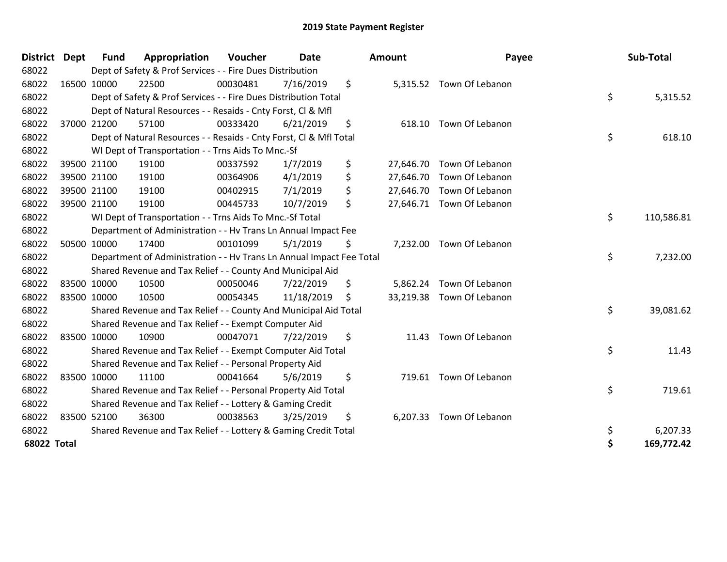# 2019 State Payment Register

| District | Dept | Fund | Appropriation | Voucher | Date | Amount | Payee | Sub-Total |
|---|---|---|---|---|---|---|---|---|
| 68022 | | Dept of Safety & Prof Services - - Fire Dues Distribution | | | | | | |
| 68022 | 16500 | 10000 | 22500 | 00030481 | 7/16/2019 | $ 5,315.52 | Town Of Lebanon | |
| 68022 | | Dept of Safety & Prof Services - - Fire Dues Distribution Total | | | | | | $ 5,315.52 |
| 68022 | | Dept of Natural Resources - - Resaids - Cnty Forst, Cl & Mfl | | | | | | |
| 68022 | 37000 | 21200 | 57100 | 00333420 | 6/21/2019 | $ 618.10 | Town Of Lebanon | |
| 68022 | | Dept of Natural Resources - - Resaids - Cnty Forst, Cl & Mfl Total | | | | | | $ 618.10 |
| 68022 | | WI Dept of Transportation - - Trns Aids To Mnc.-Sf | | | | | | |
| 68022 | 39500 | 21100 | 19100 | 00337592 | 1/7/2019 | $ 27,646.70 | Town Of Lebanon | |
| 68022 | 39500 | 21100 | 19100 | 00364906 | 4/1/2019 | $ 27,646.70 | Town Of Lebanon | |
| 68022 | 39500 | 21100 | 19100 | 00402915 | 7/1/2019 | $ 27,646.70 | Town Of Lebanon | |
| 68022 | 39500 | 21100 | 19100 | 00445733 | 10/7/2019 | $ 27,646.71 | Town Of Lebanon | |
| 68022 | | WI Dept of Transportation - - Trns Aids To Mnc.-Sf Total | | | | | | $ 110,586.81 |
| 68022 | | Department of Administration - - Hv Trans Ln Annual Impact Fee | | | | | | |
| 68022 | 50500 | 10000 | 17400 | 00101099 | 5/1/2019 | $ 7,232.00 | Town Of Lebanon | |
| 68022 | | Department of Administration - - Hv Trans Ln Annual Impact Fee Total | | | | | | $ 7,232.00 |
| 68022 | | Shared Revenue and Tax Relief - - County And Municipal Aid | | | | | | |
| 68022 | 83500 | 10000 | 10500 | 00050046 | 7/22/2019 | $ 5,862.24 | Town Of Lebanon | |
| 68022 | 83500 | 10000 | 10500 | 00054345 | 11/18/2019 | $ 33,219.38 | Town Of Lebanon | |
| 68022 | | Shared Revenue and Tax Relief - - County And Municipal Aid Total | | | | | | $ 39,081.62 |
| 68022 | | Shared Revenue and Tax Relief - - Exempt Computer Aid | | | | | | |
| 68022 | 83500 | 10000 | 10900 | 00047071 | 7/22/2019 | $ 11.43 | Town Of Lebanon | |
| 68022 | | Shared Revenue and Tax Relief - - Exempt Computer Aid Total | | | | | | $ 11.43 |
| 68022 | | Shared Revenue and Tax Relief - - Personal Property Aid | | | | | | |
| 68022 | 83500 | 10000 | 11100 | 00041664 | 5/6/2019 | $ 719.61 | Town Of Lebanon | |
| 68022 | | Shared Revenue and Tax Relief - - Personal Property Aid Total | | | | | | $ 719.61 |
| 68022 | | Shared Revenue and Tax Relief - - Lottery & Gaming Credit | | | | | | |
| 68022 | 83500 | 52100 | 36300 | 00038563 | 3/25/2019 | $ 6,207.33 | Town Of Lebanon | |
| 68022 | | Shared Revenue and Tax Relief - - Lottery & Gaming Credit Total | | | | | | $ 6,207.33 |
| **68022 Total** | | | | | | | | **$ 169,772.42** |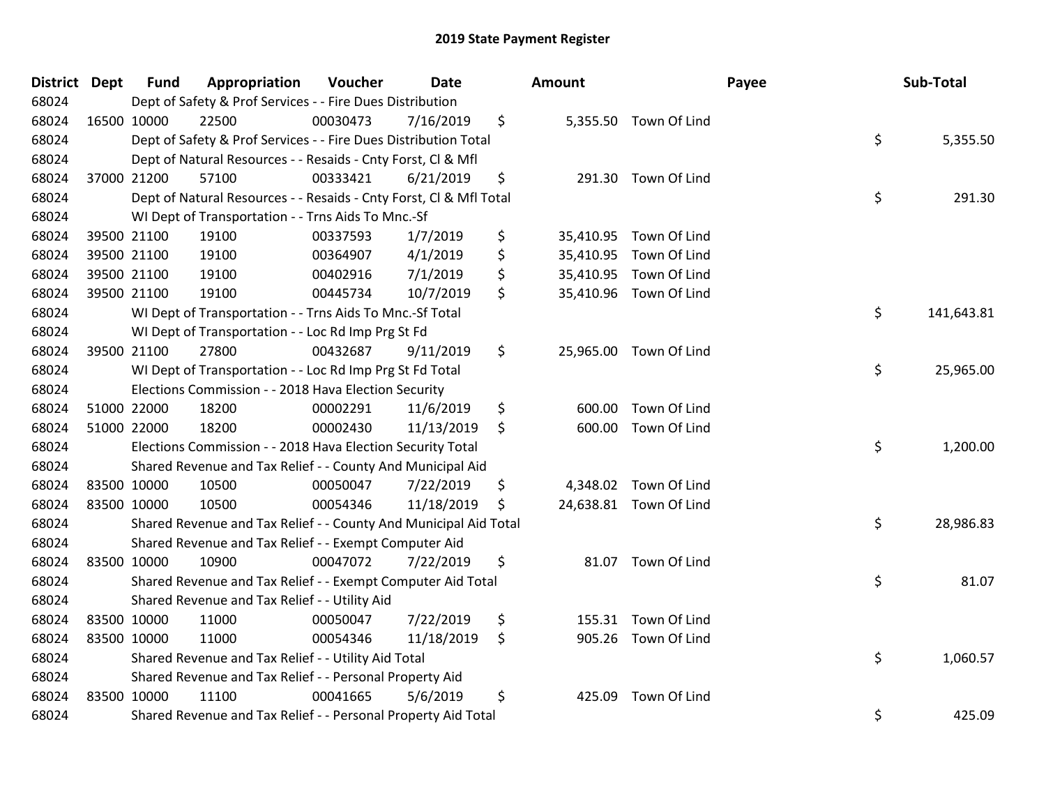# 2019 State Payment Register

| District | Dept | Fund | Appropriation | Voucher | Date | Amount | Payee | Sub-Total |
|---|---|---|---|---|---|---|---|---|
| 68024 | Dept of Safety & Prof Services - - Fire Dues Distribution | | | | | | | |
| 68024 | 16500 | 10000 | 22500 | 00030473 | 7/16/2019 | $ 5,355.50 | Town Of Lind | |
| 68024 | Dept of Safety & Prof Services - - Fire Dues Distribution Total | | | | | | | $ 5,355.50 |
| 68024 | Dept of Natural Resources - - Resaids - Cnty Forst, Cl & Mfl | | | | | | | |
| 68024 | 37000 | 21200 | 57100 | 00333421 | 6/21/2019 | $ 291.30 | Town Of Lind | |
| 68024 | Dept of Natural Resources - - Resaids - Cnty Forst, Cl & Mfl Total | | | | | | | $ 291.30 |
| 68024 | WI Dept of Transportation - - Trns Aids To Mnc.-Sf | | | | | | | |
| 68024 | 39500 | 21100 | 19100 | 00337593 | 1/7/2019 | $ 35,410.95 | Town Of Lind | |
| 68024 | 39500 | 21100 | 19100 | 00364907 | 4/1/2019 | $ 35,410.95 | Town Of Lind | |
| 68024 | 39500 | 21100 | 19100 | 00402916 | 7/1/2019 | $ 35,410.95 | Town Of Lind | |
| 68024 | 39500 | 21100 | 19100 | 00445734 | 10/7/2019 | $ 35,410.96 | Town Of Lind | |
| 68024 | WI Dept of Transportation - - Trns Aids To Mnc.-Sf Total | | | | | | | $ 141,643.81 |
| 68024 | WI Dept of Transportation - - Loc Rd Imp Prg St Fd | | | | | | | |
| 68024 | 39500 | 21100 | 27800 | 00432687 | 9/11/2019 | $ 25,965.00 | Town Of Lind | |
| 68024 | WI Dept of Transportation - - Loc Rd Imp Prg St Fd Total | | | | | | | $ 25,965.00 |
| 68024 | Elections Commission - - 2018 Hava Election Security | | | | | | | |
| 68024 | 51000 | 22000 | 18200 | 00002291 | 11/6/2019 | $ 600.00 | Town Of Lind | |
| 68024 | 51000 | 22000 | 18200 | 00002430 | 11/13/2019 | $ 600.00 | Town Of Lind | |
| 68024 | Elections Commission - - 2018 Hava Election Security Total | | | | | | | $ 1,200.00 |
| 68024 | Shared Revenue and Tax Relief - - County And Municipal Aid | | | | | | | |
| 68024 | 83500 | 10000 | 10500 | 00050047 | 7/22/2019 | $ 4,348.02 | Town Of Lind | |
| 68024 | 83500 | 10000 | 10500 | 00054346 | 11/18/2019 | $ 24,638.81 | Town Of Lind | |
| 68024 | Shared Revenue and Tax Relief - - County And Municipal Aid Total | | | | | | | $ 28,986.83 |
| 68024 | Shared Revenue and Tax Relief - - Exempt Computer Aid | | | | | | | |
| 68024 | 83500 | 10000 | 10900 | 00047072 | 7/22/2019 | $ 81.07 | Town Of Lind | |
| 68024 | Shared Revenue and Tax Relief - - Exempt Computer Aid Total | | | | | | | $ 81.07 |
| 68024 | Shared Revenue and Tax Relief - - Utility Aid | | | | | | | |
| 68024 | 83500 | 10000 | 11000 | 00050047 | 7/22/2019 | $ 155.31 | Town Of Lind | |
| 68024 | 83500 | 10000 | 11000 | 00054346 | 11/18/2019 | $ 905.26 | Town Of Lind | |
| 68024 | Shared Revenue and Tax Relief - - Utility Aid Total | | | | | | | $ 1,060.57 |
| 68024 | Shared Revenue and Tax Relief - - Personal Property Aid | | | | | | | |
| 68024 | 83500 | 10000 | 11100 | 00041665 | 5/6/2019 | $ 425.09 | Town Of Lind | |
| 68024 | Shared Revenue and Tax Relief - - Personal Property Aid Total | | | | | | | $ 425.09 |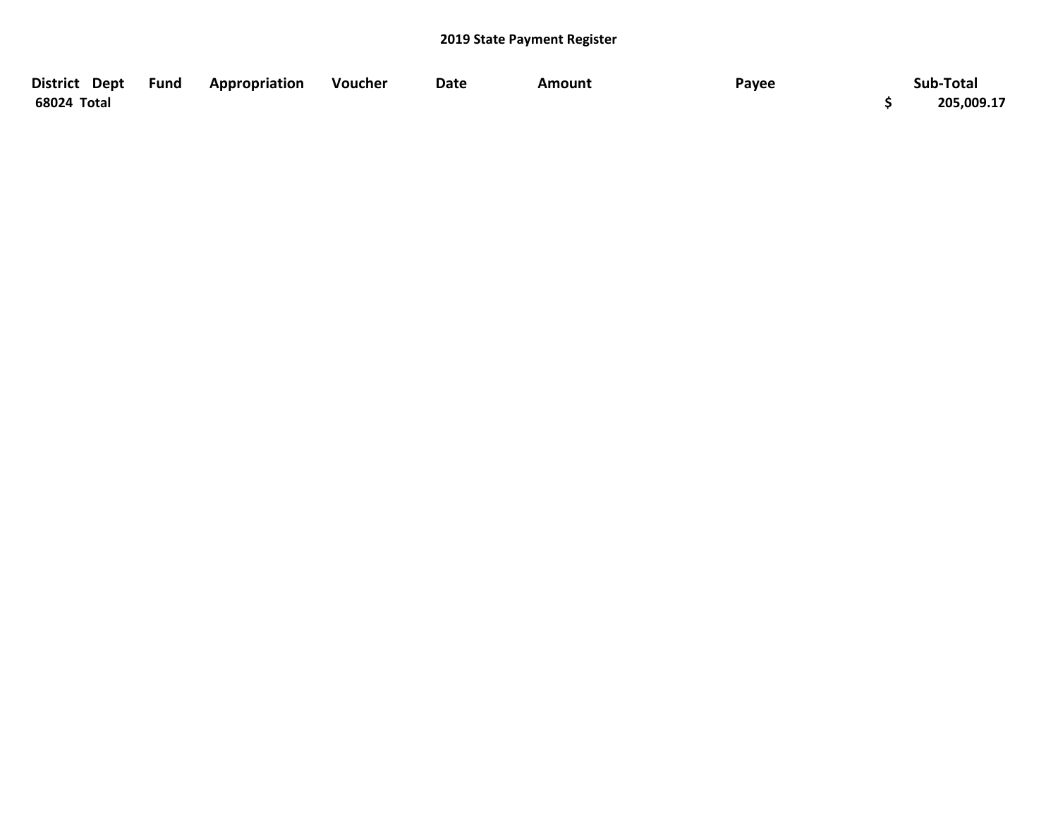# 2019 State Payment Register

| District | Dept | Fund | Appropriation | Voucher | Date | Amount | Payee | Sub-Total |
|---|---|---|---|---|---|---|---|---|
| 68024 Total | | | | | | | | $ 205,009.17 |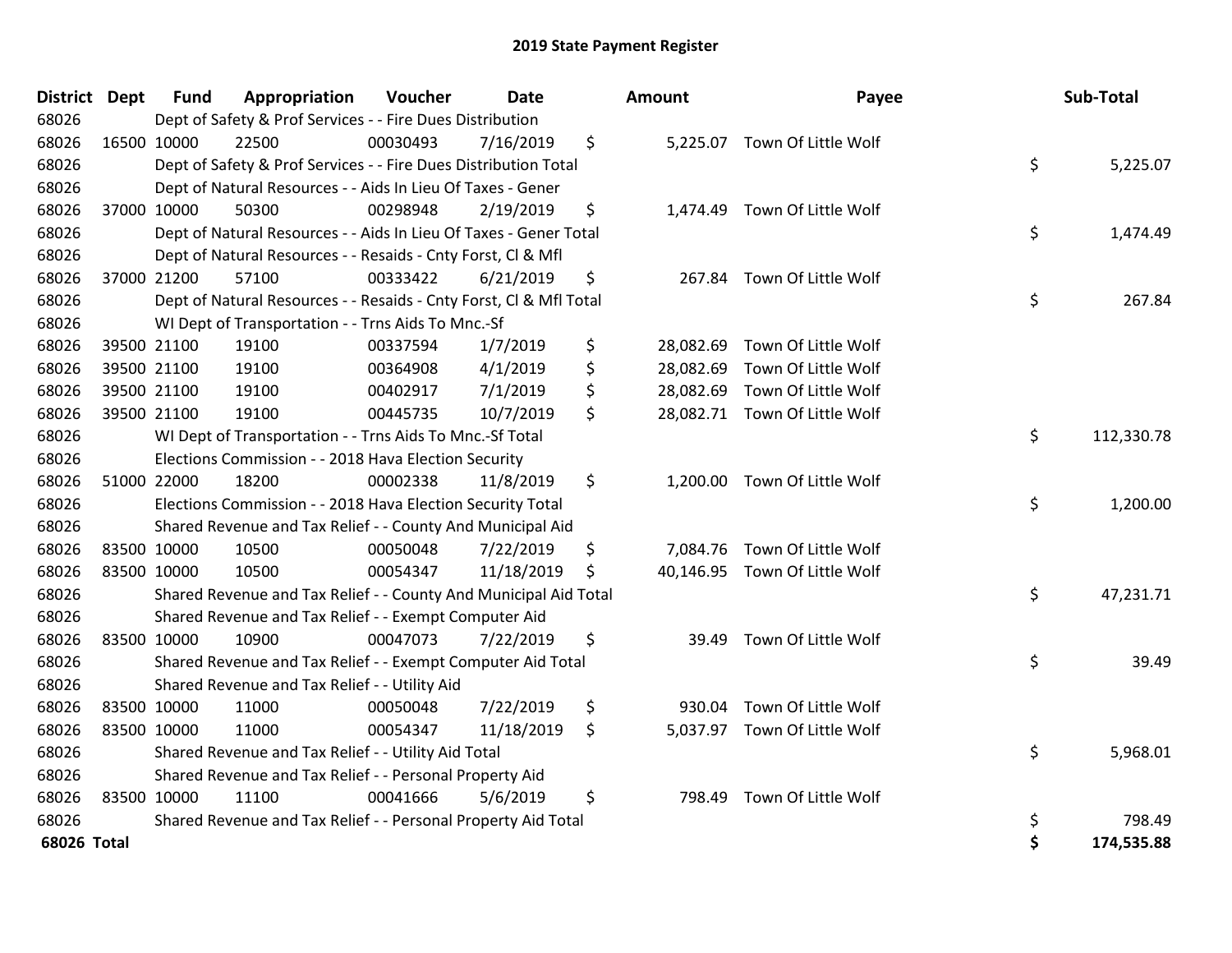# 2019 State Payment Register

| District | Dept | Fund | Appropriation | Voucher | Date | Amount | Payee | Sub-Total |
|---|---|---|---|---|---|---|---|---|
| 68026 | | Dept of Safety & Prof Services - - Fire Dues Distribution | | | | | | |
| 68026 | 16500 | 10000 | 22500 | 00030493 | 7/16/2019 | $ 5,225.07 | Town Of Little Wolf | |
| 68026 | | Dept of Safety & Prof Services - - Fire Dues Distribution Total | | | | | | $ 5,225.07 |
| 68026 | | Dept of Natural Resources - - Aids In Lieu Of Taxes - Gener | | | | | | |
| 68026 | 37000 | 10000 | 50300 | 00298948 | 2/19/2019 | $ 1,474.49 | Town Of Little Wolf | |
| 68026 | | Dept of Natural Resources - - Aids In Lieu Of Taxes - Gener Total | | | | | | $ 1,474.49 |
| 68026 | | Dept of Natural Resources - - Resaids - Cnty Forst, Cl & Mfl | | | | | | |
| 68026 | 37000 | 21200 | 57100 | 00333422 | 6/21/2019 | $ 267.84 | Town Of Little Wolf | |
| 68026 | | Dept of Natural Resources - - Resaids - Cnty Forst, Cl & Mfl Total | | | | | | $ 267.84 |
| 68026 | | WI Dept of Transportation - - Trns Aids To Mnc.-Sf | | | | | | |
| 68026 | 39500 | 21100 | 19100 | 00337594 | 1/7/2019 | $ 28,082.69 | Town Of Little Wolf | |
| 68026 | 39500 | 21100 | 19100 | 00364908 | 4/1/2019 | $ 28,082.69 | Town Of Little Wolf | |
| 68026 | 39500 | 21100 | 19100 | 00402917 | 7/1/2019 | $ 28,082.69 | Town Of Little Wolf | |
| 68026 | 39500 | 21100 | 19100 | 00445735 | 10/7/2019 | $ 28,082.71 | Town Of Little Wolf | |
| 68026 | | WI Dept of Transportation - - Trns Aids To Mnc.-Sf Total | | | | | | $ 112,330.78 |
| 68026 | | Elections Commission - - 2018 Hava Election Security | | | | | | |
| 68026 | 51000 | 22000 | 18200 | 00002338 | 11/8/2019 | $ 1,200.00 | Town Of Little Wolf | |
| 68026 | | Elections Commission - - 2018 Hava Election Security Total | | | | | | $ 1,200.00 |
| 68026 | | Shared Revenue and Tax Relief - - County And Municipal Aid | | | | | | |
| 68026 | 83500 | 10000 | 10500 | 00050048 | 7/22/2019 | $ 7,084.76 | Town Of Little Wolf | |
| 68026 | 83500 | 10000 | 10500 | 00054347 | 11/18/2019 | $ 40,146.95 | Town Of Little Wolf | |
| 68026 | | Shared Revenue and Tax Relief - - County And Municipal Aid Total | | | | | | $ 47,231.71 |
| 68026 | | Shared Revenue and Tax Relief - - Exempt Computer Aid | | | | | | |
| 68026 | 83500 | 10000 | 10900 | 00047073 | 7/22/2019 | $ 39.49 | Town Of Little Wolf | |
| 68026 | | Shared Revenue and Tax Relief - - Exempt Computer Aid Total | | | | | | $ 39.49 |
| 68026 | | Shared Revenue and Tax Relief - - Utility Aid | | | | | | |
| 68026 | 83500 | 10000 | 11000 | 00050048 | 7/22/2019 | $ 930.04 | Town Of Little Wolf | |
| 68026 | 83500 | 10000 | 11000 | 00054347 | 11/18/2019 | $ 5,037.97 | Town Of Little Wolf | |
| 68026 | | Shared Revenue and Tax Relief - - Utility Aid Total | | | | | | $ 5,968.01 |
| 68026 | | Shared Revenue and Tax Relief - - Personal Property Aid | | | | | | |
| 68026 | 83500 | 10000 | 11100 | 00041666 | 5/6/2019 | $ 798.49 | Town Of Little Wolf | |
| 68026 | | Shared Revenue and Tax Relief - - Personal Property Aid Total | | | | | | $ 798.49 |
| **68026 Total** | | | | | | | | **$ 174,535.88** |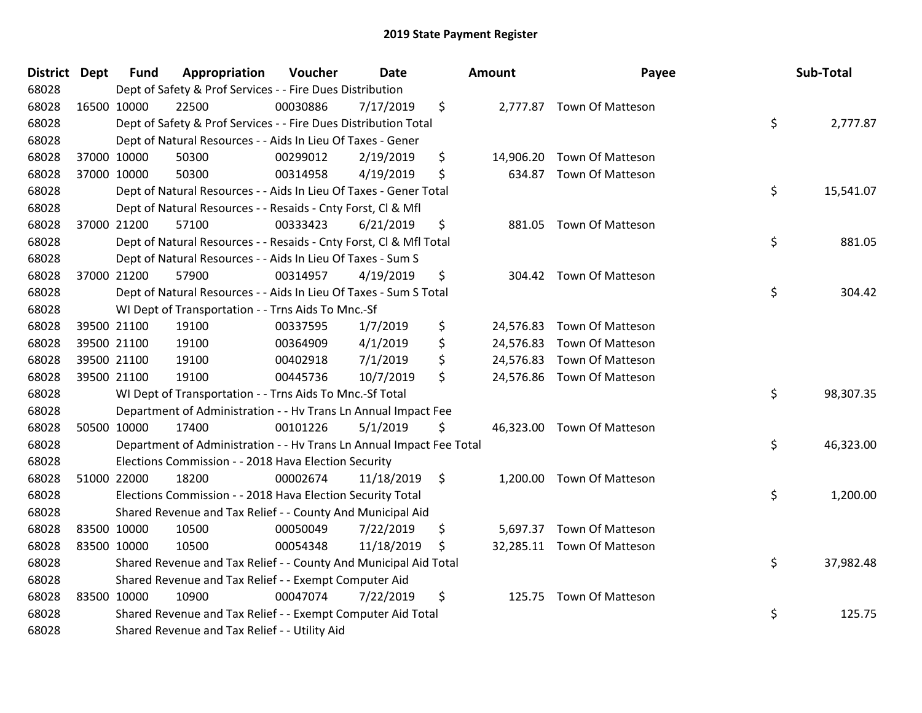# 2019 State Payment Register

| District | Dept | Fund | Appropriation | Voucher | Date | Amount | Payee | Sub-Total |
|---|---|---|---|---|---|---|---|---|
| 68028 | | | Dept of Safety & Prof Services - - Fire Dues Distribution | | | | | |
| 68028 | 16500 | 10000 | 22500 | 00030886 | 7/17/2019 | $ 2,777.87 | Town Of Matteson | |
| 68028 | | | Dept of Safety & Prof Services - - Fire Dues Distribution Total | | | | | $ 2,777.87 |
| 68028 | | | Dept of Natural Resources - - Aids In Lieu Of Taxes - Gener | | | | | |
| 68028 | 37000 | 10000 | 50300 | 00299012 | 2/19/2019 | $ 14,906.20 | Town Of Matteson | |
| 68028 | 37000 | 10000 | 50300 | 00314958 | 4/19/2019 | $ 634.87 | Town Of Matteson | |
| 68028 | | | Dept of Natural Resources - - Aids In Lieu Of Taxes - Gener Total | | | | | $ 15,541.07 |
| 68028 | | | Dept of Natural Resources - - Resaids - Cnty Forst, Cl & Mfl | | | | | |
| 68028 | 37000 | 21200 | 57100 | 00333423 | 6/21/2019 | $ 881.05 | Town Of Matteson | |
| 68028 | | | Dept of Natural Resources - - Resaids - Cnty Forst, Cl & Mfl Total | | | | | $ 881.05 |
| 68028 | | | Dept of Natural Resources - - Aids In Lieu Of Taxes - Sum S | | | | | |
| 68028 | 37000 | 21200 | 57900 | 00314957 | 4/19/2019 | $ 304.42 | Town Of Matteson | |
| 68028 | | | Dept of Natural Resources - - Aids In Lieu Of Taxes - Sum S Total | | | | | $ 304.42 |
| 68028 | | | WI Dept of Transportation - - Trns Aids To Mnc.-Sf | | | | | |
| 68028 | 39500 | 21100 | 19100 | 00337595 | 1/7/2019 | $ 24,576.83 | Town Of Matteson | |
| 68028 | 39500 | 21100 | 19100 | 00364909 | 4/1/2019 | $ 24,576.83 | Town Of Matteson | |
| 68028 | 39500 | 21100 | 19100 | 00402918 | 7/1/2019 | $ 24,576.83 | Town Of Matteson | |
| 68028 | 39500 | 21100 | 19100 | 00445736 | 10/7/2019 | $ 24,576.86 | Town Of Matteson | |
| 68028 | | | WI Dept of Transportation - - Trns Aids To Mnc.-Sf Total | | | | | $ 98,307.35 |
| 68028 | | | Department of Administration - - Hv Trans Ln Annual Impact Fee | | | | | |
| 68028 | 50500 | 10000 | 17400 | 00101226 | 5/1/2019 | $ 46,323.00 | Town Of Matteson | |
| 68028 | | | Department of Administration - - Hv Trans Ln Annual Impact Fee Total | | | | | $ 46,323.00 |
| 68028 | | | Elections Commission - - 2018 Hava Election Security | | | | | |
| 68028 | 51000 | 22000 | 18200 | 00002674 | 11/18/2019 | $ 1,200.00 | Town Of Matteson | |
| 68028 | | | Elections Commission - - 2018 Hava Election Security Total | | | | | $ 1,200.00 |
| 68028 | | | Shared Revenue and Tax Relief - - County And Municipal Aid | | | | | |
| 68028 | 83500 | 10000 | 10500 | 00050049 | 7/22/2019 | $ 5,697.37 | Town Of Matteson | |
| 68028 | 83500 | 10000 | 10500 | 00054348 | 11/18/2019 | $ 32,285.11 | Town Of Matteson | |
| 68028 | | | Shared Revenue and Tax Relief - - County And Municipal Aid Total | | | | | $ 37,982.48 |
| 68028 | | | Shared Revenue and Tax Relief - - Exempt Computer Aid | | | | | |
| 68028 | 83500 | 10000 | 10900 | 00047074 | 7/22/2019 | $ 125.75 | Town Of Matteson | |
| 68028 | | | Shared Revenue and Tax Relief - - Exempt Computer Aid Total | | | | | $ 125.75 |
| 68028 | | | Shared Revenue and Tax Relief - - Utility Aid | | | | | |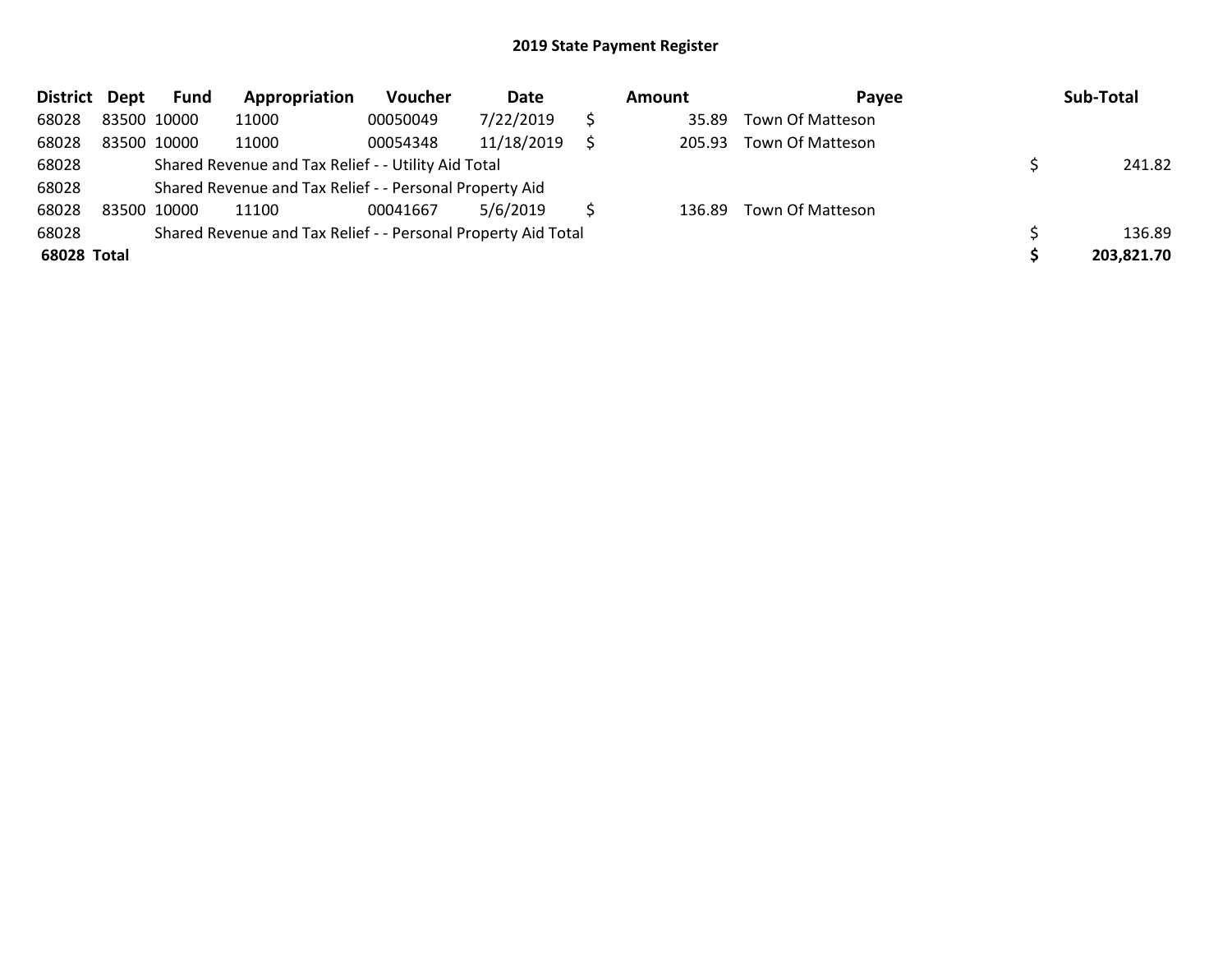## 2019 State Payment Register

| District | Dept | Fund | Appropriation | Voucher | Date | Amount | Payee | Sub-Total |
|---|---|---|---|---|---|---|---|---|
| 68028 | 83500 | 10000 | 11000 | 00050049 | 7/22/2019 | $ 35.89 | Town Of Matteson | |
| 68028 | 83500 | 10000 | 11000 | 00054348 | 11/18/2019 | $ 205.93 | Town Of Matteson | |
| 68028 | | Shared Revenue and Tax Relief - - Utility Aid Total | | | | | | $ 241.82 |
| 68028 | | Shared Revenue and Tax Relief - - Personal Property Aid | | | | | | |
| 68028 | 83500 | 10000 | 11100 | 00041667 | 5/6/2019 | $ 136.89 | Town Of Matteson | |
| 68028 | | Shared Revenue and Tax Relief - - Personal Property Aid Total | | | | | | $ 136.89 |
| **68028** | **Total** | | | | | | | **$ 203,821.70** |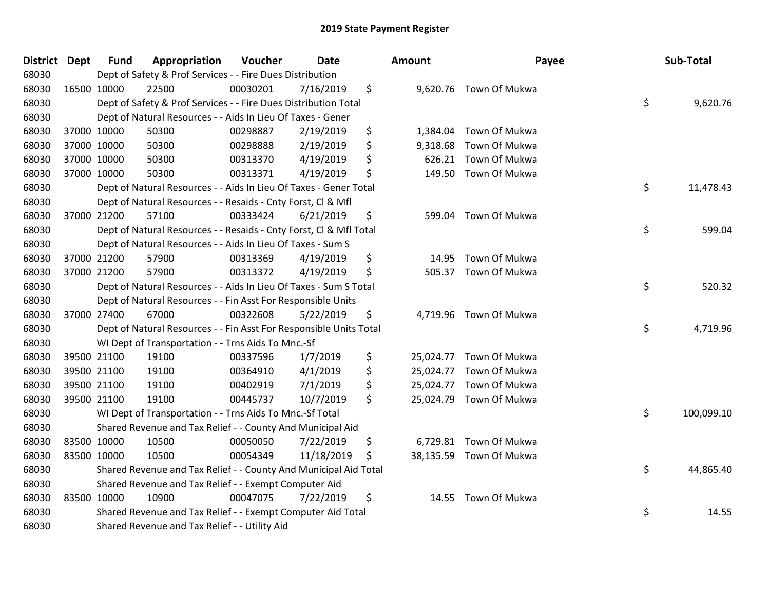# 2019 State Payment Register

| District | Dept | Fund | Appropriation | Voucher | Date | Amount | Payee | Sub-Total |
|---|---|---|---|---|---|---|---|---|
| 68030 | Dept of Safety & Prof Services - - Fire Dues Distribution | | | | | | | |
| 68030 | 16500 | 10000 | 22500 | 00030201 | 7/16/2019 | $ 9,620.76 | Town Of Mukwa | |
| 68030 | Dept of Safety & Prof Services - - Fire Dues Distribution Total | | | | | | | $ 9,620.76 |
| 68030 | Dept of Natural Resources - - Aids In Lieu Of Taxes - Gener | | | | | | | |
| 68030 | 37000 | 10000 | 50300 | 00298887 | 2/19/2019 | $ 1,384.04 | Town Of Mukwa | |
| 68030 | 37000 | 10000 | 50300 | 00298888 | 2/19/2019 | $ 9,318.68 | Town Of Mukwa | |
| 68030 | 37000 | 10000 | 50300 | 00313370 | 4/19/2019 | $ 626.21 | Town Of Mukwa | |
| 68030 | 37000 | 10000 | 50300 | 00313371 | 4/19/2019 | $ 149.50 | Town Of Mukwa | |
| 68030 | Dept of Natural Resources - - Aids In Lieu Of Taxes - Gener Total | | | | | | | $ 11,478.43 |
| 68030 | Dept of Natural Resources - - Resaids - Cnty Forst, Cl & Mfl | | | | | | | |
| 68030 | 37000 | 21200 | 57100 | 00333424 | 6/21/2019 | $ 599.04 | Town Of Mukwa | |
| 68030 | Dept of Natural Resources - - Resaids - Cnty Forst, Cl & Mfl Total | | | | | | | $ 599.04 |
| 68030 | Dept of Natural Resources - - Aids In Lieu Of Taxes - Sum S | | | | | | | |
| 68030 | 37000 | 21200 | 57900 | 00313369 | 4/19/2019 | $ 14.95 | Town Of Mukwa | |
| 68030 | 37000 | 21200 | 57900 | 00313372 | 4/19/2019 | $ 505.37 | Town Of Mukwa | |
| 68030 | Dept of Natural Resources - - Aids In Lieu Of Taxes - Sum S Total | | | | | | | $ 520.32 |
| 68030 | Dept of Natural Resources - - Fin Asst For Responsible Units | | | | | | | |
| 68030 | 37000 | 27400 | 67000 | 00322608 | 5/22/2019 | $ 4,719.96 | Town Of Mukwa | |
| 68030 | Dept of Natural Resources - - Fin Asst For Responsible Units Total | | | | | | | $ 4,719.96 |
| 68030 | WI Dept of Transportation - - Trns Aids To Mnc.-Sf | | | | | | | |
| 68030 | 39500 | 21100 | 19100 | 00337596 | 1/7/2019 | $ 25,024.77 | Town Of Mukwa | |
| 68030 | 39500 | 21100 | 19100 | 00364910 | 4/1/2019 | $ 25,024.77 | Town Of Mukwa | |
| 68030 | 39500 | 21100 | 19100 | 00402919 | 7/1/2019 | $ 25,024.77 | Town Of Mukwa | |
| 68030 | 39500 | 21100 | 19100 | 00445737 | 10/7/2019 | $ 25,024.79 | Town Of Mukwa | |
| 68030 | WI Dept of Transportation - - Trns Aids To Mnc.-Sf Total | | | | | | | $ 100,099.10 |
| 68030 | Shared Revenue and Tax Relief - - County And Municipal Aid | | | | | | | |
| 68030 | 83500 | 10000 | 10500 | 00050050 | 7/22/2019 | $ 6,729.81 | Town Of Mukwa | |
| 68030 | 83500 | 10000 | 10500 | 00054349 | 11/18/2019 | $ 38,135.59 | Town Of Mukwa | |
| 68030 | Shared Revenue and Tax Relief - - County And Municipal Aid Total | | | | | | | $ 44,865.40 |
| 68030 | Shared Revenue and Tax Relief - - Exempt Computer Aid | | | | | | | |
| 68030 | 83500 | 10000 | 10900 | 00047075 | 7/22/2019 | $ 14.55 | Town Of Mukwa | |
| 68030 | Shared Revenue and Tax Relief - - Exempt Computer Aid Total | | | | | | | $ 14.55 |
| 68030 | Shared Revenue and Tax Relief - - Utility Aid | | | | | | | |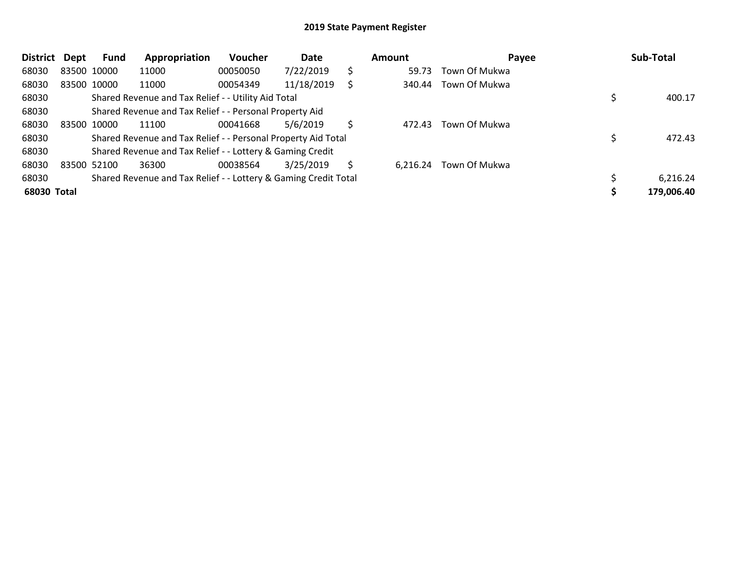# 2019 State Payment Register

| District | Dept | Fund | Appropriation | Voucher | Date | | Amount | Payee | | Sub-Total |
|---|---|---|---|---|---|---|---|---|---|---|
| 68030 | 83500 | 10000 | 11000 | 00050050 | 7/22/2019 | $ | 59.73 | Town Of Mukwa | | |
| 68030 | 83500 | 10000 | 11000 | 00054349 | 11/18/2019 | $ | 340.44 | Town Of Mukwa | | |
| 68030 | | Shared Revenue and Tax Relief - - Utility Aid Total | | | | | | | $ | 400.17 |
| 68030 | | Shared Revenue and Tax Relief - - Personal Property Aid | | | | | | | | |
| 68030 | 83500 | 10000 | 11100 | 00041668 | 5/6/2019 | $ | 472.43 | Town Of Mukwa | | |
| 68030 | | Shared Revenue and Tax Relief - - Personal Property Aid Total | | | | | | | $ | 472.43 |
| 68030 | | Shared Revenue and Tax Relief - - Lottery & Gaming Credit | | | | | | | | |
| 68030 | 83500 | 52100 | 36300 | 00038564 | 3/25/2019 | $ | 6,216.24 | Town Of Mukwa | | |
| 68030 | | Shared Revenue and Tax Relief - - Lottery & Gaming Credit Total | | | | | | | $ | 6,216.24 |
| **68030** | **Total** | | | | | | | | **$** | **179,006.40** |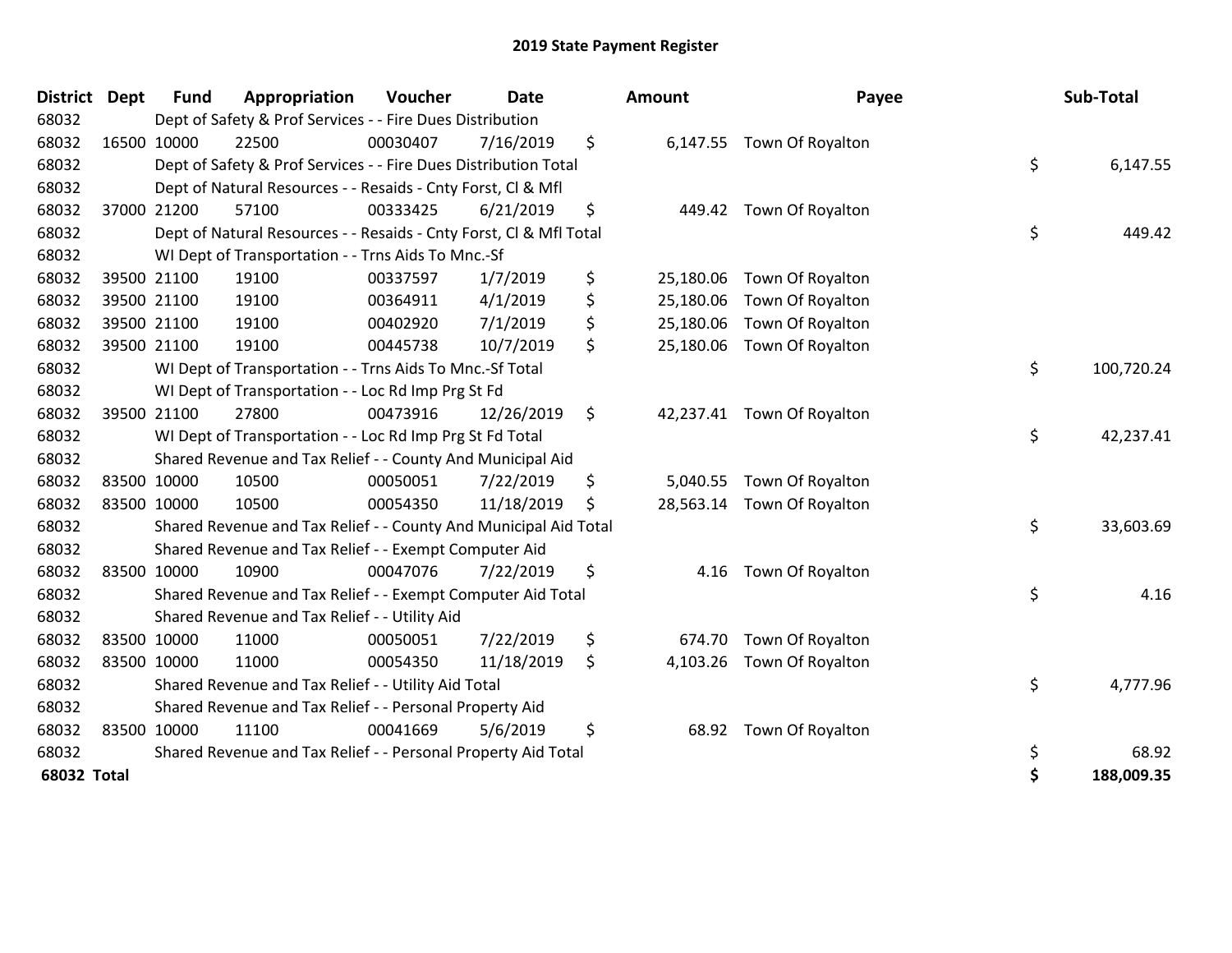# 2019 State Payment Register

| District | Dept | Fund | Appropriation | Voucher | Date | Amount | Payee | Sub-Total |
|---|---|---|---|---|---|---|---|---|
| 68032 | | Dept of Safety & Prof Services - - Fire Dues Distribution | | | | | | |
| 68032 | 16500 | 10000 | 22500 | 00030407 | 7/16/2019 | $ 6,147.55 | Town Of Royalton | |
| 68032 | | Dept of Safety & Prof Services - - Fire Dues Distribution Total | | | | | | $ 6,147.55 |
| 68032 | | Dept of Natural Resources - - Resaids - Cnty Forst, Cl & Mfl | | | | | | |
| 68032 | 37000 | 21200 | 57100 | 00333425 | 6/21/2019 | $ 449.42 | Town Of Royalton | |
| 68032 | | Dept of Natural Resources - - Resaids - Cnty Forst, Cl & Mfl Total | | | | | | $ 449.42 |
| 68032 | | WI Dept of Transportation - - Trns Aids To Mnc.-Sf | | | | | | |
| 68032 | 39500 | 21100 | 19100 | 00337597 | 1/7/2019 | $ 25,180.06 | Town Of Royalton | |
| 68032 | 39500 | 21100 | 19100 | 00364911 | 4/1/2019 | $ 25,180.06 | Town Of Royalton | |
| 68032 | 39500 | 21100 | 19100 | 00402920 | 7/1/2019 | $ 25,180.06 | Town Of Royalton | |
| 68032 | 39500 | 21100 | 19100 | 00445738 | 10/7/2019 | $ 25,180.06 | Town Of Royalton | |
| 68032 | | WI Dept of Transportation - - Trns Aids To Mnc.-Sf Total | | | | | | $ 100,720.24 |
| 68032 | | WI Dept of Transportation - - Loc Rd Imp Prg St Fd | | | | | | |
| 68032 | 39500 | 21100 | 27800 | 00473916 | 12/26/2019 | $ 42,237.41 | Town Of Royalton | |
| 68032 | | WI Dept of Transportation - - Loc Rd Imp Prg St Fd Total | | | | | | $ 42,237.41 |
| 68032 | | Shared Revenue and Tax Relief - - County And Municipal Aid | | | | | | |
| 68032 | 83500 | 10000 | 10500 | 00050051 | 7/22/2019 | $ 5,040.55 | Town Of Royalton | |
| 68032 | 83500 | 10000 | 10500 | 00054350 | 11/18/2019 | $ 28,563.14 | Town Of Royalton | |
| 68032 | | Shared Revenue and Tax Relief - - County And Municipal Aid Total | | | | | | $ 33,603.69 |
| 68032 | | Shared Revenue and Tax Relief - - Exempt Computer Aid | | | | | | |
| 68032 | 83500 | 10000 | 10900 | 00047076 | 7/22/2019 | $ 4.16 | Town Of Royalton | |
| 68032 | | Shared Revenue and Tax Relief - - Exempt Computer Aid Total | | | | | | $ 4.16 |
| 68032 | | Shared Revenue and Tax Relief - - Utility Aid | | | | | | |
| 68032 | 83500 | 10000 | 11000 | 00050051 | 7/22/2019 | $ 674.70 | Town Of Royalton | |
| 68032 | 83500 | 10000 | 11000 | 00054350 | 11/18/2019 | $ 4,103.26 | Town Of Royalton | |
| 68032 | | Shared Revenue and Tax Relief - - Utility Aid Total | | | | | | $ 4,777.96 |
| 68032 | | Shared Revenue and Tax Relief - - Personal Property Aid | | | | | | |
| 68032 | 83500 | 10000 | 11100 | 00041669 | 5/6/2019 | $ 68.92 | Town Of Royalton | |
| 68032 | | Shared Revenue and Tax Relief - - Personal Property Aid Total | | | | | | $ 68.92 |
| **68032 Total** | | | | | | | | **$ 188,009.35** |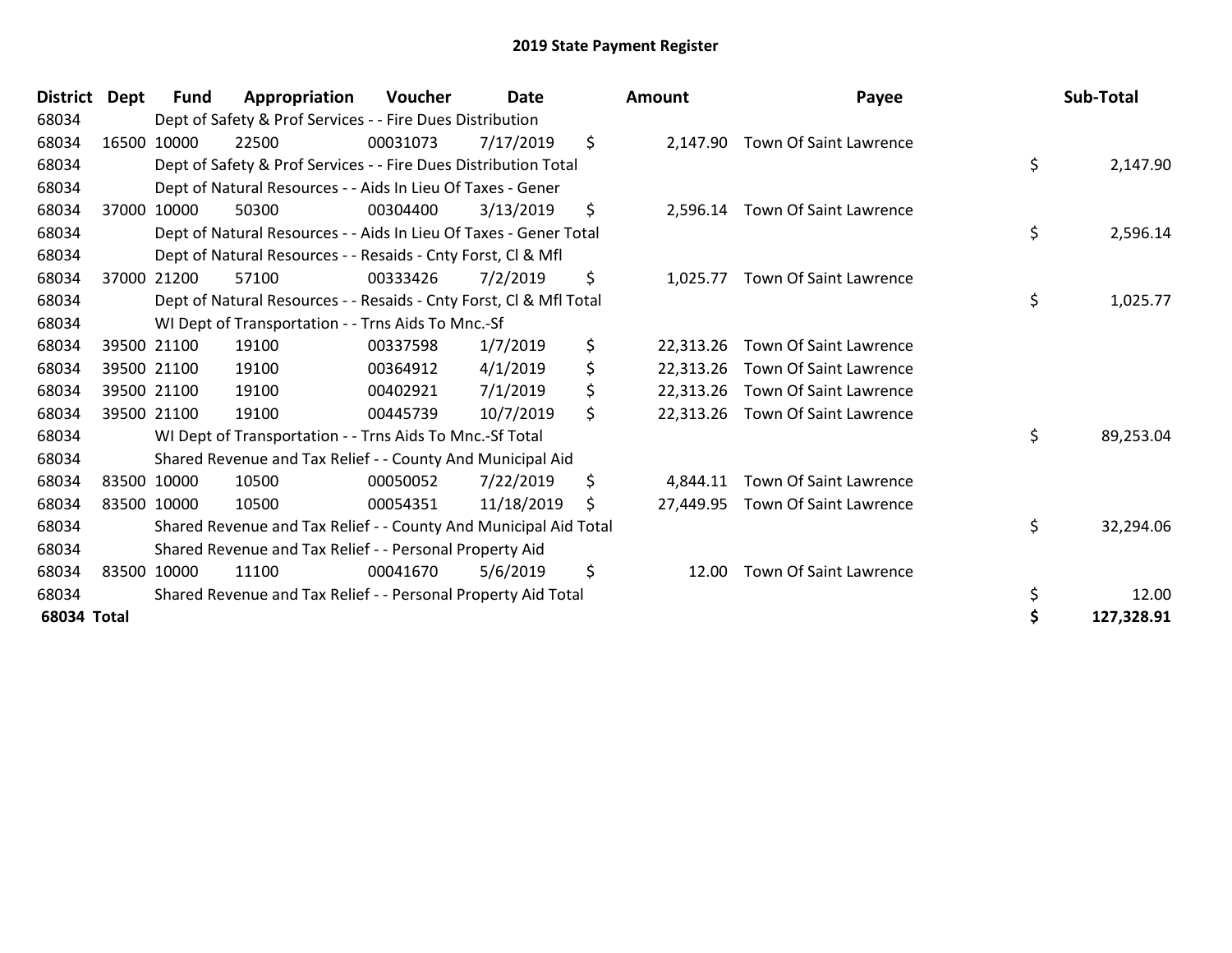# 2019 State Payment Register

| District | Dept | Fund | Appropriation | Voucher | Date | Amount | Payee | Sub-Total |
|---|---|---|---|---|---|---|---|---|
| 68034 | | Dept of Safety & Prof Services - - Fire Dues Distribution | | | | | | |
| 68034 | 16500 | 10000 | 22500 | 00031073 | 7/17/2019 | $ 2,147.90 | Town Of Saint Lawrence | |
| 68034 | | Dept of Safety & Prof Services - - Fire Dues Distribution Total | | | | | | $ 2,147.90 |
| 68034 | | Dept of Natural Resources - - Aids In Lieu Of Taxes - Gener | | | | | | |
| 68034 | 37000 | 10000 | 50300 | 00304400 | 3/13/2019 | $ 2,596.14 | Town Of Saint Lawrence | |
| 68034 | | Dept of Natural Resources - - Aids In Lieu Of Taxes - Gener Total | | | | | | $ 2,596.14 |
| 68034 | | Dept of Natural Resources - - Resaids - Cnty Forst, Cl & Mfl | | | | | | |
| 68034 | 37000 | 21200 | 57100 | 00333426 | 7/2/2019 | $ 1,025.77 | Town Of Saint Lawrence | |
| 68034 | | Dept of Natural Resources - - Resaids - Cnty Forst, Cl & Mfl Total | | | | | | $ 1,025.77 |
| 68034 | | WI Dept of Transportation - - Trns Aids To Mnc.-Sf | | | | | | |
| 68034 | 39500 | 21100 | 19100 | 00337598 | 1/7/2019 | $ 22,313.26 | Town Of Saint Lawrence | |
| 68034 | 39500 | 21100 | 19100 | 00364912 | 4/1/2019 | $ 22,313.26 | Town Of Saint Lawrence | |
| 68034 | 39500 | 21100 | 19100 | 00402921 | 7/1/2019 | $ 22,313.26 | Town Of Saint Lawrence | |
| 68034 | 39500 | 21100 | 19100 | 00445739 | 10/7/2019 | $ 22,313.26 | Town Of Saint Lawrence | |
| 68034 | | WI Dept of Transportation - - Trns Aids To Mnc.-Sf Total | | | | | | $ 89,253.04 |
| 68034 | | Shared Revenue and Tax Relief - - County And Municipal Aid | | | | | | |
| 68034 | 83500 | 10000 | 10500 | 00050052 | 7/22/2019 | $ 4,844.11 | Town Of Saint Lawrence | |
| 68034 | 83500 | 10000 | 10500 | 00054351 | 11/18/2019 | $ 27,449.95 | Town Of Saint Lawrence | |
| 68034 | | Shared Revenue and Tax Relief - - County And Municipal Aid Total | | | | | | $ 32,294.06 |
| 68034 | | Shared Revenue and Tax Relief - - Personal Property Aid | | | | | | |
| 68034 | 83500 | 10000 | 11100 | 00041670 | 5/6/2019 | $ 12.00 | Town Of Saint Lawrence | |
| 68034 | | Shared Revenue and Tax Relief - - Personal Property Aid Total | | | | | | $ 12.00 |
| **68034 Total** | | | | | | | | **$ 127,328.91** |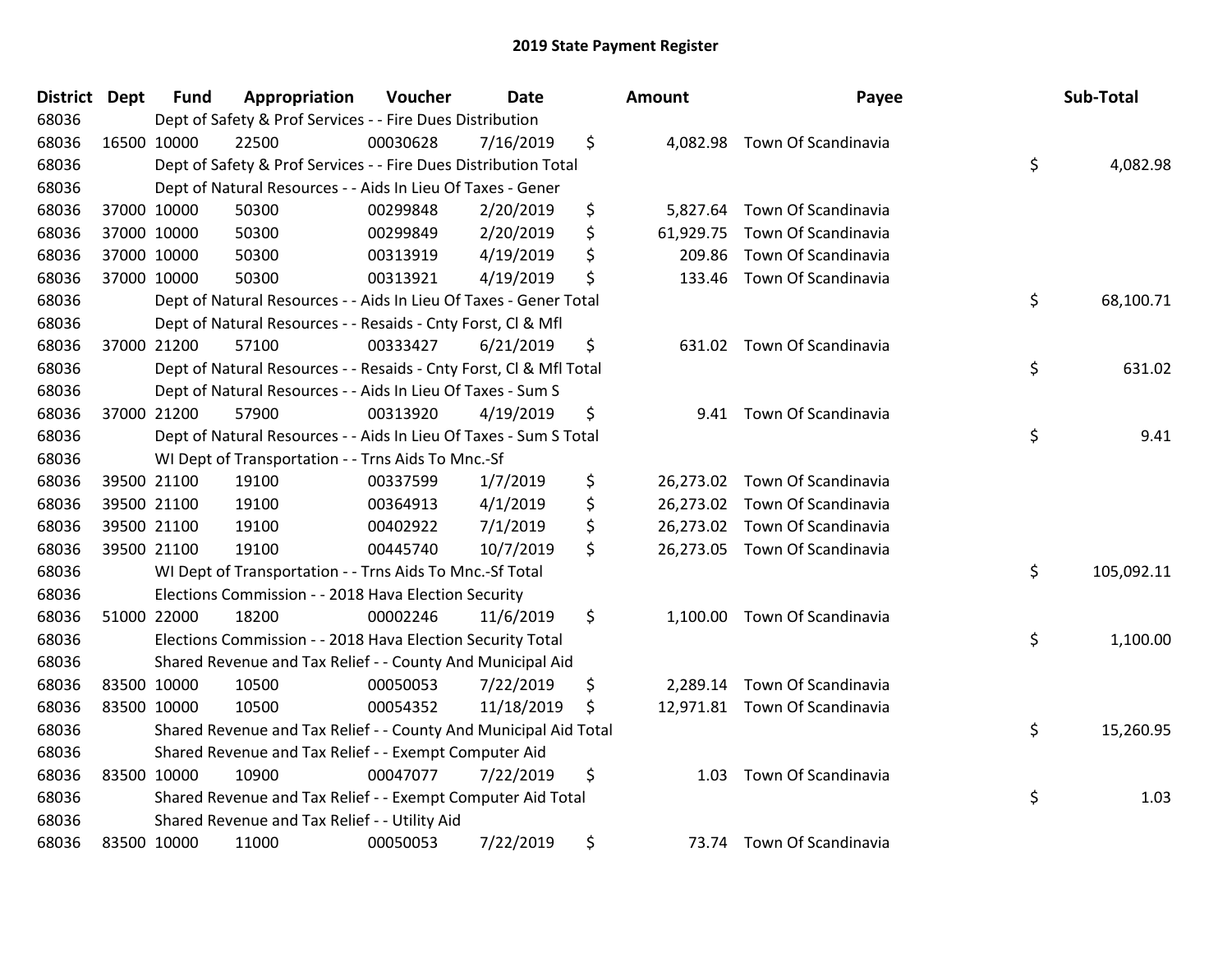# 2019 State Payment Register

| District | Dept | Fund | Appropriation | Voucher | Date | Amount | Payee | Sub-Total |
|---|---|---|---|---|---|---|---|---|
| 68036 | | Dept of Safety & Prof Services - - Fire Dues Distribution | | | | | | |
| 68036 | 16500 | 10000 | 22500 | 00030628 | 7/16/2019 | $ 4,082.98 | Town Of Scandinavia | |
| 68036 | | Dept of Safety & Prof Services - - Fire Dues Distribution Total | | | | | | $ 4,082.98 |
| 68036 | | Dept of Natural Resources - - Aids In Lieu Of Taxes - Gener | | | | | | |
| 68036 | 37000 | 10000 | 50300 | 00299848 | 2/20/2019 | $ 5,827.64 | Town Of Scandinavia | |
| 68036 | 37000 | 10000 | 50300 | 00299849 | 2/20/2019 | $ 61,929.75 | Town Of Scandinavia | |
| 68036 | 37000 | 10000 | 50300 | 00313919 | 4/19/2019 | $ 209.86 | Town Of Scandinavia | |
| 68036 | 37000 | 10000 | 50300 | 00313921 | 4/19/2019 | $ 133.46 | Town Of Scandinavia | |
| 68036 | | Dept of Natural Resources - - Aids In Lieu Of Taxes - Gener Total | | | | | | $ 68,100.71 |
| 68036 | | Dept of Natural Resources - - Resaids - Cnty Forst, Cl & Mfl | | | | | | |
| 68036 | 37000 | 21200 | 57100 | 00333427 | 6/21/2019 | $ 631.02 | Town Of Scandinavia | |
| 68036 | | Dept of Natural Resources - - Resaids - Cnty Forst, Cl & Mfl Total | | | | | | $ 631.02 |
| 68036 | | Dept of Natural Resources - - Aids In Lieu Of Taxes - Sum S | | | | | | |
| 68036 | 37000 | 21200 | 57900 | 00313920 | 4/19/2019 | $ 9.41 | Town Of Scandinavia | |
| 68036 | | Dept of Natural Resources - - Aids In Lieu Of Taxes - Sum S Total | | | | | | $ 9.41 |
| 68036 | | WI Dept of Transportation - - Trns Aids To Mnc.-Sf | | | | | | |
| 68036 | 39500 | 21100 | 19100 | 00337599 | 1/7/2019 | $ 26,273.02 | Town Of Scandinavia | |
| 68036 | 39500 | 21100 | 19100 | 00364913 | 4/1/2019 | $ 26,273.02 | Town Of Scandinavia | |
| 68036 | 39500 | 21100 | 19100 | 00402922 | 7/1/2019 | $ 26,273.02 | Town Of Scandinavia | |
| 68036 | 39500 | 21100 | 19100 | 00445740 | 10/7/2019 | $ 26,273.05 | Town Of Scandinavia | |
| 68036 | | WI Dept of Transportation - - Trns Aids To Mnc.-Sf Total | | | | | | $ 105,092.11 |
| 68036 | | Elections Commission - - 2018 Hava Election Security | | | | | | |
| 68036 | 51000 | 22000 | 18200 | 00002246 | 11/6/2019 | $ 1,100.00 | Town Of Scandinavia | |
| 68036 | | Elections Commission - - 2018 Hava Election Security Total | | | | | | $ 1,100.00 |
| 68036 | | Shared Revenue and Tax Relief - - County And Municipal Aid | | | | | | |
| 68036 | 83500 | 10000 | 10500 | 00050053 | 7/22/2019 | $ 2,289.14 | Town Of Scandinavia | |
| 68036 | 83500 | 10000 | 10500 | 00054352 | 11/18/2019 | $ 12,971.81 | Town Of Scandinavia | |
| 68036 | | Shared Revenue and Tax Relief - - County And Municipal Aid Total | | | | | | $ 15,260.95 |
| 68036 | | Shared Revenue and Tax Relief - - Exempt Computer Aid | | | | | | |
| 68036 | 83500 | 10000 | 10900 | 00047077 | 7/22/2019 | $ 1.03 | Town Of Scandinavia | |
| 68036 | | Shared Revenue and Tax Relief - - Exempt Computer Aid Total | | | | | | $ 1.03 |
| 68036 | | Shared Revenue and Tax Relief - - Utility Aid | | | | | | |
| 68036 | 83500 | 10000 | 11000 | 00050053 | 7/22/2019 | $ 73.74 | Town Of Scandinavia | |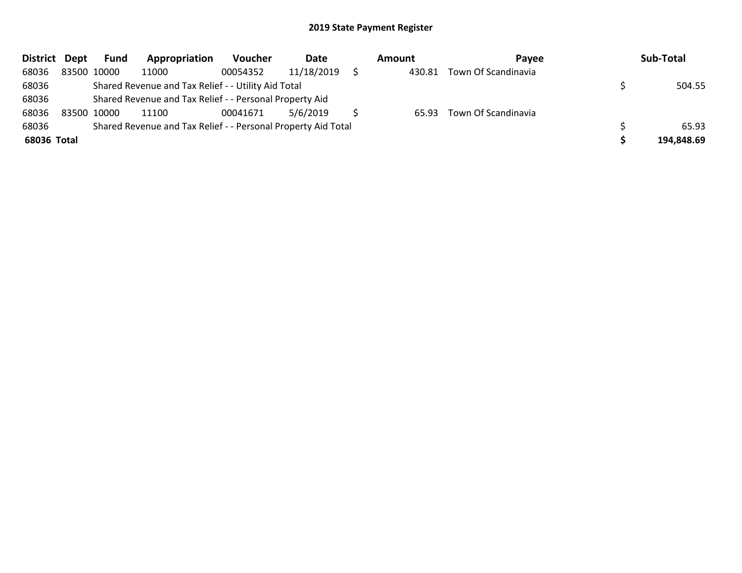# 2019 State Payment Register

| District | Dept | Fund | Appropriation | Voucher | Date | Amount | Payee | Sub-Total |
|---|---|---|---|---|---|---|---|---|
| 68036 | 83500 | 10000 | 11000 | 00054352 | 11/18/2019 | $ 430.81 | Town Of Scandinavia | |
| 68036 | | Shared Revenue and Tax Relief - - Utility Aid Total | | | | | | $ 504.55 |
| 68036 | | Shared Revenue and Tax Relief - - Personal Property Aid | | | | | | |
| 68036 | 83500 | 10000 | 11100 | 00041671 | 5/6/2019 | $ 65.93 | Town Of Scandinavia | |
| 68036 | | Shared Revenue and Tax Relief - - Personal Property Aid Total | | | | | | $ 65.93 |
| **68036** | **Total** | | | | | | | **$ 194,848.69** |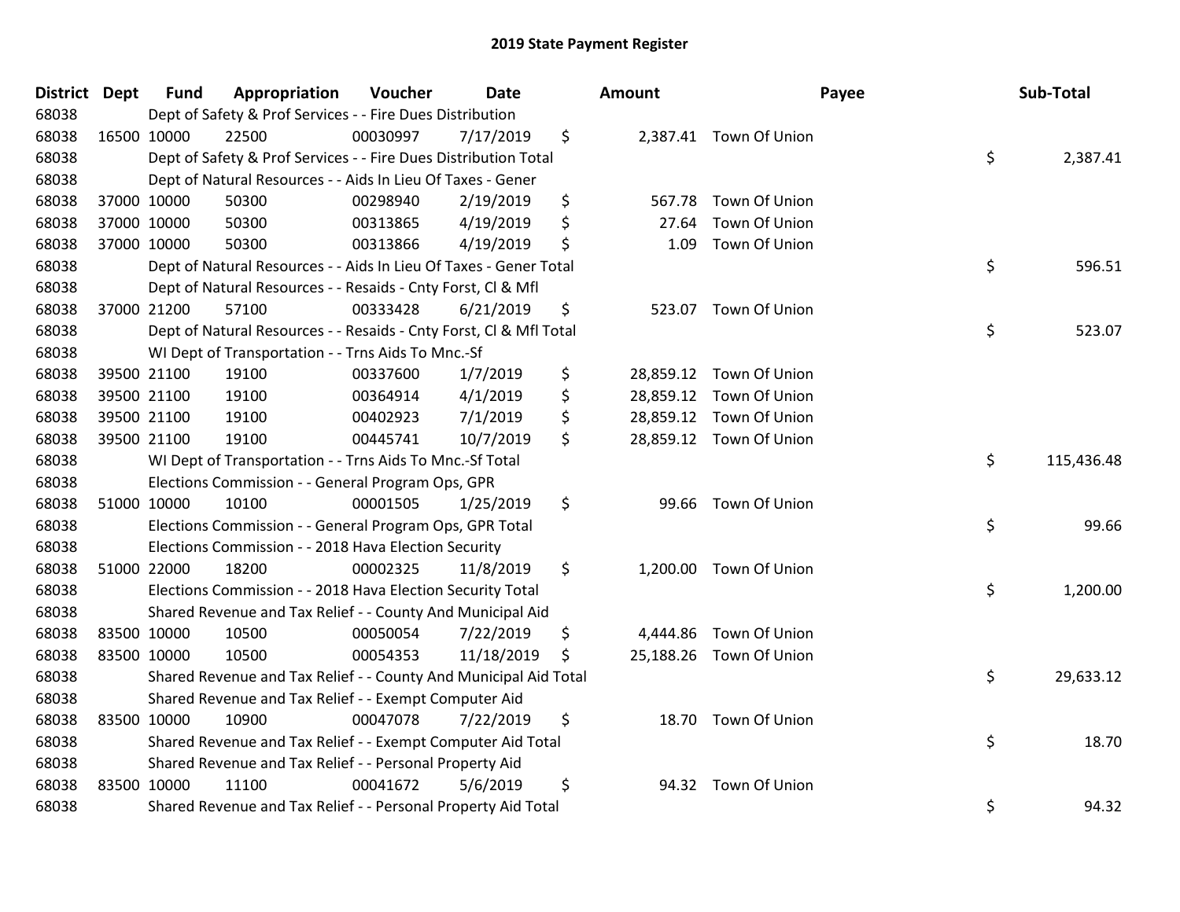# 2019 State Payment Register

| District | Dept | Fund | Appropriation | Voucher | Date | Amount | Payee | Sub-Total |
|---|---|---|---|---|---|---|---|---|
| 68038 | | Dept of Safety & Prof Services - - Fire Dues Distribution | | | | | | |
| 68038 | 16500 | 10000 | 22500 | 00030997 | 7/17/2019 | $ 2,387.41 | Town Of Union | |
| 68038 | | Dept of Safety & Prof Services - - Fire Dues Distribution Total | | | | | | $ 2,387.41 |
| 68038 | | Dept of Natural Resources - - Aids In Lieu Of Taxes - Gener | | | | | | |
| 68038 | 37000 | 10000 | 50300 | 00298940 | 2/19/2019 | $ 567.78 | Town Of Union | |
| 68038 | 37000 | 10000 | 50300 | 00313865 | 4/19/2019 | $ 27.64 | Town Of Union | |
| 68038 | 37000 | 10000 | 50300 | 00313866 | 4/19/2019 | $ 1.09 | Town Of Union | |
| 68038 | | Dept of Natural Resources - - Aids In Lieu Of Taxes - Gener Total | | | | | | $ 596.51 |
| 68038 | | Dept of Natural Resources - - Resaids - Cnty Forst, Cl & Mfl | | | | | | |
| 68038 | 37000 | 21200 | 57100 | 00333428 | 6/21/2019 | $ 523.07 | Town Of Union | |
| 68038 | | Dept of Natural Resources - - Resaids - Cnty Forst, Cl & Mfl Total | | | | | | $ 523.07 |
| 68038 | | WI Dept of Transportation - - Trns Aids To Mnc.-Sf | | | | | | |
| 68038 | 39500 | 21100 | 19100 | 00337600 | 1/7/2019 | $ 28,859.12 | Town Of Union | |
| 68038 | 39500 | 21100 | 19100 | 00364914 | 4/1/2019 | $ 28,859.12 | Town Of Union | |
| 68038 | 39500 | 21100 | 19100 | 00402923 | 7/1/2019 | $ 28,859.12 | Town Of Union | |
| 68038 | 39500 | 21100 | 19100 | 00445741 | 10/7/2019 | $ 28,859.12 | Town Of Union | |
| 68038 | | WI Dept of Transportation - - Trns Aids To Mnc.-Sf Total | | | | | | $ 115,436.48 |
| 68038 | | Elections Commission - - General Program Ops, GPR | | | | | | |
| 68038 | 51000 | 10000 | 10100 | 00001505 | 1/25/2019 | $ 99.66 | Town Of Union | |
| 68038 | | Elections Commission - - General Program Ops, GPR Total | | | | | | $ 99.66 |
| 68038 | | Elections Commission - - 2018 Hava Election Security | | | | | | |
| 68038 | 51000 | 22000 | 18200 | 00002325 | 11/8/2019 | $ 1,200.00 | Town Of Union | |
| 68038 | | Elections Commission - - 2018 Hava Election Security Total | | | | | | $ 1,200.00 |
| 68038 | | Shared Revenue and Tax Relief - - County And Municipal Aid | | | | | | |
| 68038 | 83500 | 10000 | 10500 | 00050054 | 7/22/2019 | $ 4,444.86 | Town Of Union | |
| 68038 | 83500 | 10000 | 10500 | 00054353 | 11/18/2019 | $ 25,188.26 | Town Of Union | |
| 68038 | | Shared Revenue and Tax Relief - - County And Municipal Aid Total | | | | | | $ 29,633.12 |
| 68038 | | Shared Revenue and Tax Relief - - Exempt Computer Aid | | | | | | |
| 68038 | 83500 | 10000 | 10900 | 00047078 | 7/22/2019 | $ 18.70 | Town Of Union | |
| 68038 | | Shared Revenue and Tax Relief - - Exempt Computer Aid Total | | | | | | $ 18.70 |
| 68038 | | Shared Revenue and Tax Relief - - Personal Property Aid | | | | | | |
| 68038 | 83500 | 10000 | 11100 | 00041672 | 5/6/2019 | $ 94.32 | Town Of Union | |
| 68038 | | Shared Revenue and Tax Relief - - Personal Property Aid Total | | | | | | $ 94.32 |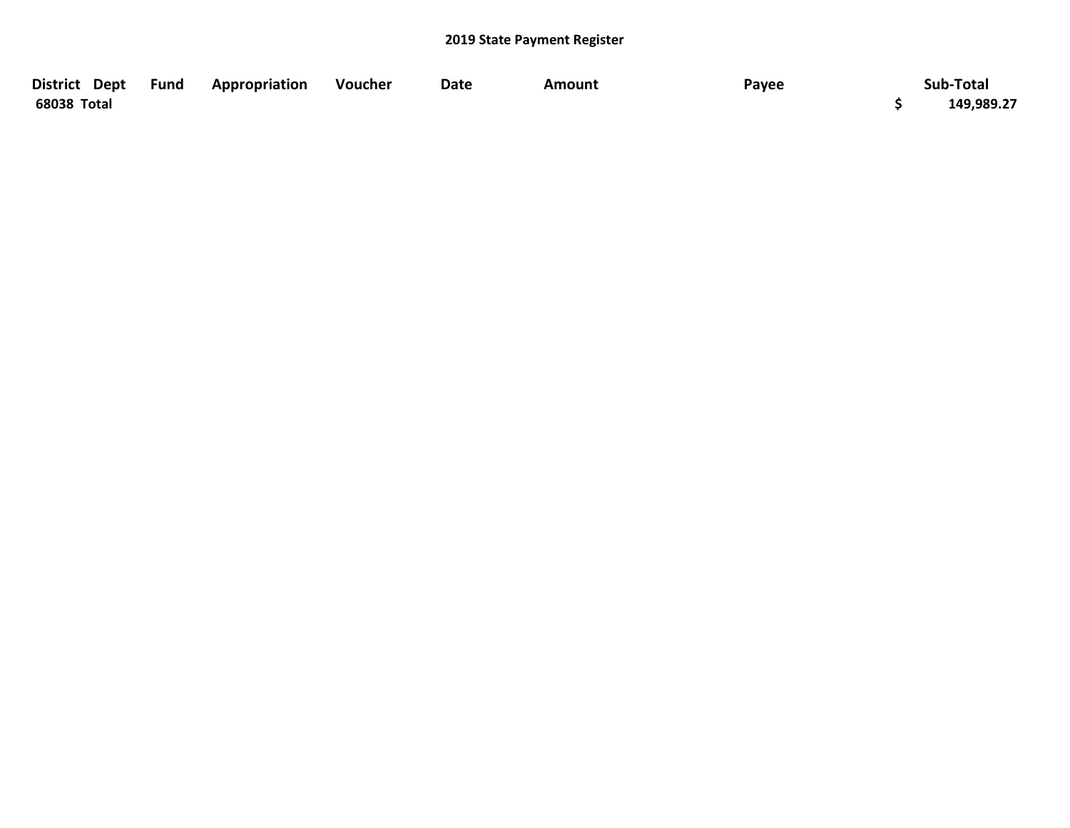## 2019 State Payment Register

| District | Dept | Fund | Appropriation | Voucher | Date | Amount | Payee | Sub-Total |
|---|---|---|---|---|---|---|---|---|
| 68038 Total | | | | | | | | $ 149,989.27 |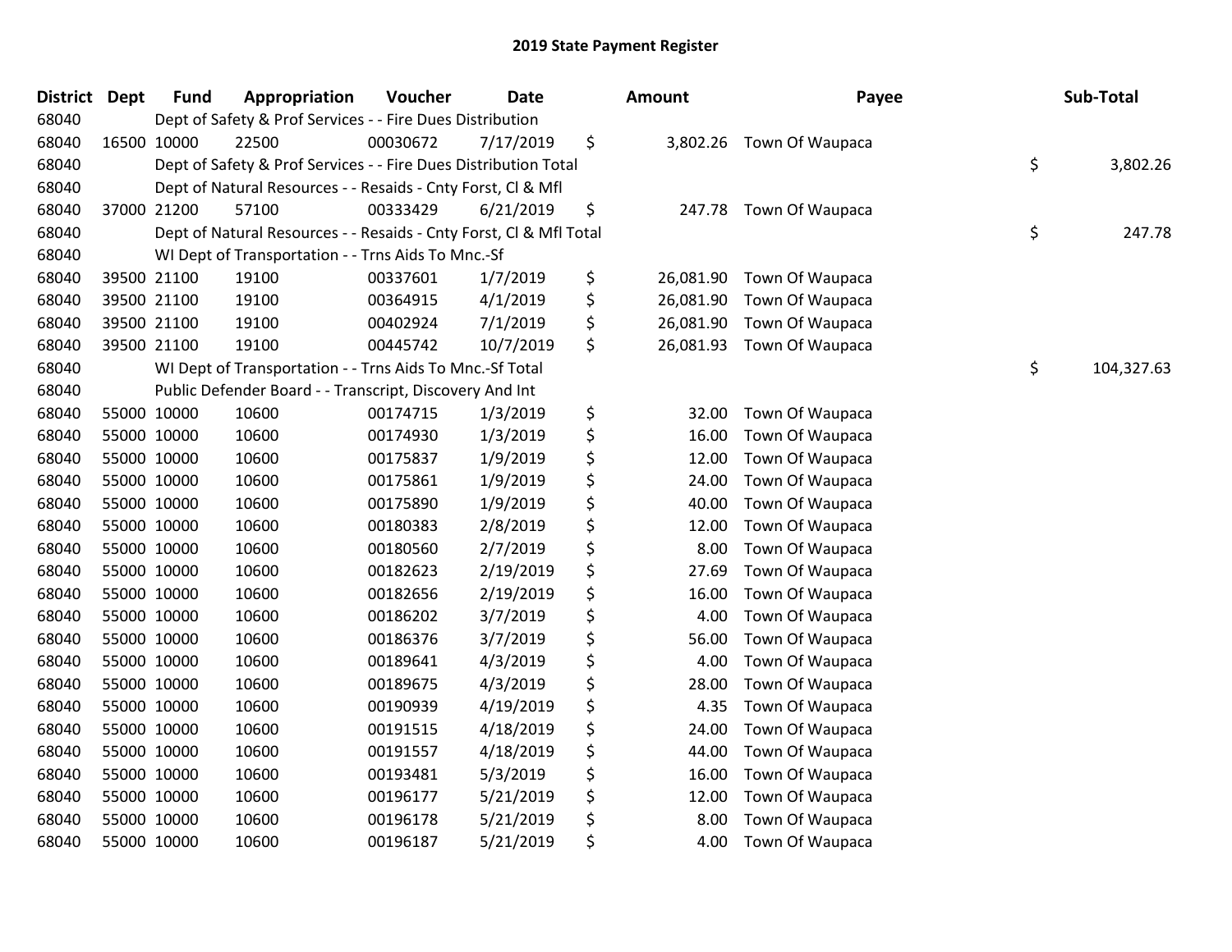# 2019 State Payment Register

| District | Dept | Fund | Appropriation | Voucher | Date | Amount | Payee | Sub-Total |
|---|---|---|---|---|---|---|---|---|
| 68040 | | Dept of Safety & Prof Services - - Fire Dues Distribution | | | | | | |
| 68040 | 16500 | 10000 | 22500 | 00030672 | 7/17/2019 | $ 3,802.26 | Town Of Waupaca | |
| 68040 | | Dept of Safety & Prof Services - - Fire Dues Distribution Total | | | | | | $ 3,802.26 |
| 68040 | | Dept of Natural Resources - - Resaids - Cnty Forst, Cl & Mfl | | | | | | |
| 68040 | 37000 | 21200 | 57100 | 00333429 | 6/21/2019 | $ 247.78 | Town Of Waupaca | |
| 68040 | | Dept of Natural Resources - - Resaids - Cnty Forst, Cl & Mfl Total | | | | | | $ 247.78 |
| 68040 | | WI Dept of Transportation - - Trns Aids To Mnc.-Sf | | | | | | |
| 68040 | 39500 | 21100 | 19100 | 00337601 | 1/7/2019 | $ 26,081.90 | Town Of Waupaca | |
| 68040 | 39500 | 21100 | 19100 | 00364915 | 4/1/2019 | $ 26,081.90 | Town Of Waupaca | |
| 68040 | 39500 | 21100 | 19100 | 00402924 | 7/1/2019 | $ 26,081.90 | Town Of Waupaca | |
| 68040 | 39500 | 21100 | 19100 | 00445742 | 10/7/2019 | $ 26,081.93 | Town Of Waupaca | |
| 68040 | | WI Dept of Transportation - - Trns Aids To Mnc.-Sf Total | | | | | | $ 104,327.63 |
| 68040 | | Public Defender Board - - Transcript, Discovery And Int | | | | | | |
| 68040 | 55000 | 10000 | 10600 | 00174715 | 1/3/2019 | $ 32.00 | Town Of Waupaca | |
| 68040 | 55000 | 10000 | 10600 | 00174930 | 1/3/2019 | $ 16.00 | Town Of Waupaca | |
| 68040 | 55000 | 10000 | 10600 | 00175837 | 1/9/2019 | $ 12.00 | Town Of Waupaca | |
| 68040 | 55000 | 10000 | 10600 | 00175861 | 1/9/2019 | $ 24.00 | Town Of Waupaca | |
| 68040 | 55000 | 10000 | 10600 | 00175890 | 1/9/2019 | $ 40.00 | Town Of Waupaca | |
| 68040 | 55000 | 10000 | 10600 | 00180383 | 2/8/2019 | $ 12.00 | Town Of Waupaca | |
| 68040 | 55000 | 10000 | 10600 | 00180560 | 2/7/2019 | $ 8.00 | Town Of Waupaca | |
| 68040 | 55000 | 10000 | 10600 | 00182623 | 2/19/2019 | $ 27.69 | Town Of Waupaca | |
| 68040 | 55000 | 10000 | 10600 | 00182656 | 2/19/2019 | $ 16.00 | Town Of Waupaca | |
| 68040 | 55000 | 10000 | 10600 | 00186202 | 3/7/2019 | $ 4.00 | Town Of Waupaca | |
| 68040 | 55000 | 10000 | 10600 | 00186376 | 3/7/2019 | $ 56.00 | Town Of Waupaca | |
| 68040 | 55000 | 10000 | 10600 | 00189641 | 4/3/2019 | $ 4.00 | Town Of Waupaca | |
| 68040 | 55000 | 10000 | 10600 | 00189675 | 4/3/2019 | $ 28.00 | Town Of Waupaca | |
| 68040 | 55000 | 10000 | 10600 | 00190939 | 4/19/2019 | $ 4.35 | Town Of Waupaca | |
| 68040 | 55000 | 10000 | 10600 | 00191515 | 4/18/2019 | $ 24.00 | Town Of Waupaca | |
| 68040 | 55000 | 10000 | 10600 | 00191557 | 4/18/2019 | $ 44.00 | Town Of Waupaca | |
| 68040 | 55000 | 10000 | 10600 | 00193481 | 5/3/2019 | $ 16.00 | Town Of Waupaca | |
| 68040 | 55000 | 10000 | 10600 | 00196177 | 5/21/2019 | $ 12.00 | Town Of Waupaca | |
| 68040 | 55000 | 10000 | 10600 | 00196178 | 5/21/2019 | $ 8.00 | Town Of Waupaca | |
| 68040 | 55000 | 10000 | 10600 | 00196187 | 5/21/2019 | $ 4.00 | Town Of Waupaca | |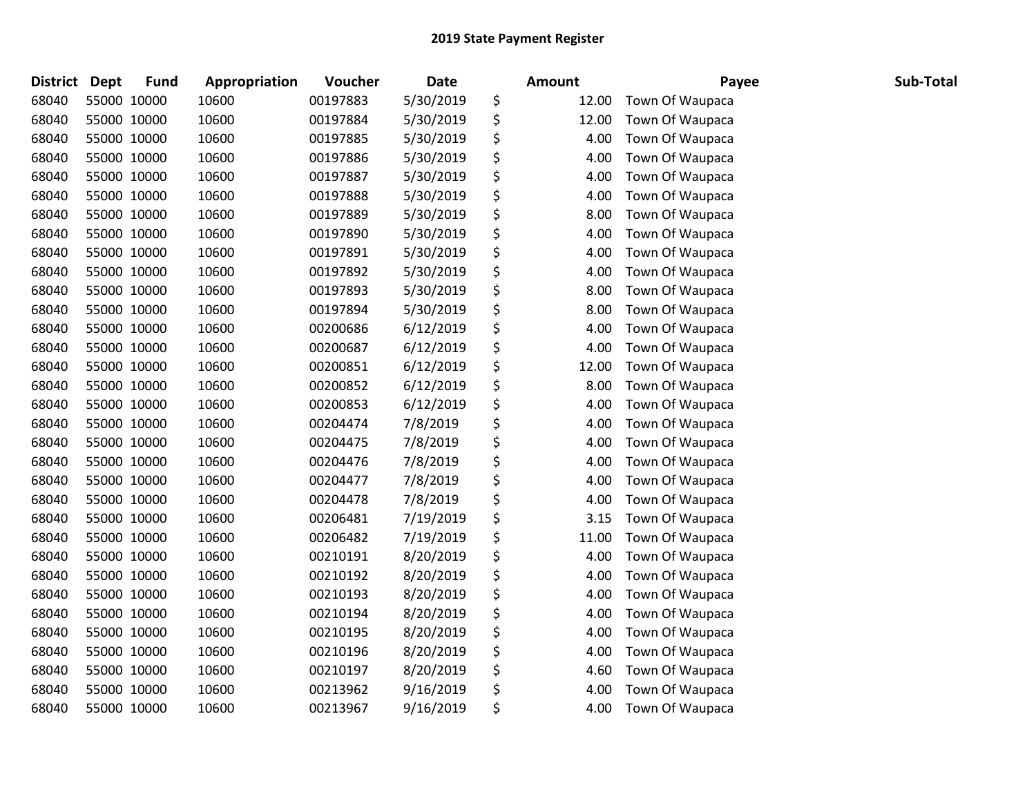# 2019 State Payment Register

| District | Dept | Fund | Appropriation | Voucher | Date | Amount | Payee | Sub-Total |
|---|---|---|---|---|---|---|---|---|
| 68040 | 55000 | 10000 | 10600 | 00197883 | 5/30/2019 | $ 12.00 | Town Of Waupaca | |
| 68040 | 55000 | 10000 | 10600 | 00197884 | 5/30/2019 | $ 12.00 | Town Of Waupaca | |
| 68040 | 55000 | 10000 | 10600 | 00197885 | 5/30/2019 | $ 4.00 | Town Of Waupaca | |
| 68040 | 55000 | 10000 | 10600 | 00197886 | 5/30/2019 | $ 4.00 | Town Of Waupaca | |
| 68040 | 55000 | 10000 | 10600 | 00197887 | 5/30/2019 | $ 4.00 | Town Of Waupaca | |
| 68040 | 55000 | 10000 | 10600 | 00197888 | 5/30/2019 | $ 4.00 | Town Of Waupaca | |
| 68040 | 55000 | 10000 | 10600 | 00197889 | 5/30/2019 | $ 8.00 | Town Of Waupaca | |
| 68040 | 55000 | 10000 | 10600 | 00197890 | 5/30/2019 | $ 4.00 | Town Of Waupaca | |
| 68040 | 55000 | 10000 | 10600 | 00197891 | 5/30/2019 | $ 4.00 | Town Of Waupaca | |
| 68040 | 55000 | 10000 | 10600 | 00197892 | 5/30/2019 | $ 4.00 | Town Of Waupaca | |
| 68040 | 55000 | 10000 | 10600 | 00197893 | 5/30/2019 | $ 8.00 | Town Of Waupaca | |
| 68040 | 55000 | 10000 | 10600 | 00197894 | 5/30/2019 | $ 8.00 | Town Of Waupaca | |
| 68040 | 55000 | 10000 | 10600 | 00200686 | 6/12/2019 | $ 4.00 | Town Of Waupaca | |
| 68040 | 55000 | 10000 | 10600 | 00200687 | 6/12/2019 | $ 4.00 | Town Of Waupaca | |
| 68040 | 55000 | 10000 | 10600 | 00200851 | 6/12/2019 | $ 12.00 | Town Of Waupaca | |
| 68040 | 55000 | 10000 | 10600 | 00200852 | 6/12/2019 | $ 8.00 | Town Of Waupaca | |
| 68040 | 55000 | 10000 | 10600 | 00200853 | 6/12/2019 | $ 4.00 | Town Of Waupaca | |
| 68040 | 55000 | 10000 | 10600 | 00204474 | 7/8/2019 | $ 4.00 | Town Of Waupaca | |
| 68040 | 55000 | 10000 | 10600 | 00204475 | 7/8/2019 | $ 4.00 | Town Of Waupaca | |
| 68040 | 55000 | 10000 | 10600 | 00204476 | 7/8/2019 | $ 4.00 | Town Of Waupaca | |
| 68040 | 55000 | 10000 | 10600 | 00204477 | 7/8/2019 | $ 4.00 | Town Of Waupaca | |
| 68040 | 55000 | 10000 | 10600 | 00204478 | 7/8/2019 | $ 4.00 | Town Of Waupaca | |
| 68040 | 55000 | 10000 | 10600 | 00206481 | 7/19/2019 | $ 3.15 | Town Of Waupaca | |
| 68040 | 55000 | 10000 | 10600 | 00206482 | 7/19/2019 | $ 11.00 | Town Of Waupaca | |
| 68040 | 55000 | 10000 | 10600 | 00210191 | 8/20/2019 | $ 4.00 | Town Of Waupaca | |
| 68040 | 55000 | 10000 | 10600 | 00210192 | 8/20/2019 | $ 4.00 | Town Of Waupaca | |
| 68040 | 55000 | 10000 | 10600 | 00210193 | 8/20/2019 | $ 4.00 | Town Of Waupaca | |
| 68040 | 55000 | 10000 | 10600 | 00210194 | 8/20/2019 | $ 4.00 | Town Of Waupaca | |
| 68040 | 55000 | 10000 | 10600 | 00210195 | 8/20/2019 | $ 4.00 | Town Of Waupaca | |
| 68040 | 55000 | 10000 | 10600 | 00210196 | 8/20/2019 | $ 4.00 | Town Of Waupaca | |
| 68040 | 55000 | 10000 | 10600 | 00210197 | 8/20/2019 | $ 4.60 | Town Of Waupaca | |
| 68040 | 55000 | 10000 | 10600 | 00213962 | 9/16/2019 | $ 4.00 | Town Of Waupaca | |
| 68040 | 55000 | 10000 | 10600 | 00213967 | 9/16/2019 | $ 4.00 | Town Of Waupaca | |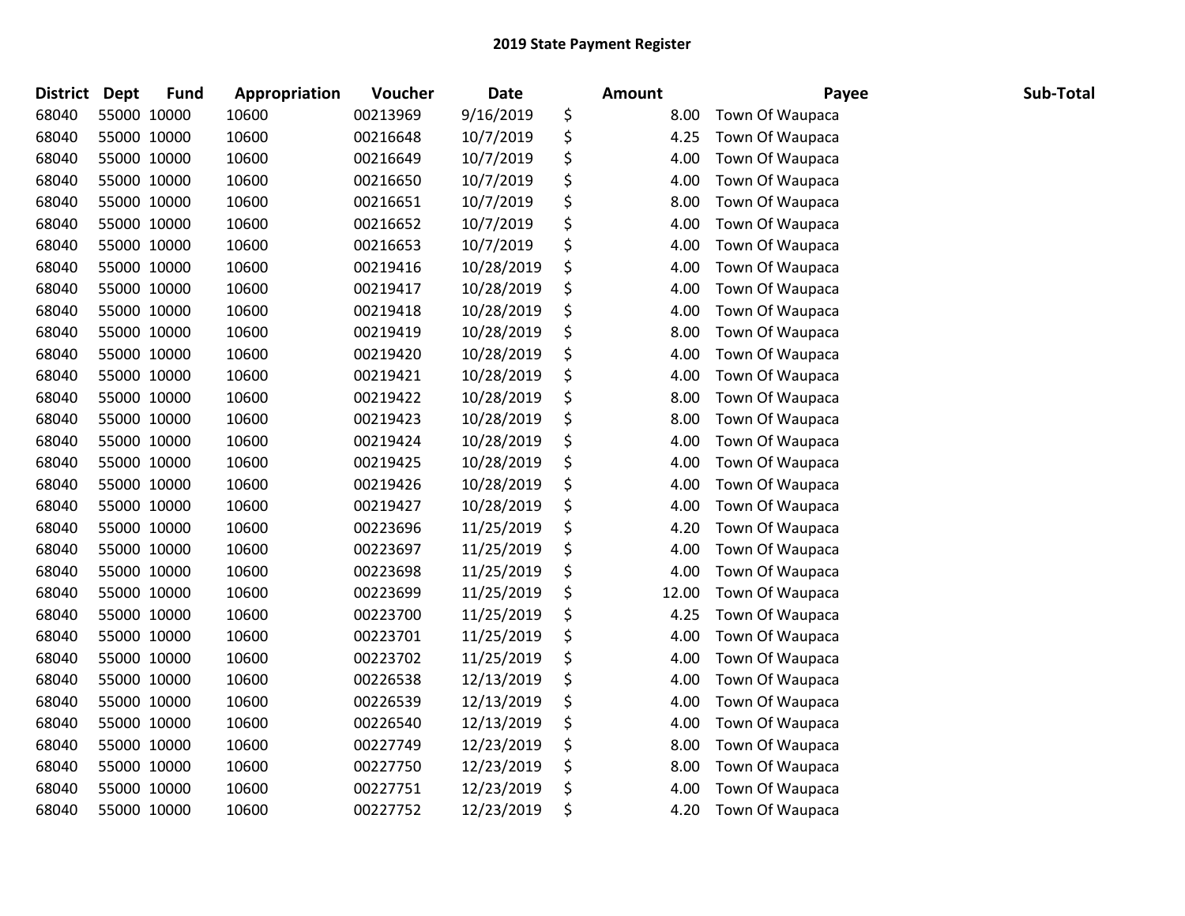# 2019 State Payment Register

| District | Dept | Fund | Appropriation | Voucher | Date | Amount | Payee | Sub-Total |
|---|---|---|---|---|---|---|---|---|
| 68040 | 55000 | 10000 | 10600 | 00213969 | 9/16/2019 | $ 8.00 | Town Of Waupaca | |
| 68040 | 55000 | 10000 | 10600 | 00216648 | 10/7/2019 | $ 4.25 | Town Of Waupaca | |
| 68040 | 55000 | 10000 | 10600 | 00216649 | 10/7/2019 | $ 4.00 | Town Of Waupaca | |
| 68040 | 55000 | 10000 | 10600 | 00216650 | 10/7/2019 | $ 4.00 | Town Of Waupaca | |
| 68040 | 55000 | 10000 | 10600 | 00216651 | 10/7/2019 | $ 8.00 | Town Of Waupaca | |
| 68040 | 55000 | 10000 | 10600 | 00216652 | 10/7/2019 | $ 4.00 | Town Of Waupaca | |
| 68040 | 55000 | 10000 | 10600 | 00216653 | 10/7/2019 | $ 4.00 | Town Of Waupaca | |
| 68040 | 55000 | 10000 | 10600 | 00219416 | 10/28/2019 | $ 4.00 | Town Of Waupaca | |
| 68040 | 55000 | 10000 | 10600 | 00219417 | 10/28/2019 | $ 4.00 | Town Of Waupaca | |
| 68040 | 55000 | 10000 | 10600 | 00219418 | 10/28/2019 | $ 4.00 | Town Of Waupaca | |
| 68040 | 55000 | 10000 | 10600 | 00219419 | 10/28/2019 | $ 8.00 | Town Of Waupaca | |
| 68040 | 55000 | 10000 | 10600 | 00219420 | 10/28/2019 | $ 4.00 | Town Of Waupaca | |
| 68040 | 55000 | 10000 | 10600 | 00219421 | 10/28/2019 | $ 4.00 | Town Of Waupaca | |
| 68040 | 55000 | 10000 | 10600 | 00219422 | 10/28/2019 | $ 8.00 | Town Of Waupaca | |
| 68040 | 55000 | 10000 | 10600 | 00219423 | 10/28/2019 | $ 8.00 | Town Of Waupaca | |
| 68040 | 55000 | 10000 | 10600 | 00219424 | 10/28/2019 | $ 4.00 | Town Of Waupaca | |
| 68040 | 55000 | 10000 | 10600 | 00219425 | 10/28/2019 | $ 4.00 | Town Of Waupaca | |
| 68040 | 55000 | 10000 | 10600 | 00219426 | 10/28/2019 | $ 4.00 | Town Of Waupaca | |
| 68040 | 55000 | 10000 | 10600 | 00219427 | 10/28/2019 | $ 4.00 | Town Of Waupaca | |
| 68040 | 55000 | 10000 | 10600 | 00223696 | 11/25/2019 | $ 4.20 | Town Of Waupaca | |
| 68040 | 55000 | 10000 | 10600 | 00223697 | 11/25/2019 | $ 4.00 | Town Of Waupaca | |
| 68040 | 55000 | 10000 | 10600 | 00223698 | 11/25/2019 | $ 4.00 | Town Of Waupaca | |
| 68040 | 55000 | 10000 | 10600 | 00223699 | 11/25/2019 | $ 12.00 | Town Of Waupaca | |
| 68040 | 55000 | 10000 | 10600 | 00223700 | 11/25/2019 | $ 4.25 | Town Of Waupaca | |
| 68040 | 55000 | 10000 | 10600 | 00223701 | 11/25/2019 | $ 4.00 | Town Of Waupaca | |
| 68040 | 55000 | 10000 | 10600 | 00223702 | 11/25/2019 | $ 4.00 | Town Of Waupaca | |
| 68040 | 55000 | 10000 | 10600 | 00226538 | 12/13/2019 | $ 4.00 | Town Of Waupaca | |
| 68040 | 55000 | 10000 | 10600 | 00226539 | 12/13/2019 | $ 4.00 | Town Of Waupaca | |
| 68040 | 55000 | 10000 | 10600 | 00226540 | 12/13/2019 | $ 4.00 | Town Of Waupaca | |
| 68040 | 55000 | 10000 | 10600 | 00227749 | 12/23/2019 | $ 8.00 | Town Of Waupaca | |
| 68040 | 55000 | 10000 | 10600 | 00227750 | 12/23/2019 | $ 8.00 | Town Of Waupaca | |
| 68040 | 55000 | 10000 | 10600 | 00227751 | 12/23/2019 | $ 4.00 | Town Of Waupaca | |
| 68040 | 55000 | 10000 | 10600 | 00227752 | 12/23/2019 | $ 4.20 | Town Of Waupaca | |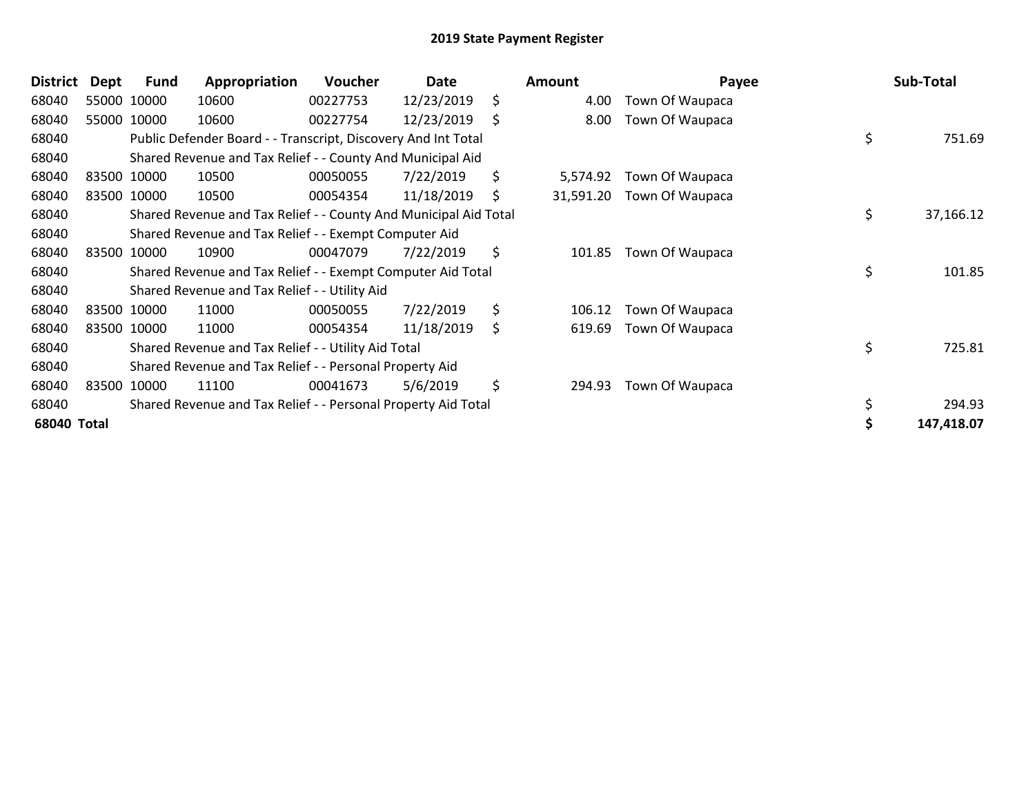## 2019 State Payment Register

| District | Dept | Fund | Appropriation | Voucher | Date | Amount | Payee | Sub-Total |
|---|---|---|---|---|---|---|---|---|
| 68040 | 55000 | 10000 | 10600 | 00227753 | 12/23/2019 | $ 4.00 | Town Of Waupaca | |
| 68040 | 55000 | 10000 | 10600 | 00227754 | 12/23/2019 | $ 8.00 | Town Of Waupaca | |
| 68040 | | Public Defender Board - - Transcript, Discovery And Int Total | | | | | | $ 751.69 |
| 68040 | | Shared Revenue and Tax Relief - - County And Municipal Aid | | | | | | |
| 68040 | 83500 | 10000 | 10500 | 00050055 | 7/22/2019 | $ 5,574.92 | Town Of Waupaca | |
| 68040 | 83500 | 10000 | 10500 | 00054354 | 11/18/2019 | $ 31,591.20 | Town Of Waupaca | |
| 68040 | | Shared Revenue and Tax Relief - - County And Municipal Aid Total | | | | | | $ 37,166.12 |
| 68040 | | Shared Revenue and Tax Relief - - Exempt Computer Aid | | | | | | |
| 68040 | 83500 | 10000 | 10900 | 00047079 | 7/22/2019 | $ 101.85 | Town Of Waupaca | |
| 68040 | | Shared Revenue and Tax Relief - - Exempt Computer Aid Total | | | | | | $ 101.85 |
| 68040 | | Shared Revenue and Tax Relief - - Utility Aid | | | | | | |
| 68040 | 83500 | 10000 | 11000 | 00050055 | 7/22/2019 | $ 106.12 | Town Of Waupaca | |
| 68040 | 83500 | 10000 | 11000 | 00054354 | 11/18/2019 | $ 619.69 | Town Of Waupaca | |
| 68040 | | Shared Revenue and Tax Relief - - Utility Aid Total | | | | | | $ 725.81 |
| 68040 | | Shared Revenue and Tax Relief - - Personal Property Aid | | | | | | |
| 68040 | 83500 | 10000 | 11100 | 00041673 | 5/6/2019 | $ 294.93 | Town Of Waupaca | |
| 68040 | | Shared Revenue and Tax Relief - - Personal Property Aid Total | | | | | | $ 294.93 |
| **68040 Total** | | | | | | | | **$ 147,418.07** |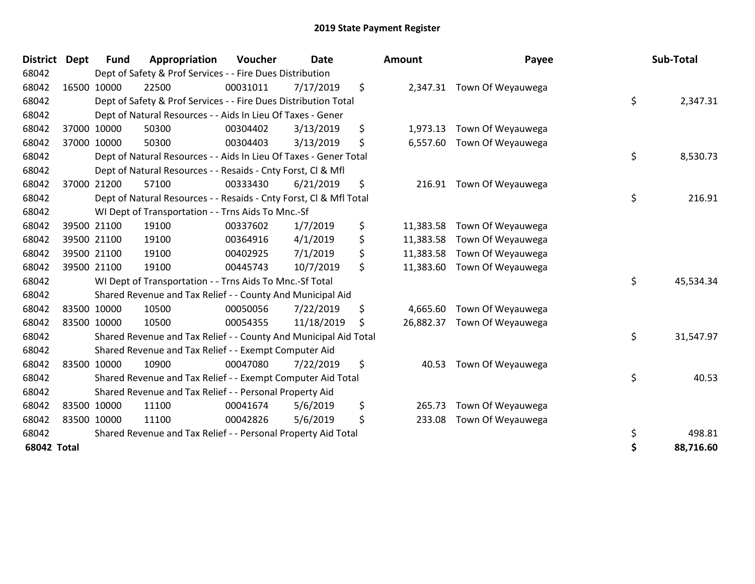# 2019 State Payment Register

| District | Dept | Fund | Appropriation | Voucher | Date | Amount | Payee | Sub-Total |
|---|---|---|---|---|---|---|---|---|
| 68042 | | Dept of Safety & Prof Services - - Fire Dues Distribution | | | | | | |
| 68042 | 16500 | 10000 | 22500 | 00031011 | 7/17/2019 | $ 2,347.31 | Town Of Weyauwega | |
| 68042 | | Dept of Safety & Prof Services - - Fire Dues Distribution Total | | | | | | $ 2,347.31 |
| 68042 | | Dept of Natural Resources - - Aids In Lieu Of Taxes - Gener | | | | | | |
| 68042 | 37000 | 10000 | 50300 | 00304402 | 3/13/2019 | $ 1,973.13 | Town Of Weyauwega | |
| 68042 | 37000 | 10000 | 50300 | 00304403 | 3/13/2019 | $ 6,557.60 | Town Of Weyauwega | |
| 68042 | | Dept of Natural Resources - - Aids In Lieu Of Taxes - Gener Total | | | | | | $ 8,530.73 |
| 68042 | | Dept of Natural Resources - - Resaids - Cnty Forst, Cl & Mfl | | | | | | |
| 68042 | 37000 | 21200 | 57100 | 00333430 | 6/21/2019 | $ 216.91 | Town Of Weyauwega | |
| 68042 | | Dept of Natural Resources - - Resaids - Cnty Forst, Cl & Mfl Total | | | | | | $ 216.91 |
| 68042 | | WI Dept of Transportation - - Trns Aids To Mnc.-Sf | | | | | | |
| 68042 | 39500 | 21100 | 19100 | 00337602 | 1/7/2019 | $ 11,383.58 | Town Of Weyauwega | |
| 68042 | 39500 | 21100 | 19100 | 00364916 | 4/1/2019 | $ 11,383.58 | Town Of Weyauwega | |
| 68042 | 39500 | 21100 | 19100 | 00402925 | 7/1/2019 | $ 11,383.58 | Town Of Weyauwega | |
| 68042 | 39500 | 21100 | 19100 | 00445743 | 10/7/2019 | $ 11,383.60 | Town Of Weyauwega | |
| 68042 | | WI Dept of Transportation - - Trns Aids To Mnc.-Sf Total | | | | | | $ 45,534.34 |
| 68042 | | Shared Revenue and Tax Relief - - County And Municipal Aid | | | | | | |
| 68042 | 83500 | 10000 | 10500 | 00050056 | 7/22/2019 | $ 4,665.60 | Town Of Weyauwega | |
| 68042 | 83500 | 10000 | 10500 | 00054355 | 11/18/2019 | $ 26,882.37 | Town Of Weyauwega | |
| 68042 | | Shared Revenue and Tax Relief - - County And Municipal Aid Total | | | | | | $ 31,547.97 |
| 68042 | | Shared Revenue and Tax Relief - - Exempt Computer Aid | | | | | | |
| 68042 | 83500 | 10000 | 10900 | 00047080 | 7/22/2019 | $ 40.53 | Town Of Weyauwega | |
| 68042 | | Shared Revenue and Tax Relief - - Exempt Computer Aid Total | | | | | | $ 40.53 |
| 68042 | | Shared Revenue and Tax Relief - - Personal Property Aid | | | | | | |
| 68042 | 83500 | 10000 | 11100 | 00041674 | 5/6/2019 | $ 265.73 | Town Of Weyauwega | |
| 68042 | 83500 | 10000 | 11100 | 00042826 | 5/6/2019 | $ 233.08 | Town Of Weyauwega | |
| 68042 | | Shared Revenue and Tax Relief - - Personal Property Aid Total | | | | | | $ 498.81 |
| **68042 Total** | | | | | | | | **$ 88,716.60** |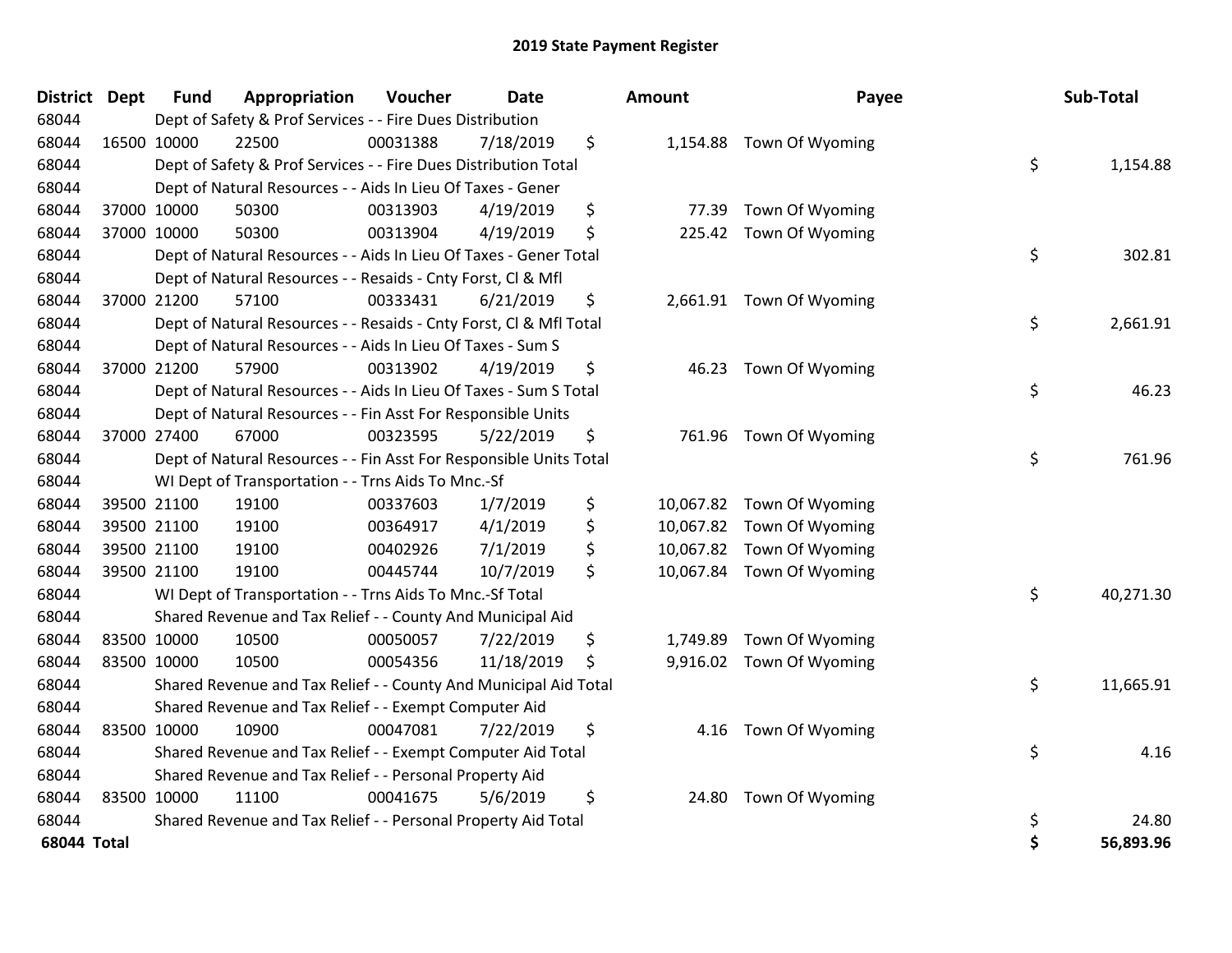# 2019 State Payment Register

| District | Dept | Fund | Appropriation | Voucher | Date | Amount | Payee | Sub-Total |
|---|---|---|---|---|---|---|---|---|
| 68044 | | Dept of Safety & Prof Services - - Fire Dues Distribution | | | | | | |
| 68044 | 16500 | 10000 | 22500 | 00031388 | 7/18/2019 | $ 1,154.88 | Town Of Wyoming | |
| 68044 | | Dept of Safety & Prof Services - - Fire Dues Distribution Total | | | | | | $ 1,154.88 |
| 68044 | | Dept of Natural Resources - - Aids In Lieu Of Taxes - Gener | | | | | | |
| 68044 | 37000 | 10000 | 50300 | 00313903 | 4/19/2019 | $ 77.39 | Town Of Wyoming | |
| 68044 | 37000 | 10000 | 50300 | 00313904 | 4/19/2019 | $ 225.42 | Town Of Wyoming | |
| 68044 | | Dept of Natural Resources - - Aids In Lieu Of Taxes - Gener Total | | | | | | $ 302.81 |
| 68044 | | Dept of Natural Resources - - Resaids - Cnty Forst, Cl & Mfl | | | | | | |
| 68044 | 37000 | 21200 | 57100 | 00333431 | 6/21/2019 | $ 2,661.91 | Town Of Wyoming | |
| 68044 | | Dept of Natural Resources - - Resaids - Cnty Forst, Cl & Mfl Total | | | | | | $ 2,661.91 |
| 68044 | | Dept of Natural Resources - - Aids In Lieu Of Taxes - Sum S | | | | | | |
| 68044 | 37000 | 21200 | 57900 | 00313902 | 4/19/2019 | $ 46.23 | Town Of Wyoming | |
| 68044 | | Dept of Natural Resources - - Aids In Lieu Of Taxes - Sum S Total | | | | | | $ 46.23 |
| 68044 | | Dept of Natural Resources - - Fin Asst For Responsible Units | | | | | | |
| 68044 | 37000 | 27400 | 67000 | 00323595 | 5/22/2019 | $ 761.96 | Town Of Wyoming | |
| 68044 | | Dept of Natural Resources - - Fin Asst For Responsible Units Total | | | | | | $ 761.96 |
| 68044 | | WI Dept of Transportation - - Trns Aids To Mnc.-Sf | | | | | | |
| 68044 | 39500 | 21100 | 19100 | 00337603 | 1/7/2019 | $ 10,067.82 | Town Of Wyoming | |
| 68044 | 39500 | 21100 | 19100 | 00364917 | 4/1/2019 | $ 10,067.82 | Town Of Wyoming | |
| 68044 | 39500 | 21100 | 19100 | 00402926 | 7/1/2019 | $ 10,067.82 | Town Of Wyoming | |
| 68044 | 39500 | 21100 | 19100 | 00445744 | 10/7/2019 | $ 10,067.84 | Town Of Wyoming | |
| 68044 | | WI Dept of Transportation - - Trns Aids To Mnc.-Sf Total | | | | | | $ 40,271.30 |
| 68044 | | Shared Revenue and Tax Relief - - County And Municipal Aid | | | | | | |
| 68044 | 83500 | 10000 | 10500 | 00050057 | 7/22/2019 | $ 1,749.89 | Town Of Wyoming | |
| 68044 | 83500 | 10000 | 10500 | 00054356 | 11/18/2019 | $ 9,916.02 | Town Of Wyoming | |
| 68044 | | Shared Revenue and Tax Relief - - County And Municipal Aid Total | | | | | | $ 11,665.91 |
| 68044 | | Shared Revenue and Tax Relief - - Exempt Computer Aid | | | | | | |
| 68044 | 83500 | 10000 | 10900 | 00047081 | 7/22/2019 | $ 4.16 | Town Of Wyoming | |
| 68044 | | Shared Revenue and Tax Relief - - Exempt Computer Aid Total | | | | | | $ 4.16 |
| 68044 | | Shared Revenue and Tax Relief - - Personal Property Aid | | | | | | |
| 68044 | 83500 | 10000 | 11100 | 00041675 | 5/6/2019 | $ 24.80 | Town Of Wyoming | |
| 68044 | | Shared Revenue and Tax Relief - - Personal Property Aid Total | | | | | | $ 24.80 |
| **68044 Total** | | | | | | | | **$ 56,893.96** |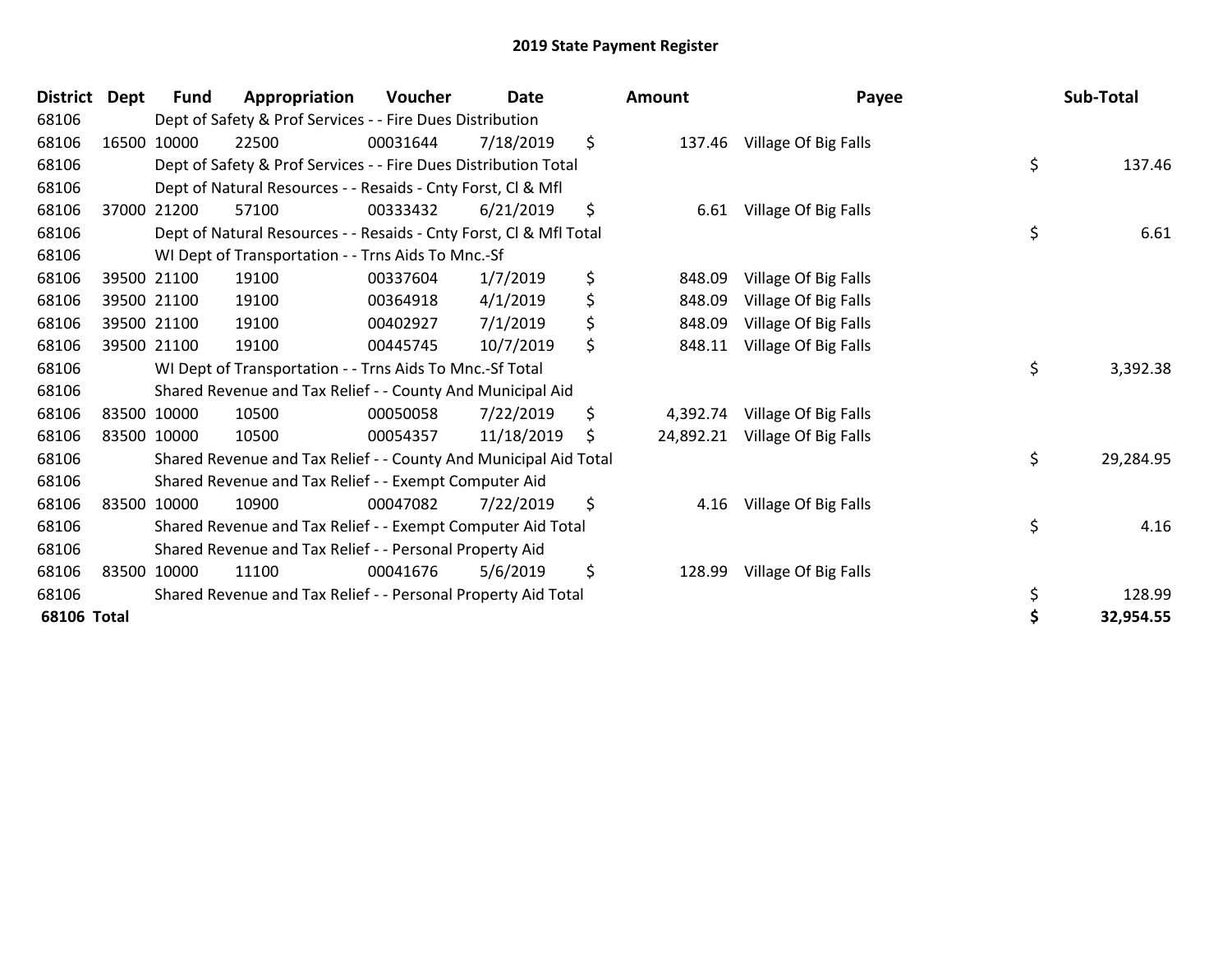# 2019 State Payment Register

| District | Dept | Fund | Appropriation | Voucher | Date | Amount | Payee | Sub-Total |
|---|---|---|---|---|---|---|---|---|
| 68106 | | Dept of Safety & Prof Services - - Fire Dues Distribution | | | | | | |
| 68106 | 16500 | 10000 | 22500 | 00031644 | 7/18/2019 | $ 137.46 | Village Of Big Falls | |
| 68106 | | Dept of Safety & Prof Services - - Fire Dues Distribution Total | | | | | | $ 137.46 |
| 68106 | | Dept of Natural Resources - - Resaids - Cnty Forst, Cl & Mfl | | | | | | |
| 68106 | 37000 | 21200 | 57100 | 00333432 | 6/21/2019 | $ 6.61 | Village Of Big Falls | |
| 68106 | | Dept of Natural Resources - - Resaids - Cnty Forst, Cl & Mfl Total | | | | | | $ 6.61 |
| 68106 | | WI Dept of Transportation - - Trns Aids To Mnc.-Sf | | | | | | |
| 68106 | 39500 | 21100 | 19100 | 00337604 | 1/7/2019 | $ 848.09 | Village Of Big Falls | |
| 68106 | 39500 | 21100 | 19100 | 00364918 | 4/1/2019 | $ 848.09 | Village Of Big Falls | |
| 68106 | 39500 | 21100 | 19100 | 00402927 | 7/1/2019 | $ 848.09 | Village Of Big Falls | |
| 68106 | 39500 | 21100 | 19100 | 00445745 | 10/7/2019 | $ 848.11 | Village Of Big Falls | |
| 68106 | | WI Dept of Transportation - - Trns Aids To Mnc.-Sf Total | | | | | | $ 3,392.38 |
| 68106 | | Shared Revenue and Tax Relief - - County And Municipal Aid | | | | | | |
| 68106 | 83500 | 10000 | 10500 | 00050058 | 7/22/2019 | $ 4,392.74 | Village Of Big Falls | |
| 68106 | 83500 | 10000 | 10500 | 00054357 | 11/18/2019 | $ 24,892.21 | Village Of Big Falls | |
| 68106 | | Shared Revenue and Tax Relief - - County And Municipal Aid Total | | | | | | $ 29,284.95 |
| 68106 | | Shared Revenue and Tax Relief - - Exempt Computer Aid | | | | | | |
| 68106 | 83500 | 10000 | 10900 | 00047082 | 7/22/2019 | $ 4.16 | Village Of Big Falls | |
| 68106 | | Shared Revenue and Tax Relief - - Exempt Computer Aid Total | | | | | | $ 4.16 |
| 68106 | | Shared Revenue and Tax Relief - - Personal Property Aid | | | | | | |
| 68106 | 83500 | 10000 | 11100 | 00041676 | 5/6/2019 | $ 128.99 | Village Of Big Falls | |
| 68106 | | Shared Revenue and Tax Relief - - Personal Property Aid Total | | | | | | $ 128.99 |
| **68106 Total** | | | | | | | | **$ 32,954.55** |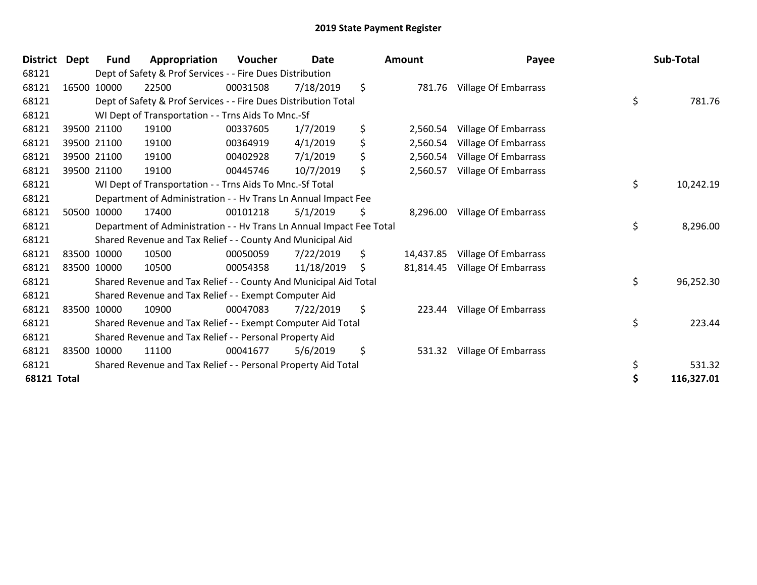# 2019 State Payment Register

| District | Dept | Fund | Appropriation | Voucher | Date | Amount | Payee | Sub-Total |
|---|---|---|---|---|---|---|---|---|
| 68121 | | Dept of Safety & Prof Services - - Fire Dues Distribution | | | | | | |
| 68121 | 16500 | 10000 | 22500 | 00031508 | 7/18/2019 | $ 781.76 | Village Of Embarrass | |
| 68121 | | Dept of Safety & Prof Services - - Fire Dues Distribution Total | | | | | | $ 781.76 |
| 68121 | | WI Dept of Transportation - - Trns Aids To Mnc.-Sf | | | | | | |
| 68121 | 39500 | 21100 | 19100 | 00337605 | 1/7/2019 | $ 2,560.54 | Village Of Embarrass | |
| 68121 | 39500 | 21100 | 19100 | 00364919 | 4/1/2019 | $ 2,560.54 | Village Of Embarrass | |
| 68121 | 39500 | 21100 | 19100 | 00402928 | 7/1/2019 | $ 2,560.54 | Village Of Embarrass | |
| 68121 | 39500 | 21100 | 19100 | 00445746 | 10/7/2019 | $ 2,560.57 | Village Of Embarrass | |
| 68121 | | WI Dept of Transportation - - Trns Aids To Mnc.-Sf Total | | | | | | $ 10,242.19 |
| 68121 | | Department of Administration - - Hv Trans Ln Annual Impact Fee | | | | | | |
| 68121 | 50500 | 10000 | 17400 | 00101218 | 5/1/2019 | $ 8,296.00 | Village Of Embarrass | |
| 68121 | | Department of Administration - - Hv Trans Ln Annual Impact Fee Total | | | | | | $ 8,296.00 |
| 68121 | | Shared Revenue and Tax Relief - - County And Municipal Aid | | | | | | |
| 68121 | 83500 | 10000 | 10500 | 00050059 | 7/22/2019 | $ 14,437.85 | Village Of Embarrass | |
| 68121 | 83500 | 10000 | 10500 | 00054358 | 11/18/2019 | $ 81,814.45 | Village Of Embarrass | |
| 68121 | | Shared Revenue and Tax Relief - - County And Municipal Aid Total | | | | | | $ 96,252.30 |
| 68121 | | Shared Revenue and Tax Relief - - Exempt Computer Aid | | | | | | |
| 68121 | 83500 | 10000 | 10900 | 00047083 | 7/22/2019 | $ 223.44 | Village Of Embarrass | |
| 68121 | | Shared Revenue and Tax Relief - - Exempt Computer Aid Total | | | | | | $ 223.44 |
| 68121 | | Shared Revenue and Tax Relief - - Personal Property Aid | | | | | | |
| 68121 | 83500 | 10000 | 11100 | 00041677 | 5/6/2019 | $ 531.32 | Village Of Embarrass | |
| 68121 | | Shared Revenue and Tax Relief - - Personal Property Aid Total | | | | | | $ 531.32 |
| **68121 Total** | | | | | | | | **$ 116,327.01** |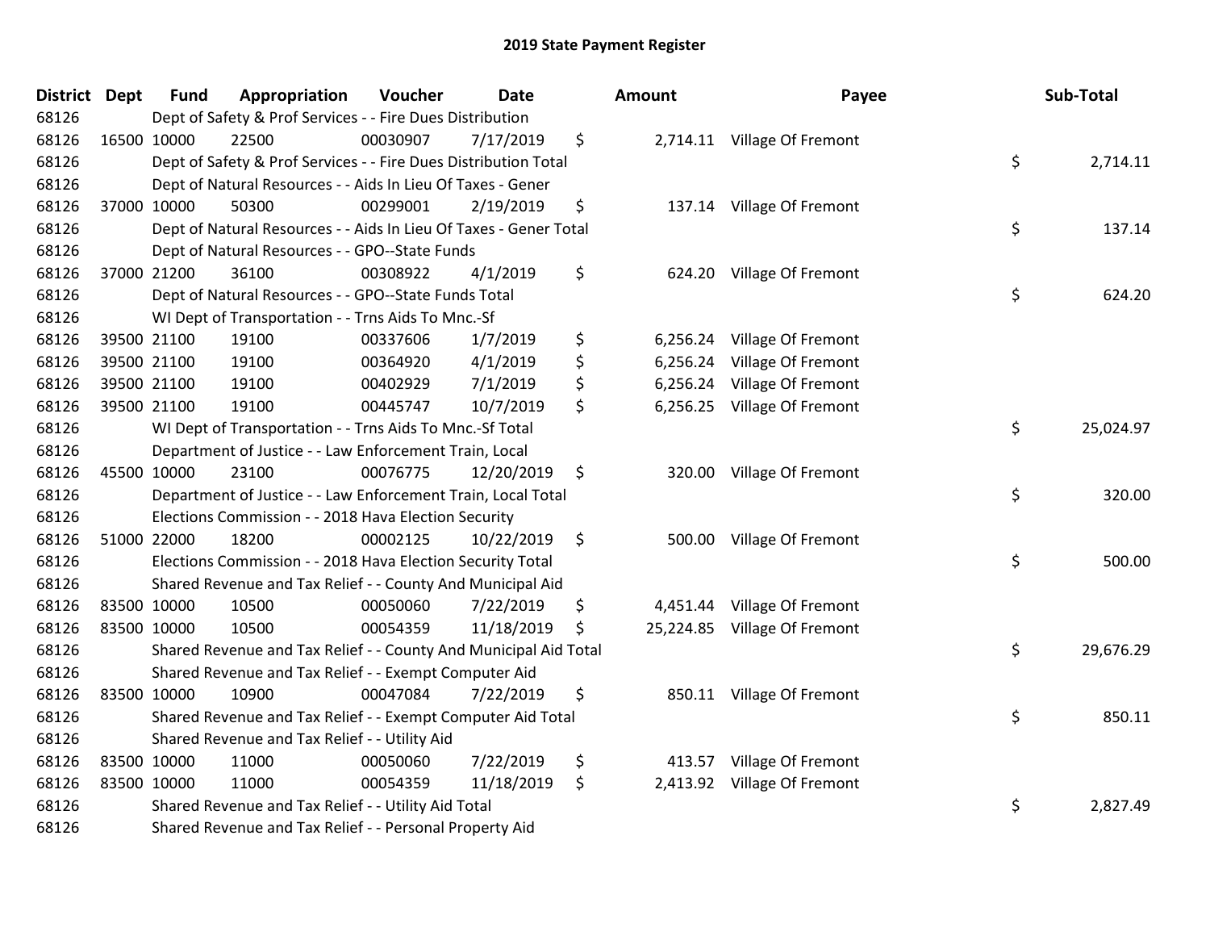# 2019 State Payment Register

| District | Dept | Fund | Appropriation | Voucher | Date | Amount | Payee | Sub-Total |
|---|---|---|---|---|---|---|---|---|
| 68126 | | Dept of Safety & Prof Services - - Fire Dues Distribution | | | | | | |
| 68126 | 16500 | 10000 | 22500 | 00030907 | 7/17/2019 | $ 2,714.11 | Village Of Fremont | |
| 68126 | | Dept of Safety & Prof Services - - Fire Dues Distribution Total | | | | | | $ 2,714.11 |
| 68126 | | Dept of Natural Resources - - Aids In Lieu Of Taxes - Gener | | | | | | |
| 68126 | 37000 | 10000 | 50300 | 00299001 | 2/19/2019 | $ 137.14 | Village Of Fremont | |
| 68126 | | Dept of Natural Resources - - Aids In Lieu Of Taxes - Gener Total | | | | | | $ 137.14 |
| 68126 | | Dept of Natural Resources - - GPO--State Funds | | | | | | |
| 68126 | 37000 | 21200 | 36100 | 00308922 | 4/1/2019 | $ 624.20 | Village Of Fremont | |
| 68126 | | Dept of Natural Resources - - GPO--State Funds Total | | | | | | $ 624.20 |
| 68126 | | WI Dept of Transportation - - Trns Aids To Mnc.-Sf | | | | | | |
| 68126 | 39500 | 21100 | 19100 | 00337606 | 1/7/2019 | $ 6,256.24 | Village Of Fremont | |
| 68126 | 39500 | 21100 | 19100 | 00364920 | 4/1/2019 | $ 6,256.24 | Village Of Fremont | |
| 68126 | 39500 | 21100 | 19100 | 00402929 | 7/1/2019 | $ 6,256.24 | Village Of Fremont | |
| 68126 | 39500 | 21100 | 19100 | 00445747 | 10/7/2019 | $ 6,256.25 | Village Of Fremont | |
| 68126 | | WI Dept of Transportation - - Trns Aids To Mnc.-Sf Total | | | | | | $ 25,024.97 |
| 68126 | | Department of Justice - - Law Enforcement Train, Local | | | | | | |
| 68126 | 45500 | 10000 | 23100 | 00076775 | 12/20/2019 | $ 320.00 | Village Of Fremont | |
| 68126 | | Department of Justice - - Law Enforcement Train, Local Total | | | | | | $ 320.00 |
| 68126 | | Elections Commission - - 2018 Hava Election Security | | | | | | |
| 68126 | 51000 | 22000 | 18200 | 00002125 | 10/22/2019 | $ 500.00 | Village Of Fremont | |
| 68126 | | Elections Commission - - 2018 Hava Election Security Total | | | | | | $ 500.00 |
| 68126 | | Shared Revenue and Tax Relief - - County And Municipal Aid | | | | | | |
| 68126 | 83500 | 10000 | 10500 | 00050060 | 7/22/2019 | $ 4,451.44 | Village Of Fremont | |
| 68126 | 83500 | 10000 | 10500 | 00054359 | 11/18/2019 | $ 25,224.85 | Village Of Fremont | |
| 68126 | | Shared Revenue and Tax Relief - - County And Municipal Aid Total | | | | | | $ 29,676.29 |
| 68126 | | Shared Revenue and Tax Relief - - Exempt Computer Aid | | | | | | |
| 68126 | 83500 | 10000 | 10900 | 00047084 | 7/22/2019 | $ 850.11 | Village Of Fremont | |
| 68126 | | Shared Revenue and Tax Relief - - Exempt Computer Aid Total | | | | | | $ 850.11 |
| 68126 | | Shared Revenue and Tax Relief - - Utility Aid | | | | | | |
| 68126 | 83500 | 10000 | 11000 | 00050060 | 7/22/2019 | $ 413.57 | Village Of Fremont | |
| 68126 | 83500 | 10000 | 11000 | 00054359 | 11/18/2019 | $ 2,413.92 | Village Of Fremont | |
| 68126 | | Shared Revenue and Tax Relief - - Utility Aid Total | | | | | | $ 2,827.49 |
| 68126 | | Shared Revenue and Tax Relief - - Personal Property Aid | | | | | | |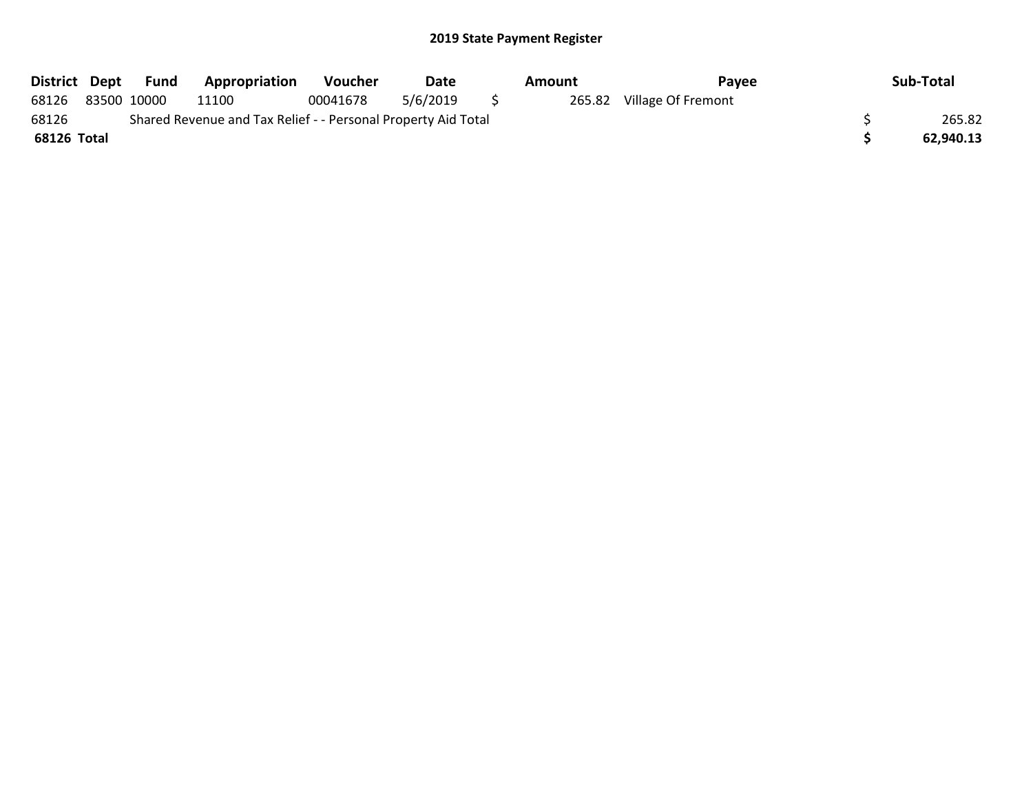## 2019 State Payment Register

| District | Dept | Fund | Appropriation | Voucher | Date | Amount | Payee | Sub-Total |
|---|---|---|---|---|---|---|---|---|
| 68126 | 83500 | 10000 | 11100 | 00041678 | 5/6/2019 | $ 265.82 | Village Of Fremont | |
| 68126 | Shared Revenue and Tax Relief - - Personal Property Aid Total | | | | | | | $ 265.82 |
| **68126 Total** | | | | | | | | **$ 62,940.13** |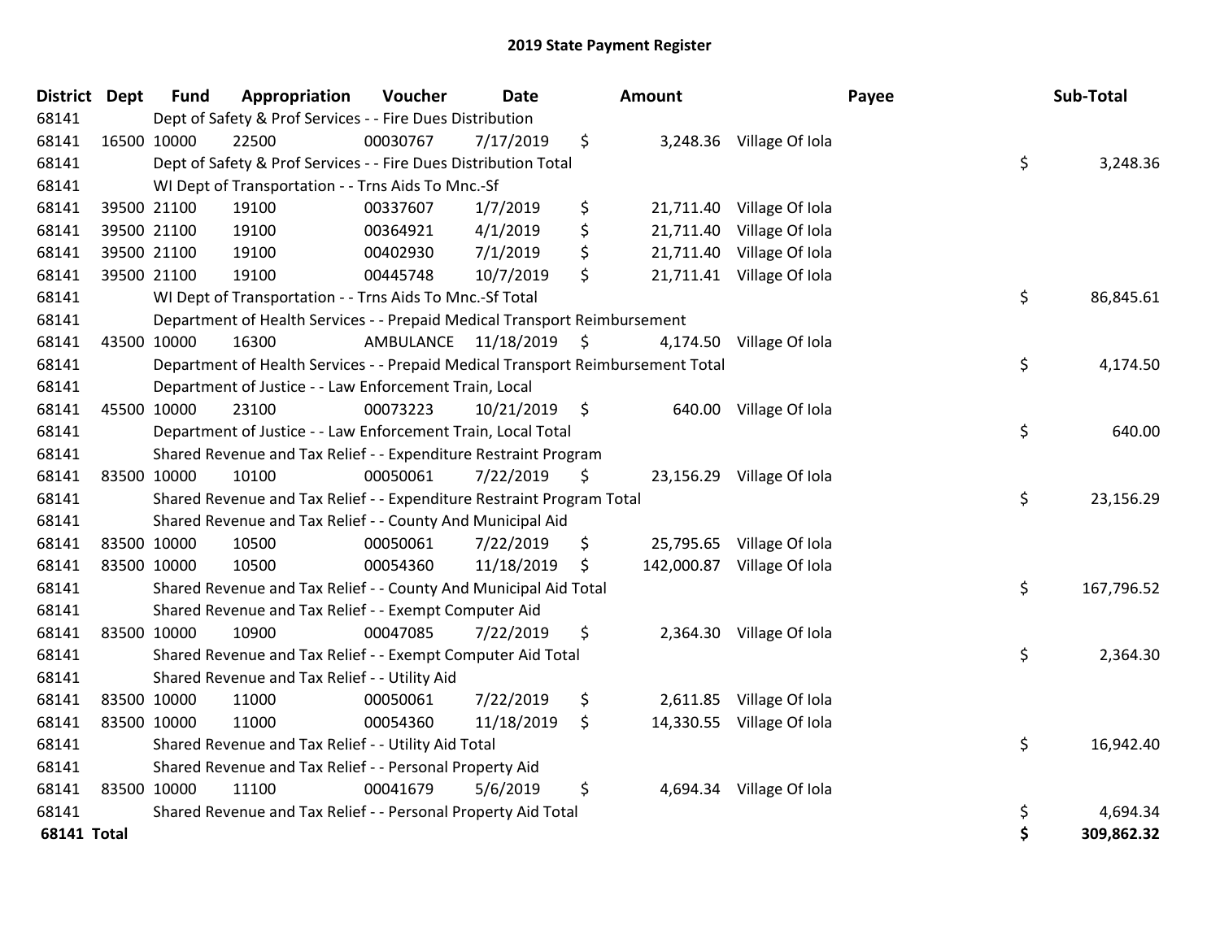# 2019 State Payment Register

| District | Dept | Fund | Appropriation | Voucher | Date | Amount | Payee | Sub-Total |
|---|---|---|---|---|---|---|---|---|
| 68141 | | Dept of Safety & Prof Services - - Fire Dues Distribution | | | | | | |
| 68141 | 16500 | 10000 | 22500 | 00030767 | 7/17/2019 | $ 3,248.36 | Village Of Iola | |
| 68141 | | Dept of Safety & Prof Services - - Fire Dues Distribution Total | | | | | | $ 3,248.36 |
| 68141 | | WI Dept of Transportation - - Trns Aids To Mnc.-Sf | | | | | | |
| 68141 | 39500 | 21100 | 19100 | 00337607 | 1/7/2019 | $ 21,711.40 | Village Of Iola | |
| 68141 | 39500 | 21100 | 19100 | 00364921 | 4/1/2019 | $ 21,711.40 | Village Of Iola | |
| 68141 | 39500 | 21100 | 19100 | 00402930 | 7/1/2019 | $ 21,711.40 | Village Of Iola | |
| 68141 | 39500 | 21100 | 19100 | 00445748 | 10/7/2019 | $ 21,711.41 | Village Of Iola | |
| 68141 | | WI Dept of Transportation - - Trns Aids To Mnc.-Sf Total | | | | | | $ 86,845.61 |
| 68141 | | Department of Health Services - - Prepaid Medical Transport Reimbursement | | | | | | |
| 68141 | 43500 | 10000 | 16300 | AMBULANCE | 11/18/2019 | $ 4,174.50 | Village Of Iola | |
| 68141 | | Department of Health Services - - Prepaid Medical Transport Reimbursement Total | | | | | | $ 4,174.50 |
| 68141 | | Department of Justice - - Law Enforcement Train, Local | | | | | | |
| 68141 | 45500 | 10000 | 23100 | 00073223 | 10/21/2019 | $ 640.00 | Village Of Iola | |
| 68141 | | Department of Justice - - Law Enforcement Train, Local Total | | | | | | $ 640.00 |
| 68141 | | Shared Revenue and Tax Relief - - Expenditure Restraint Program | | | | | | |
| 68141 | 83500 | 10000 | 10100 | 00050061 | 7/22/2019 | $ 23,156.29 | Village Of Iola | |
| 68141 | | Shared Revenue and Tax Relief - - Expenditure Restraint Program Total | | | | | | $ 23,156.29 |
| 68141 | | Shared Revenue and Tax Relief - - County And Municipal Aid | | | | | | |
| 68141 | 83500 | 10000 | 10500 | 00050061 | 7/22/2019 | $ 25,795.65 | Village Of Iola | |
| 68141 | 83500 | 10000 | 10500 | 00054360 | 11/18/2019 | $ 142,000.87 | Village Of Iola | |
| 68141 | | Shared Revenue and Tax Relief - - County And Municipal Aid Total | | | | | | $ 167,796.52 |
| 68141 | | Shared Revenue and Tax Relief - - Exempt Computer Aid | | | | | | |
| 68141 | 83500 | 10000 | 10900 | 00047085 | 7/22/2019 | $ 2,364.30 | Village Of Iola | |
| 68141 | | Shared Revenue and Tax Relief - - Exempt Computer Aid Total | | | | | | $ 2,364.30 |
| 68141 | | Shared Revenue and Tax Relief - - Utility Aid | | | | | | |
| 68141 | 83500 | 10000 | 11000 | 00050061 | 7/22/2019 | $ 2,611.85 | Village Of Iola | |
| 68141 | 83500 | 10000 | 11000 | 00054360 | 11/18/2019 | $ 14,330.55 | Village Of Iola | |
| 68141 | | Shared Revenue and Tax Relief - - Utility Aid Total | | | | | | $ 16,942.40 |
| 68141 | | Shared Revenue and Tax Relief - - Personal Property Aid | | | | | | |
| 68141 | 83500 | 10000 | 11100 | 00041679 | 5/6/2019 | $ 4,694.34 | Village Of Iola | |
| 68141 | | Shared Revenue and Tax Relief - - Personal Property Aid Total | | | | | | $ 4,694.34 |
| **68141 Total** | | | | | | | | **$ 309,862.32** |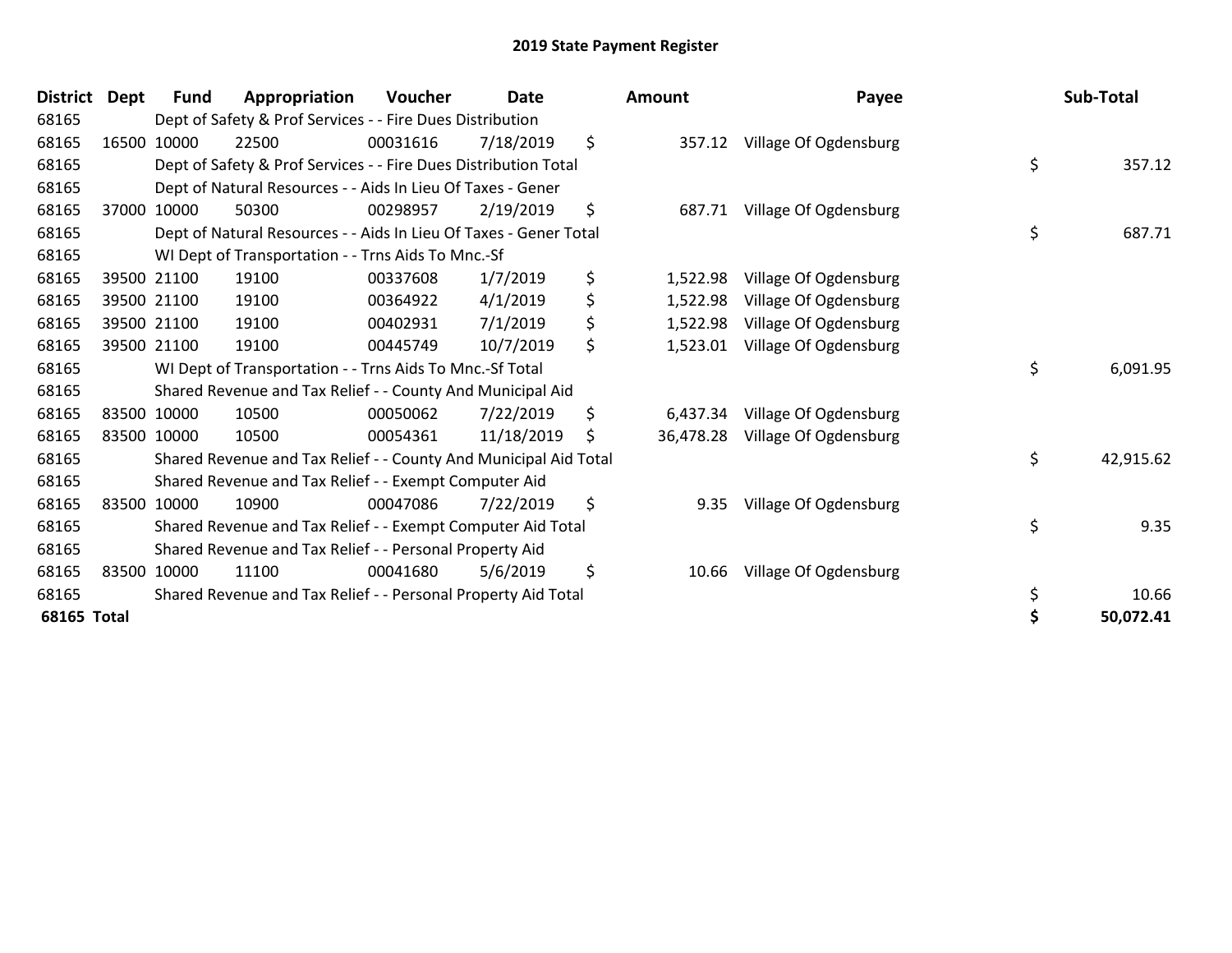# 2019 State Payment Register

| District | Dept | Fund | Appropriation | Voucher | Date | Amount | Payee | Sub-Total |
|---|---|---|---|---|---|---|---|---|
| 68165 | | Dept of Safety & Prof Services - - Fire Dues Distribution | | | | | | |
| 68165 | 16500 | 10000 | 22500 | 00031616 | 7/18/2019 | $ 357.12 | Village Of Ogdensburg | |
| 68165 | | Dept of Safety & Prof Services - - Fire Dues Distribution Total | | | | | | $ 357.12 |
| 68165 | | Dept of Natural Resources - - Aids In Lieu Of Taxes - Gener | | | | | | |
| 68165 | 37000 | 10000 | 50300 | 00298957 | 2/19/2019 | $ 687.71 | Village Of Ogdensburg | |
| 68165 | | Dept of Natural Resources - - Aids In Lieu Of Taxes - Gener Total | | | | | | $ 687.71 |
| 68165 | | WI Dept of Transportation - - Trns Aids To Mnc.-Sf | | | | | | |
| 68165 | 39500 | 21100 | 19100 | 00337608 | 1/7/2019 | $ 1,522.98 | Village Of Ogdensburg | |
| 68165 | 39500 | 21100 | 19100 | 00364922 | 4/1/2019 | $ 1,522.98 | Village Of Ogdensburg | |
| 68165 | 39500 | 21100 | 19100 | 00402931 | 7/1/2019 | $ 1,522.98 | Village Of Ogdensburg | |
| 68165 | 39500 | 21100 | 19100 | 00445749 | 10/7/2019 | $ 1,523.01 | Village Of Ogdensburg | |
| 68165 | | WI Dept of Transportation - - Trns Aids To Mnc.-Sf Total | | | | | | $ 6,091.95 |
| 68165 | | Shared Revenue and Tax Relief - - County And Municipal Aid | | | | | | |
| 68165 | 83500 | 10000 | 10500 | 00050062 | 7/22/2019 | $ 6,437.34 | Village Of Ogdensburg | |
| 68165 | 83500 | 10000 | 10500 | 00054361 | 11/18/2019 | $ 36,478.28 | Village Of Ogdensburg | |
| 68165 | | Shared Revenue and Tax Relief - - County And Municipal Aid Total | | | | | | $ 42,915.62 |
| 68165 | | Shared Revenue and Tax Relief - - Exempt Computer Aid | | | | | | |
| 68165 | 83500 | 10000 | 10900 | 00047086 | 7/22/2019 | $ 9.35 | Village Of Ogdensburg | |
| 68165 | | Shared Revenue and Tax Relief - - Exempt Computer Aid Total | | | | | | $ 9.35 |
| 68165 | | Shared Revenue and Tax Relief - - Personal Property Aid | | | | | | |
| 68165 | 83500 | 10000 | 11100 | 00041680 | 5/6/2019 | $ 10.66 | Village Of Ogdensburg | |
| 68165 | | Shared Revenue and Tax Relief - - Personal Property Aid Total | | | | | | $ 10.66 |
| **68165 Total** | | | | | | | | **$ 50,072.41** |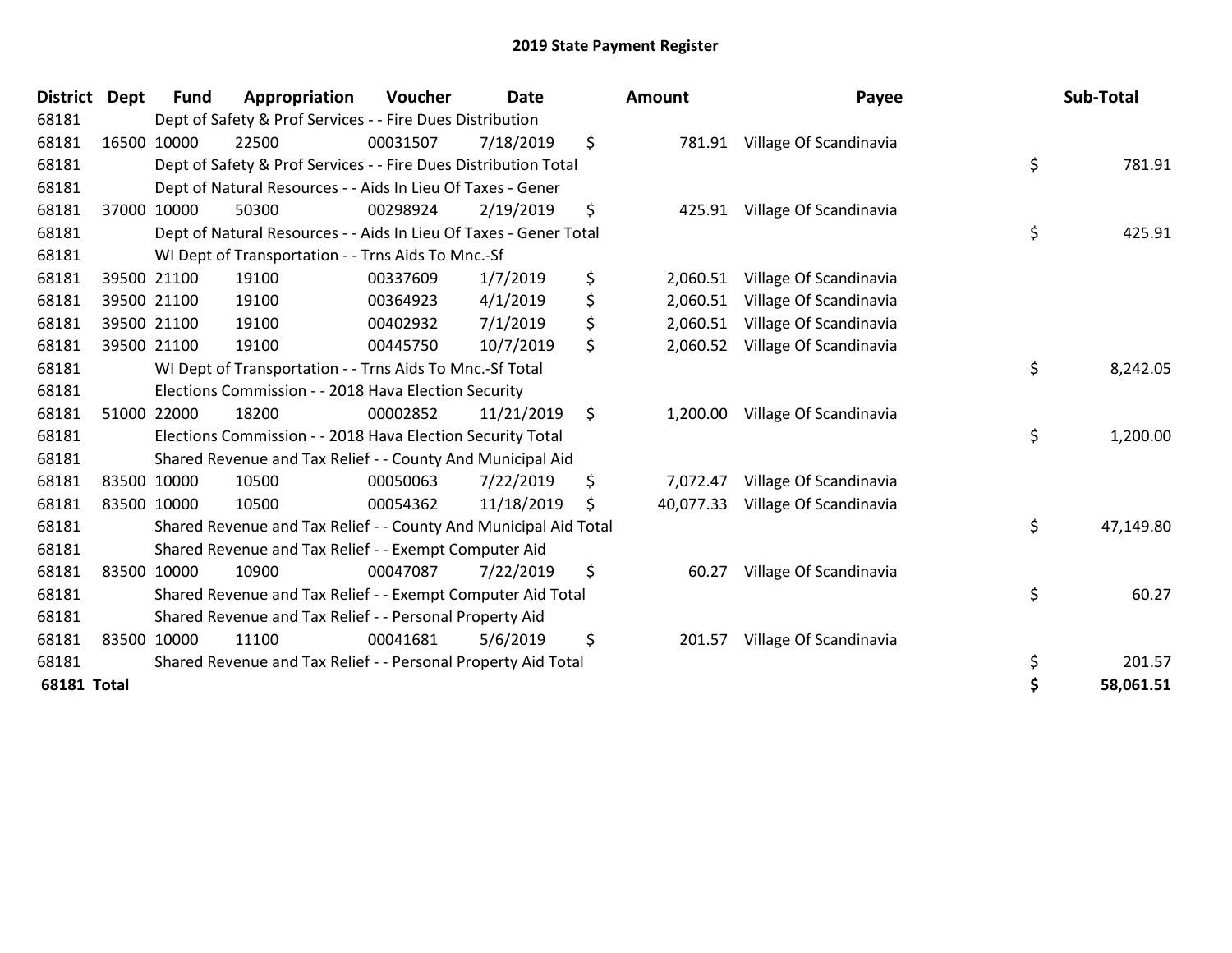# 2019 State Payment Register

| District | Dept | Fund | Appropriation | Voucher | Date | Amount | Payee | Sub-Total |
|---|---|---|---|---|---|---|---|---|
| 68181 | | Dept of Safety & Prof Services - - Fire Dues Distribution | | | | | | |
| 68181 | 16500 | 10000 | 22500 | 00031507 | 7/18/2019 | $ 781.91 | Village Of Scandinavia | |
| 68181 | | Dept of Safety & Prof Services - - Fire Dues Distribution Total | | | | | | $ 781.91 |
| 68181 | | Dept of Natural Resources - - Aids In Lieu Of Taxes - Gener | | | | | | |
| 68181 | 37000 | 10000 | 50300 | 00298924 | 2/19/2019 | $ 425.91 | Village Of Scandinavia | |
| 68181 | | Dept of Natural Resources - - Aids In Lieu Of Taxes - Gener Total | | | | | | $ 425.91 |
| 68181 | | WI Dept of Transportation - - Trns Aids To Mnc.-Sf | | | | | | |
| 68181 | 39500 | 21100 | 19100 | 00337609 | 1/7/2019 | $ 2,060.51 | Village Of Scandinavia | |
| 68181 | 39500 | 21100 | 19100 | 00364923 | 4/1/2019 | $ 2,060.51 | Village Of Scandinavia | |
| 68181 | 39500 | 21100 | 19100 | 00402932 | 7/1/2019 | $ 2,060.51 | Village Of Scandinavia | |
| 68181 | 39500 | 21100 | 19100 | 00445750 | 10/7/2019 | $ 2,060.52 | Village Of Scandinavia | |
| 68181 | | WI Dept of Transportation - - Trns Aids To Mnc.-Sf Total | | | | | | $ 8,242.05 |
| 68181 | | Elections Commission - - 2018 Hava Election Security | | | | | | |
| 68181 | 51000 | 22000 | 18200 | 00002852 | 11/21/2019 | $ 1,200.00 | Village Of Scandinavia | |
| 68181 | | Elections Commission - - 2018 Hava Election Security Total | | | | | | $ 1,200.00 |
| 68181 | | Shared Revenue and Tax Relief - - County And Municipal Aid | | | | | | |
| 68181 | 83500 | 10000 | 10500 | 00050063 | 7/22/2019 | $ 7,072.47 | Village Of Scandinavia | |
| 68181 | 83500 | 10000 | 10500 | 00054362 | 11/18/2019 | $ 40,077.33 | Village Of Scandinavia | |
| 68181 | | Shared Revenue and Tax Relief - - County And Municipal Aid Total | | | | | | $ 47,149.80 |
| 68181 | | Shared Revenue and Tax Relief - - Exempt Computer Aid | | | | | | |
| 68181 | 83500 | 10000 | 10900 | 00047087 | 7/22/2019 | $ 60.27 | Village Of Scandinavia | |
| 68181 | | Shared Revenue and Tax Relief - - Exempt Computer Aid Total | | | | | | $ 60.27 |
| 68181 | | Shared Revenue and Tax Relief - - Personal Property Aid | | | | | | |
| 68181 | 83500 | 10000 | 11100 | 00041681 | 5/6/2019 | $ 201.57 | Village Of Scandinavia | |
| 68181 | | Shared Revenue and Tax Relief - - Personal Property Aid Total | | | | | | $ 201.57 |
| **68181 Total** | | | | | | | | **$ 58,061.51** |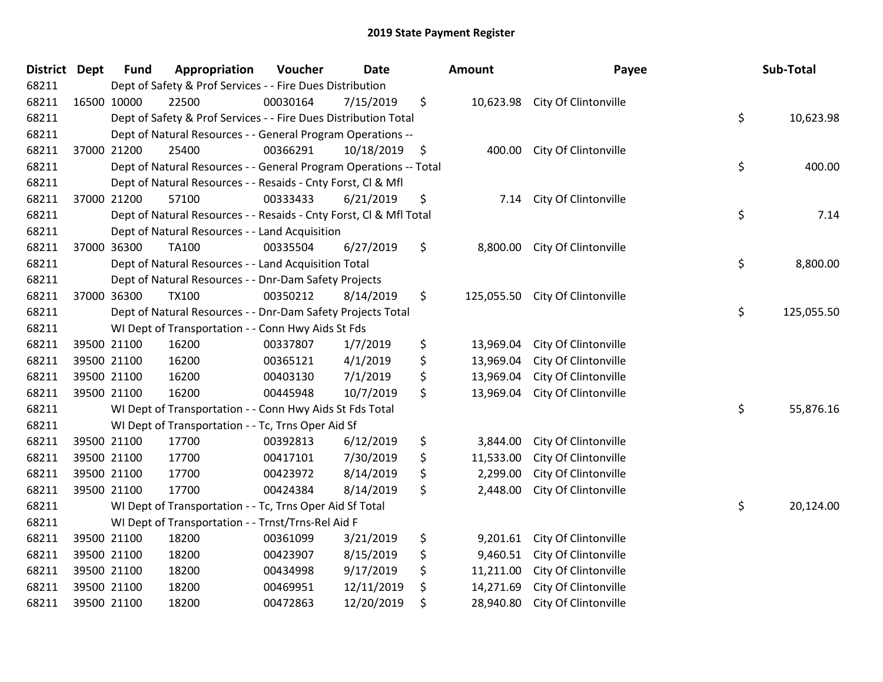# 2019 State Payment Register

| District | Dept | Fund | Appropriation | Voucher | Date | Amount | Payee | Sub-Total |
|---|---|---|---|---|---|---|---|---|
| 68211 | | Dept of Safety & Prof Services - - Fire Dues Distribution | | | | | | |
| 68211 | 16500 | 10000 | 22500 | 00030164 | 7/15/2019 | $ 10,623.98 | City Of Clintonville | |
| 68211 | | Dept of Safety & Prof Services - - Fire Dues Distribution Total | | | | | | $ 10,623.98 |
| 68211 | | Dept of Natural Resources - - General Program Operations -- | | | | | | |
| 68211 | 37000 | 21200 | 25400 | 00366291 | 10/18/2019 | $ 400.00 | City Of Clintonville | |
| 68211 | | Dept of Natural Resources - - General Program Operations -- Total | | | | | | $ 400.00 |
| 68211 | | Dept of Natural Resources - - Resaids - Cnty Forst, Cl & Mfl | | | | | | |
| 68211 | 37000 | 21200 | 57100 | 00333433 | 6/21/2019 | $ 7.14 | City Of Clintonville | |
| 68211 | | Dept of Natural Resources - - Resaids - Cnty Forst, Cl & Mfl Total | | | | | | $ 7.14 |
| 68211 | | Dept of Natural Resources - - Land Acquisition | | | | | | |
| 68211 | 37000 | 36300 | TA100 | 00335504 | 6/27/2019 | $ 8,800.00 | City Of Clintonville | |
| 68211 | | Dept of Natural Resources - - Land Acquisition Total | | | | | | $ 8,800.00 |
| 68211 | | Dept of Natural Resources - - Dnr-Dam Safety Projects | | | | | | |
| 68211 | 37000 | 36300 | TX100 | 00350212 | 8/14/2019 | $ 125,055.50 | City Of Clintonville | |
| 68211 | | Dept of Natural Resources - - Dnr-Dam Safety Projects Total | | | | | | $ 125,055.50 |
| 68211 | | WI Dept of Transportation - - Conn Hwy Aids St Fds | | | | | | |
| 68211 | 39500 | 21100 | 16200 | 00337807 | 1/7/2019 | $ 13,969.04 | City Of Clintonville | |
| 68211 | 39500 | 21100 | 16200 | 00365121 | 4/1/2019 | $ 13,969.04 | City Of Clintonville | |
| 68211 | 39500 | 21100 | 16200 | 00403130 | 7/1/2019 | $ 13,969.04 | City Of Clintonville | |
| 68211 | 39500 | 21100 | 16200 | 00445948 | 10/7/2019 | $ 13,969.04 | City Of Clintonville | |
| 68211 | | WI Dept of Transportation - - Conn Hwy Aids St Fds Total | | | | | | $ 55,876.16 |
| 68211 | | WI Dept of Transportation - - Tc, Trns Oper Aid Sf | | | | | | |
| 68211 | 39500 | 21100 | 17700 | 00392813 | 6/12/2019 | $ 3,844.00 | City Of Clintonville | |
| 68211 | 39500 | 21100 | 17700 | 00417101 | 7/30/2019 | $ 11,533.00 | City Of Clintonville | |
| 68211 | 39500 | 21100 | 17700 | 00423972 | 8/14/2019 | $ 2,299.00 | City Of Clintonville | |
| 68211 | 39500 | 21100 | 17700 | 00424384 | 8/14/2019 | $ 2,448.00 | City Of Clintonville | |
| 68211 | | WI Dept of Transportation - - Tc, Trns Oper Aid Sf Total | | | | | | $ 20,124.00 |
| 68211 | | WI Dept of Transportation - - Trnst/Trns-Rel Aid F | | | | | | |
| 68211 | 39500 | 21100 | 18200 | 00361099 | 3/21/2019 | $ 9,201.61 | City Of Clintonville | |
| 68211 | 39500 | 21100 | 18200 | 00423907 | 8/15/2019 | $ 9,460.51 | City Of Clintonville | |
| 68211 | 39500 | 21100 | 18200 | 00434998 | 9/17/2019 | $ 11,211.00 | City Of Clintonville | |
| 68211 | 39500 | 21100 | 18200 | 00469951 | 12/11/2019 | $ 14,271.69 | City Of Clintonville | |
| 68211 | 39500 | 21100 | 18200 | 00472863 | 12/20/2019 | $ 28,940.80 | City Of Clintonville | |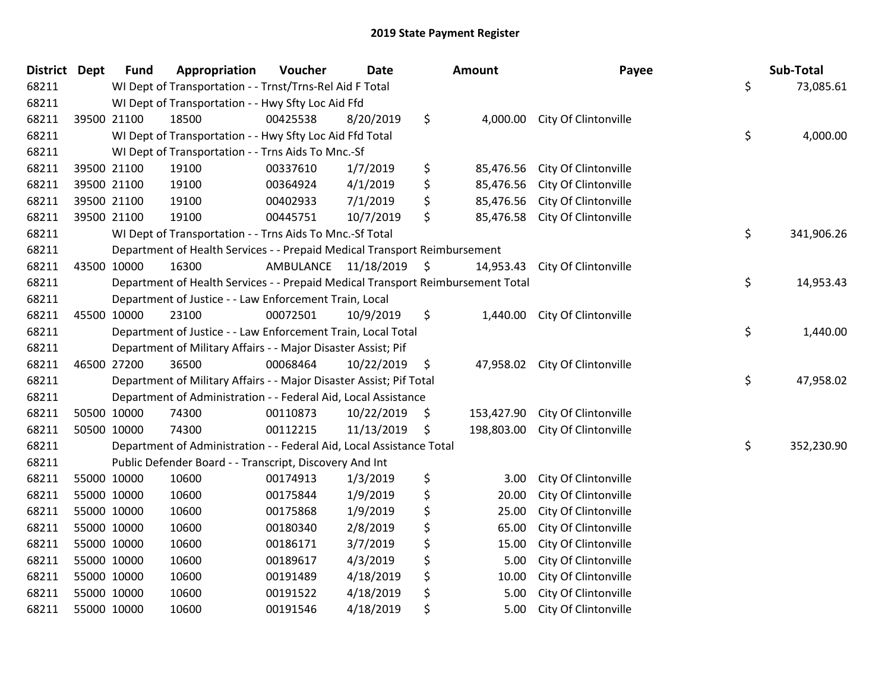## 2019 State Payment Register

| District | Dept | Fund | Appropriation | Voucher | Date | Amount | Payee | Sub-Total |
|---|---|---|---|---|---|---|---|---|
| 68211 | | WI Dept of Transportation - - Trnst/Trns-Rel Aid F Total | | | | | | $ 73,085.61 |
| 68211 | | WI Dept of Transportation - - Hwy Sfty Loc Aid Ffd | | | | | | |
| 68211 | 39500 | 21100 | 18500 | 00425538 | 8/20/2019 | $ 4,000.00 | City Of Clintonville | |
| 68211 | | WI Dept of Transportation - - Hwy Sfty Loc Aid Ffd Total | | | | | | $ 4,000.00 |
| 68211 | | WI Dept of Transportation - - Trns Aids To Mnc.-Sf | | | | | | |
| 68211 | 39500 | 21100 | 19100 | 00337610 | 1/7/2019 | $ 85,476.56 | City Of Clintonville | |
| 68211 | 39500 | 21100 | 19100 | 00364924 | 4/1/2019 | $ 85,476.56 | City Of Clintonville | |
| 68211 | 39500 | 21100 | 19100 | 00402933 | 7/1/2019 | $ 85,476.56 | City Of Clintonville | |
| 68211 | 39500 | 21100 | 19100 | 00445751 | 10/7/2019 | $ 85,476.58 | City Of Clintonville | |
| 68211 | | WI Dept of Transportation - - Trns Aids To Mnc.-Sf Total | | | | | | $ 341,906.26 |
| 68211 | | Department of Health Services - - Prepaid Medical Transport Reimbursement | | | | | | |
| 68211 | 43500 | 10000 | 16300 | AMBULANCE | 11/18/2019 | $ 14,953.43 | City Of Clintonville | |
| 68211 | | Department of Health Services - - Prepaid Medical Transport Reimbursement Total | | | | | | $ 14,953.43 |
| 68211 | | Department of Justice - - Law Enforcement Train, Local | | | | | | |
| 68211 | 45500 | 10000 | 23100 | 00072501 | 10/9/2019 | $ 1,440.00 | City Of Clintonville | |
| 68211 | | Department of Justice - - Law Enforcement Train, Local Total | | | | | | $ 1,440.00 |
| 68211 | | Department of Military Affairs - - Major Disaster Assist; Pif | | | | | | |
| 68211 | 46500 | 27200 | 36500 | 00068464 | 10/22/2019 | $ 47,958.02 | City Of Clintonville | |
| 68211 | | Department of Military Affairs - - Major Disaster Assist; Pif Total | | | | | | $ 47,958.02 |
| 68211 | | Department of Administration - - Federal Aid, Local Assistance | | | | | | |
| 68211 | 50500 | 10000 | 74300 | 00110873 | 10/22/2019 | $ 153,427.90 | City Of Clintonville | |
| 68211 | 50500 | 10000 | 74300 | 00112215 | 11/13/2019 | $ 198,803.00 | City Of Clintonville | |
| 68211 | | Department of Administration - - Federal Aid, Local Assistance Total | | | | | | $ 352,230.90 |
| 68211 | | Public Defender Board - - Transcript, Discovery And Int | | | | | | |
| 68211 | 55000 | 10000 | 10600 | 00174913 | 1/3/2019 | $ 3.00 | City Of Clintonville | |
| 68211 | 55000 | 10000 | 10600 | 00175844 | 1/9/2019 | $ 20.00 | City Of Clintonville | |
| 68211 | 55000 | 10000 | 10600 | 00175868 | 1/9/2019 | $ 25.00 | City Of Clintonville | |
| 68211 | 55000 | 10000 | 10600 | 00180340 | 2/8/2019 | $ 65.00 | City Of Clintonville | |
| 68211 | 55000 | 10000 | 10600 | 00186171 | 3/7/2019 | $ 15.00 | City Of Clintonville | |
| 68211 | 55000 | 10000 | 10600 | 00189617 | 4/3/2019 | $ 5.00 | City Of Clintonville | |
| 68211 | 55000 | 10000 | 10600 | 00191489 | 4/18/2019 | $ 10.00 | City Of Clintonville | |
| 68211 | 55000 | 10000 | 10600 | 00191522 | 4/18/2019 | $ 5.00 | City Of Clintonville | |
| 68211 | 55000 | 10000 | 10600 | 00191546 | 4/18/2019 | $ 5.00 | City Of Clintonville | |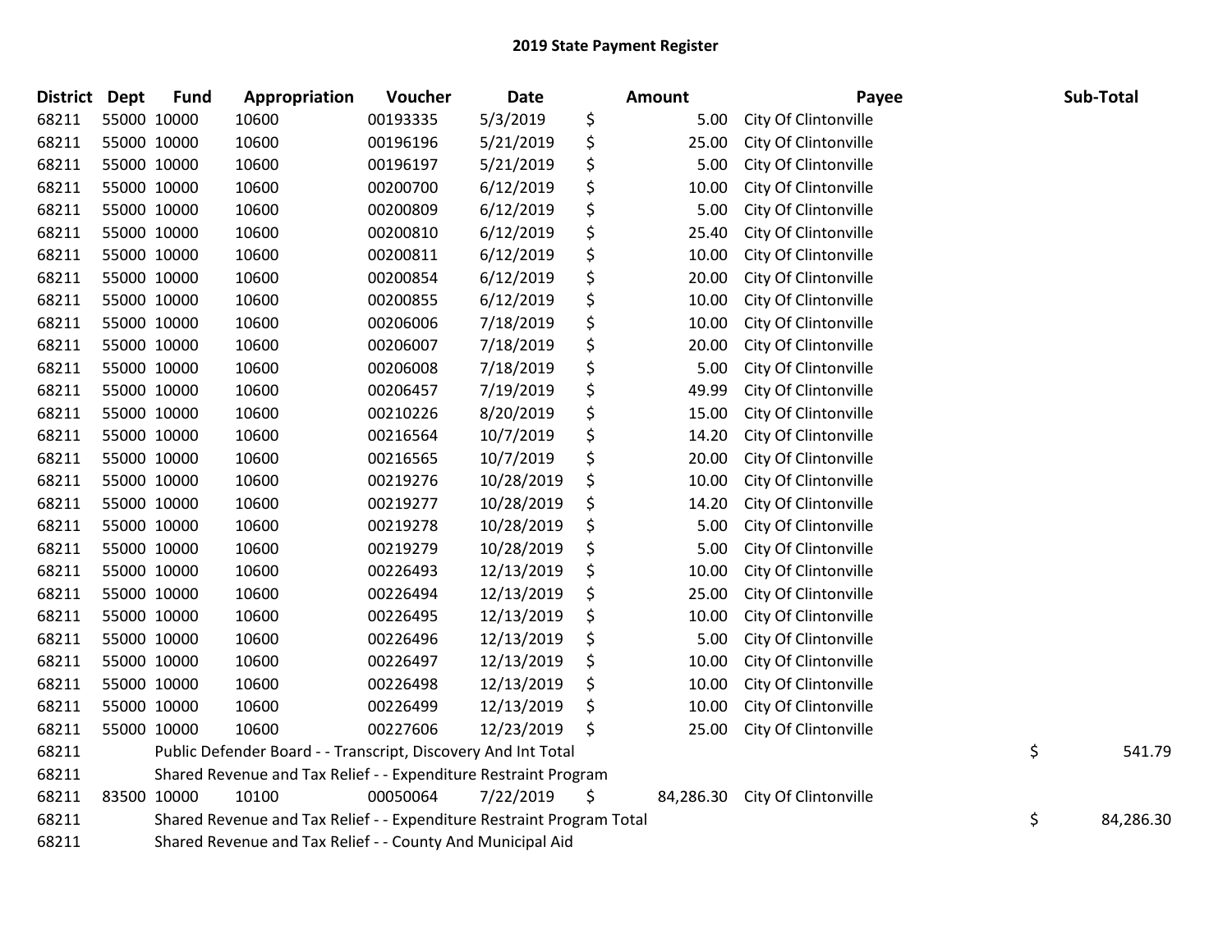## 2019 State Payment Register

| District | Dept | Fund | Appropriation | Voucher | Date | Amount | Payee | Sub-Total |
|---|---|---|---|---|---|---|---|---|
| 68211 | 55000 | 10000 | 10600 | 00193335 | 5/3/2019 | $ 5.00 | City Of Clintonville | |
| 68211 | 55000 | 10000 | 10600 | 00196196 | 5/21/2019 | $ 25.00 | City Of Clintonville | |
| 68211 | 55000 | 10000 | 10600 | 00196197 | 5/21/2019 | $ 5.00 | City Of Clintonville | |
| 68211 | 55000 | 10000 | 10600 | 00200700 | 6/12/2019 | $ 10.00 | City Of Clintonville | |
| 68211 | 55000 | 10000 | 10600 | 00200809 | 6/12/2019 | $ 5.00 | City Of Clintonville | |
| 68211 | 55000 | 10000 | 10600 | 00200810 | 6/12/2019 | $ 25.40 | City Of Clintonville | |
| 68211 | 55000 | 10000 | 10600 | 00200811 | 6/12/2019 | $ 10.00 | City Of Clintonville | |
| 68211 | 55000 | 10000 | 10600 | 00200854 | 6/12/2019 | $ 20.00 | City Of Clintonville | |
| 68211 | 55000 | 10000 | 10600 | 00200855 | 6/12/2019 | $ 10.00 | City Of Clintonville | |
| 68211 | 55000 | 10000 | 10600 | 00206006 | 7/18/2019 | $ 10.00 | City Of Clintonville | |
| 68211 | 55000 | 10000 | 10600 | 00206007 | 7/18/2019 | $ 20.00 | City Of Clintonville | |
| 68211 | 55000 | 10000 | 10600 | 00206008 | 7/18/2019 | $ 5.00 | City Of Clintonville | |
| 68211 | 55000 | 10000 | 10600 | 00206457 | 7/19/2019 | $ 49.99 | City Of Clintonville | |
| 68211 | 55000 | 10000 | 10600 | 00210226 | 8/20/2019 | $ 15.00 | City Of Clintonville | |
| 68211 | 55000 | 10000 | 10600 | 00216564 | 10/7/2019 | $ 14.20 | City Of Clintonville | |
| 68211 | 55000 | 10000 | 10600 | 00216565 | 10/7/2019 | $ 20.00 | City Of Clintonville | |
| 68211 | 55000 | 10000 | 10600 | 00219276 | 10/28/2019 | $ 10.00 | City Of Clintonville | |
| 68211 | 55000 | 10000 | 10600 | 00219277 | 10/28/2019 | $ 14.20 | City Of Clintonville | |
| 68211 | 55000 | 10000 | 10600 | 00219278 | 10/28/2019 | $ 5.00 | City Of Clintonville | |
| 68211 | 55000 | 10000 | 10600 | 00219279 | 10/28/2019 | $ 5.00 | City Of Clintonville | |
| 68211 | 55000 | 10000 | 10600 | 00226493 | 12/13/2019 | $ 10.00 | City Of Clintonville | |
| 68211 | 55000 | 10000 | 10600 | 00226494 | 12/13/2019 | $ 25.00 | City Of Clintonville | |
| 68211 | 55000 | 10000 | 10600 | 00226495 | 12/13/2019 | $ 10.00 | City Of Clintonville | |
| 68211 | 55000 | 10000 | 10600 | 00226496 | 12/13/2019 | $ 5.00 | City Of Clintonville | |
| 68211 | 55000 | 10000 | 10600 | 00226497 | 12/13/2019 | $ 10.00 | City Of Clintonville | |
| 68211 | 55000 | 10000 | 10600 | 00226498 | 12/13/2019 | $ 10.00 | City Of Clintonville | |
| 68211 | 55000 | 10000 | 10600 | 00226499 | 12/13/2019 | $ 10.00 | City Of Clintonville | |
| 68211 | 55000 | 10000 | 10600 | 00227606 | 12/23/2019 | $ 25.00 | City Of Clintonville | |
| 68211 | | Public Defender Board - - Transcript, Discovery And Int Total | | | | | | $ 541.79 |
| 68211 | | Shared Revenue and Tax Relief - - Expenditure Restraint Program | | | | | | |
| 68211 | 83500 | 10000 | 10100 | 00050064 | 7/22/2019 | $ 84,286.30 | City Of Clintonville | |
| 68211 | | Shared Revenue and Tax Relief - - Expenditure Restraint Program Total | | | | | | $ 84,286.30 |
| 68211 | | Shared Revenue and Tax Relief - - County And Municipal Aid | | | | | | |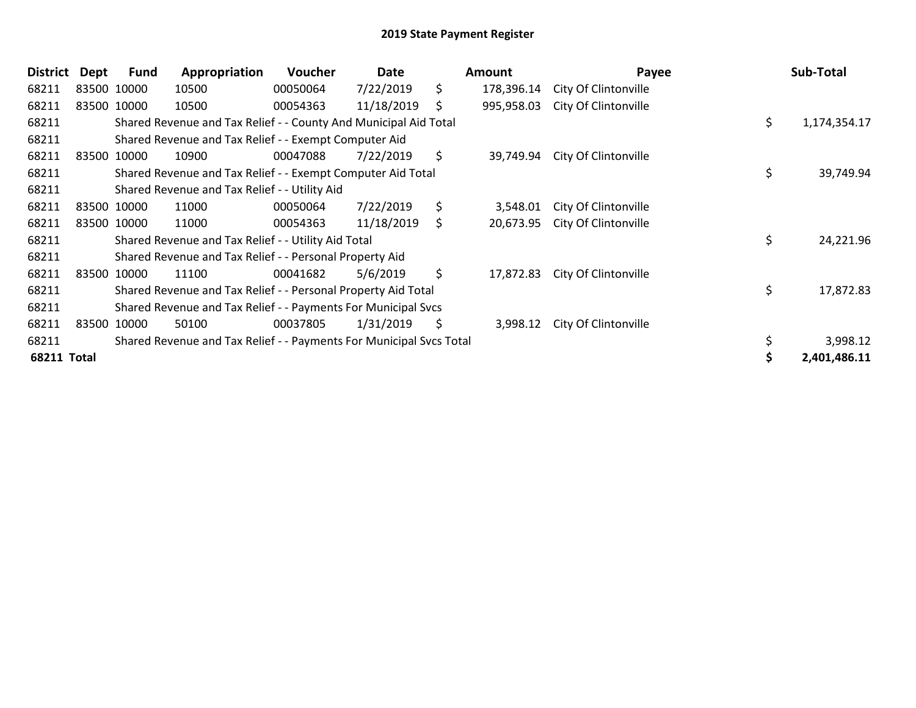# 2019 State Payment Register

| District | Dept | Fund | Appropriation | Voucher | Date | Amount | Payee | Sub-Total |
|---|---|---|---|---|---|---|---|---|
| 68211 | 83500 | 10000 | 10500 | 00050064 | 7/22/2019 | $ 178,396.14 | City Of Clintonville | |
| 68211 | 83500 | 10000 | 10500 | 00054363 | 11/18/2019 | $ 995,958.03 | City Of Clintonville | |
| 68211 | | Shared Revenue and Tax Relief - - County And Municipal Aid Total | | | | | | $ 1,174,354.17 |
| 68211 | | Shared Revenue and Tax Relief - - Exempt Computer Aid | | | | | | |
| 68211 | 83500 | 10000 | 10900 | 00047088 | 7/22/2019 | $ 39,749.94 | City Of Clintonville | |
| 68211 | | Shared Revenue and Tax Relief - - Exempt Computer Aid Total | | | | | | $ 39,749.94 |
| 68211 | | Shared Revenue and Tax Relief - - Utility Aid | | | | | | |
| 68211 | 83500 | 10000 | 11000 | 00050064 | 7/22/2019 | $ 3,548.01 | City Of Clintonville | |
| 68211 | 83500 | 10000 | 11000 | 00054363 | 11/18/2019 | $ 20,673.95 | City Of Clintonville | |
| 68211 | | Shared Revenue and Tax Relief - - Utility Aid Total | | | | | | $ 24,221.96 |
| 68211 | | Shared Revenue and Tax Relief - - Personal Property Aid | | | | | | |
| 68211 | 83500 | 10000 | 11100 | 00041682 | 5/6/2019 | $ 17,872.83 | City Of Clintonville | |
| 68211 | | Shared Revenue and Tax Relief - - Personal Property Aid Total | | | | | | $ 17,872.83 |
| 68211 | | Shared Revenue and Tax Relief - - Payments For Municipal Svcs | | | | | | |
| 68211 | 83500 | 10000 | 50100 | 00037805 | 1/31/2019 | $ 3,998.12 | City Of Clintonville | |
| 68211 | | Shared Revenue and Tax Relief - - Payments For Municipal Svcs Total | | | | | | $ 3,998.12 |
| **68211 Total** | | | | | | | | **$ 2,401,486.11** |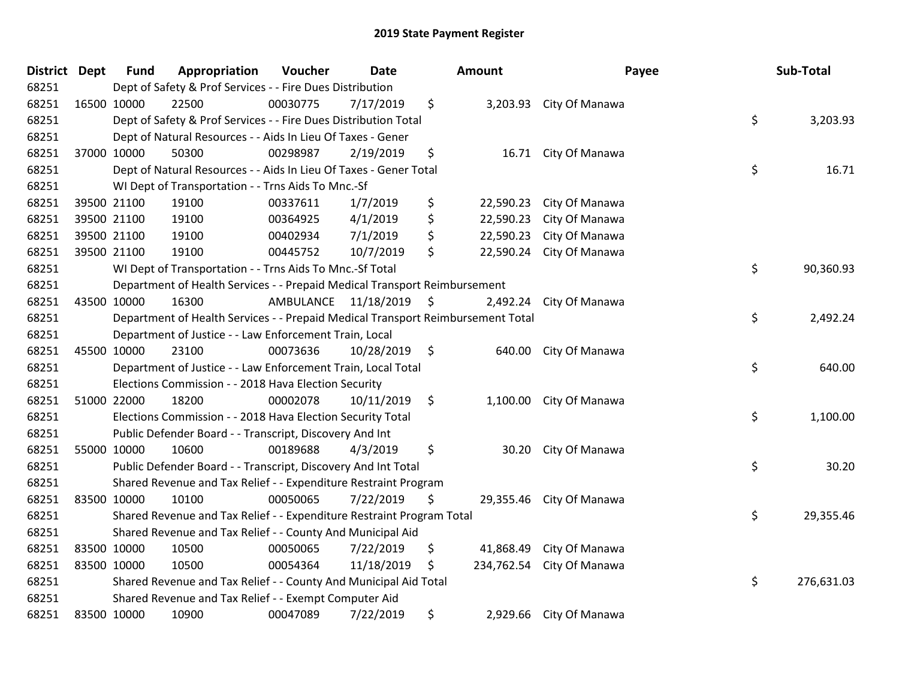# 2019 State Payment Register

| District | Dept | Fund | Appropriation | Voucher | Date | Amount | Payee | Sub-Total |
|---|---|---|---|---|---|---|---|---|
| 68251 | | Dept of Safety & Prof Services - - Fire Dues Distribution | | | | | | |
| 68251 | 16500 | 10000 | 22500 | 00030775 | 7/17/2019 | $ 3,203.93 | City Of Manawa | |
| 68251 | | Dept of Safety & Prof Services - - Fire Dues Distribution Total | | | | | | $ 3,203.93 |
| 68251 | | Dept of Natural Resources - - Aids In Lieu Of Taxes - Gener | | | | | | |
| 68251 | 37000 | 10000 | 50300 | 00298987 | 2/19/2019 | $ 16.71 | City Of Manawa | |
| 68251 | | Dept of Natural Resources - - Aids In Lieu Of Taxes - Gener Total | | | | | | $ 16.71 |
| 68251 | | WI Dept of Transportation - - Trns Aids To Mnc.-Sf | | | | | | |
| 68251 | 39500 | 21100 | 19100 | 00337611 | 1/7/2019 | $ 22,590.23 | City Of Manawa | |
| 68251 | 39500 | 21100 | 19100 | 00364925 | 4/1/2019 | $ 22,590.23 | City Of Manawa | |
| 68251 | 39500 | 21100 | 19100 | 00402934 | 7/1/2019 | $ 22,590.23 | City Of Manawa | |
| 68251 | 39500 | 21100 | 19100 | 00445752 | 10/7/2019 | $ 22,590.24 | City Of Manawa | |
| 68251 | | WI Dept of Transportation - - Trns Aids To Mnc.-Sf Total | | | | | | $ 90,360.93 |
| 68251 | | Department of Health Services - - Prepaid Medical Transport Reimbursement | | | | | | |
| 68251 | 43500 | 10000 | 16300 | AMBULANCE | 11/18/2019 | $ 2,492.24 | City Of Manawa | |
| 68251 | | Department of Health Services - - Prepaid Medical Transport Reimbursement Total | | | | | | $ 2,492.24 |
| 68251 | | Department of Justice - - Law Enforcement Train, Local | | | | | | |
| 68251 | 45500 | 10000 | 23100 | 00073636 | 10/28/2019 | $ 640.00 | City Of Manawa | |
| 68251 | | Department of Justice - - Law Enforcement Train, Local Total | | | | | | $ 640.00 |
| 68251 | | Elections Commission - - 2018 Hava Election Security | | | | | | |
| 68251 | 51000 | 22000 | 18200 | 00002078 | 10/11/2019 | $ 1,100.00 | City Of Manawa | |
| 68251 | | Elections Commission - - 2018 Hava Election Security Total | | | | | | $ 1,100.00 |
| 68251 | | Public Defender Board - - Transcript, Discovery And Int | | | | | | |
| 68251 | 55000 | 10000 | 10600 | 00189688 | 4/3/2019 | $ 30.20 | City Of Manawa | |
| 68251 | | Public Defender Board - - Transcript, Discovery And Int Total | | | | | | $ 30.20 |
| 68251 | | Shared Revenue and Tax Relief - - Expenditure Restraint Program | | | | | | |
| 68251 | 83500 | 10000 | 10100 | 00050065 | 7/22/2019 | $ 29,355.46 | City Of Manawa | |
| 68251 | | Shared Revenue and Tax Relief - - Expenditure Restraint Program Total | | | | | | $ 29,355.46 |
| 68251 | | Shared Revenue and Tax Relief - - County And Municipal Aid | | | | | | |
| 68251 | 83500 | 10000 | 10500 | 00050065 | 7/22/2019 | $ 41,868.49 | City Of Manawa | |
| 68251 | 83500 | 10000 | 10500 | 00054364 | 11/18/2019 | $ 234,762.54 | City Of Manawa | |
| 68251 | | Shared Revenue and Tax Relief - - County And Municipal Aid Total | | | | | | $ 276,631.03 |
| 68251 | | Shared Revenue and Tax Relief - - Exempt Computer Aid | | | | | | |
| 68251 | 83500 | 10000 | 10900 | 00047089 | 7/22/2019 | $ 2,929.66 | City Of Manawa | |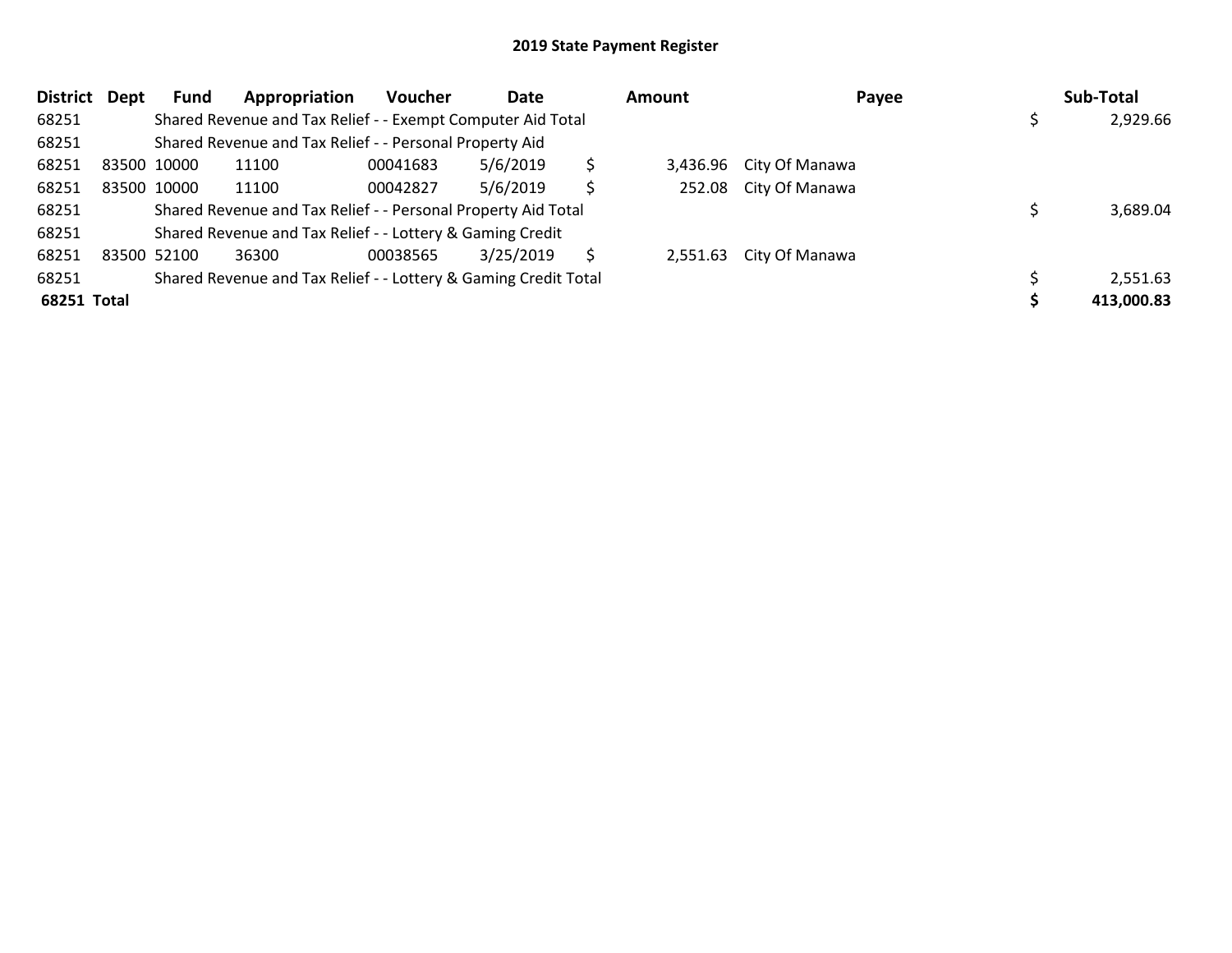# 2019 State Payment Register

| District | Dept | Fund | Appropriation | Voucher | Date | Amount | Payee | Sub-Total |
|---|---|---|---|---|---|---|---|---|
| 68251 | | Shared Revenue and Tax Relief - - Exempt Computer Aid Total | | | | | | $ 2,929.66 |
| 68251 | | Shared Revenue and Tax Relief - - Personal Property Aid | | | | | | |
| 68251 | 83500 | 10000 | 11100 | 00041683 | 5/6/2019 | $ 3,436.96 | City Of Manawa | |
| 68251 | 83500 | 10000 | 11100 | 00042827 | 5/6/2019 | $ 252.08 | City Of Manawa | |
| 68251 | | Shared Revenue and Tax Relief - - Personal Property Aid Total | | | | | | $ 3,689.04 |
| 68251 | | Shared Revenue and Tax Relief - - Lottery & Gaming Credit | | | | | | |
| 68251 | 83500 | 52100 | 36300 | 00038565 | 3/25/2019 | $ 2,551.63 | City Of Manawa | |
| 68251 | | Shared Revenue and Tax Relief - - Lottery & Gaming Credit Total | | | | | | $ 2,551.63 |
| **68251 Total** | | | | | | | | **$ 413,000.83** |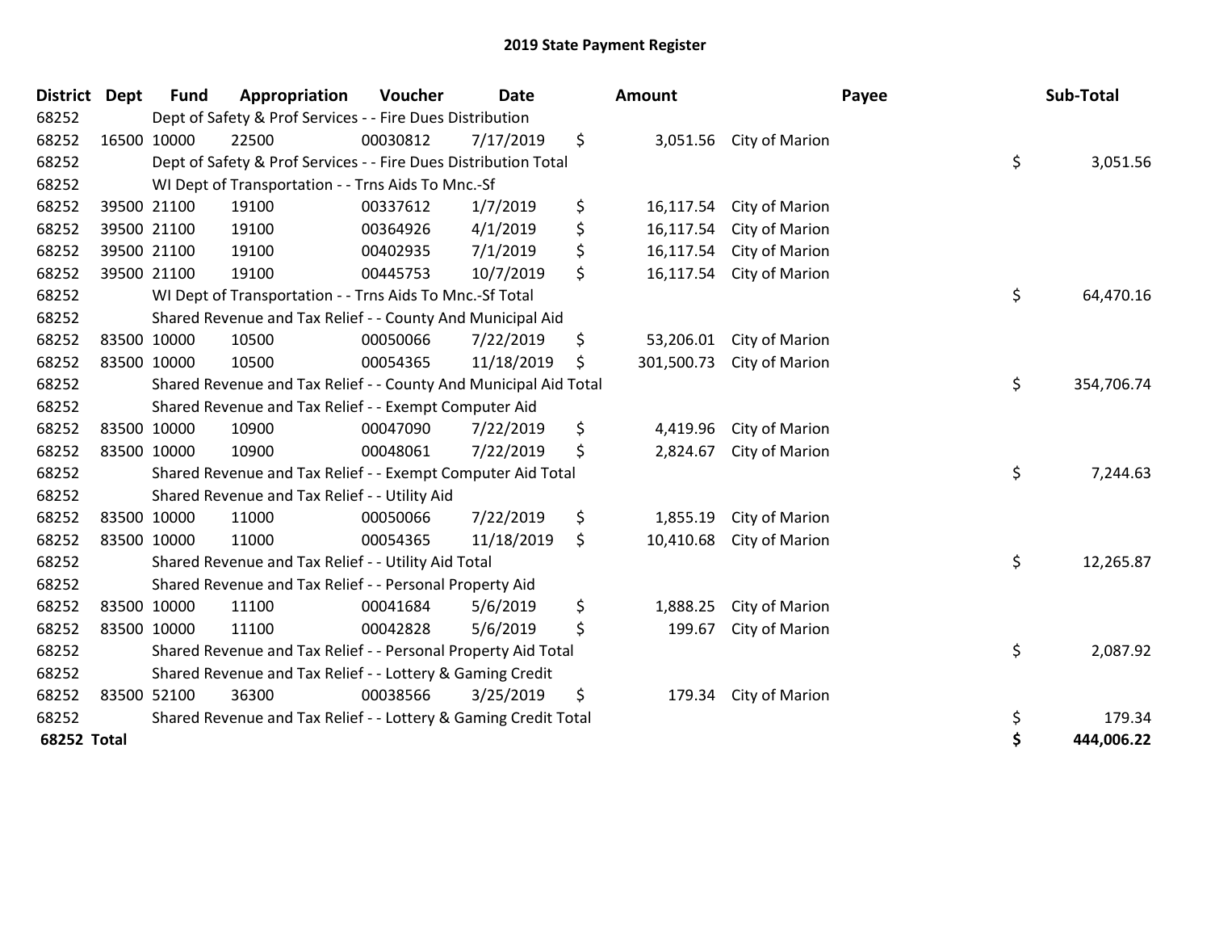# 2019 State Payment Register

| District | Dept | Fund | Appropriation | Voucher | Date | Amount | Payee | Sub-Total |
|---|---|---|---|---|---|---|---|---|
| 68252 | | Dept of Safety & Prof Services - - Fire Dues Distribution | | | | | | |
| 68252 | 16500 | 10000 | 22500 | 00030812 | 7/17/2019 | $ 3,051.56 | City of Marion | |
| 68252 | | Dept of Safety & Prof Services - - Fire Dues Distribution Total | | | | | | $ 3,051.56 |
| 68252 | | WI Dept of Transportation - - Trns Aids To Mnc.-Sf | | | | | | |
| 68252 | 39500 | 21100 | 19100 | 00337612 | 1/7/2019 | $ 16,117.54 | City of Marion | |
| 68252 | 39500 | 21100 | 19100 | 00364926 | 4/1/2019 | $ 16,117.54 | City of Marion | |
| 68252 | 39500 | 21100 | 19100 | 00402935 | 7/1/2019 | $ 16,117.54 | City of Marion | |
| 68252 | 39500 | 21100 | 19100 | 00445753 | 10/7/2019 | $ 16,117.54 | City of Marion | |
| 68252 | | WI Dept of Transportation - - Trns Aids To Mnc.-Sf Total | | | | | | $ 64,470.16 |
| 68252 | | Shared Revenue and Tax Relief - - County And Municipal Aid | | | | | | |
| 68252 | 83500 | 10000 | 10500 | 00050066 | 7/22/2019 | $ 53,206.01 | City of Marion | |
| 68252 | 83500 | 10000 | 10500 | 00054365 | 11/18/2019 | $ 301,500.73 | City of Marion | |
| 68252 | | Shared Revenue and Tax Relief - - County And Municipal Aid Total | | | | | | $ 354,706.74 |
| 68252 | | Shared Revenue and Tax Relief - - Exempt Computer Aid | | | | | | |
| 68252 | 83500 | 10000 | 10900 | 00047090 | 7/22/2019 | $ 4,419.96 | City of Marion | |
| 68252 | 83500 | 10000 | 10900 | 00048061 | 7/22/2019 | $ 2,824.67 | City of Marion | |
| 68252 | | Shared Revenue and Tax Relief - - Exempt Computer Aid Total | | | | | | $ 7,244.63 |
| 68252 | | Shared Revenue and Tax Relief - - Utility Aid | | | | | | |
| 68252 | 83500 | 10000 | 11000 | 00050066 | 7/22/2019 | $ 1,855.19 | City of Marion | |
| 68252 | 83500 | 10000 | 11000 | 00054365 | 11/18/2019 | $ 10,410.68 | City of Marion | |
| 68252 | | Shared Revenue and Tax Relief - - Utility Aid Total | | | | | | $ 12,265.87 |
| 68252 | | Shared Revenue and Tax Relief - - Personal Property Aid | | | | | | |
| 68252 | 83500 | 10000 | 11100 | 00041684 | 5/6/2019 | $ 1,888.25 | City of Marion | |
| 68252 | 83500 | 10000 | 11100 | 00042828 | 5/6/2019 | $ 199.67 | City of Marion | |
| 68252 | | Shared Revenue and Tax Relief - - Personal Property Aid Total | | | | | | $ 2,087.92 |
| 68252 | | Shared Revenue and Tax Relief - - Lottery & Gaming Credit | | | | | | |
| 68252 | 83500 | 52100 | 36300 | 00038566 | 3/25/2019 | $ 179.34 | City of Marion | |
| 68252 | | Shared Revenue and Tax Relief - - Lottery & Gaming Credit Total | | | | | | $ 179.34 |
| **68252 Total** | | | | | | | | **$ 444,006.22** |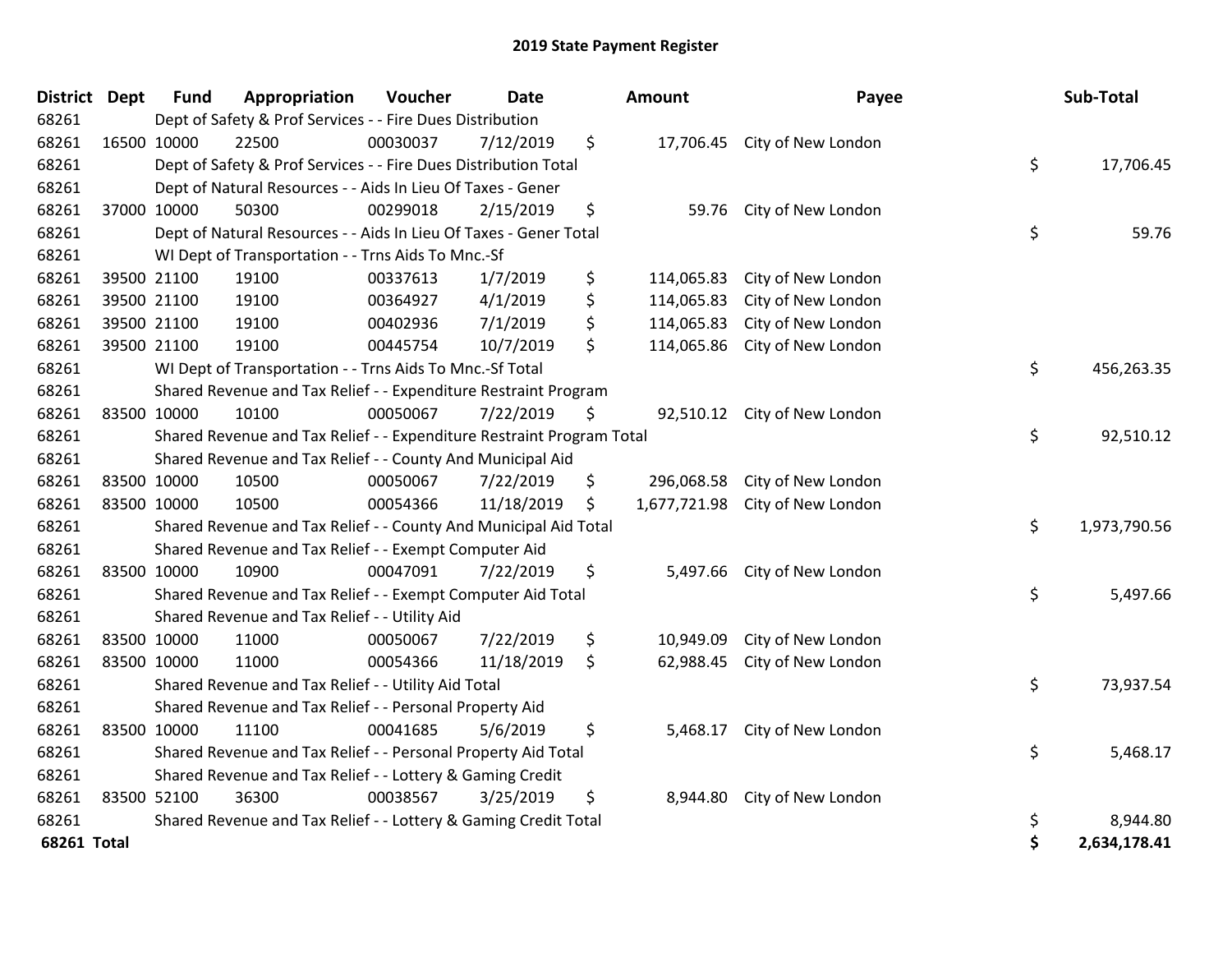# 2019 State Payment Register

| District | Dept | Fund | Appropriation | Voucher | Date | Amount | Payee | Sub-Total |
|---|---|---|---|---|---|---|---|---|
| 68261 | | Dept of Safety & Prof Services - - Fire Dues Distribution | | | | | | |
| 68261 | 16500 | 10000 | 22500 | 00030037 | 7/12/2019 | $ 17,706.45 | City of New London | |
| 68261 | | Dept of Safety & Prof Services - - Fire Dues Distribution Total | | | | | | $ 17,706.45 |
| 68261 | | Dept of Natural Resources - - Aids In Lieu Of Taxes - Gener | | | | | | |
| 68261 | 37000 | 10000 | 50300 | 00299018 | 2/15/2019 | $ 59.76 | City of New London | |
| 68261 | | Dept of Natural Resources - - Aids In Lieu Of Taxes - Gener Total | | | | | | $ 59.76 |
| 68261 | | WI Dept of Transportation - - Trns Aids To Mnc.-Sf | | | | | | |
| 68261 | 39500 | 21100 | 19100 | 00337613 | 1/7/2019 | $ 114,065.83 | City of New London | |
| 68261 | 39500 | 21100 | 19100 | 00364927 | 4/1/2019 | $ 114,065.83 | City of New London | |
| 68261 | 39500 | 21100 | 19100 | 00402936 | 7/1/2019 | $ 114,065.83 | City of New London | |
| 68261 | 39500 | 21100 | 19100 | 00445754 | 10/7/2019 | $ 114,065.86 | City of New London | |
| 68261 | | WI Dept of Transportation - - Trns Aids To Mnc.-Sf Total | | | | | | $ 456,263.35 |
| 68261 | | Shared Revenue and Tax Relief - - Expenditure Restraint Program | | | | | | |
| 68261 | 83500 | 10000 | 10100 | 00050067 | 7/22/2019 | $ 92,510.12 | City of New London | |
| 68261 | | Shared Revenue and Tax Relief - - Expenditure Restraint Program Total | | | | | | $ 92,510.12 |
| 68261 | | Shared Revenue and Tax Relief - - County And Municipal Aid | | | | | | |
| 68261 | 83500 | 10000 | 10500 | 00050067 | 7/22/2019 | $ 296,068.58 | City of New London | |
| 68261 | 83500 | 10000 | 10500 | 00054366 | 11/18/2019 | $ 1,677,721.98 | City of New London | |
| 68261 | | Shared Revenue and Tax Relief - - County And Municipal Aid Total | | | | | | $ 1,973,790.56 |
| 68261 | | Shared Revenue and Tax Relief - - Exempt Computer Aid | | | | | | |
| 68261 | 83500 | 10000 | 10900 | 00047091 | 7/22/2019 | $ 5,497.66 | City of New London | |
| 68261 | | Shared Revenue and Tax Relief - - Exempt Computer Aid Total | | | | | | $ 5,497.66 |
| 68261 | | Shared Revenue and Tax Relief - - Utility Aid | | | | | | |
| 68261 | 83500 | 10000 | 11000 | 00050067 | 7/22/2019 | $ 10,949.09 | City of New London | |
| 68261 | 83500 | 10000 | 11000 | 00054366 | 11/18/2019 | $ 62,988.45 | City of New London | |
| 68261 | | Shared Revenue and Tax Relief - - Utility Aid Total | | | | | | $ 73,937.54 |
| 68261 | | Shared Revenue and Tax Relief - - Personal Property Aid | | | | | | |
| 68261 | 83500 | 10000 | 11100 | 00041685 | 5/6/2019 | $ 5,468.17 | City of New London | |
| 68261 | | Shared Revenue and Tax Relief - - Personal Property Aid Total | | | | | | $ 5,468.17 |
| 68261 | | Shared Revenue and Tax Relief - - Lottery & Gaming Credit | | | | | | |
| 68261 | 83500 | 52100 | 36300 | 00038567 | 3/25/2019 | $ 8,944.80 | City of New London | |
| 68261 | | Shared Revenue and Tax Relief - - Lottery & Gaming Credit Total | | | | | | $ 8,944.80 |
| **68261 Total** | | | | | | | | **$ 2,634,178.41** |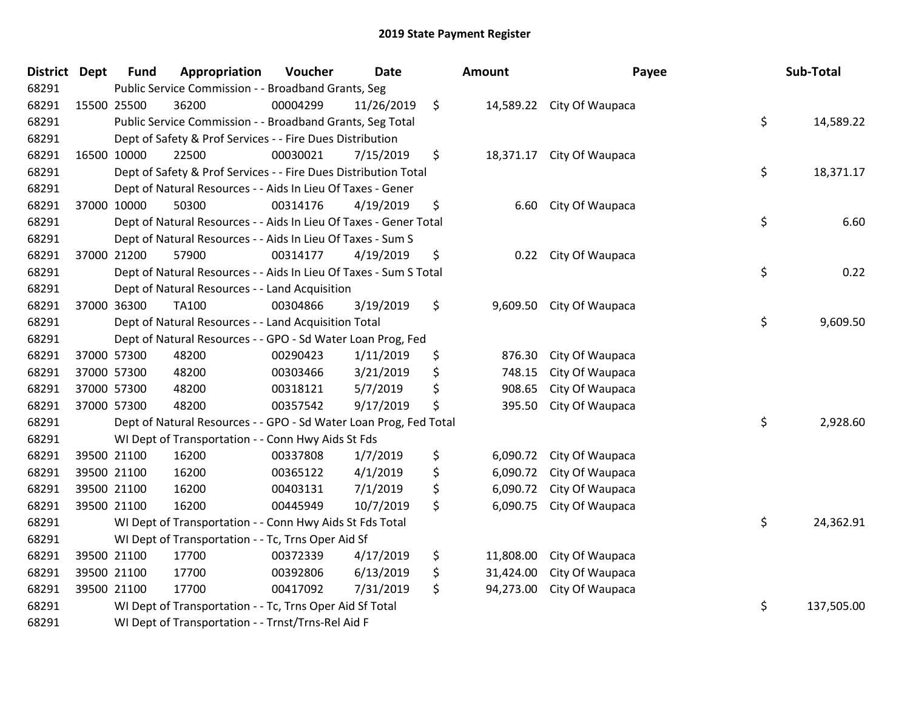## 2019 State Payment Register

| District | Dept | Fund | Appropriation | Voucher | Date | Amount | Payee | Sub-Total |
|---|---|---|---|---|---|---|---|---|
| 68291 | | Public Service Commission - - Broadband Grants, Seg | | | | | | |
| 68291 | 15500 | 25500 | 36200 | 00004299 | 11/26/2019 | $ 14,589.22 | City Of Waupaca | |
| 68291 | | Public Service Commission - - Broadband Grants, Seg Total | | | | | | $ 14,589.22 |
| 68291 | | Dept of Safety & Prof Services - - Fire Dues Distribution | | | | | | |
| 68291 | 16500 | 10000 | 22500 | 00030021 | 7/15/2019 | $ 18,371.17 | City Of Waupaca | |
| 68291 | | Dept of Safety & Prof Services - - Fire Dues Distribution Total | | | | | | $ 18,371.17 |
| 68291 | | Dept of Natural Resources - - Aids In Lieu Of Taxes - Gener | | | | | | |
| 68291 | 37000 | 10000 | 50300 | 00314176 | 4/19/2019 | $ 6.60 | City Of Waupaca | |
| 68291 | | Dept of Natural Resources - - Aids In Lieu Of Taxes - Gener Total | | | | | | $ 6.60 |
| 68291 | | Dept of Natural Resources - - Aids In Lieu Of Taxes - Sum S | | | | | | |
| 68291 | 37000 | 21200 | 57900 | 00314177 | 4/19/2019 | $ 0.22 | City Of Waupaca | |
| 68291 | | Dept of Natural Resources - - Aids In Lieu Of Taxes - Sum S Total | | | | | | $ 0.22 |
| 68291 | | Dept of Natural Resources - - Land Acquisition | | | | | | |
| 68291 | 37000 | 36300 | TA100 | 00304866 | 3/19/2019 | $ 9,609.50 | City Of Waupaca | |
| 68291 | | Dept of Natural Resources - - Land Acquisition Total | | | | | | $ 9,609.50 |
| 68291 | | Dept of Natural Resources - - GPO - Sd Water Loan Prog, Fed | | | | | | |
| 68291 | 37000 | 57300 | 48200 | 00290423 | 1/11/2019 | $ 876.30 | City Of Waupaca | |
| 68291 | 37000 | 57300 | 48200 | 00303466 | 3/21/2019 | $ 748.15 | City Of Waupaca | |
| 68291 | 37000 | 57300 | 48200 | 00318121 | 5/7/2019 | $ 908.65 | City Of Waupaca | |
| 68291 | 37000 | 57300 | 48200 | 00357542 | 9/17/2019 | $ 395.50 | City Of Waupaca | |
| 68291 | | Dept of Natural Resources - - GPO - Sd Water Loan Prog, Fed Total | | | | | | $ 2,928.60 |
| 68291 | | WI Dept of Transportation - - Conn Hwy Aids St Fds | | | | | | |
| 68291 | 39500 | 21100 | 16200 | 00337808 | 1/7/2019 | $ 6,090.72 | City Of Waupaca | |
| 68291 | 39500 | 21100 | 16200 | 00365122 | 4/1/2019 | $ 6,090.72 | City Of Waupaca | |
| 68291 | 39500 | 21100 | 16200 | 00403131 | 7/1/2019 | $ 6,090.72 | City Of Waupaca | |
| 68291 | 39500 | 21100 | 16200 | 00445949 | 10/7/2019 | $ 6,090.75 | City Of Waupaca | |
| 68291 | | WI Dept of Transportation - - Conn Hwy Aids St Fds Total | | | | | | $ 24,362.91 |
| 68291 | | WI Dept of Transportation - - Tc, Trns Oper Aid Sf | | | | | | |
| 68291 | 39500 | 21100 | 17700 | 00372339 | 4/17/2019 | $ 11,808.00 | City Of Waupaca | |
| 68291 | 39500 | 21100 | 17700 | 00392806 | 6/13/2019 | $ 31,424.00 | City Of Waupaca | |
| 68291 | 39500 | 21100 | 17700 | 00417092 | 7/31/2019 | $ 94,273.00 | City Of Waupaca | |
| 68291 | | WI Dept of Transportation - - Tc, Trns Oper Aid Sf Total | | | | | | $ 137,505.00 |
| 68291 | | WI Dept of Transportation - - Trnst/Trns-Rel Aid F | | | | | | |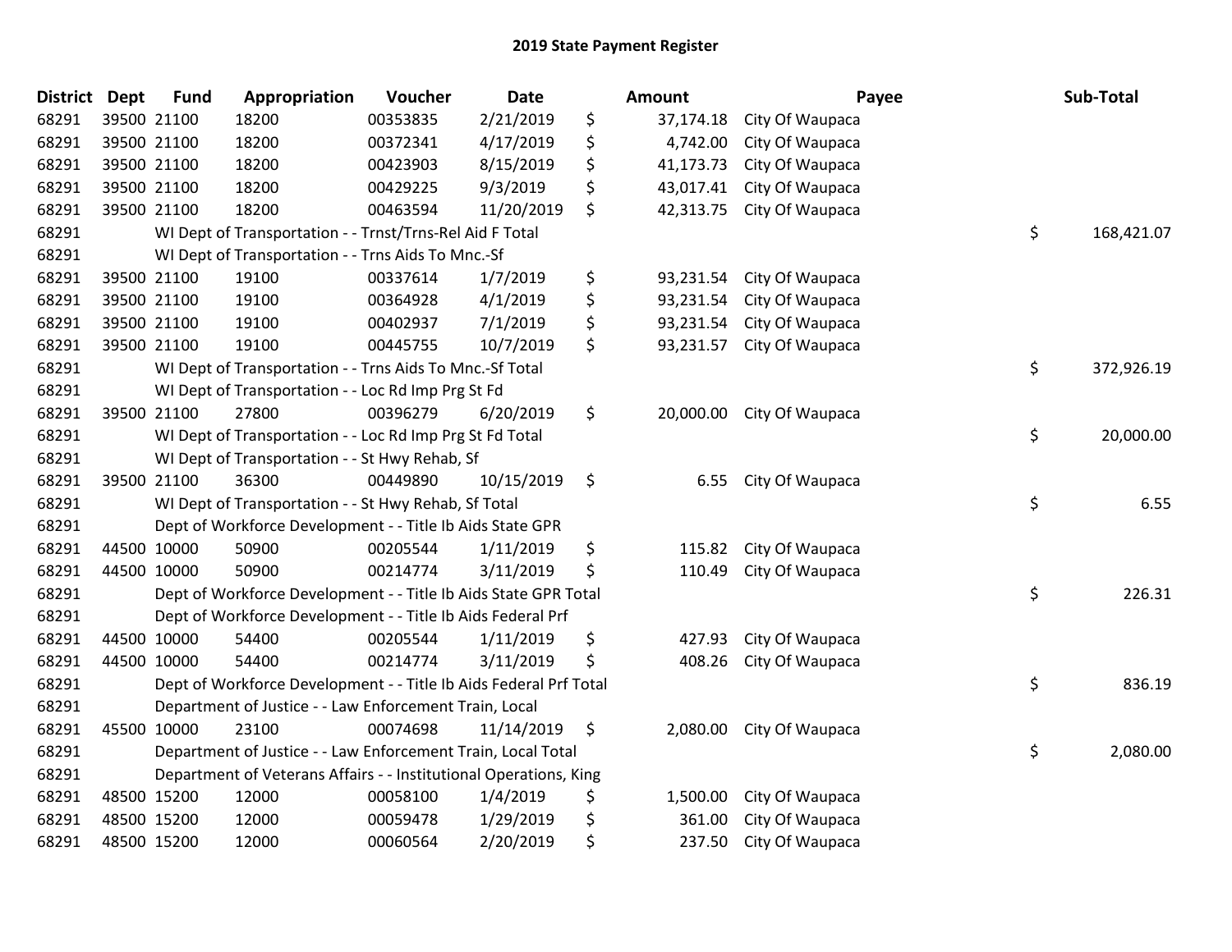## 2019 State Payment Register

| District | Dept | Fund | Appropriation | Voucher | Date | Amount | Payee | Sub-Total |
|---|---|---|---|---|---|---|---|---|
| 68291 | 39500 | 21100 | 18200 | 00353835 | 2/21/2019 | $ 37,174.18 | City Of Waupaca | |
| 68291 | 39500 | 21100 | 18200 | 00372341 | 4/17/2019 | $ 4,742.00 | City Of Waupaca | |
| 68291 | 39500 | 21100 | 18200 | 00423903 | 8/15/2019 | $ 41,173.73 | City Of Waupaca | |
| 68291 | 39500 | 21100 | 18200 | 00429225 | 9/3/2019 | $ 43,017.41 | City Of Waupaca | |
| 68291 | 39500 | 21100 | 18200 | 00463594 | 11/20/2019 | $ 42,313.75 | City Of Waupaca | |
| 68291 | | | WI Dept of Transportation - - Trnst/Trns-Rel Aid F Total | | | | | $ 168,421.07 |
| 68291 | | | WI Dept of Transportation - - Trns Aids To Mnc.-Sf | | | | | |
| 68291 | 39500 | 21100 | 19100 | 00337614 | 1/7/2019 | $ 93,231.54 | City Of Waupaca | |
| 68291 | 39500 | 21100 | 19100 | 00364928 | 4/1/2019 | $ 93,231.54 | City Of Waupaca | |
| 68291 | 39500 | 21100 | 19100 | 00402937 | 7/1/2019 | $ 93,231.54 | City Of Waupaca | |
| 68291 | 39500 | 21100 | 19100 | 00445755 | 10/7/2019 | $ 93,231.57 | City Of Waupaca | |
| 68291 | | | WI Dept of Transportation - - Trns Aids To Mnc.-Sf Total | | | | | $ 372,926.19 |
| 68291 | | | WI Dept of Transportation - - Loc Rd Imp Prg St Fd | | | | | |
| 68291 | 39500 | 21100 | 27800 | 00396279 | 6/20/2019 | $ 20,000.00 | City Of Waupaca | |
| 68291 | | | WI Dept of Transportation - - Loc Rd Imp Prg St Fd Total | | | | | $ 20,000.00 |
| 68291 | | | WI Dept of Transportation - - St Hwy Rehab, Sf | | | | | |
| 68291 | 39500 | 21100 | 36300 | 00449890 | 10/15/2019 | $ 6.55 | City Of Waupaca | |
| 68291 | | | WI Dept of Transportation - - St Hwy Rehab, Sf Total | | | | | $ 6.55 |
| 68291 | | | Dept of Workforce Development - - Title Ib Aids State GPR | | | | | |
| 68291 | 44500 | 10000 | 50900 | 00205544 | 1/11/2019 | $ 115.82 | City Of Waupaca | |
| 68291 | 44500 | 10000 | 50900 | 00214774 | 3/11/2019 | $ 110.49 | City Of Waupaca | |
| 68291 | | | Dept of Workforce Development - - Title Ib Aids State GPR Total | | | | | $ 226.31 |
| 68291 | | | Dept of Workforce Development - - Title Ib Aids Federal Prf | | | | | |
| 68291 | 44500 | 10000 | 54400 | 00205544 | 1/11/2019 | $ 427.93 | City Of Waupaca | |
| 68291 | 44500 | 10000 | 54400 | 00214774 | 3/11/2019 | $ 408.26 | City Of Waupaca | |
| 68291 | | | Dept of Workforce Development - - Title Ib Aids Federal Prf Total | | | | | $ 836.19 |
| 68291 | | | Department of Justice - - Law Enforcement Train, Local | | | | | |
| 68291 | 45500 | 10000 | 23100 | 00074698 | 11/14/2019 | $ 2,080.00 | City Of Waupaca | |
| 68291 | | | Department of Justice - - Law Enforcement Train, Local Total | | | | | $ 2,080.00 |
| 68291 | | | Department of Veterans Affairs - - Institutional Operations, King | | | | | |
| 68291 | 48500 | 15200 | 12000 | 00058100 | 1/4/2019 | $ 1,500.00 | City Of Waupaca | |
| 68291 | 48500 | 15200 | 12000 | 00059478 | 1/29/2019 | $ 361.00 | City Of Waupaca | |
| 68291 | 48500 | 15200 | 12000 | 00060564 | 2/20/2019 | $ 237.50 | City Of Waupaca | |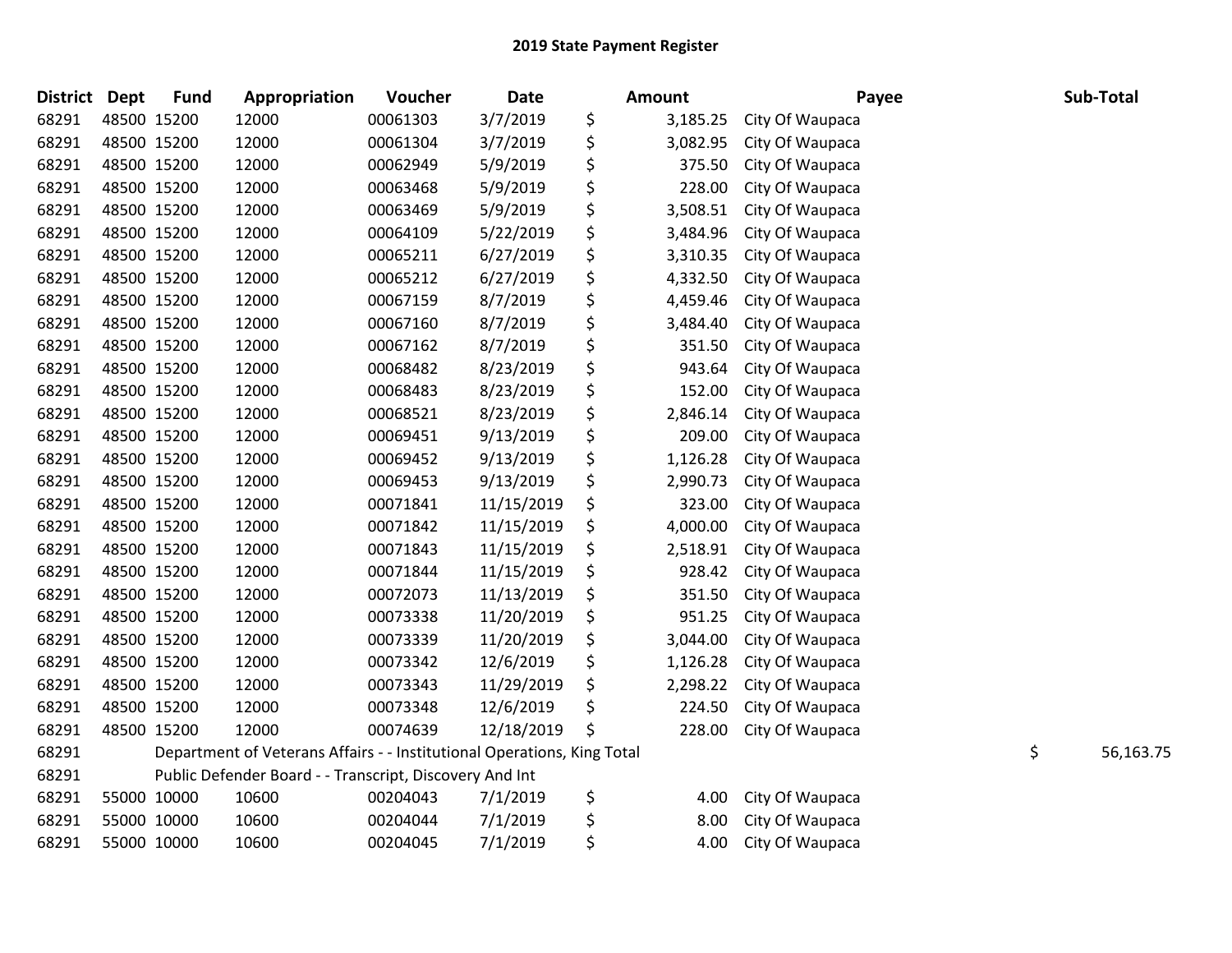# 2019 State Payment Register

| District | Dept | Fund | Appropriation | Voucher | Date | Amount | Payee | Sub-Total |
|---|---|---|---|---|---|---|---|---|
| 68291 | 48500 | 15200 | 12000 | 00061303 | 3/7/2019 | $ 3,185.25 | City Of Waupaca | |
| 68291 | 48500 | 15200 | 12000 | 00061304 | 3/7/2019 | $ 3,082.95 | City Of Waupaca | |
| 68291 | 48500 | 15200 | 12000 | 00062949 | 5/9/2019 | $ 375.50 | City Of Waupaca | |
| 68291 | 48500 | 15200 | 12000 | 00063468 | 5/9/2019 | $ 228.00 | City Of Waupaca | |
| 68291 | 48500 | 15200 | 12000 | 00063469 | 5/9/2019 | $ 3,508.51 | City Of Waupaca | |
| 68291 | 48500 | 15200 | 12000 | 00064109 | 5/22/2019 | $ 3,484.96 | City Of Waupaca | |
| 68291 | 48500 | 15200 | 12000 | 00065211 | 6/27/2019 | $ 3,310.35 | City Of Waupaca | |
| 68291 | 48500 | 15200 | 12000 | 00065212 | 6/27/2019 | $ 4,332.50 | City Of Waupaca | |
| 68291 | 48500 | 15200 | 12000 | 00067159 | 8/7/2019 | $ 4,459.46 | City Of Waupaca | |
| 68291 | 48500 | 15200 | 12000 | 00067160 | 8/7/2019 | $ 3,484.40 | City Of Waupaca | |
| 68291 | 48500 | 15200 | 12000 | 00067162 | 8/7/2019 | $ 351.50 | City Of Waupaca | |
| 68291 | 48500 | 15200 | 12000 | 00068482 | 8/23/2019 | $ 943.64 | City Of Waupaca | |
| 68291 | 48500 | 15200 | 12000 | 00068483 | 8/23/2019 | $ 152.00 | City Of Waupaca | |
| 68291 | 48500 | 15200 | 12000 | 00068521 | 8/23/2019 | $ 2,846.14 | City Of Waupaca | |
| 68291 | 48500 | 15200 | 12000 | 00069451 | 9/13/2019 | $ 209.00 | City Of Waupaca | |
| 68291 | 48500 | 15200 | 12000 | 00069452 | 9/13/2019 | $ 1,126.28 | City Of Waupaca | |
| 68291 | 48500 | 15200 | 12000 | 00069453 | 9/13/2019 | $ 2,990.73 | City Of Waupaca | |
| 68291 | 48500 | 15200 | 12000 | 00071841 | 11/15/2019 | $ 323.00 | City Of Waupaca | |
| 68291 | 48500 | 15200 | 12000 | 00071842 | 11/15/2019 | $ 4,000.00 | City Of Waupaca | |
| 68291 | 48500 | 15200 | 12000 | 00071843 | 11/15/2019 | $ 2,518.91 | City Of Waupaca | |
| 68291 | 48500 | 15200 | 12000 | 00071844 | 11/15/2019 | $ 928.42 | City Of Waupaca | |
| 68291 | 48500 | 15200 | 12000 | 00072073 | 11/13/2019 | $ 351.50 | City Of Waupaca | |
| 68291 | 48500 | 15200 | 12000 | 00073338 | 11/20/2019 | $ 951.25 | City Of Waupaca | |
| 68291 | 48500 | 15200 | 12000 | 00073339 | 11/20/2019 | $ 3,044.00 | City Of Waupaca | |
| 68291 | 48500 | 15200 | 12000 | 00073342 | 12/6/2019 | $ 1,126.28 | City Of Waupaca | |
| 68291 | 48500 | 15200 | 12000 | 00073343 | 11/29/2019 | $ 2,298.22 | City Of Waupaca | |
| 68291 | 48500 | 15200 | 12000 | 00073348 | 12/6/2019 | $ 224.50 | City Of Waupaca | |
| 68291 | 48500 | 15200 | 12000 | 00074639 | 12/18/2019 | $ 228.00 | City Of Waupaca | |
| 68291 | | Department of Veterans Affairs - - Institutional Operations, King Total | | | | | | $ 56,163.75 |
| 68291 | | Public Defender Board - - Transcript, Discovery And Int | | | | | | |
| 68291 | 55000 | 10000 | 10600 | 00204043 | 7/1/2019 | $ 4.00 | City Of Waupaca | |
| 68291 | 55000 | 10000 | 10600 | 00204044 | 7/1/2019 | $ 8.00 | City Of Waupaca | |
| 68291 | 55000 | 10000 | 10600 | 00204045 | 7/1/2019 | $ 4.00 | City Of Waupaca | |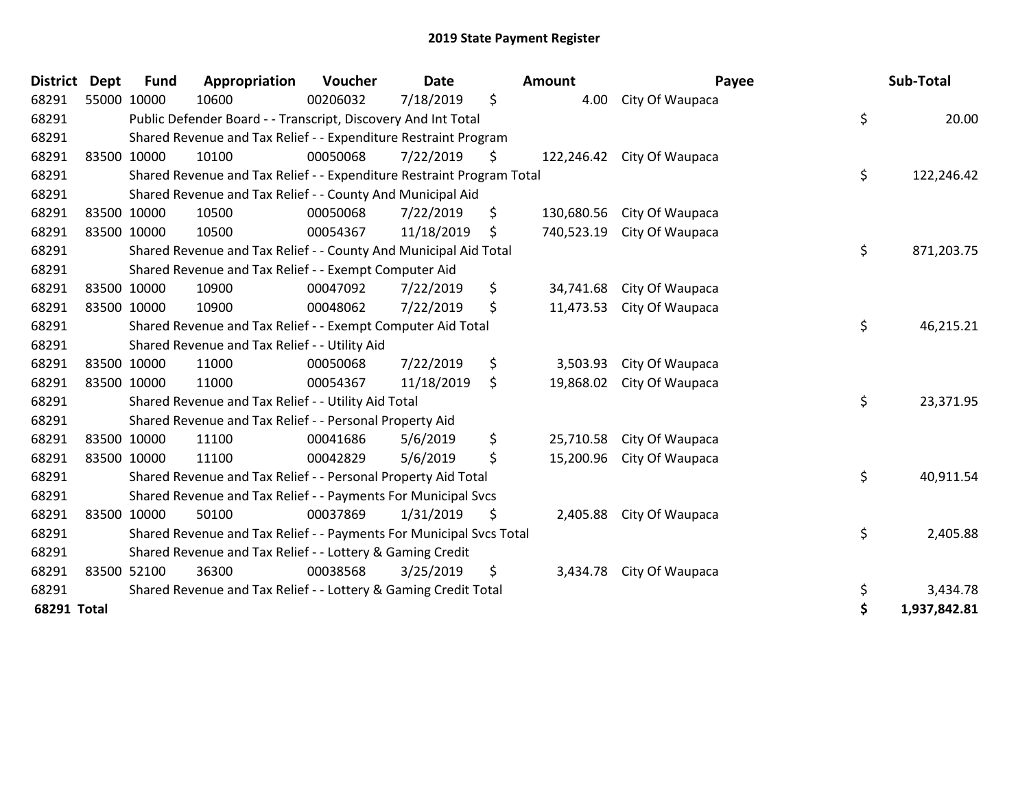# 2019 State Payment Register

| District | Dept | Fund | Appropriation | Voucher | Date | Amount | Payee | Sub-Total |
|---|---|---|---|---|---|---|---|---|
| 68291 | 55000 | 10000 | 10600 | 00206032 | 7/18/2019 | $ 4.00 | City Of Waupaca | |
| 68291 | | Public Defender Board - - Transcript, Discovery And Int Total | | | | | | $ 20.00 |
| 68291 | | Shared Revenue and Tax Relief - - Expenditure Restraint Program | | | | | | |
| 68291 | 83500 | 10000 | 10100 | 00050068 | 7/22/2019 | $ 122,246.42 | City Of Waupaca | |
| 68291 | | Shared Revenue and Tax Relief - - Expenditure Restraint Program Total | | | | | | $ 122,246.42 |
| 68291 | | Shared Revenue and Tax Relief - - County And Municipal Aid | | | | | | |
| 68291 | 83500 | 10000 | 10500 | 00050068 | 7/22/2019 | $ 130,680.56 | City Of Waupaca | |
| 68291 | 83500 | 10000 | 10500 | 00054367 | 11/18/2019 | $ 740,523.19 | City Of Waupaca | |
| 68291 | | Shared Revenue and Tax Relief - - County And Municipal Aid Total | | | | | | $ 871,203.75 |
| 68291 | | Shared Revenue and Tax Relief - - Exempt Computer Aid | | | | | | |
| 68291 | 83500 | 10000 | 10900 | 00047092 | 7/22/2019 | $ 34,741.68 | City Of Waupaca | |
| 68291 | 83500 | 10000 | 10900 | 00048062 | 7/22/2019 | $ 11,473.53 | City Of Waupaca | |
| 68291 | | Shared Revenue and Tax Relief - - Exempt Computer Aid Total | | | | | | $ 46,215.21 |
| 68291 | | Shared Revenue and Tax Relief - - Utility Aid | | | | | | |
| 68291 | 83500 | 10000 | 11000 | 00050068 | 7/22/2019 | $ 3,503.93 | City Of Waupaca | |
| 68291 | 83500 | 10000 | 11000 | 00054367 | 11/18/2019 | $ 19,868.02 | City Of Waupaca | |
| 68291 | | Shared Revenue and Tax Relief - - Utility Aid Total | | | | | | $ 23,371.95 |
| 68291 | | Shared Revenue and Tax Relief - - Personal Property Aid | | | | | | |
| 68291 | 83500 | 10000 | 11100 | 00041686 | 5/6/2019 | $ 25,710.58 | City Of Waupaca | |
| 68291 | 83500 | 10000 | 11100 | 00042829 | 5/6/2019 | $ 15,200.96 | City Of Waupaca | |
| 68291 | | Shared Revenue and Tax Relief - - Personal Property Aid Total | | | | | | $ 40,911.54 |
| 68291 | | Shared Revenue and Tax Relief - - Payments For Municipal Svcs | | | | | | |
| 68291 | 83500 | 10000 | 50100 | 00037869 | 1/31/2019 | $ 2,405.88 | City Of Waupaca | |
| 68291 | | Shared Revenue and Tax Relief - - Payments For Municipal Svcs Total | | | | | | $ 2,405.88 |
| 68291 | | Shared Revenue and Tax Relief - - Lottery & Gaming Credit | | | | | | |
| 68291 | 83500 | 52100 | 36300 | 00038568 | 3/25/2019 | $ 3,434.78 | City Of Waupaca | |
| 68291 | | Shared Revenue and Tax Relief - - Lottery & Gaming Credit Total | | | | | | $ 3,434.78 |
| **68291 Total** | | | | | | | | **$ 1,937,842.81** |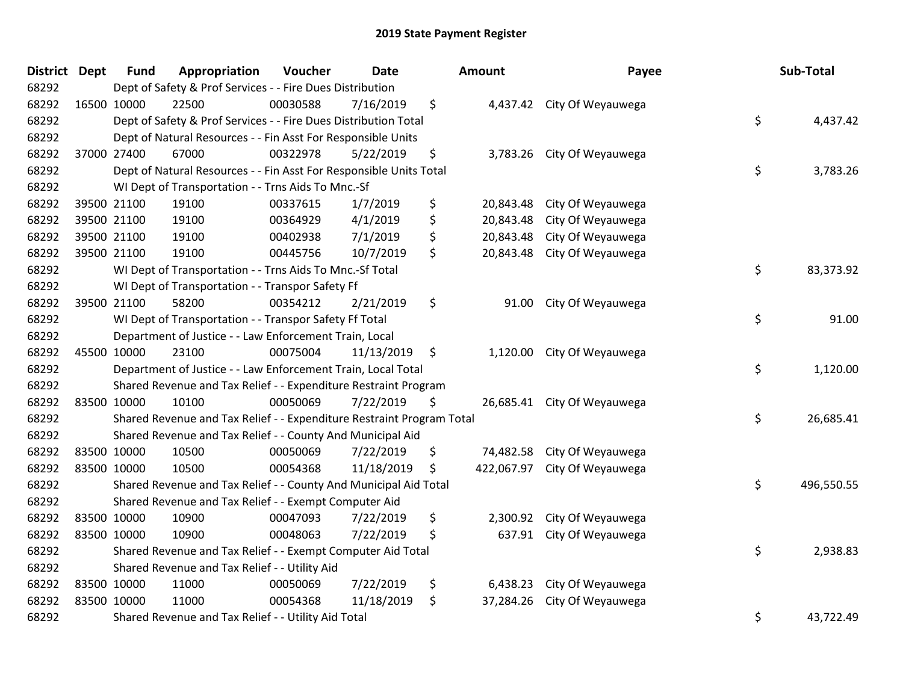# 2019 State Payment Register

| District | Dept | Fund | Appropriation | Voucher | Date | Amount | Payee | Sub-Total |
|---|---|---|---|---|---|---|---|---|
| 68292 | Dept of Safety & Prof Services - - Fire Dues Distribution | | | | | | | |
| 68292 | 16500 | 10000 | 22500 | 00030588 | 7/16/2019 | $ 4,437.42 | City Of Weyauwega | |
| 68292 | Dept of Safety & Prof Services - - Fire Dues Distribution Total | | | | | | | $ 4,437.42 |
| 68292 | Dept of Natural Resources - - Fin Asst For Responsible Units | | | | | | | |
| 68292 | 37000 | 27400 | 67000 | 00322978 | 5/22/2019 | $ 3,783.26 | City Of Weyauwega | |
| 68292 | Dept of Natural Resources - - Fin Asst For Responsible Units Total | | | | | | | $ 3,783.26 |
| 68292 | WI Dept of Transportation - - Trns Aids To Mnc.-Sf | | | | | | | |
| 68292 | 39500 | 21100 | 19100 | 00337615 | 1/7/2019 | $ 20,843.48 | City Of Weyauwega | |
| 68292 | 39500 | 21100 | 19100 | 00364929 | 4/1/2019 | $ 20,843.48 | City Of Weyauwega | |
| 68292 | 39500 | 21100 | 19100 | 00402938 | 7/1/2019 | $ 20,843.48 | City Of Weyauwega | |
| 68292 | 39500 | 21100 | 19100 | 00445756 | 10/7/2019 | $ 20,843.48 | City Of Weyauwega | |
| 68292 | WI Dept of Transportation - - Trns Aids To Mnc.-Sf Total | | | | | | | $ 83,373.92 |
| 68292 | WI Dept of Transportation - - Transpor Safety Ff | | | | | | | |
| 68292 | 39500 | 21100 | 58200 | 00354212 | 2/21/2019 | $ 91.00 | City Of Weyauwega | |
| 68292 | WI Dept of Transportation - - Transpor Safety Ff Total | | | | | | | $ 91.00 |
| 68292 | Department of Justice - - Law Enforcement Train, Local | | | | | | | |
| 68292 | 45500 | 10000 | 23100 | 00075004 | 11/13/2019 | $ 1,120.00 | City Of Weyauwega | |
| 68292 | Department of Justice - - Law Enforcement Train, Local Total | | | | | | | $ 1,120.00 |
| 68292 | Shared Revenue and Tax Relief - - Expenditure Restraint Program | | | | | | | |
| 68292 | 83500 | 10000 | 10100 | 00050069 | 7/22/2019 | $ 26,685.41 | City Of Weyauwega | |
| 68292 | Shared Revenue and Tax Relief - - Expenditure Restraint Program Total | | | | | | | $ 26,685.41 |
| 68292 | Shared Revenue and Tax Relief - - County And Municipal Aid | | | | | | | |
| 68292 | 83500 | 10000 | 10500 | 00050069 | 7/22/2019 | $ 74,482.58 | City Of Weyauwega | |
| 68292 | 83500 | 10000 | 10500 | 00054368 | 11/18/2019 | $ 422,067.97 | City Of Weyauwega | |
| 68292 | Shared Revenue and Tax Relief - - County And Municipal Aid Total | | | | | | | $ 496,550.55 |
| 68292 | Shared Revenue and Tax Relief - - Exempt Computer Aid | | | | | | | |
| 68292 | 83500 | 10000 | 10900 | 00047093 | 7/22/2019 | $ 2,300.92 | City Of Weyauwega | |
| 68292 | 83500 | 10000 | 10900 | 00048063 | 7/22/2019 | $ 637.91 | City Of Weyauwega | |
| 68292 | Shared Revenue and Tax Relief - - Exempt Computer Aid Total | | | | | | | $ 2,938.83 |
| 68292 | Shared Revenue and Tax Relief - - Utility Aid | | | | | | | |
| 68292 | 83500 | 10000 | 11000 | 00050069 | 7/22/2019 | $ 6,438.23 | City Of Weyauwega | |
| 68292 | 83500 | 10000 | 11000 | 00054368 | 11/18/2019 | $ 37,284.26 | City Of Weyauwega | |
| 68292 | Shared Revenue and Tax Relief - - Utility Aid Total | | | | | | | $ 43,722.49 |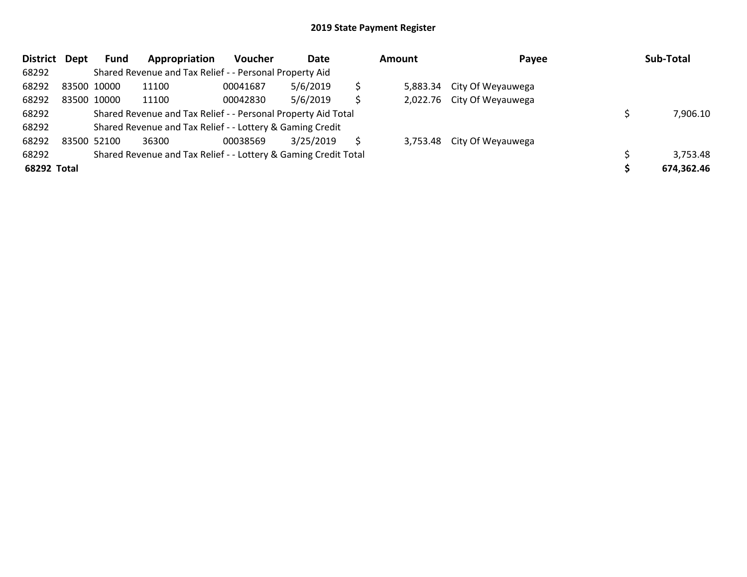# 2019 State Payment Register

| District | Dept | Fund | Appropriation | Voucher | Date | Amount | Payee | Sub-Total |
|---|---|---|---|---|---|---|---|---|
| 68292 | | Shared Revenue and Tax Relief - - Personal Property Aid | | | | | | |
| 68292 | 83500 | 10000 | 11100 | 00041687 | 5/6/2019 | $ 5,883.34 | City Of Weyauwega | |
| 68292 | 83500 | 10000 | 11100 | 00042830 | 5/6/2019 | $ 2,022.76 | City Of Weyauwega | |
| 68292 | | Shared Revenue and Tax Relief - - Personal Property Aid Total | | | | | | $ 7,906.10 |
| 68292 | | Shared Revenue and Tax Relief - - Lottery & Gaming Credit | | | | | | |
| 68292 | 83500 | 52100 | 36300 | 00038569 | 3/25/2019 | $ 3,753.48 | City Of Weyauwega | |
| 68292 | | Shared Revenue and Tax Relief - - Lottery & Gaming Credit Total | | | | | | $ 3,753.48 |
| **68292** | **Total** | | | | | | | **$ 674,362.46** |